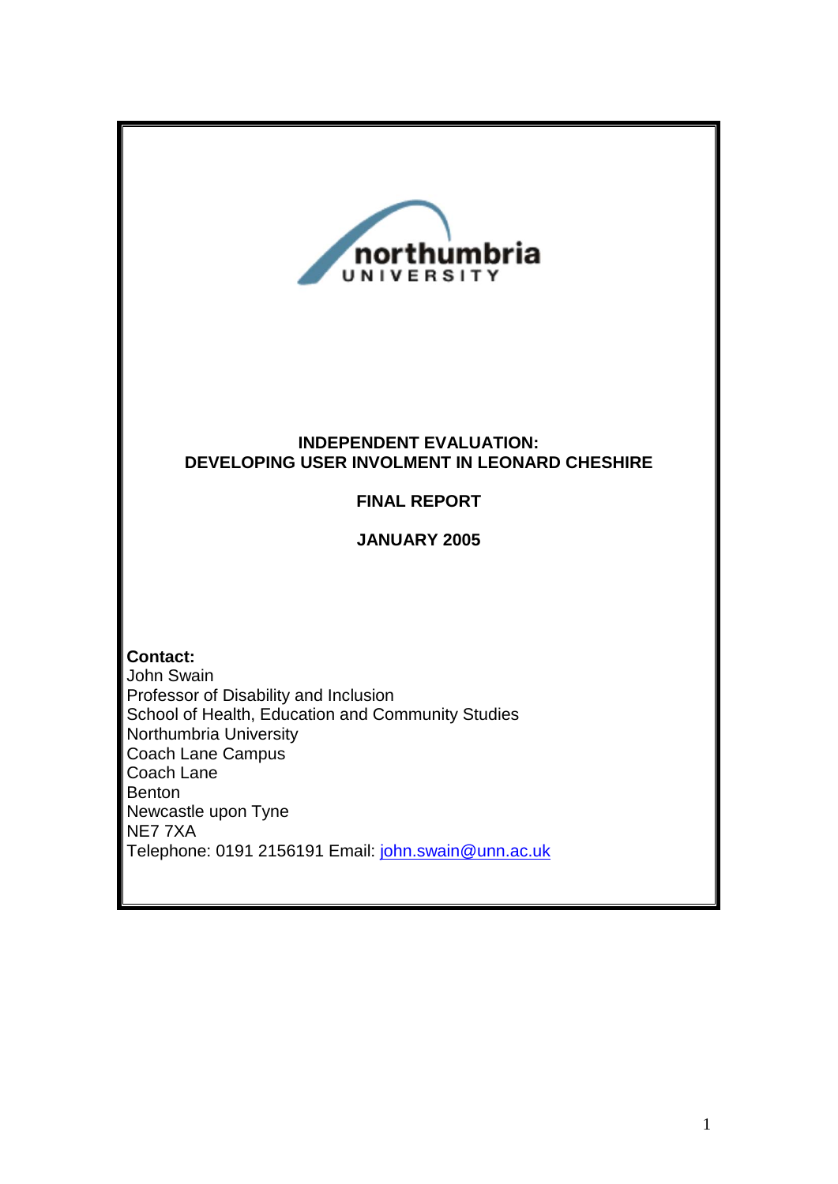northumbria
UNIVERSITY

**INDEPENDENT EVALUATION:**
**DEVELOPING USER INVOLMENT IN LEONARD CHESHIRE**

**FINAL REPORT**

**JANUARY 2005**

**Contact:**
John Swain
Professor of Disability and Inclusion
School of Health, Education and Community Studies
Northumbria University
Coach Lane Campus
Coach Lane
Benton
Newcastle upon Tyne
NE7 7XA
Telephone: 0191 2156191 Email: john.swain@unn.ac.uk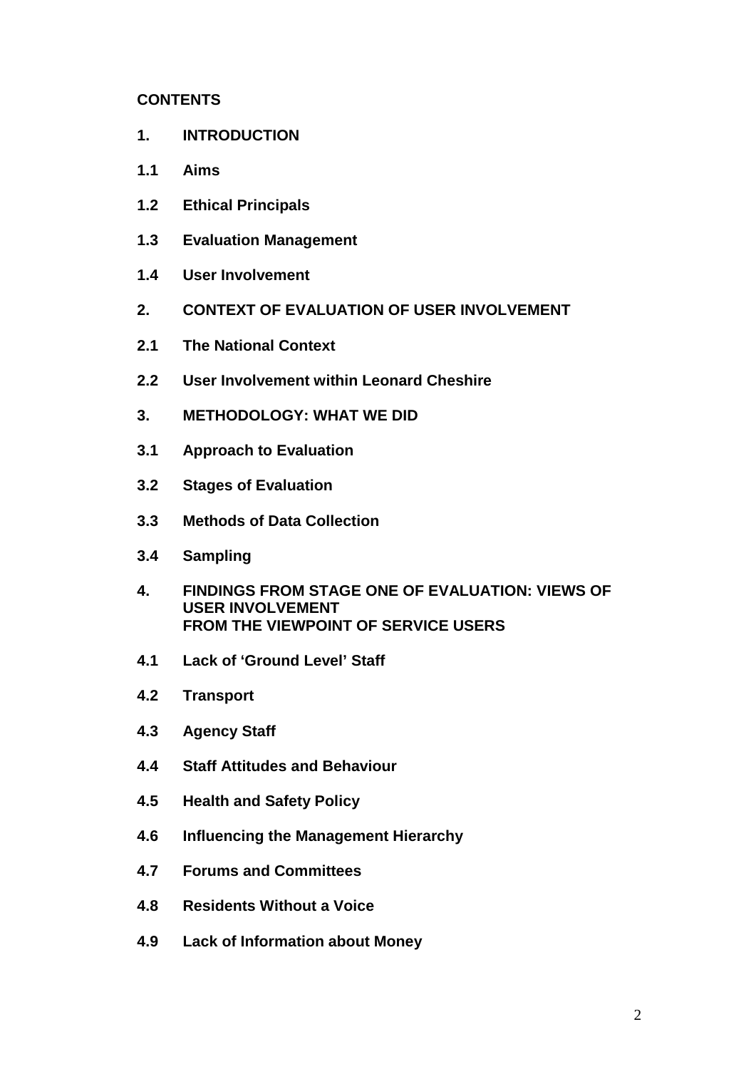**CONTENTS**

**1. INTRODUCTION**

**1.1 Aims**

**1.2 Ethical Principals**

**1.3 Evaluation Management**

**1.4 User Involvement**

**2. CONTEXT OF EVALUATION OF USER INVOLVEMENT**

**2.1 The National Context**

**2.2 User Involvement within Leonard Cheshire**

**3. METHODOLOGY: WHAT WE DID**

**3.1 Approach to Evaluation**

**3.2 Stages of Evaluation**

**3.3 Methods of Data Collection**

**3.4 Sampling**

**4. FINDINGS FROM STAGE ONE OF EVALUATION: VIEWS OF USER INVOLVEMENT FROM THE VIEWPOINT OF SERVICE USERS**

**4.1 Lack of 'Ground Level' Staff**

**4.2 Transport**

**4.3 Agency Staff**

**4.4 Staff Attitudes and Behaviour**

**4.5 Health and Safety Policy**

**4.6 Influencing the Management Hierarchy**

**4.7 Forums and Committees**

**4.8 Residents Without a Voice**

**4.9 Lack of Information about Money**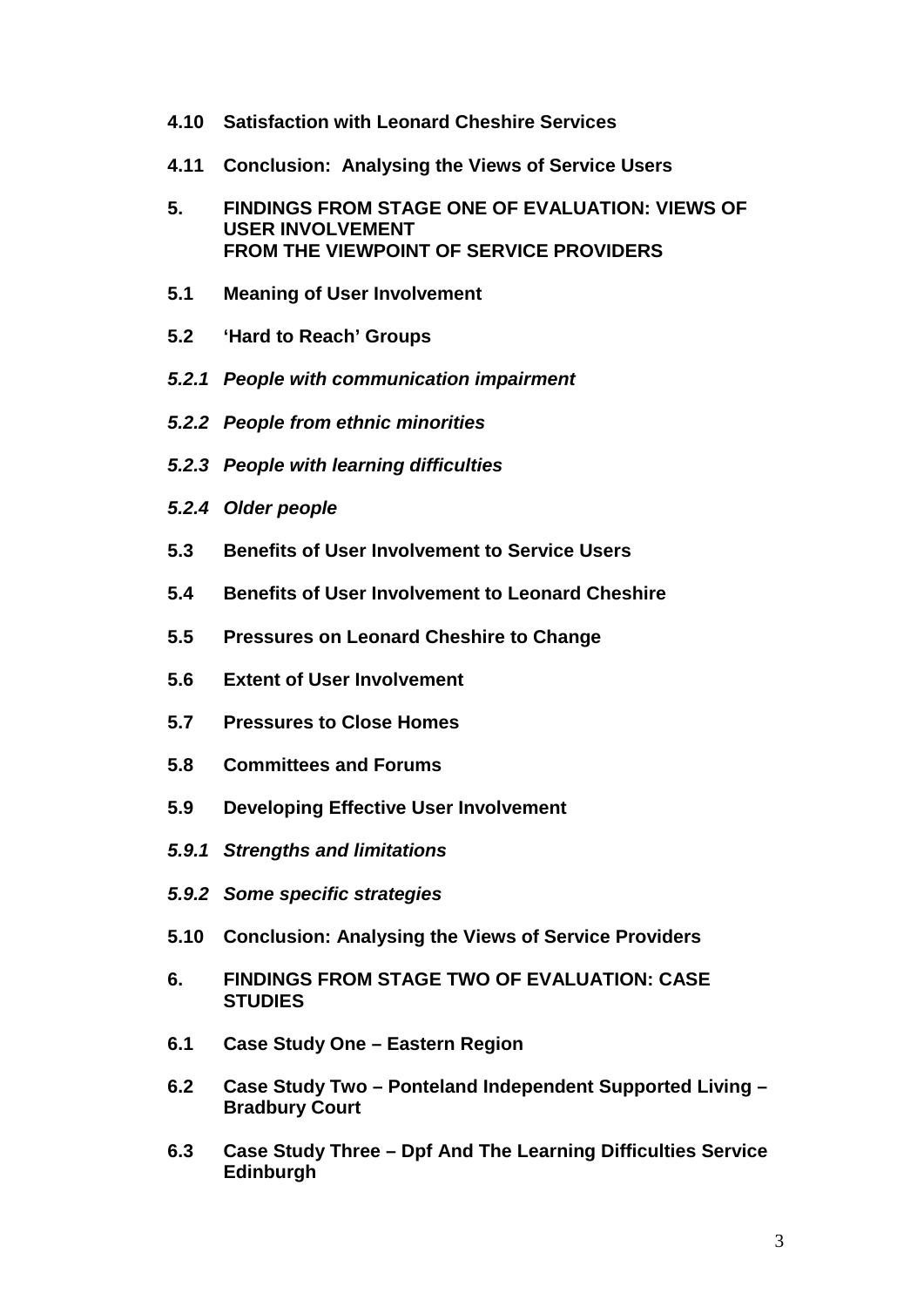**4.10 Satisfaction with Leonard Cheshire Services**

**4.11 Conclusion: Analysing the Views of Service Users**

**5. FINDINGS FROM STAGE ONE OF EVALUATION: VIEWS OF USER INVOLVEMENT FROM THE VIEWPOINT OF SERVICE PROVIDERS**

**5.1 Meaning of User Involvement**

**5.2 'Hard to Reach' Groups**

***5.2.1 People with communication impairment***

***5.2.2 People from ethnic minorities***

***5.2.3 People with learning difficulties***

***5.2.4 Older people***

**5.3 Benefits of User Involvement to Service Users**

**5.4 Benefits of User Involvement to Leonard Cheshire**

**5.5 Pressures on Leonard Cheshire to Change**

**5.6 Extent of User Involvement**

**5.7 Pressures to Close Homes**

**5.8 Committees and Forums**

**5.9 Developing Effective User Involvement**

***5.9.1 Strengths and limitations***

***5.9.2 Some specific strategies***

**5.10 Conclusion: Analysing the Views of Service Providers**

**6. FINDINGS FROM STAGE TWO OF EVALUATION: CASE STUDIES**

**6.1 Case Study One – Eastern Region**

**6.2 Case Study Two – Ponteland Independent Supported Living – Bradbury Court**

**6.3 Case Study Three – Dpf And The Learning Difficulties Service Edinburgh**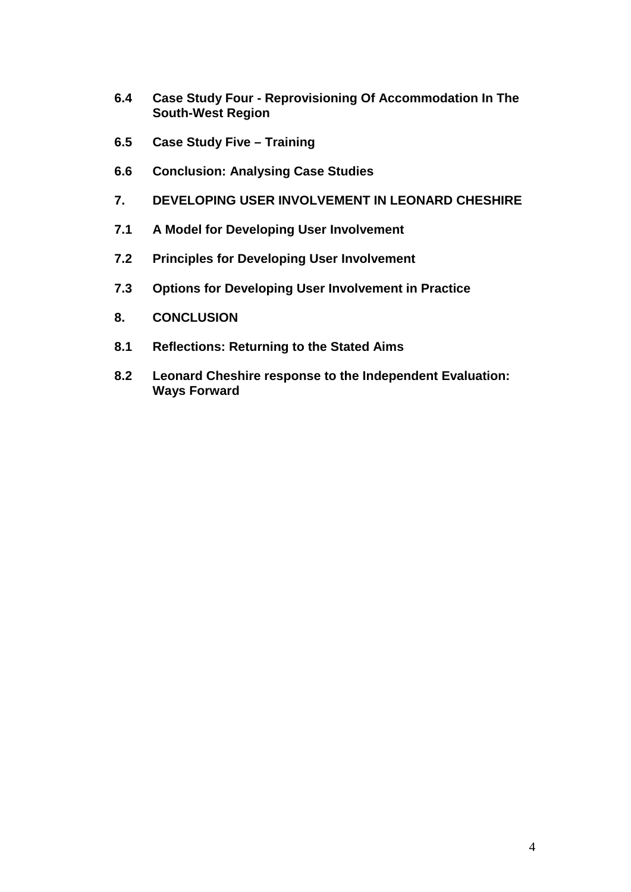**6.4 Case Study Four - Reprovisioning Of Accommodation In The South-West Region**

**6.5 Case Study Five – Training**

**6.6 Conclusion: Analysing Case Studies**

**7. DEVELOPING USER INVOLVEMENT IN LEONARD CHESHIRE**

**7.1 A Model for Developing User Involvement**

**7.2 Principles for Developing User Involvement**

**7.3 Options for Developing User Involvement in Practice**

**8. CONCLUSION**

**8.1 Reflections: Returning to the Stated Aims**

**8.2 Leonard Cheshire response to the Independent Evaluation: Ways Forward**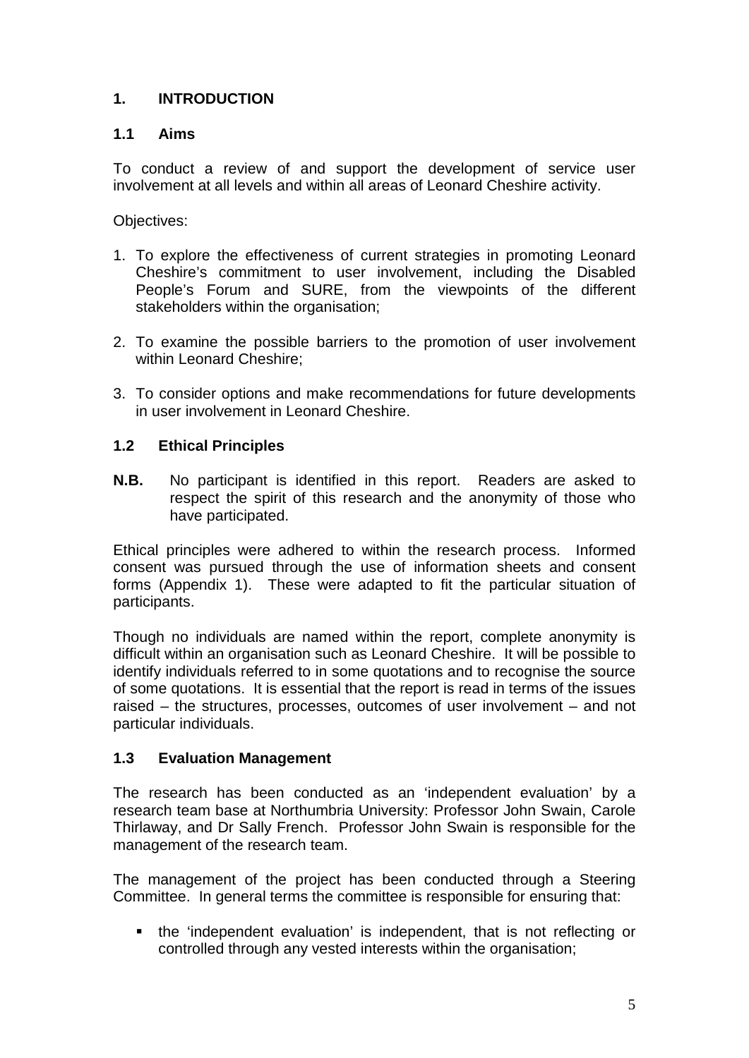# 1. INTRODUCTION

## 1.1 Aims

To conduct a review of and support the development of service user involvement at all levels and within all areas of Leonard Cheshire activity.

Objectives:

1. To explore the effectiveness of current strategies in promoting Leonard Cheshire's commitment to user involvement, including the Disabled People's Forum and SURE, from the viewpoints of the different stakeholders within the organisation;

2. To examine the possible barriers to the promotion of user involvement within Leonard Cheshire;

3. To consider options and make recommendations for future developments in user involvement in Leonard Cheshire.

## 1.2 Ethical Principles

**N.B.** No participant is identified in this report. Readers are asked to respect the spirit of this research and the anonymity of those who have participated.

Ethical principles were adhered to within the research process. Informed consent was pursued through the use of information sheets and consent forms (Appendix 1). These were adapted to fit the particular situation of participants.

Though no individuals are named within the report, complete anonymity is difficult within an organisation such as Leonard Cheshire. It will be possible to identify individuals referred to in some quotations and to recognise the source of some quotations. It is essential that the report is read in terms of the issues raised – the structures, processes, outcomes of user involvement – and not particular individuals.

## 1.3 Evaluation Management

The research has been conducted as an 'independent evaluation' by a research team base at Northumbria University: Professor John Swain, Carole Thirlaway, and Dr Sally French. Professor John Swain is responsible for the management of the research team.

The management of the project has been conducted through a Steering Committee. In general terms the committee is responsible for ensuring that:

- the 'independent evaluation' is independent, that is not reflecting or controlled through any vested interests within the organisation;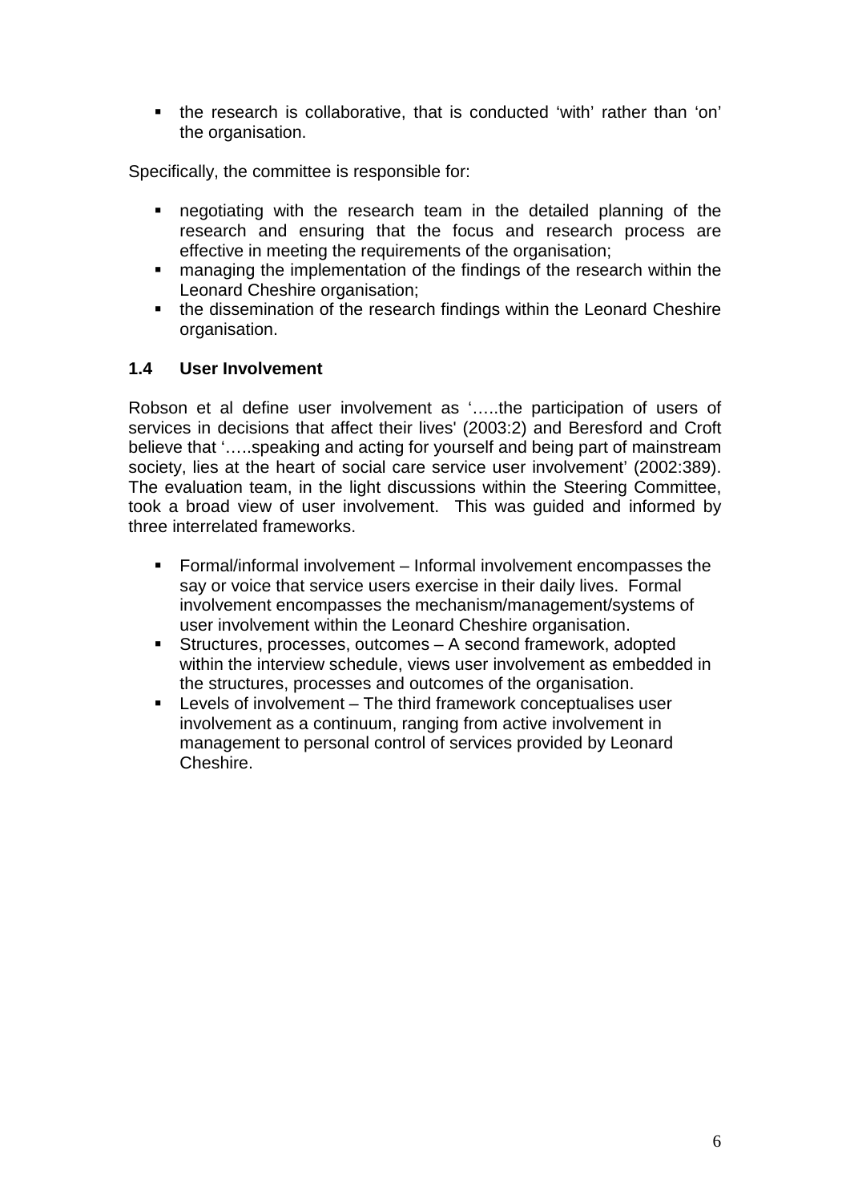- the research is collaborative, that is conducted 'with' rather than 'on' the organisation.

Specifically, the committee is responsible for:

- negotiating with the research team in the detailed planning of the research and ensuring that the focus and research process are effective in meeting the requirements of the organisation;
- managing the implementation of the findings of the research within the Leonard Cheshire organisation;
- the dissemination of the research findings within the Leonard Cheshire organisation.

### 1.4 User Involvement

Robson et al define user involvement as '…..the participation of users of services in decisions that affect their lives' (2003:2) and Beresford and Croft believe that '…..speaking and acting for yourself and being part of mainstream society, lies at the heart of social care service user involvement' (2002:389). The evaluation team, in the light discussions within the Steering Committee, took a broad view of user involvement. This was guided and informed by three interrelated frameworks.

- Formal/informal involvement – Informal involvement encompasses the say or voice that service users exercise in their daily lives. Formal involvement encompasses the mechanism/management/systems of user involvement within the Leonard Cheshire organisation.
- Structures, processes, outcomes – A second framework, adopted within the interview schedule, views user involvement as embedded in the structures, processes and outcomes of the organisation.
- Levels of involvement – The third framework conceptualises user involvement as a continuum, ranging from active involvement in management to personal control of services provided by Leonard Cheshire.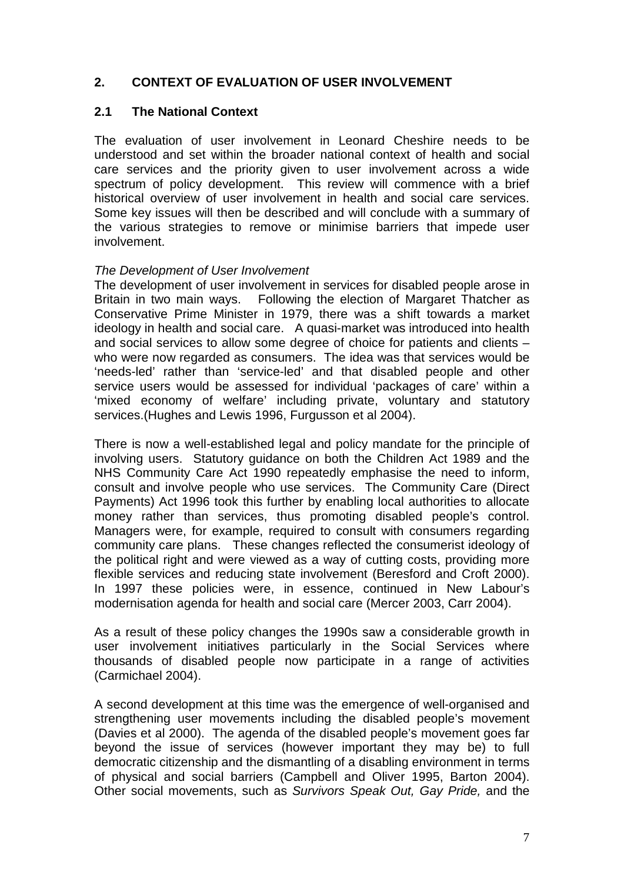## 2. CONTEXT OF EVALUATION OF USER INVOLVEMENT

### 2.1 The National Context

The evaluation of user involvement in Leonard Cheshire needs to be understood and set within the broader national context of health and social care services and the priority given to user involvement across a wide spectrum of policy development. This review will commence with a brief historical overview of user involvement in health and social care services. Some key issues will then be described and will conclude with a summary of the various strategies to remove or minimise barriers that impede user involvement.

*The Development of User Involvement*

The development of user involvement in services for disabled people arose in Britain in two main ways. Following the election of Margaret Thatcher as Conservative Prime Minister in 1979, there was a shift towards a market ideology in health and social care. A quasi-market was introduced into health and social services to allow some degree of choice for patients and clients – who were now regarded as consumers. The idea was that services would be 'needs-led' rather than 'service-led' and that disabled people and other service users would be assessed for individual 'packages of care' within a 'mixed economy of welfare' including private, voluntary and statutory services.(Hughes and Lewis 1996, Furgusson et al 2004).

There is now a well-established legal and policy mandate for the principle of involving users. Statutory guidance on both the Children Act 1989 and the NHS Community Care Act 1990 repeatedly emphasise the need to inform, consult and involve people who use services. The Community Care (Direct Payments) Act 1996 took this further by enabling local authorities to allocate money rather than services, thus promoting disabled people's control. Managers were, for example, required to consult with consumers regarding community care plans. These changes reflected the consumerist ideology of the political right and were viewed as a way of cutting costs, providing more flexible services and reducing state involvement (Beresford and Croft 2000). In 1997 these policies were, in essence, continued in New Labour's modernisation agenda for health and social care (Mercer 2003, Carr 2004).

As a result of these policy changes the 1990s saw a considerable growth in user involvement initiatives particularly in the Social Services where thousands of disabled people now participate in a range of activities (Carmichael 2004).

A second development at this time was the emergence of well-organised and strengthening user movements including the disabled people's movement (Davies et al 2000). The agenda of the disabled people's movement goes far beyond the issue of services (however important they may be) to full democratic citizenship and the dismantling of a disabling environment in terms of physical and social barriers (Campbell and Oliver 1995, Barton 2004). Other social movements, such as *Survivors Speak Out, Gay Pride,* and the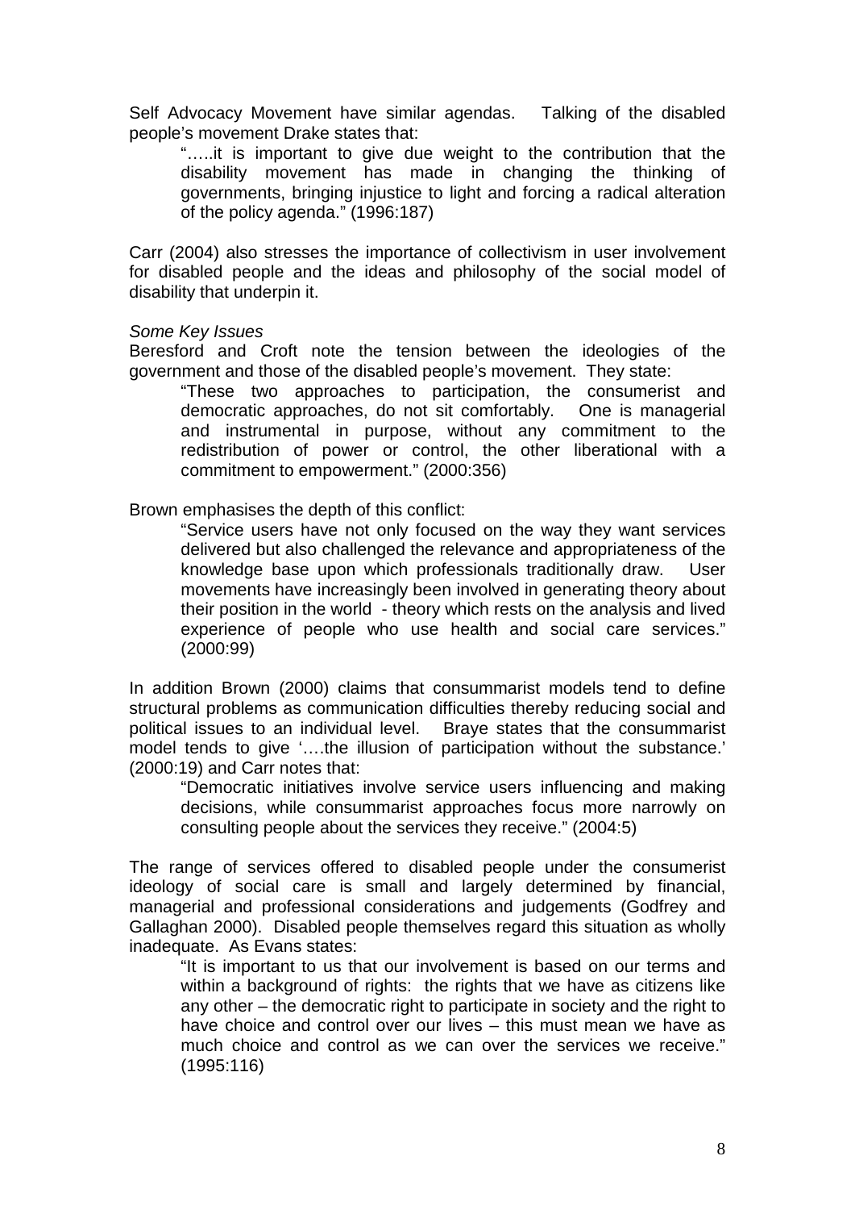Self Advocacy Movement have similar agendas. Talking of the disabled people's movement Drake states that:

> "…..it is important to give due weight to the contribution that the disability movement has made in changing the thinking of governments, bringing injustice to light and forcing a radical alteration of the policy agenda." (1996:187)

Carr (2004) also stresses the importance of collectivism in user involvement for disabled people and the ideas and philosophy of the social model of disability that underpin it.

*Some Key Issues*

Beresford and Croft note the tension between the ideologies of the government and those of the disabled people's movement. They state:

> "These two approaches to participation, the consumerist and democratic approaches, do not sit comfortably. One is managerial and instrumental in purpose, without any commitment to the redistribution of power or control, the other liberational with a commitment to empowerment." (2000:356)

Brown emphasises the depth of this conflict:

> "Service users have not only focused on the way they want services delivered but also challenged the relevance and appropriateness of the knowledge base upon which professionals traditionally draw. User movements have increasingly been involved in generating theory about their position in the world - theory which rests on the analysis and lived experience of people who use health and social care services." (2000:99)

In addition Brown (2000) claims that consummarist models tend to define structural problems as communication difficulties thereby reducing social and political issues to an individual level. Braye states that the consummarist model tends to give '….the illusion of participation without the substance.' (2000:19) and Carr notes that:

> "Democratic initiatives involve service users influencing and making decisions, while consummarist approaches focus more narrowly on consulting people about the services they receive." (2004:5)

The range of services offered to disabled people under the consumerist ideology of social care is small and largely determined by financial, managerial and professional considerations and judgements (Godfrey and Gallaghan 2000). Disabled people themselves regard this situation as wholly inadequate. As Evans states:

> "It is important to us that our involvement is based on our terms and within a background of rights: the rights that we have as citizens like any other – the democratic right to participate in society and the right to have choice and control over our lives – this must mean we have as much choice and control as we can over the services we receive." (1995:116)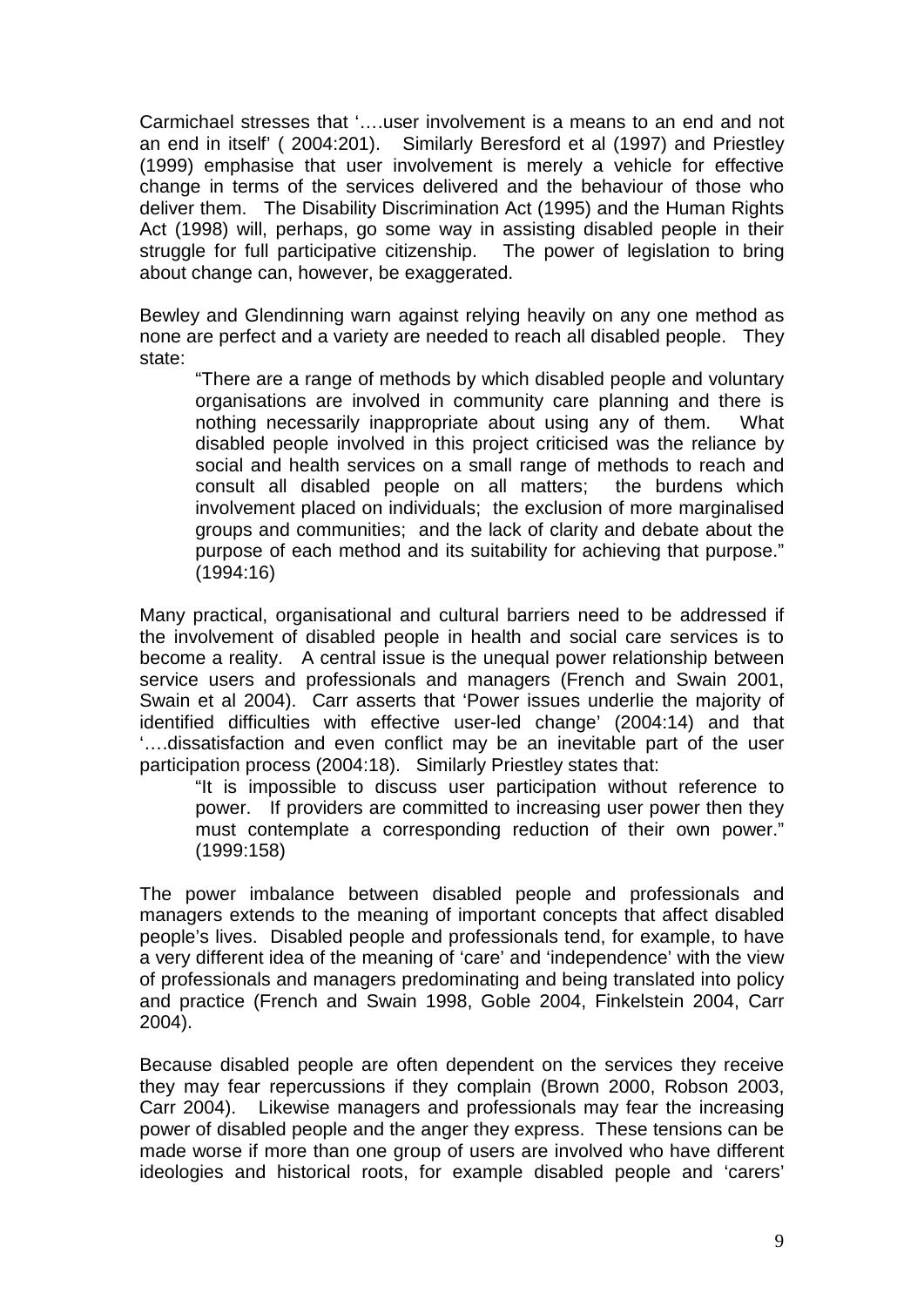Carmichael stresses that '….user involvement is a means to an end and not an end in itself' ( 2004:201). Similarly Beresford et al (1997) and Priestley (1999) emphasise that user involvement is merely a vehicle for effective change in terms of the services delivered and the behaviour of those who deliver them. The Disability Discrimination Act (1995) and the Human Rights Act (1998) will, perhaps, go some way in assisting disabled people in their struggle for full participative citizenship. The power of legislation to bring about change can, however, be exaggerated.

Bewley and Glendinning warn against relying heavily on any one method as none are perfect and a variety are needed to reach all disabled people. They state:

> "There are a range of methods by which disabled people and voluntary organisations are involved in community care planning and there is nothing necessarily inappropriate about using any of them. What disabled people involved in this project criticised was the reliance by social and health services on a small range of methods to reach and consult all disabled people on all matters; the burdens which involvement placed on individuals; the exclusion of more marginalised groups and communities; and the lack of clarity and debate about the purpose of each method and its suitability for achieving that purpose." (1994:16)

Many practical, organisational and cultural barriers need to be addressed if the involvement of disabled people in health and social care services is to become a reality. A central issue is the unequal power relationship between service users and professionals and managers (French and Swain 2001, Swain et al 2004). Carr asserts that 'Power issues underlie the majority of identified difficulties with effective user-led change' (2004:14) and that '….dissatisfaction and even conflict may be an inevitable part of the user participation process (2004:18). Similarly Priestley states that:

> "It is impossible to discuss user participation without reference to power. If providers are committed to increasing user power then they must contemplate a corresponding reduction of their own power." (1999:158)

The power imbalance between disabled people and professionals and managers extends to the meaning of important concepts that affect disabled people's lives. Disabled people and professionals tend, for example, to have a very different idea of the meaning of 'care' and 'independence' with the view of professionals and managers predominating and being translated into policy and practice (French and Swain 1998, Goble 2004, Finkelstein 2004, Carr 2004).

Because disabled people are often dependent on the services they receive they may fear repercussions if they complain (Brown 2000, Robson 2003, Carr 2004). Likewise managers and professionals may fear the increasing power of disabled people and the anger they express. These tensions can be made worse if more than one group of users are involved who have different ideologies and historical roots, for example disabled people and 'carers'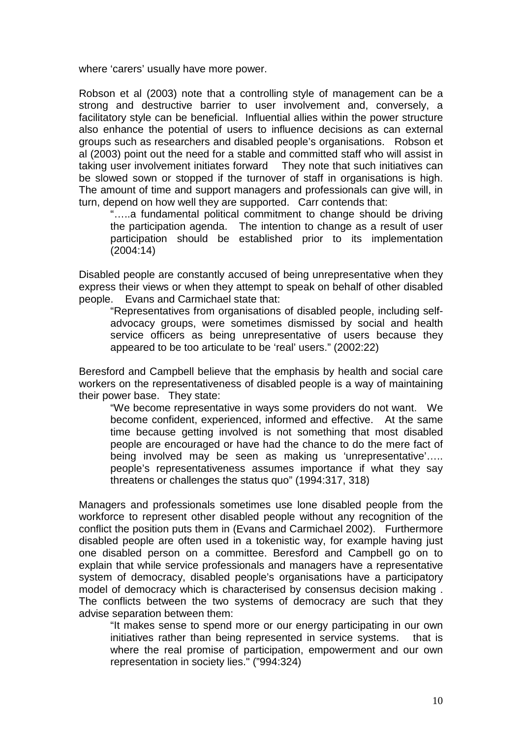where 'carers' usually have more power.

Robson et al (2003) note that a controlling style of management can be a strong and destructive barrier to user involvement and, conversely, a facilitatory style can be beneficial. Influential allies within the power structure also enhance the potential of users to influence decisions as can external groups such as researchers and disabled people's organisations. Robson et al (2003) point out the need for a stable and committed staff who will assist in taking user involvement initiates forward They note that such initiatives can be slowed sown or stopped if the turnover of staff in organisations is high. The amount of time and support managers and professionals can give will, in turn, depend on how well they are supported. Carr contends that:

> "…..a fundamental political commitment to change should be driving the participation agenda. The intention to change as a result of user participation should be established prior to its implementation (2004:14)

Disabled people are constantly accused of being unrepresentative when they express their views or when they attempt to speak on behalf of other disabled people. Evans and Carmichael state that:

> "Representatives from organisations of disabled people, including self-advocacy groups, were sometimes dismissed by social and health service officers as being unrepresentative of users because they appeared to be too articulate to be 'real' users." (2002:22)

Beresford and Campbell believe that the emphasis by health and social care workers on the representativeness of disabled people is a way of maintaining their power base. They state:

> "We become representative in ways some providers do not want. We become confident, experienced, informed and effective. At the same time because getting involved is not something that most disabled people are encouraged or have had the chance to do the mere fact of being involved may be seen as making us 'unrepresentative'….. people's representativeness assumes importance if what they say threatens or challenges the status quo" (1994:317, 318)

Managers and professionals sometimes use lone disabled people from the workforce to represent other disabled people without any recognition of the conflict the position puts them in (Evans and Carmichael 2002). Furthermore disabled people are often used in a tokenistic way, for example having just one disabled person on a committee. Beresford and Campbell go on to explain that while service professionals and managers have a representative system of democracy, disabled people's organisations have a participatory model of democracy which is characterised by consensus decision making . The conflicts between the two systems of democracy are such that they advise separation between them:

> "It makes sense to spend more or our energy participating in our own initiatives rather than being represented in service systems. that is where the real promise of participation, empowerment and our own representation in society lies." ("994:324)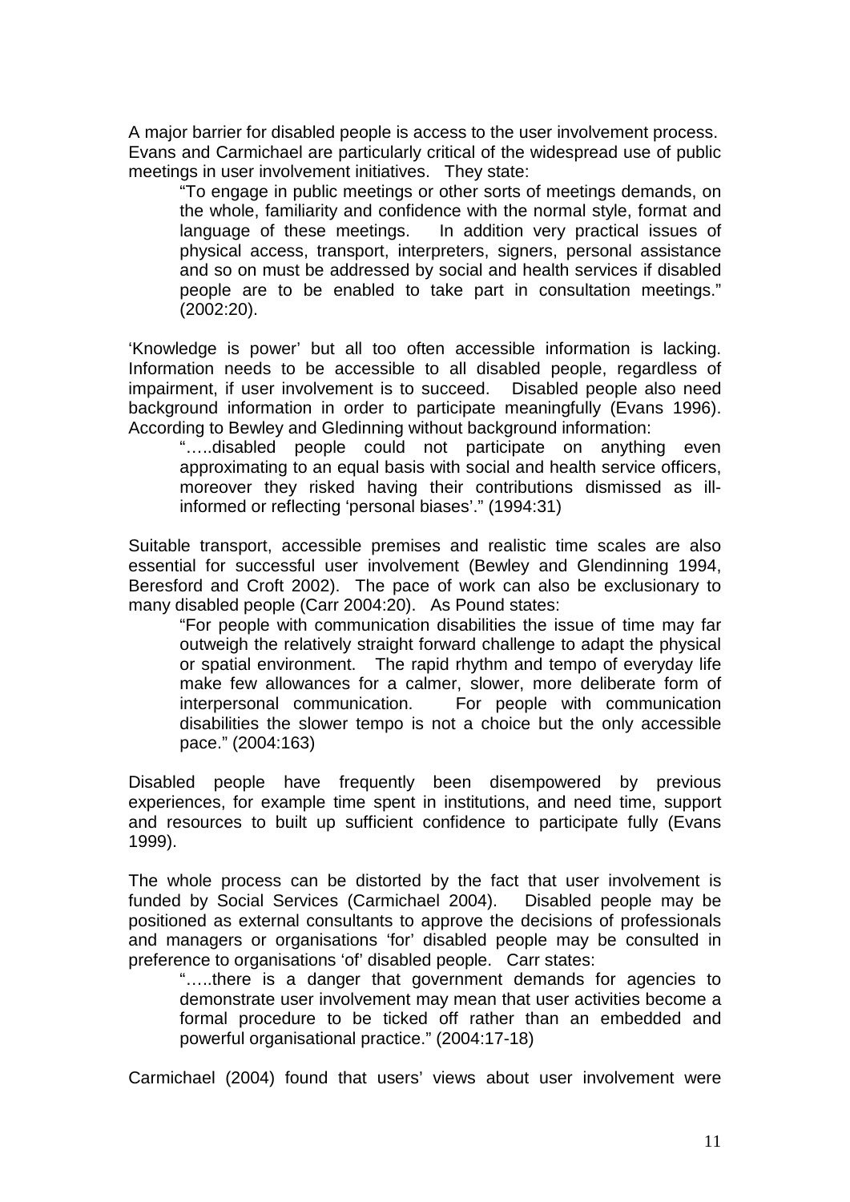A major barrier for disabled people is access to the user involvement process. Evans and Carmichael are particularly critical of the widespread use of public meetings in user involvement initiatives. They state:

> "To engage in public meetings or other sorts of meetings demands, on the whole, familiarity and confidence with the normal style, format and language of these meetings. In addition very practical issues of physical access, transport, interpreters, signers, personal assistance and so on must be addressed by social and health services if disabled people are to be enabled to take part in consultation meetings." (2002:20).

'Knowledge is power' but all too often accessible information is lacking. Information needs to be accessible to all disabled people, regardless of impairment, if user involvement is to succeed. Disabled people also need background information in order to participate meaningfully (Evans 1996). According to Bewley and Gledinning without background information:

> "…..disabled people could not participate on anything even approximating to an equal basis with social and health service officers, moreover they risked having their contributions dismissed as ill-informed or reflecting 'personal biases'." (1994:31)

Suitable transport, accessible premises and realistic time scales are also essential for successful user involvement (Bewley and Glendinning 1994, Beresford and Croft 2002). The pace of work can also be exclusionary to many disabled people (Carr 2004:20). As Pound states:

> "For people with communication disabilities the issue of time may far outweigh the relatively straight forward challenge to adapt the physical or spatial environment. The rapid rhythm and tempo of everyday life make few allowances for a calmer, slower, more deliberate form of interpersonal communication. For people with communication disabilities the slower tempo is not a choice but the only accessible pace." (2004:163)

Disabled people have frequently been disempowered by previous experiences, for example time spent in institutions, and need time, support and resources to built up sufficient confidence to participate fully (Evans 1999).

The whole process can be distorted by the fact that user involvement is funded by Social Services (Carmichael 2004). Disabled people may be positioned as external consultants to approve the decisions of professionals and managers or organisations 'for' disabled people may be consulted in preference to organisations 'of' disabled people. Carr states:

> "…..there is a danger that government demands for agencies to demonstrate user involvement may mean that user activities become a formal procedure to be ticked off rather than an embedded and powerful organisational practice." (2004:17-18)

Carmichael (2004) found that users' views about user involvement were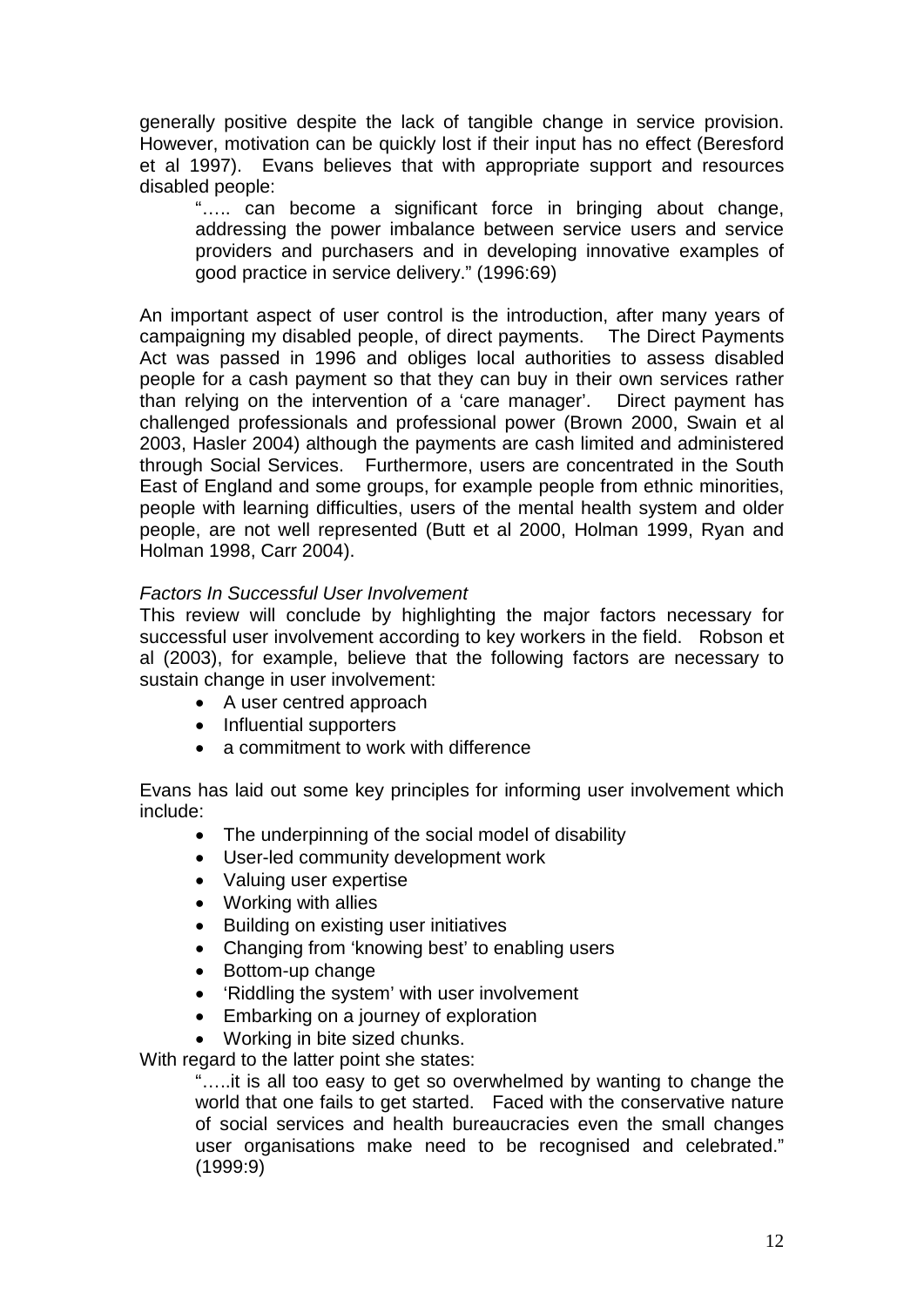generally positive despite the lack of tangible change in service provision. However, motivation can be quickly lost if their input has no effect (Beresford et al 1997). Evans believes that with appropriate support and resources disabled people:

> "….. can become a significant force in bringing about change, addressing the power imbalance between service users and service providers and purchasers and in developing innovative examples of good practice in service delivery." (1996:69)

An important aspect of user control is the introduction, after many years of campaigning my disabled people, of direct payments. The Direct Payments Act was passed in 1996 and obliges local authorities to assess disabled people for a cash payment so that they can buy in their own services rather than relying on the intervention of a 'care manager'. Direct payment has challenged professionals and professional power (Brown 2000, Swain et al 2003, Hasler 2004) although the payments are cash limited and administered through Social Services. Furthermore, users are concentrated in the South East of England and some groups, for example people from ethnic minorities, people with learning difficulties, users of the mental health system and older people, are not well represented (Butt et al 2000, Holman 1999, Ryan and Holman 1998, Carr 2004).

*Factors In Successful User Involvement*

This review will conclude by highlighting the major factors necessary for successful user involvement according to key workers in the field. Robson et al (2003), for example, believe that the following factors are necessary to sustain change in user involvement:

- A user centred approach
- Influential supporters
- a commitment to work with difference

Evans has laid out some key principles for informing user involvement which include:

- The underpinning of the social model of disability
- User-led community development work
- Valuing user expertise
- Working with allies
- Building on existing user initiatives
- Changing from 'knowing best' to enabling users
- Bottom-up change
- 'Riddling the system' with user involvement
- Embarking on a journey of exploration
- Working in bite sized chunks.

With regard to the latter point she states:

> "…..it is all too easy to get so overwhelmed by wanting to change the world that one fails to get started. Faced with the conservative nature of social services and health bureaucracies even the small changes user organisations make need to be recognised and celebrated." (1999:9)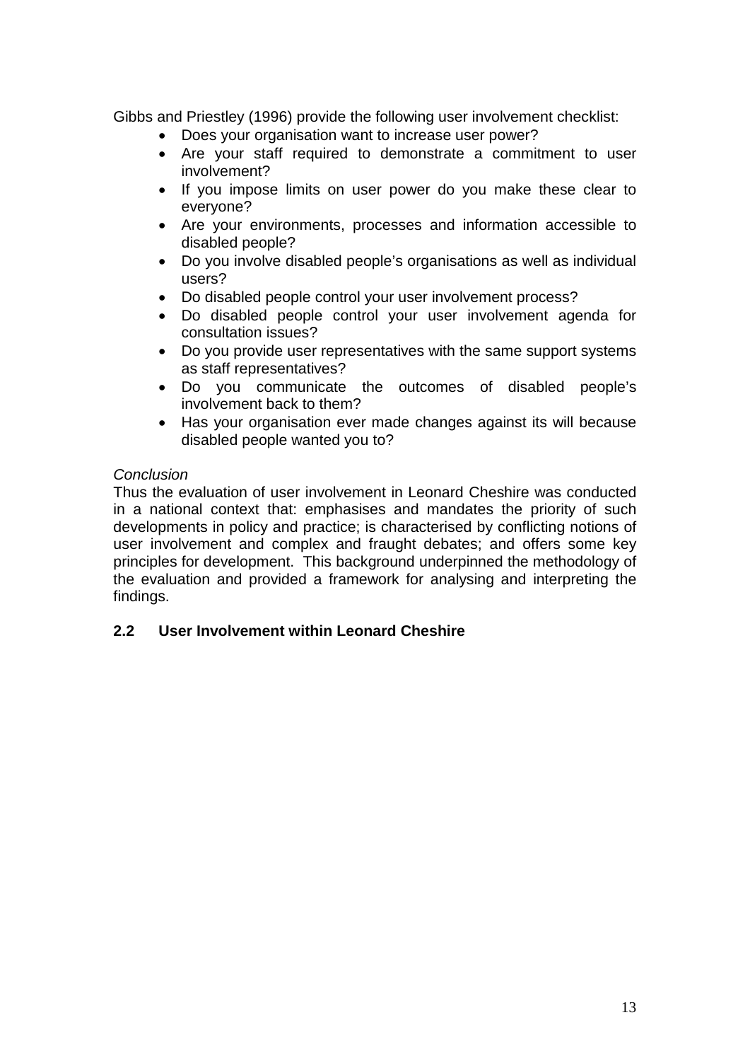Gibbs and Priestley (1996) provide the following user involvement checklist:

- Does your organisation want to increase user power?
- Are your staff required to demonstrate a commitment to user involvement?
- If you impose limits on user power do you make these clear to everyone?
- Are your environments, processes and information accessible to disabled people?
- Do you involve disabled people's organisations as well as individual users?
- Do disabled people control your user involvement process?
- Do disabled people control your user involvement agenda for consultation issues?
- Do you provide user representatives with the same support systems as staff representatives?
- Do you communicate the outcomes of disabled people's involvement back to them?
- Has your organisation ever made changes against its will because disabled people wanted you to?

*Conclusion*

Thus the evaluation of user involvement in Leonard Cheshire was conducted in a national context that: emphasises and mandates the priority of such developments in policy and practice; is characterised by conflicting notions of user involvement and complex and fraught debates; and offers some key principles for development. This background underpinned the methodology of the evaluation and provided a framework for analysing and interpreting the findings.

## 2.2 User Involvement within Leonard Cheshire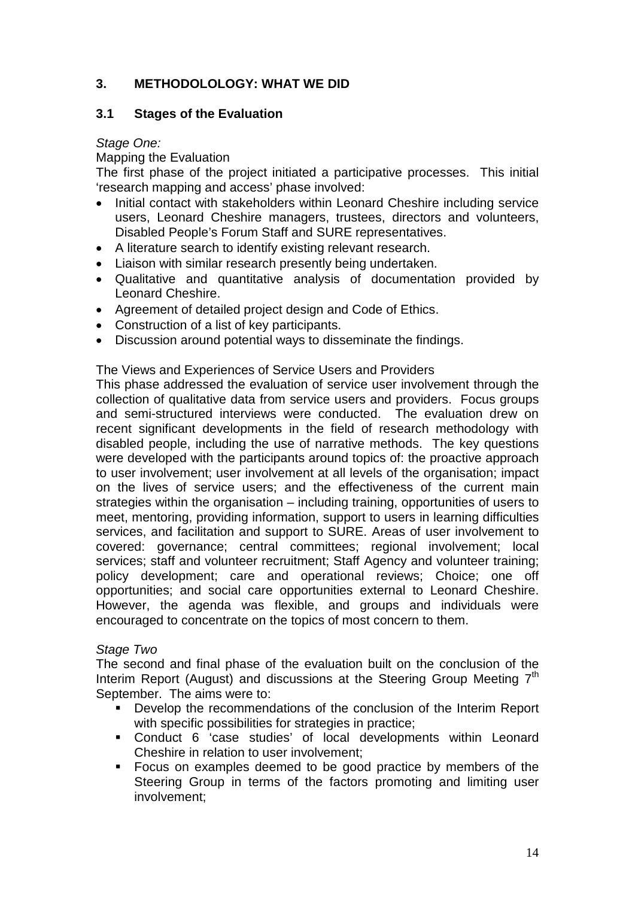## 3. METHODOLOLOGY: WHAT WE DID

### 3.1 Stages of the Evaluation

*Stage One:*

Mapping the Evaluation

The first phase of the project initiated a participative processes. This initial 'research mapping and access' phase involved:

- Initial contact with stakeholders within Leonard Cheshire including service users, Leonard Cheshire managers, trustees, directors and volunteers, Disabled People's Forum Staff and SURE representatives.
- A literature search to identify existing relevant research.
- Liaison with similar research presently being undertaken.
- Qualitative and quantitative analysis of documentation provided by Leonard Cheshire.
- Agreement of detailed project design and Code of Ethics.
- Construction of a list of key participants.
- Discussion around potential ways to disseminate the findings.

The Views and Experiences of Service Users and Providers

This phase addressed the evaluation of service user involvement through the collection of qualitative data from service users and providers. Focus groups and semi-structured interviews were conducted. The evaluation drew on recent significant developments in the field of research methodology with disabled people, including the use of narrative methods. The key questions were developed with the participants around topics of: the proactive approach to user involvement; user involvement at all levels of the organisation; impact on the lives of service users; and the effectiveness of the current main strategies within the organisation – including training, opportunities of users to meet, mentoring, providing information, support to users in learning difficulties services, and facilitation and support to SURE. Areas of user involvement to covered: governance; central committees; regional involvement; local services; staff and volunteer recruitment; Staff Agency and volunteer training; policy development; care and operational reviews; Choice; one off opportunities; and social care opportunities external to Leonard Cheshire. However, the agenda was flexible, and groups and individuals were encouraged to concentrate on the topics of most concern to them.

*Stage Two*

The second and final phase of the evaluation built on the conclusion of the Interim Report (August) and discussions at the Steering Group Meeting 7th September. The aims were to:

- Develop the recommendations of the conclusion of the Interim Report with specific possibilities for strategies in practice;
- Conduct 6 'case studies' of local developments within Leonard Cheshire in relation to user involvement;
- Focus on examples deemed to be good practice by members of the Steering Group in terms of the factors promoting and limiting user involvement;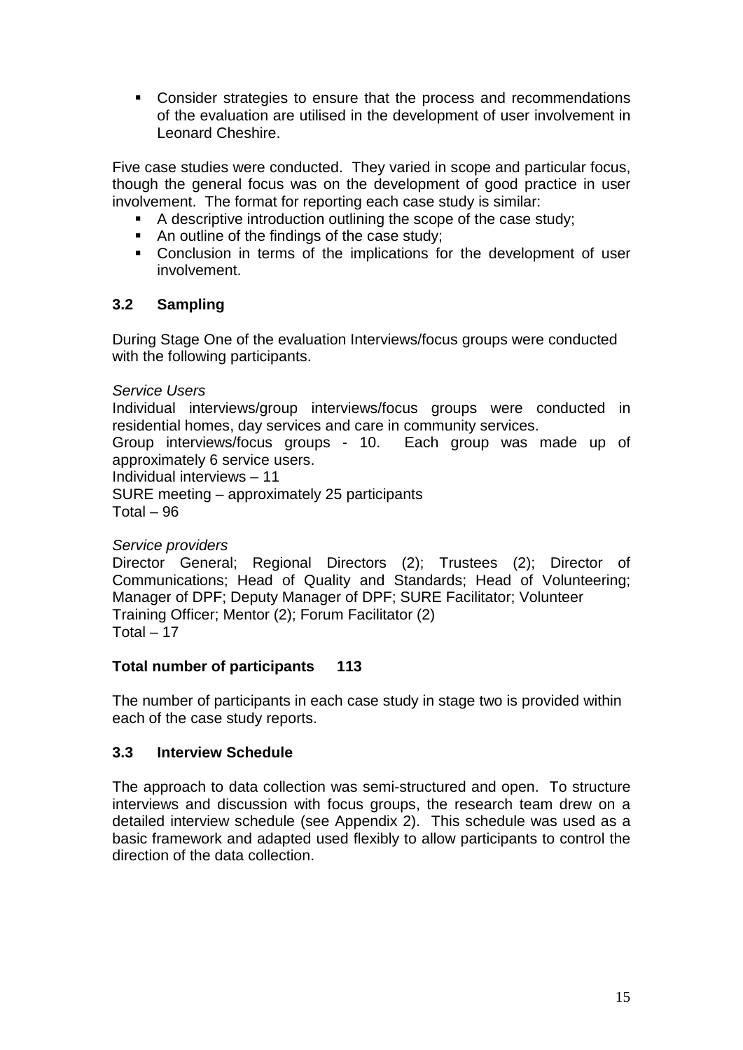- Consider strategies to ensure that the process and recommendations of the evaluation are utilised in the development of user involvement in Leonard Cheshire.

Five case studies were conducted. They varied in scope and particular focus, though the general focus was on the development of good practice in user involvement. The format for reporting each case study is similar:

- A descriptive introduction outlining the scope of the case study;
- An outline of the findings of the case study;
- Conclusion in terms of the implications for the development of user involvement.

### 3.2 Sampling

During Stage One of the evaluation Interviews/focus groups were conducted with the following participants.

*Service Users*

Individual interviews/group interviews/focus groups were conducted in residential homes, day services and care in community services.
Group interviews/focus groups - 10. Each group was made up of approximately 6 service users.
Individual interviews – 11
SURE meeting – approximately 25 participants
Total – 96

*Service providers*

Director General; Regional Directors (2); Trustees (2); Director of Communications; Head of Quality and Standards; Head of Volunteering; Manager of DPF; Deputy Manager of DPF; SURE Facilitator; Volunteer Training Officer; Mentor (2); Forum Facilitator (2)
Total – 17

**Total number of participants 113**

The number of participants in each case study in stage two is provided within each of the case study reports.

### 3.3 Interview Schedule

The approach to data collection was semi-structured and open. To structure interviews and discussion with focus groups, the research team drew on a detailed interview schedule (see Appendix 2). This schedule was used as a basic framework and adapted used flexibly to allow participants to control the direction of the data collection.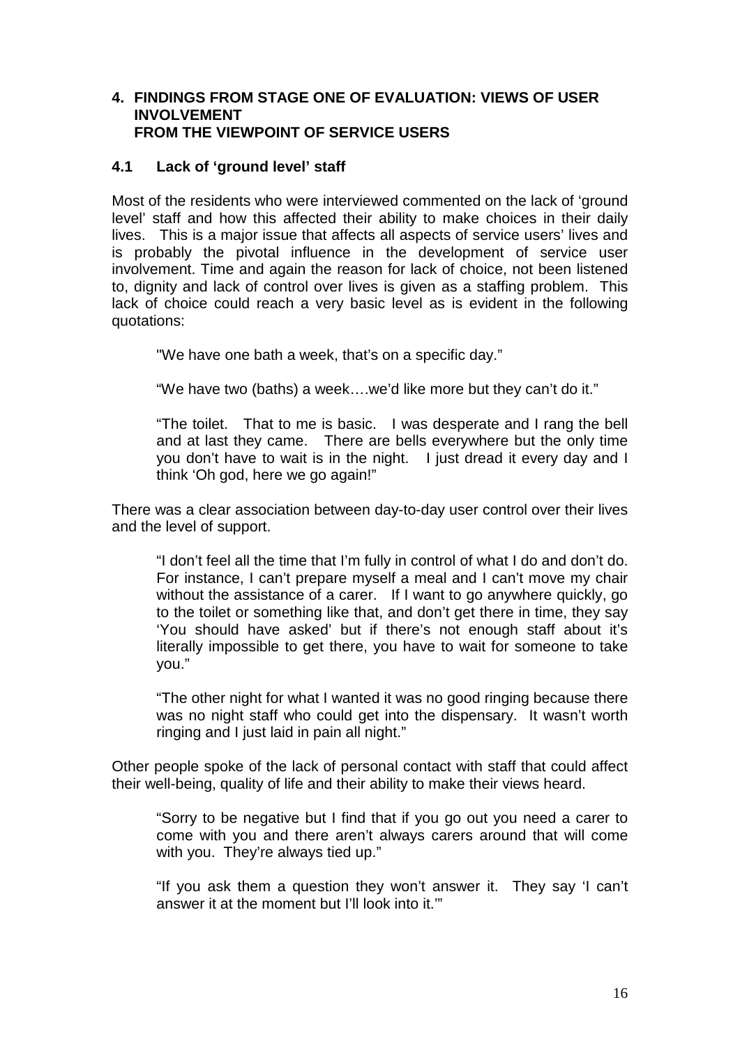## 4. FINDINGS FROM STAGE ONE OF EVALUATION: VIEWS OF USER INVOLVEMENT FROM THE VIEWPOINT OF SERVICE USERS

### 4.1 Lack of 'ground level' staff

Most of the residents who were interviewed commented on the lack of 'ground level' staff and how this affected their ability to make choices in their daily lives. This is a major issue that affects all aspects of service users' lives and is probably the pivotal influence in the development of service user involvement. Time and again the reason for lack of choice, not been listened to, dignity and lack of control over lives is given as a staffing problem. This lack of choice could reach a very basic level as is evident in the following quotations:

> "We have one bath a week, that's on a specific day."

> "We have two (baths) a week….we'd like more but they can't do it."

> "The toilet. That to me is basic. I was desperate and I rang the bell and at last they came. There are bells everywhere but the only time you don't have to wait is in the night. I just dread it every day and I think 'Oh god, here we go again!"

There was a clear association between day-to-day user control over their lives and the level of support.

> "I don't feel all the time that I'm fully in control of what I do and don't do. For instance, I can't prepare myself a meal and I can't move my chair without the assistance of a carer. If I want to go anywhere quickly, go to the toilet or something like that, and don't get there in time, they say 'You should have asked' but if there's not enough staff about it's literally impossible to get there, you have to wait for someone to take you."

> "The other night for what I wanted it was no good ringing because there was no night staff who could get into the dispensary. It wasn't worth ringing and I just laid in pain all night."

Other people spoke of the lack of personal contact with staff that could affect their well-being, quality of life and their ability to make their views heard.

> "Sorry to be negative but I find that if you go out you need a carer to come with you and there aren't always carers around that will come with you. They're always tied up."

> "If you ask them a question they won't answer it. They say 'I can't answer it at the moment but I'll look into it.'"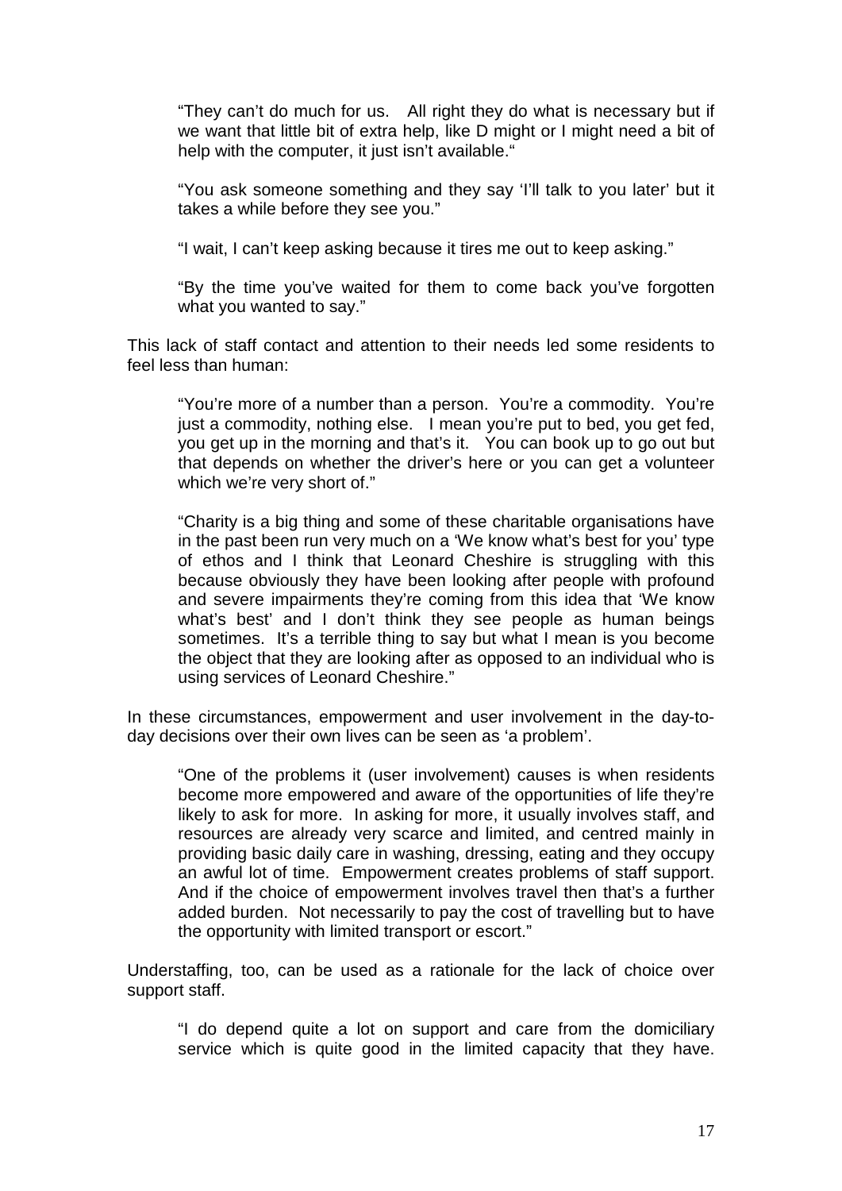> "They can't do much for us. All right they do what is necessary but if we want that little bit of extra help, like D might or I might need a bit of help with the computer, it just isn't available."

> "You ask someone something and they say 'I'll talk to you later' but it takes a while before they see you."

> "I wait, I can't keep asking because it tires me out to keep asking."

> "By the time you've waited for them to come back you've forgotten what you wanted to say."

This lack of staff contact and attention to their needs led some residents to feel less than human:

> "You're more of a number than a person. You're a commodity. You're just a commodity, nothing else. I mean you're put to bed, you get fed, you get up in the morning and that's it. You can book up to go out but that depends on whether the driver's here or you can get a volunteer which we're very short of."

> "Charity is a big thing and some of these charitable organisations have in the past been run very much on a 'We know what's best for you' type of ethos and I think that Leonard Cheshire is struggling with this because obviously they have been looking after people with profound and severe impairments they're coming from this idea that 'We know what's best' and I don't think they see people as human beings sometimes. It's a terrible thing to say but what I mean is you become the object that they are looking after as opposed to an individual who is using services of Leonard Cheshire."

In these circumstances, empowerment and user involvement in the day-to-day decisions over their own lives can be seen as 'a problem'.

> "One of the problems it (user involvement) causes is when residents become more empowered and aware of the opportunities of life they're likely to ask for more. In asking for more, it usually involves staff, and resources are already very scarce and limited, and centred mainly in providing basic daily care in washing, dressing, eating and they occupy an awful lot of time. Empowerment creates problems of staff support. And if the choice of empowerment involves travel then that's a further added burden. Not necessarily to pay the cost of travelling but to have the opportunity with limited transport or escort."

Understaffing, too, can be used as a rationale for the lack of choice over support staff.

> "I do depend quite a lot on support and care from the domiciliary service which is quite good in the limited capacity that they have.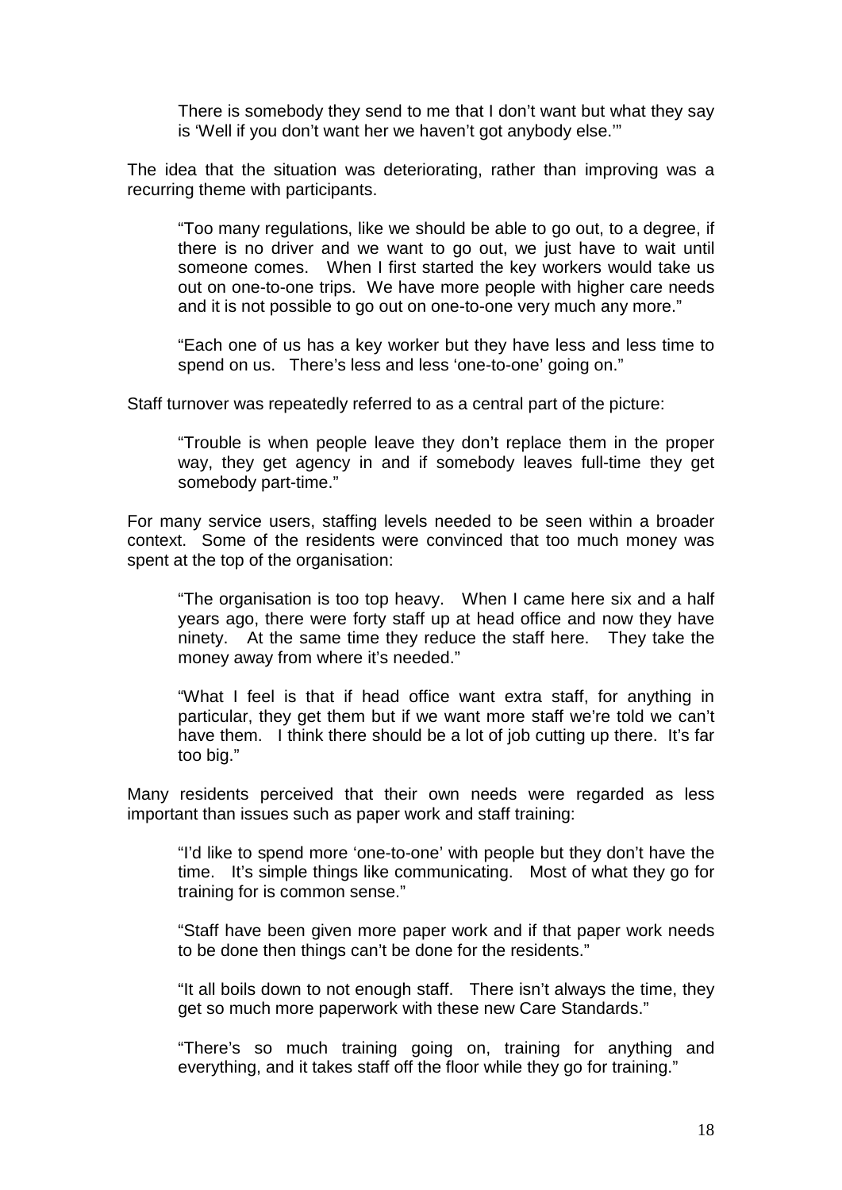> There is somebody they send to me that I don't want but what they say is 'Well if you don't want her we haven't got anybody else.'"

The idea that the situation was deteriorating, rather than improving was a recurring theme with participants.

> "Too many regulations, like we should be able to go out, to a degree, if there is no driver and we want to go out, we just have to wait until someone comes. When I first started the key workers would take us out on one-to-one trips. We have more people with higher care needs and it is not possible to go out on one-to-one very much any more."

> "Each one of us has a key worker but they have less and less time to spend on us. There's less and less 'one-to-one' going on."

Staff turnover was repeatedly referred to as a central part of the picture:

> "Trouble is when people leave they don't replace them in the proper way, they get agency in and if somebody leaves full-time they get somebody part-time."

For many service users, staffing levels needed to be seen within a broader context. Some of the residents were convinced that too much money was spent at the top of the organisation:

> "The organisation is too top heavy. When I came here six and a half years ago, there were forty staff up at head office and now they have ninety. At the same time they reduce the staff here. They take the money away from where it's needed."

> "What I feel is that if head office want extra staff, for anything in particular, they get them but if we want more staff we're told we can't have them. I think there should be a lot of job cutting up there. It's far too big."

Many residents perceived that their own needs were regarded as less important than issues such as paper work and staff training:

> "I'd like to spend more 'one-to-one' with people but they don't have the time. It's simple things like communicating. Most of what they go for training for is common sense."

> "Staff have been given more paper work and if that paper work needs to be done then things can't be done for the residents."

> "It all boils down to not enough staff. There isn't always the time, they get so much more paperwork with these new Care Standards."

> "There's so much training going on, training for anything and everything, and it takes staff off the floor while they go for training."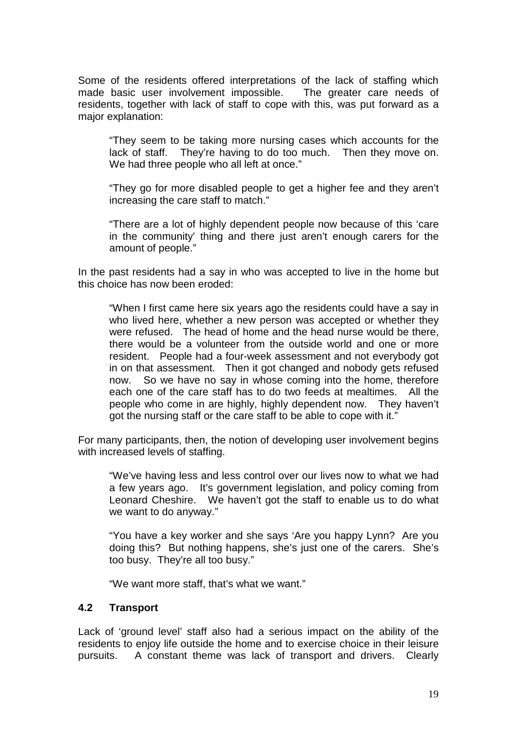Some of the residents offered interpretations of the lack of staffing which made basic user involvement impossible. The greater care needs of residents, together with lack of staff to cope with this, was put forward as a major explanation:

> "They seem to be taking more nursing cases which accounts for the lack of staff. They're having to do too much. Then they move on. We had three people who all left at once."

> "They go for more disabled people to get a higher fee and they aren't increasing the care staff to match."

> "There are a lot of highly dependent people now because of this 'care in the community' thing and there just aren't enough carers for the amount of people."

In the past residents had a say in who was accepted to live in the home but this choice has now been eroded:

> "When I first came here six years ago the residents could have a say in who lived here, whether a new person was accepted or whether they were refused. The head of home and the head nurse would be there, there would be a volunteer from the outside world and one or more resident. People had a four-week assessment and not everybody got in on that assessment. Then it got changed and nobody gets refused now. So we have no say in whose coming into the home, therefore each one of the care staff has to do two feeds at mealtimes. All the people who come in are highly, highly dependent now. They haven't got the nursing staff or the care staff to be able to cope with it."

For many participants, then, the notion of developing user involvement begins with increased levels of staffing.

> "We've having less and less control over our lives now to what we had a few years ago. It's government legislation, and policy coming from Leonard Cheshire. We haven't got the staff to enable us to do what we want to do anyway."

> "You have a key worker and she says 'Are you happy Lynn? Are you doing this? But nothing happens, she's just one of the carers. She's too busy. They're all too busy."

> "We want more staff, that's what we want."

### 4.2 Transport

Lack of 'ground level' staff also had a serious impact on the ability of the residents to enjoy life outside the home and to exercise choice in their leisure pursuits. A constant theme was lack of transport and drivers. Clearly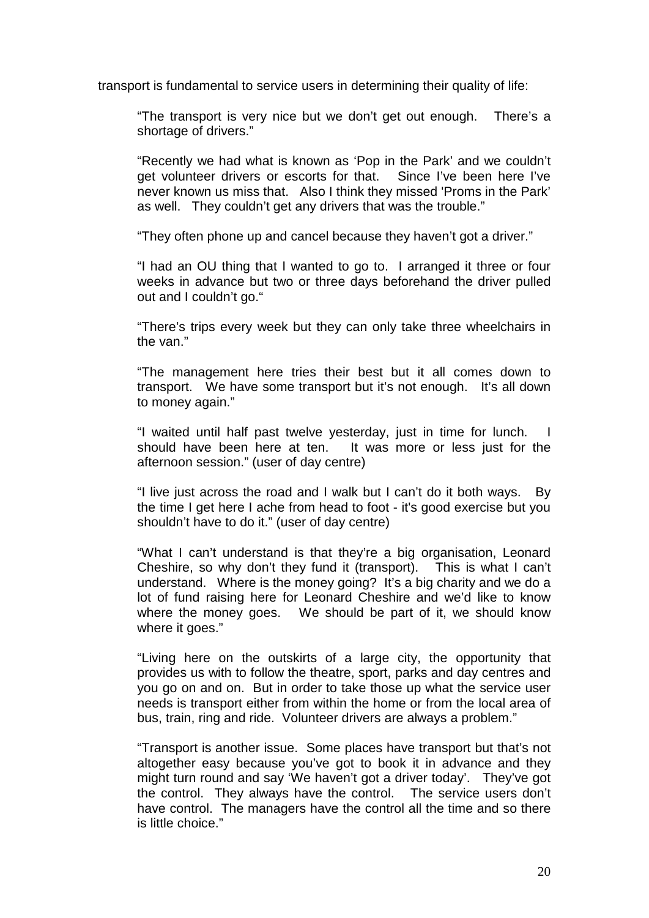transport is fundamental to service users in determining their quality of life:

> "The transport is very nice but we don't get out enough. There's a shortage of drivers."
>
> "Recently we had what is known as 'Pop in the Park' and we couldn't get volunteer drivers or escorts for that. Since I've been here I've never known us miss that. Also I think they missed 'Proms in the Park' as well. They couldn't get any drivers that was the trouble."
>
> "They often phone up and cancel because they haven't got a driver."
>
> "I had an OU thing that I wanted to go to. I arranged it three or four weeks in advance but two or three days beforehand the driver pulled out and I couldn't go."
>
> "There's trips every week but they can only take three wheelchairs in the van."
>
> "The management here tries their best but it all comes down to transport. We have some transport but it's not enough. It's all down to money again."
>
> "I waited until half past twelve yesterday, just in time for lunch. I should have been here at ten. It was more or less just for the afternoon session." (user of day centre)
>
> "I live just across the road and I walk but I can't do it both ways. By the time I get here I ache from head to foot - it's good exercise but you shouldn't have to do it." (user of day centre)
>
> "What I can't understand is that they're a big organisation, Leonard Cheshire, so why don't they fund it (transport). This is what I can't understand. Where is the money going? It's a big charity and we do a lot of fund raising here for Leonard Cheshire and we'd like to know where the money goes. We should be part of it, we should know where it goes."
>
> "Living here on the outskirts of a large city, the opportunity that provides us with to follow the theatre, sport, parks and day centres and you go on and on. But in order to take those up what the service user needs is transport either from within the home or from the local area of bus, train, ring and ride. Volunteer drivers are always a problem."
>
> "Transport is another issue. Some places have transport but that's not altogether easy because you've got to book it in advance and they might turn round and say 'We haven't got a driver today'. They've got the control. They always have the control. The service users don't have control. The managers have the control all the time and so there is little choice."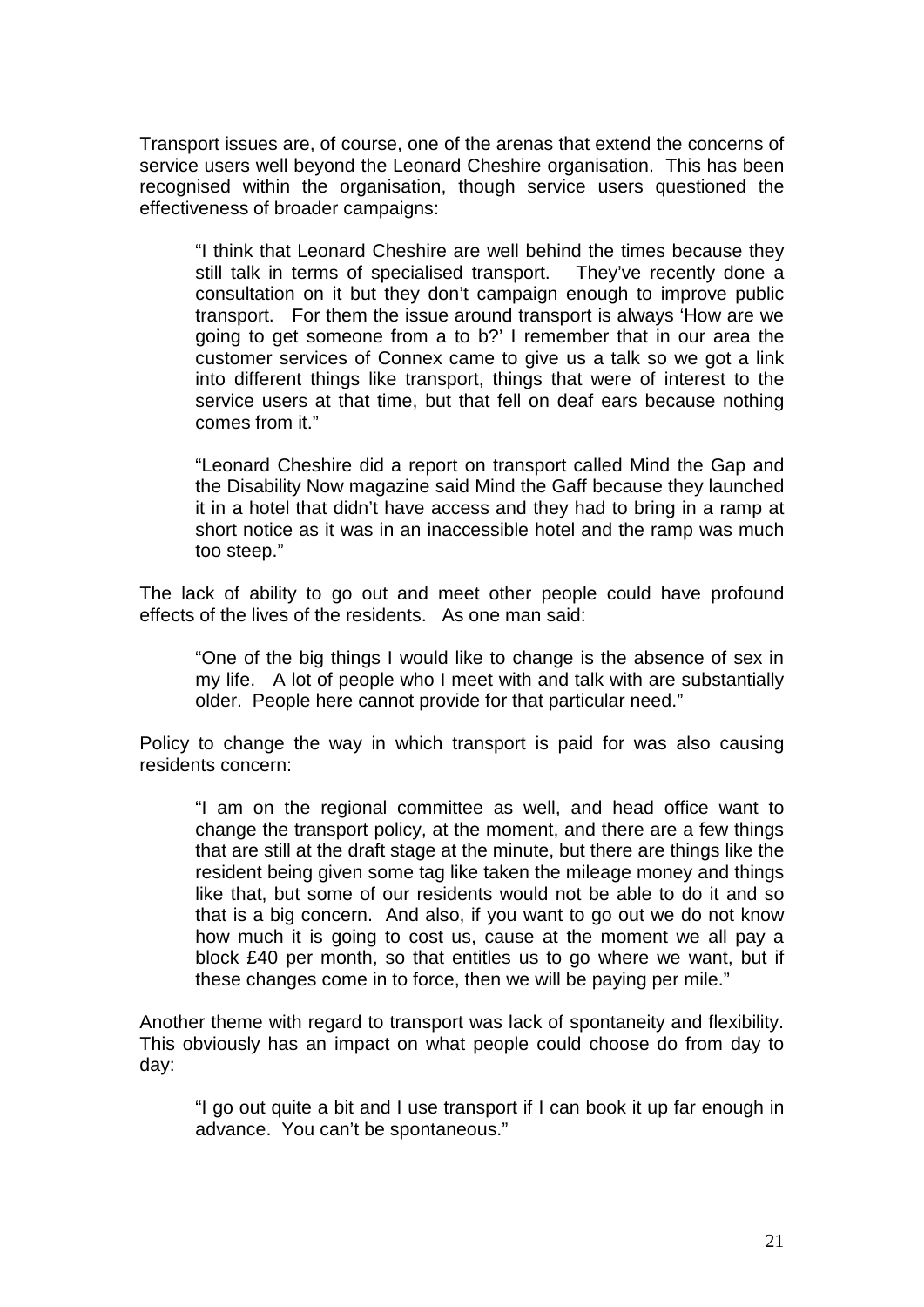Transport issues are, of course, one of the arenas that extend the concerns of service users well beyond the Leonard Cheshire organisation. This has been recognised within the organisation, though service users questioned the effectiveness of broader campaigns:

> "I think that Leonard Cheshire are well behind the times because they still talk in terms of specialised transport. They've recently done a consultation on it but they don't campaign enough to improve public transport. For them the issue around transport is always 'How are we going to get someone from a to b?' I remember that in our area the customer services of Connex came to give us a talk so we got a link into different things like transport, things that were of interest to the service users at that time, but that fell on deaf ears because nothing comes from it."

> "Leonard Cheshire did a report on transport called Mind the Gap and the Disability Now magazine said Mind the Gaff because they launched it in a hotel that didn't have access and they had to bring in a ramp at short notice as it was in an inaccessible hotel and the ramp was much too steep."

The lack of ability to go out and meet other people could have profound effects of the lives of the residents. As one man said:

> "One of the big things I would like to change is the absence of sex in my life. A lot of people who I meet with and talk with are substantially older. People here cannot provide for that particular need."

Policy to change the way in which transport is paid for was also causing residents concern:

> "I am on the regional committee as well, and head office want to change the transport policy, at the moment, and there are a few things that are still at the draft stage at the minute, but there are things like the resident being given some tag like taken the mileage money and things like that, but some of our residents would not be able to do it and so that is a big concern. And also, if you want to go out we do not know how much it is going to cost us, cause at the moment we all pay a block £40 per month, so that entitles us to go where we want, but if these changes come in to force, then we will be paying per mile."

Another theme with regard to transport was lack of spontaneity and flexibility. This obviously has an impact on what people could choose do from day to day:

> "I go out quite a bit and I use transport if I can book it up far enough in advance. You can't be spontaneous."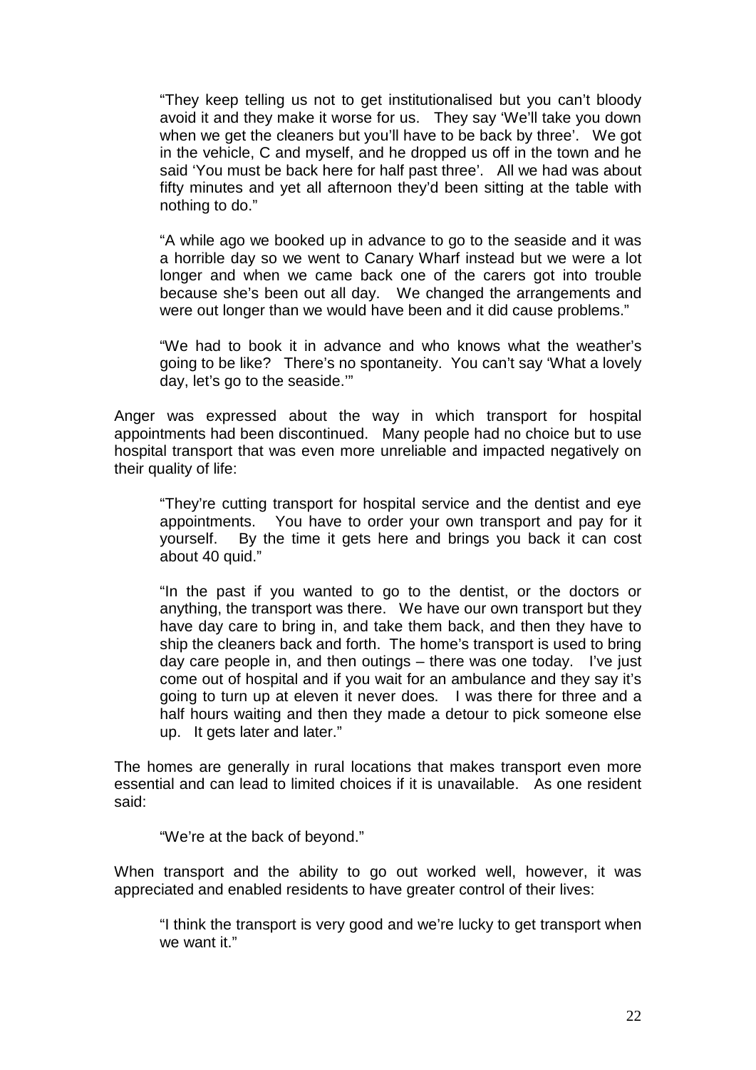> "They keep telling us not to get institutionalised but you can't bloody avoid it and they make it worse for us. They say 'We'll take you down when we get the cleaners but you'll have to be back by three'. We got in the vehicle, C and myself, and he dropped us off in the town and he said 'You must be back here for half past three'. All we had was about fifty minutes and yet all afternoon they'd been sitting at the table with nothing to do."

> "A while ago we booked up in advance to go to the seaside and it was a horrible day so we went to Canary Wharf instead but we were a lot longer and when we came back one of the carers got into trouble because she's been out all day. We changed the arrangements and were out longer than we would have been and it did cause problems."

> "We had to book it in advance and who knows what the weather's going to be like? There's no spontaneity. You can't say 'What a lovely day, let's go to the seaside.'"

Anger was expressed about the way in which transport for hospital appointments had been discontinued. Many people had no choice but to use hospital transport that was even more unreliable and impacted negatively on their quality of life:

> "They're cutting transport for hospital service and the dentist and eye appointments. You have to order your own transport and pay for it yourself. By the time it gets here and brings you back it can cost about 40 quid."

> "In the past if you wanted to go to the dentist, or the doctors or anything, the transport was there. We have our own transport but they have day care to bring in, and take them back, and then they have to ship the cleaners back and forth. The home's transport is used to bring day care people in, and then outings – there was one today. I've just come out of hospital and if you wait for an ambulance and they say it's going to turn up at eleven it never does. I was there for three and a half hours waiting and then they made a detour to pick someone else up. It gets later and later."

The homes are generally in rural locations that makes transport even more essential and can lead to limited choices if it is unavailable. As one resident said:

> "We're at the back of beyond."

When transport and the ability to go out worked well, however, it was appreciated and enabled residents to have greater control of their lives:

> "I think the transport is very good and we're lucky to get transport when we want it."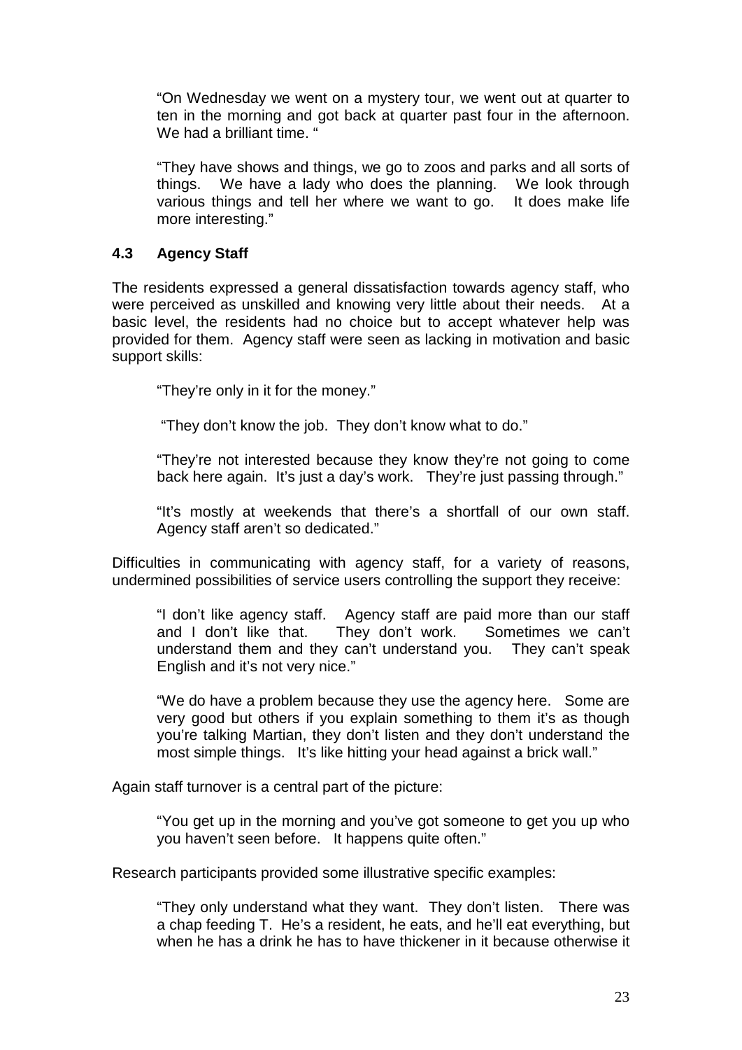> "On Wednesday we went on a mystery tour, we went out at quarter to ten in the morning and got back at quarter past four in the afternoon. We had a brilliant time. "

> "They have shows and things, we go to zoos and parks and all sorts of things. We have a lady who does the planning. We look through various things and tell her where we want to go. It does make life more interesting."

### 4.3 Agency Staff

The residents expressed a general dissatisfaction towards agency staff, who were perceived as unskilled and knowing very little about their needs. At a basic level, the residents had no choice but to accept whatever help was provided for them. Agency staff were seen as lacking in motivation and basic support skills:

> "They're only in it for the money."

> "They don't know the job. They don't know what to do."

> "They're not interested because they know they're not going to come back here again. It's just a day's work. They're just passing through."

> "It's mostly at weekends that there's a shortfall of our own staff. Agency staff aren't so dedicated."

Difficulties in communicating with agency staff, for a variety of reasons, undermined possibilities of service users controlling the support they receive:

> "I don't like agency staff. Agency staff are paid more than our staff and I don't like that. They don't work. Sometimes we can't understand them and they can't understand you. They can't speak English and it's not very nice."

> "We do have a problem because they use the agency here. Some are very good but others if you explain something to them it's as though you're talking Martian, they don't listen and they don't understand the most simple things. It's like hitting your head against a brick wall."

Again staff turnover is a central part of the picture:

> "You get up in the morning and you've got someone to get you up who you haven't seen before. It happens quite often."

Research participants provided some illustrative specific examples:

> "They only understand what they want. They don't listen. There was a chap feeding T. He's a resident, he eats, and he'll eat everything, but when he has a drink he has to have thickener in it because otherwise it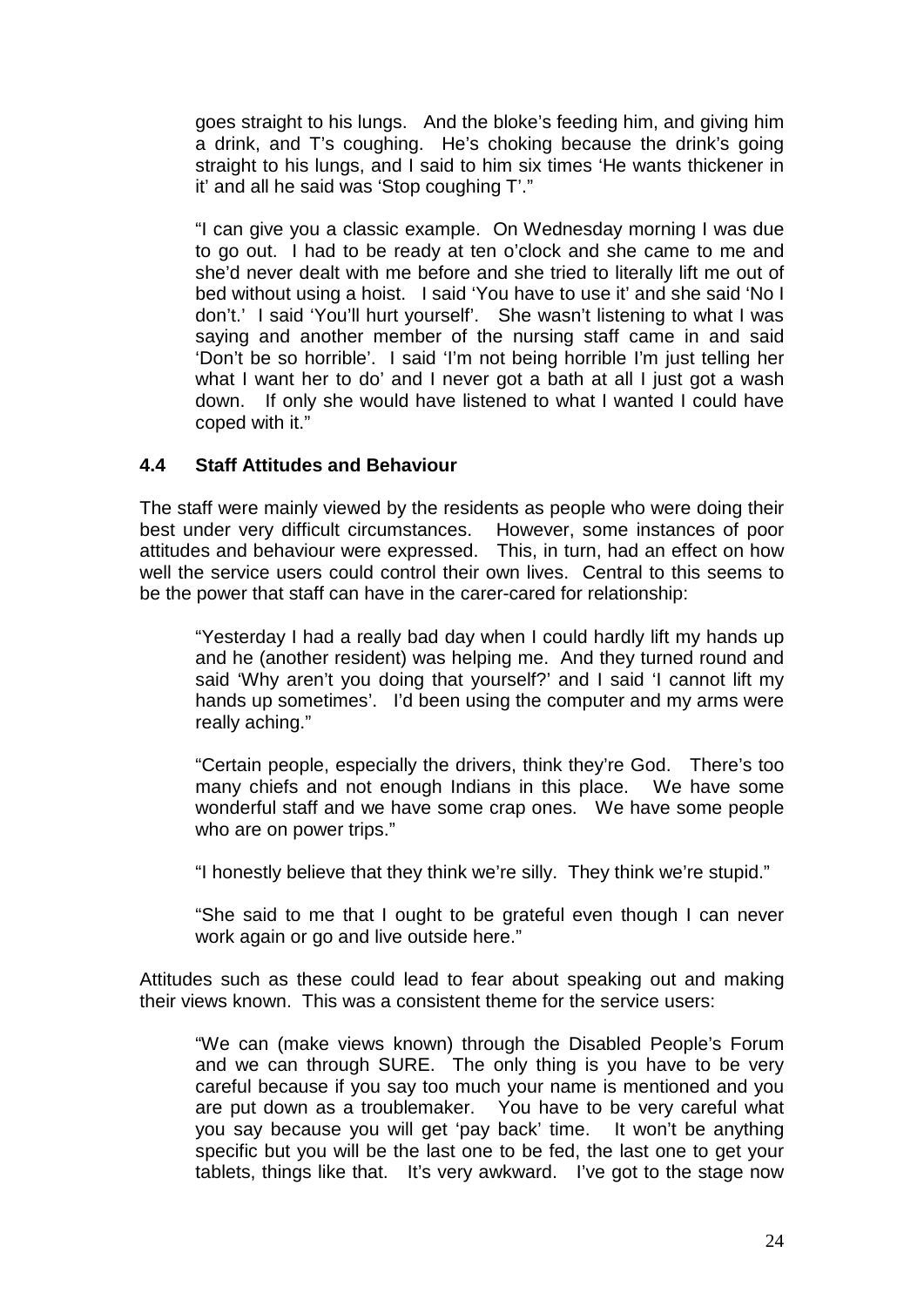> goes straight to his lungs. And the bloke's feeding him, and giving him a drink, and T's coughing. He's choking because the drink's going straight to his lungs, and I said to him six times 'He wants thickener in it' and all he said was 'Stop coughing T'."

> "I can give you a classic example. On Wednesday morning I was due to go out. I had to be ready at ten o'clock and she came to me and she'd never dealt with me before and she tried to literally lift me out of bed without using a hoist. I said 'You have to use it' and she said 'No I don't.' I said 'You'll hurt yourself'. She wasn't listening to what I was saying and another member of the nursing staff came in and said 'Don't be so horrible'. I said 'I'm not being horrible I'm just telling her what I want her to do' and I never got a bath at all I just got a wash down. If only she would have listened to what I wanted I could have coped with it."

### 4.4 Staff Attitudes and Behaviour

The staff were mainly viewed by the residents as people who were doing their best under very difficult circumstances. However, some instances of poor attitudes and behaviour were expressed. This, in turn, had an effect on how well the service users could control their own lives. Central to this seems to be the power that staff can have in the carer-cared for relationship:

> "Yesterday I had a really bad day when I could hardly lift my hands up and he (another resident) was helping me. And they turned round and said 'Why aren't you doing that yourself?' and I said 'I cannot lift my hands up sometimes'. I'd been using the computer and my arms were really aching."

> "Certain people, especially the drivers, think they're God. There's too many chiefs and not enough Indians in this place. We have some wonderful staff and we have some crap ones. We have some people who are on power trips."

> "I honestly believe that they think we're silly. They think we're stupid."

> "She said to me that I ought to be grateful even though I can never work again or go and live outside here."

Attitudes such as these could lead to fear about speaking out and making their views known. This was a consistent theme for the service users:

> "We can (make views known) through the Disabled People's Forum and we can through SURE. The only thing is you have to be very careful because if you say too much your name is mentioned and you are put down as a troublemaker. You have to be very careful what you say because you will get 'pay back' time. It won't be anything specific but you will be the last one to be fed, the last one to get your tablets, things like that. It's very awkward. I've got to the stage now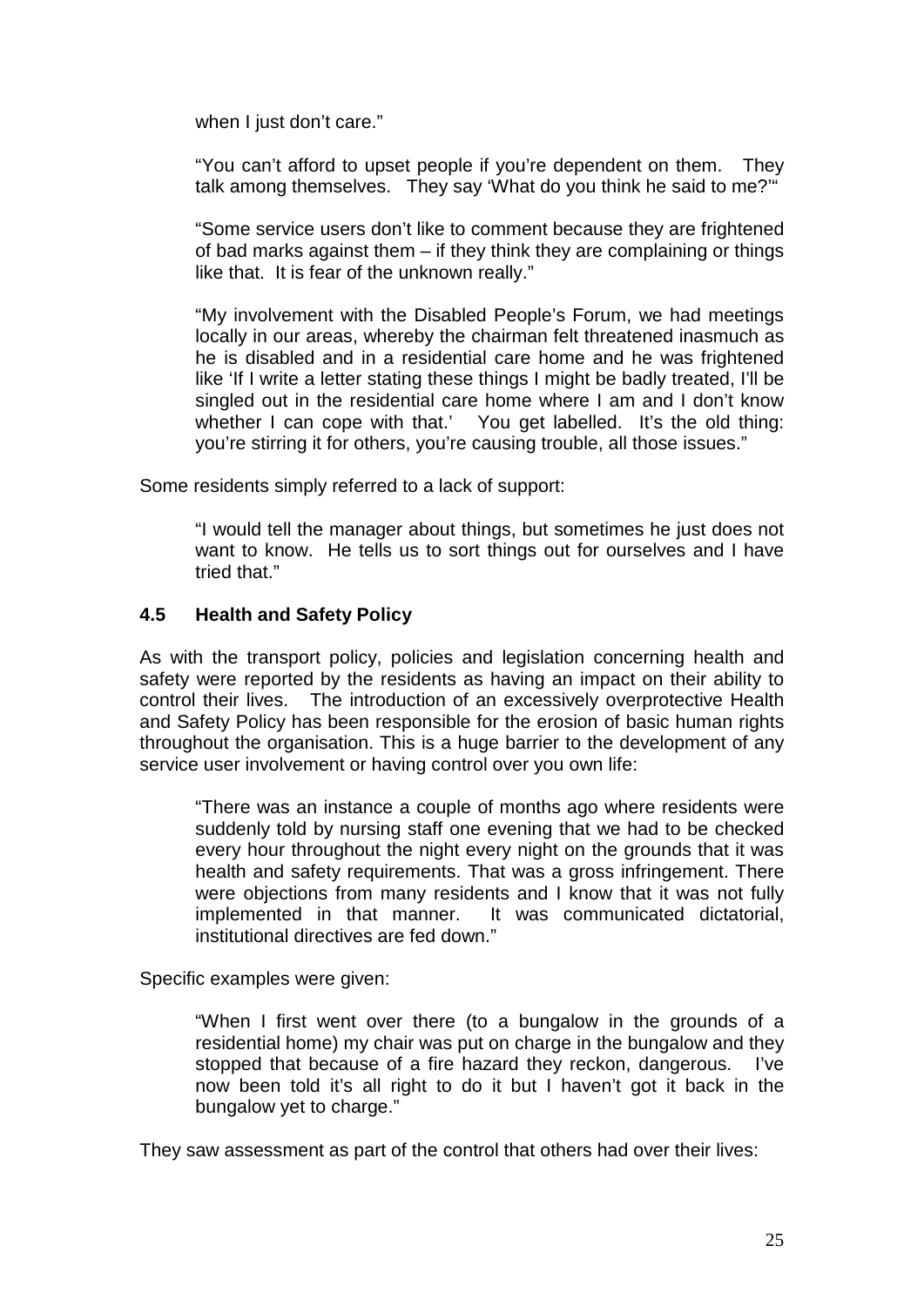when I just don't care."

> "You can't afford to upset people if you're dependent on them. They talk among themselves. They say 'What do you think he said to me?'"

> "Some service users don't like to comment because they are frightened of bad marks against them – if they think they are complaining or things like that. It is fear of the unknown really."

> "My involvement with the Disabled People's Forum, we had meetings locally in our areas, whereby the chairman felt threatened inasmuch as he is disabled and in a residential care home and he was frightened like 'If I write a letter stating these things I might be badly treated, I'll be singled out in the residential care home where I am and I don't know whether I can cope with that.' You get labelled. It's the old thing: you're stirring it for others, you're causing trouble, all those issues."

Some residents simply referred to a lack of support:

> "I would tell the manager about things, but sometimes he just does not want to know. He tells us to sort things out for ourselves and I have tried that."

### 4.5 Health and Safety Policy

As with the transport policy, policies and legislation concerning health and safety were reported by the residents as having an impact on their ability to control their lives. The introduction of an excessively overprotective Health and Safety Policy has been responsible for the erosion of basic human rights throughout the organisation. This is a huge barrier to the development of any service user involvement or having control over you own life:

> "There was an instance a couple of months ago where residents were suddenly told by nursing staff one evening that we had to be checked every hour throughout the night every night on the grounds that it was health and safety requirements. That was a gross infringement. There were objections from many residents and I know that it was not fully implemented in that manner. It was communicated dictatorial, institutional directives are fed down."

Specific examples were given:

> "When I first went over there (to a bungalow in the grounds of a residential home) my chair was put on charge in the bungalow and they stopped that because of a fire hazard they reckon, dangerous. I've now been told it's all right to do it but I haven't got it back in the bungalow yet to charge."

They saw assessment as part of the control that others had over their lives: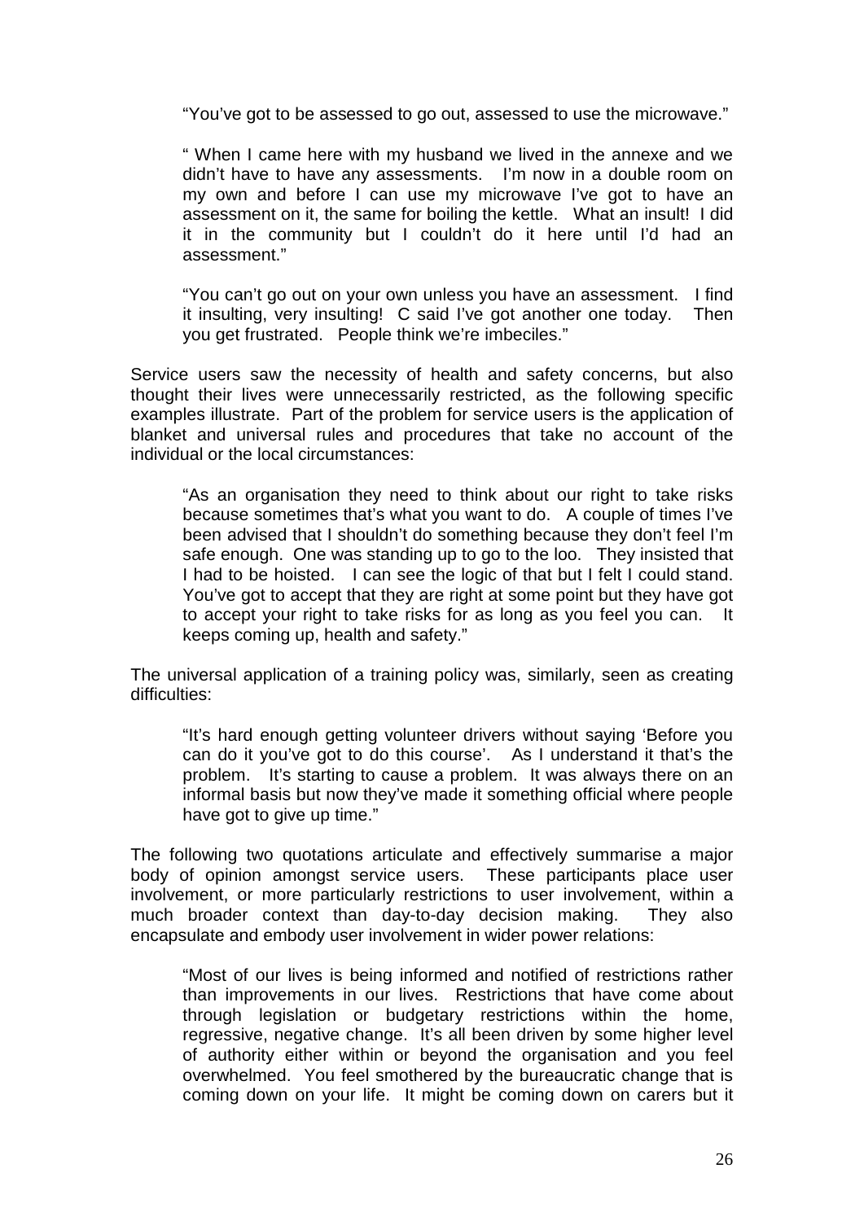> "You've got to be assessed to go out, assessed to use the microwave."

> " When I came here with my husband we lived in the annexe and we didn't have to have any assessments. I'm now in a double room on my own and before I can use my microwave I've got to have an assessment on it, the same for boiling the kettle. What an insult! I did it in the community but I couldn't do it here until I'd had an assessment."

> "You can't go out on your own unless you have an assessment. I find it insulting, very insulting! C said I've got another one today. Then you get frustrated. People think we're imbeciles."

Service users saw the necessity of health and safety concerns, but also thought their lives were unnecessarily restricted, as the following specific examples illustrate. Part of the problem for service users is the application of blanket and universal rules and procedures that take no account of the individual or the local circumstances:

> "As an organisation they need to think about our right to take risks because sometimes that's what you want to do. A couple of times I've been advised that I shouldn't do something because they don't feel I'm safe enough. One was standing up to go to the loo. They insisted that I had to be hoisted. I can see the logic of that but I felt I could stand. You've got to accept that they are right at some point but they have got to accept your right to take risks for as long as you feel you can. It keeps coming up, health and safety."

The universal application of a training policy was, similarly, seen as creating difficulties:

> "It's hard enough getting volunteer drivers without saying 'Before you can do it you've got to do this course'. As I understand it that's the problem. It's starting to cause a problem. It was always there on an informal basis but now they've made it something official where people have got to give up time."

The following two quotations articulate and effectively summarise a major body of opinion amongst service users. These participants place user involvement, or more particularly restrictions to user involvement, within a much broader context than day-to-day decision making. They also encapsulate and embody user involvement in wider power relations:

> "Most of our lives is being informed and notified of restrictions rather than improvements in our lives. Restrictions that have come about through legislation or budgetary restrictions within the home, regressive, negative change. It's all been driven by some higher level of authority either within or beyond the organisation and you feel overwhelmed. You feel smothered by the bureaucratic change that is coming down on your life. It might be coming down on carers but it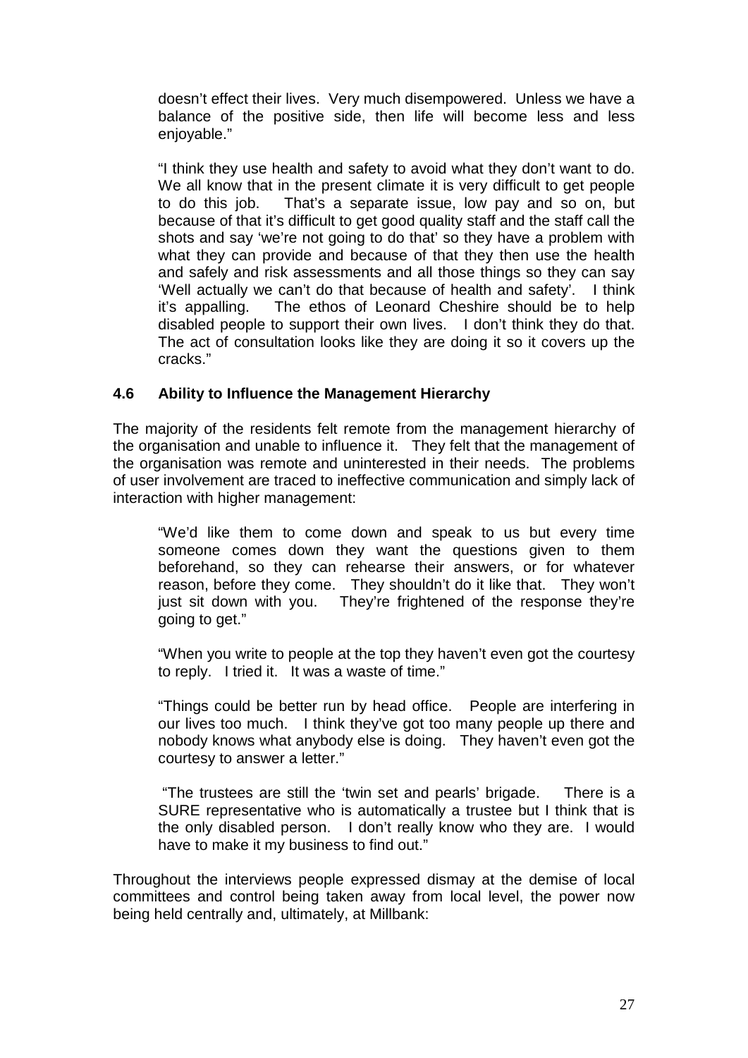doesn't effect their lives. Very much disempowered. Unless we have a balance of the positive side, then life will become less and less enjoyable."

"I think they use health and safety to avoid what they don't want to do. We all know that in the present climate it is very difficult to get people to do this job. That's a separate issue, low pay and so on, but because of that it's difficult to get good quality staff and the staff call the shots and say 'we're not going to do that' so they have a problem with what they can provide and because of that they then use the health and safely and risk assessments and all those things so they can say 'Well actually we can't do that because of health and safety'. I think it's appalling. The ethos of Leonard Cheshire should be to help disabled people to support their own lives. I don't think they do that. The act of consultation looks like they are doing it so it covers up the cracks."

### 4.6 Ability to Influence the Management Hierarchy

The majority of the residents felt remote from the management hierarchy of the organisation and unable to influence it. They felt that the management of the organisation was remote and uninterested in their needs. The problems of user involvement are traced to ineffective communication and simply lack of interaction with higher management:

"We'd like them to come down and speak to us but every time someone comes down they want the questions given to them beforehand, so they can rehearse their answers, or for whatever reason, before they come. They shouldn't do it like that. They won't just sit down with you. They're frightened of the response they're going to get."

"When you write to people at the top they haven't even got the courtesy to reply. I tried it. It was a waste of time."

"Things could be better run by head office. People are interfering in our lives too much. I think they've got too many people up there and nobody knows what anybody else is doing. They haven't even got the courtesy to answer a letter."

"The trustees are still the 'twin set and pearls' brigade. There is a SURE representative who is automatically a trustee but I think that is the only disabled person. I don't really know who they are. I would have to make it my business to find out."

Throughout the interviews people expressed dismay at the demise of local committees and control being taken away from local level, the power now being held centrally and, ultimately, at Millbank: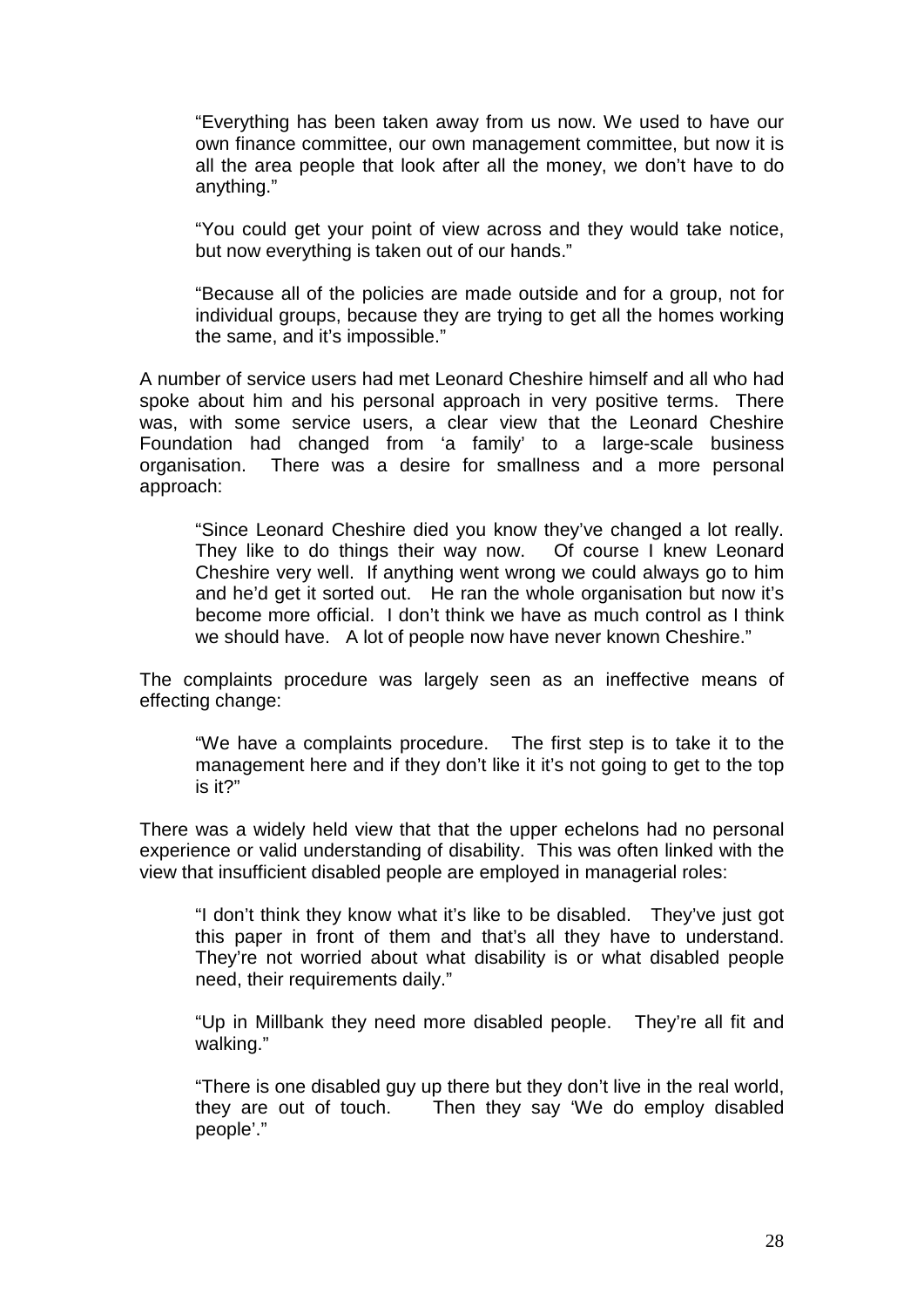> "Everything has been taken away from us now. We used to have our own finance committee, our own management committee, but now it is all the area people that look after all the money, we don't have to do anything."

> "You could get your point of view across and they would take notice, but now everything is taken out of our hands."

> "Because all of the policies are made outside and for a group, not for individual groups, because they are trying to get all the homes working the same, and it's impossible."

A number of service users had met Leonard Cheshire himself and all who had spoke about him and his personal approach in very positive terms. There was, with some service users, a clear view that the Leonard Cheshire Foundation had changed from 'a family' to a large-scale business organisation. There was a desire for smallness and a more personal approach:

> "Since Leonard Cheshire died you know they've changed a lot really. They like to do things their way now. Of course I knew Leonard Cheshire very well. If anything went wrong we could always go to him and he'd get it sorted out. He ran the whole organisation but now it's become more official. I don't think we have as much control as I think we should have. A lot of people now have never known Cheshire."

The complaints procedure was largely seen as an ineffective means of effecting change:

> "We have a complaints procedure. The first step is to take it to the management here and if they don't like it it's not going to get to the top is it?"

There was a widely held view that that the upper echelons had no personal experience or valid understanding of disability. This was often linked with the view that insufficient disabled people are employed in managerial roles:

> "I don't think they know what it's like to be disabled. They've just got this paper in front of them and that's all they have to understand. They're not worried about what disability is or what disabled people need, their requirements daily."

> "Up in Millbank they need more disabled people. They're all fit and walking."

> "There is one disabled guy up there but they don't live in the real world, they are out of touch. Then they say 'We do employ disabled people'."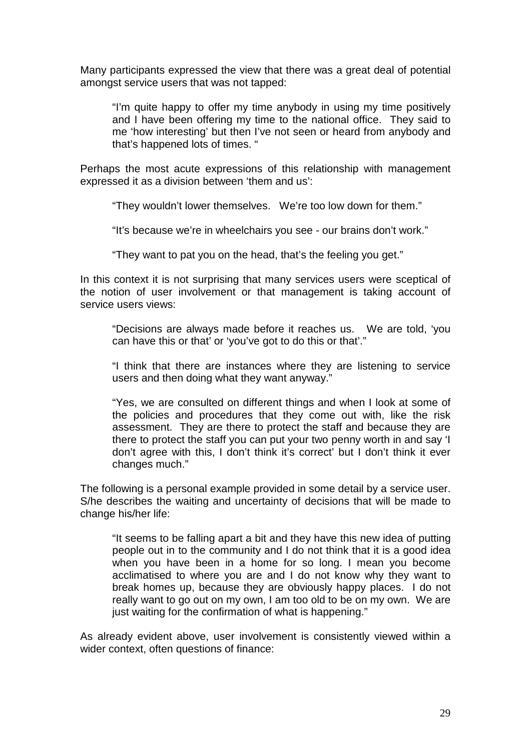Many participants expressed the view that there was a great deal of potential amongst service users that was not tapped:

> "I'm quite happy to offer my time anybody in using my time positively and I have been offering my time to the national office. They said to me 'how interesting' but then I've not seen or heard from anybody and that's happened lots of times. "

Perhaps the most acute expressions of this relationship with management expressed it as a division between 'them and us':

> "They wouldn't lower themselves. We're too low down for them."
>
> "It's because we're in wheelchairs you see - our brains don't work."
>
> "They want to pat you on the head, that's the feeling you get."

In this context it is not surprising that many services users were sceptical of the notion of user involvement or that management is taking account of service users views:

> "Decisions are always made before it reaches us. We are told, 'you can have this or that' or 'you've got to do this or that'."
>
> "I think that there are instances where they are listening to service users and then doing what they want anyway."
>
> "Yes, we are consulted on different things and when I look at some of the policies and procedures that they come out with, like the risk assessment. They are there to protect the staff and because they are there to protect the staff you can put your two penny worth in and say 'I don't agree with this, I don't think it's correct' but I don't think it ever changes much."

The following is a personal example provided in some detail by a service user. S/he describes the waiting and uncertainty of decisions that will be made to change his/her life:

> "It seems to be falling apart a bit and they have this new idea of putting people out in to the community and I do not think that it is a good idea when you have been in a home for so long. I mean you become acclimatised to where you are and I do not know why they want to break homes up, because they are obviously happy places. I do not really want to go out on my own, I am too old to be on my own. We are just waiting for the confirmation of what is happening."

As already evident above, user involvement is consistently viewed within a wider context, often questions of finance: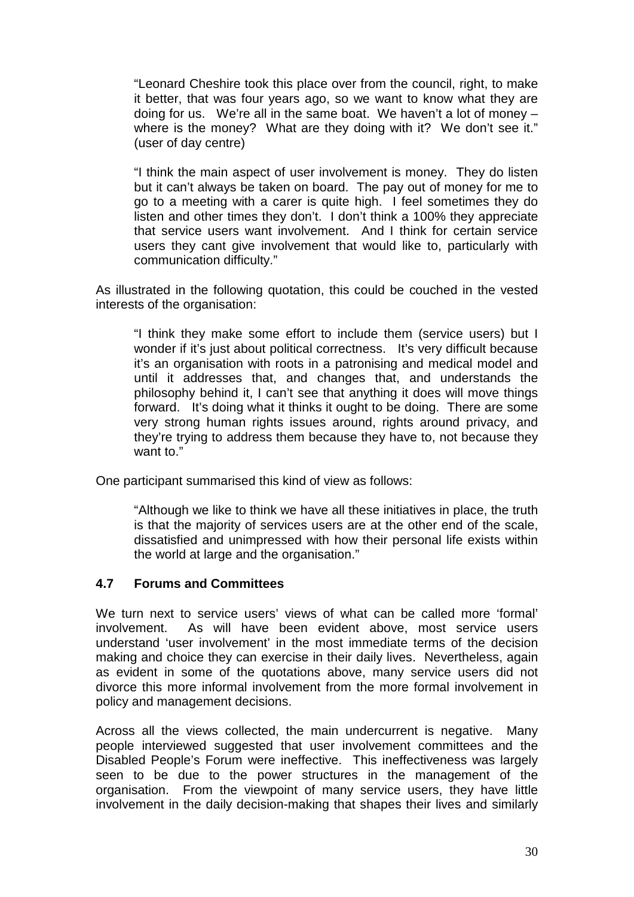> "Leonard Cheshire took this place over from the council, right, to make it better, that was four years ago, so we want to know what they are doing for us. We're all in the same boat. We haven't a lot of money – where is the money? What are they doing with it? We don't see it." (user of day centre)

> "I think the main aspect of user involvement is money. They do listen but it can't always be taken on board. The pay out of money for me to go to a meeting with a carer is quite high. I feel sometimes they do listen and other times they don't. I don't think a 100% they appreciate that service users want involvement. And I think for certain service users they cant give involvement that would like to, particularly with communication difficulty."

As illustrated in the following quotation, this could be couched in the vested interests of the organisation:

> "I think they make some effort to include them (service users) but I wonder if it's just about political correctness. It's very difficult because it's an organisation with roots in a patronising and medical model and until it addresses that, and changes that, and understands the philosophy behind it, I can't see that anything it does will move things forward. It's doing what it thinks it ought to be doing. There are some very strong human rights issues around, rights around privacy, and they're trying to address them because they have to, not because they want to."

One participant summarised this kind of view as follows:

> "Although we like to think we have all these initiatives in place, the truth is that the majority of services users are at the other end of the scale, dissatisfied and unimpressed with how their personal life exists within the world at large and the organisation."

### 4.7 Forums and Committees

We turn next to service users' views of what can be called more 'formal' involvement. As will have been evident above, most service users understand 'user involvement' in the most immediate terms of the decision making and choice they can exercise in their daily lives. Nevertheless, again as evident in some of the quotations above, many service users did not divorce this more informal involvement from the more formal involvement in policy and management decisions.

Across all the views collected, the main undercurrent is negative. Many people interviewed suggested that user involvement committees and the Disabled People's Forum were ineffective. This ineffectiveness was largely seen to be due to the power structures in the management of the organisation. From the viewpoint of many service users, they have little involvement in the daily decision-making that shapes their lives and similarly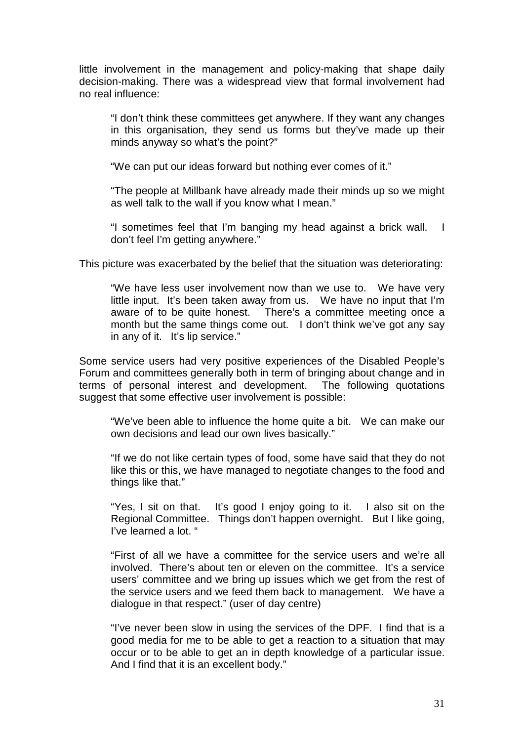little involvement in the management and policy-making that shape daily decision-making. There was a widespread view that formal involvement had no real influence:

> "I don't think these committees get anywhere. If they want any changes in this organisation, they send us forms but they've made up their minds anyway so what's the point?"

> "We can put our ideas forward but nothing ever comes of it."

> "The people at Millbank have already made their minds up so we might as well talk to the wall if you know what I mean."

> "I sometimes feel that I'm banging my head against a brick wall. I don't feel I'm getting anywhere."

This picture was exacerbated by the belief that the situation was deteriorating:

> "We have less user involvement now than we use to. We have very little input. It's been taken away from us. We have no input that I'm aware of to be quite honest. There's a committee meeting once a month but the same things come out. I don't think we've got any say in any of it. It's lip service."

Some service users had very positive experiences of the Disabled People's Forum and committees generally both in term of bringing about change and in terms of personal interest and development. The following quotations suggest that some effective user involvement is possible:

> "We've been able to influence the home quite a bit. We can make our own decisions and lead our own lives basically."

> "If we do not like certain types of food, some have said that they do not like this or this, we have managed to negotiate changes to the food and things like that."

> "Yes, I sit on that. It's good I enjoy going to it. I also sit on the Regional Committee. Things don't happen overnight. But I like going, I've learned a lot. "

> "First of all we have a committee for the service users and we're all involved. There's about ten or eleven on the committee. It's a service users' committee and we bring up issues which we get from the rest of the service users and we feed them back to management. We have a dialogue in that respect." (user of day centre)

> "I've never been slow in using the services of the DPF. I find that is a good media for me to be able to get a reaction to a situation that may occur or to be able to get an in depth knowledge of a particular issue. And I find that it is an excellent body."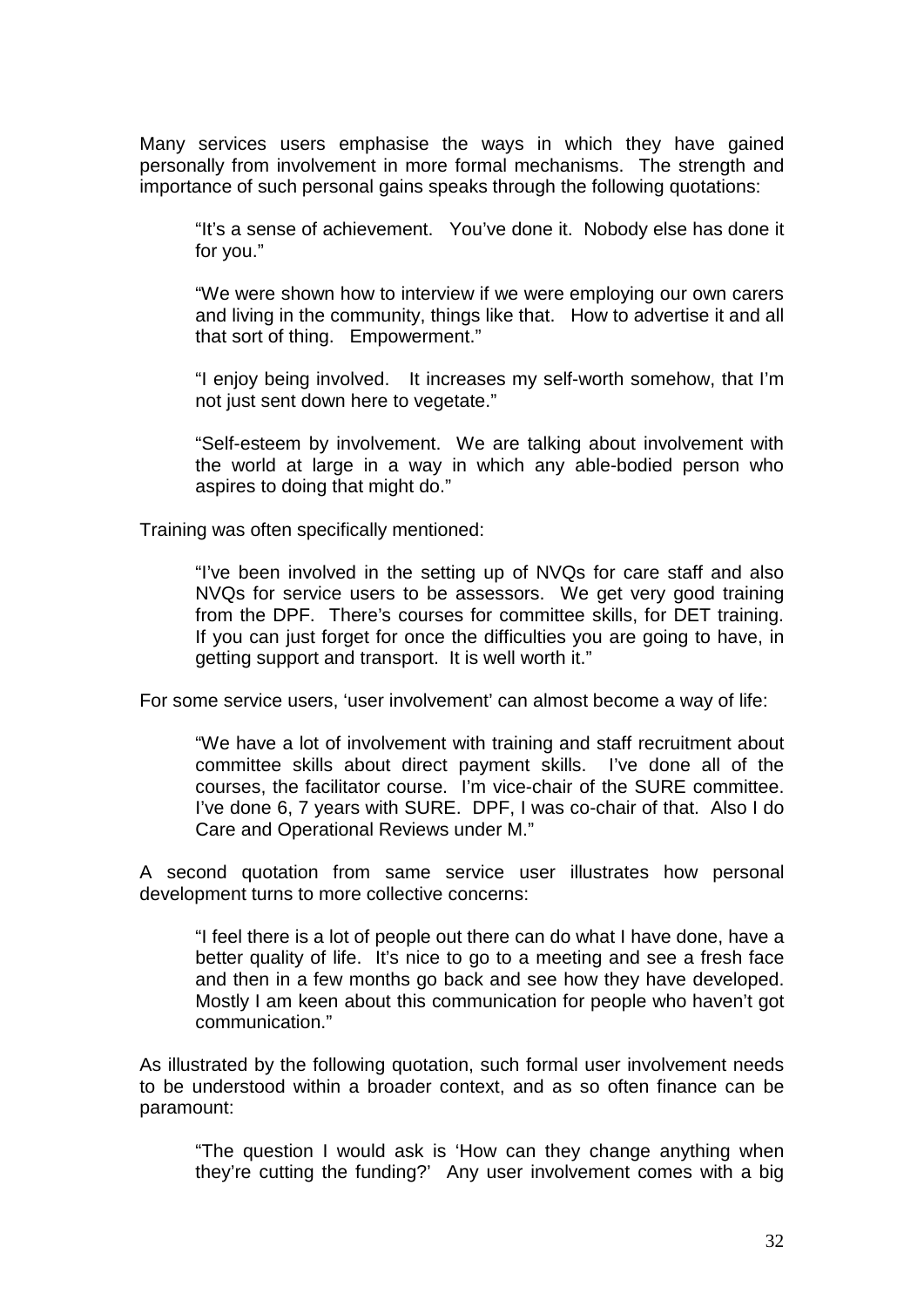Many services users emphasise the ways in which they have gained personally from involvement in more formal mechanisms. The strength and importance of such personal gains speaks through the following quotations:

> "It's a sense of achievement. You've done it. Nobody else has done it for you."

> "We were shown how to interview if we were employing our own carers and living in the community, things like that. How to advertise it and all that sort of thing. Empowerment."

> "I enjoy being involved. It increases my self-worth somehow, that I'm not just sent down here to vegetate."

> "Self-esteem by involvement. We are talking about involvement with the world at large in a way in which any able-bodied person who aspires to doing that might do."

Training was often specifically mentioned:

> "I've been involved in the setting up of NVQs for care staff and also NVQs for service users to be assessors. We get very good training from the DPF. There's courses for committee skills, for DET training. If you can just forget for once the difficulties you are going to have, in getting support and transport. It is well worth it."

For some service users, 'user involvement' can almost become a way of life:

> "We have a lot of involvement with training and staff recruitment about committee skills about direct payment skills. I've done all of the courses, the facilitator course. I'm vice-chair of the SURE committee. I've done 6, 7 years with SURE. DPF, I was co-chair of that. Also I do Care and Operational Reviews under M."

A second quotation from same service user illustrates how personal development turns to more collective concerns:

> "I feel there is a lot of people out there can do what I have done, have a better quality of life. It's nice to go to a meeting and see a fresh face and then in a few months go back and see how they have developed. Mostly I am keen about this communication for people who haven't got communication."

As illustrated by the following quotation, such formal user involvement needs to be understood within a broader context, and as so often finance can be paramount:

> "The question I would ask is 'How can they change anything when they're cutting the funding?' Any user involvement comes with a big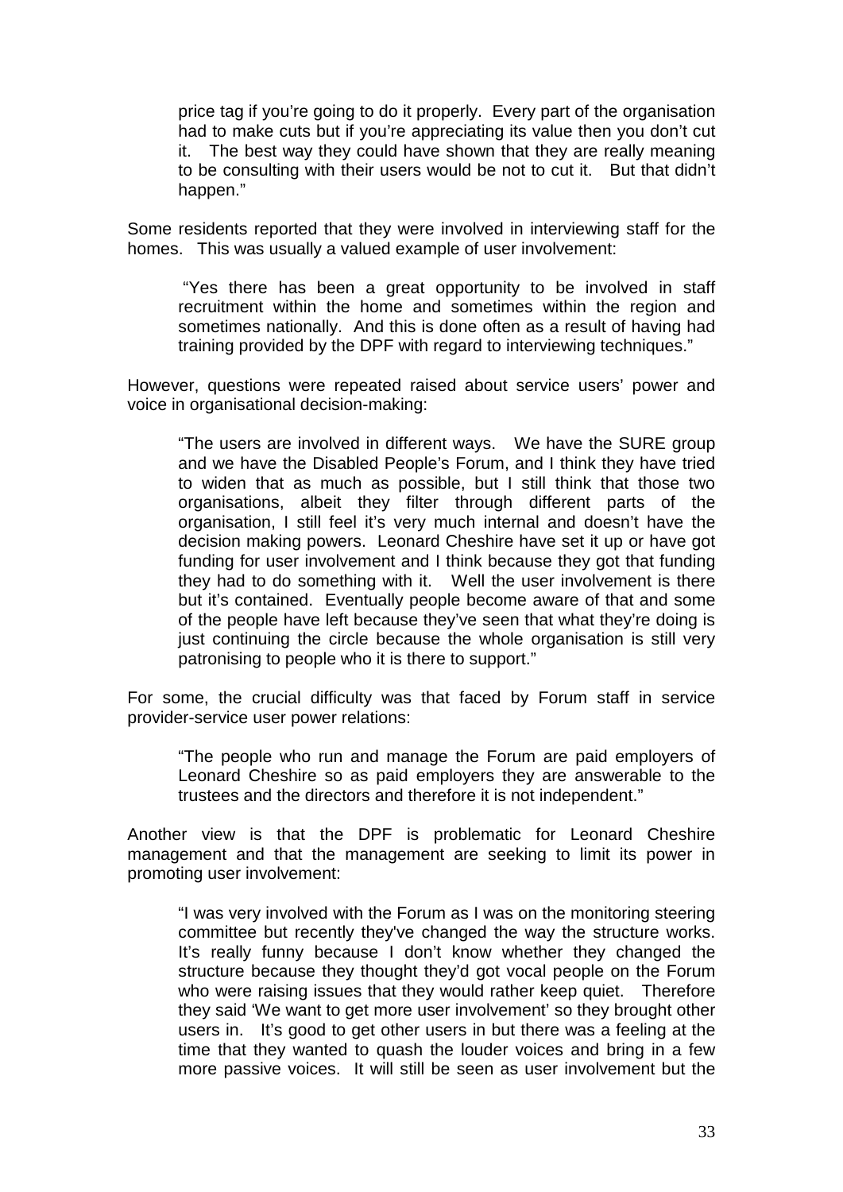> price tag if you're going to do it properly. Every part of the organisation had to make cuts but if you're appreciating its value then you don't cut it. The best way they could have shown that they are really meaning to be consulting with their users would be not to cut it. But that didn't happen."

Some residents reported that they were involved in interviewing staff for the homes. This was usually a valued example of user involvement:

> "Yes there has been a great opportunity to be involved in staff recruitment within the home and sometimes within the region and sometimes nationally. And this is done often as a result of having had training provided by the DPF with regard to interviewing techniques."

However, questions were repeated raised about service users' power and voice in organisational decision-making:

> "The users are involved in different ways. We have the SURE group and we have the Disabled People's Forum, and I think they have tried to widen that as much as possible, but I still think that those two organisations, albeit they filter through different parts of the organisation, I still feel it's very much internal and doesn't have the decision making powers. Leonard Cheshire have set it up or have got funding for user involvement and I think because they got that funding they had to do something with it. Well the user involvement is there but it's contained. Eventually people become aware of that and some of the people have left because they've seen that what they're doing is just continuing the circle because the whole organisation is still very patronising to people who it is there to support."

For some, the crucial difficulty was that faced by Forum staff in service provider-service user power relations:

> "The people who run and manage the Forum are paid employers of Leonard Cheshire so as paid employers they are answerable to the trustees and the directors and therefore it is not independent."

Another view is that the DPF is problematic for Leonard Cheshire management and that the management are seeking to limit its power in promoting user involvement:

> "I was very involved with the Forum as I was on the monitoring steering committee but recently they've changed the way the structure works. It's really funny because I don't know whether they changed the structure because they thought they'd got vocal people on the Forum who were raising issues that they would rather keep quiet. Therefore they said 'We want to get more user involvement' so they brought other users in. It's good to get other users in but there was a feeling at the time that they wanted to quash the louder voices and bring in a few more passive voices. It will still be seen as user involvement but the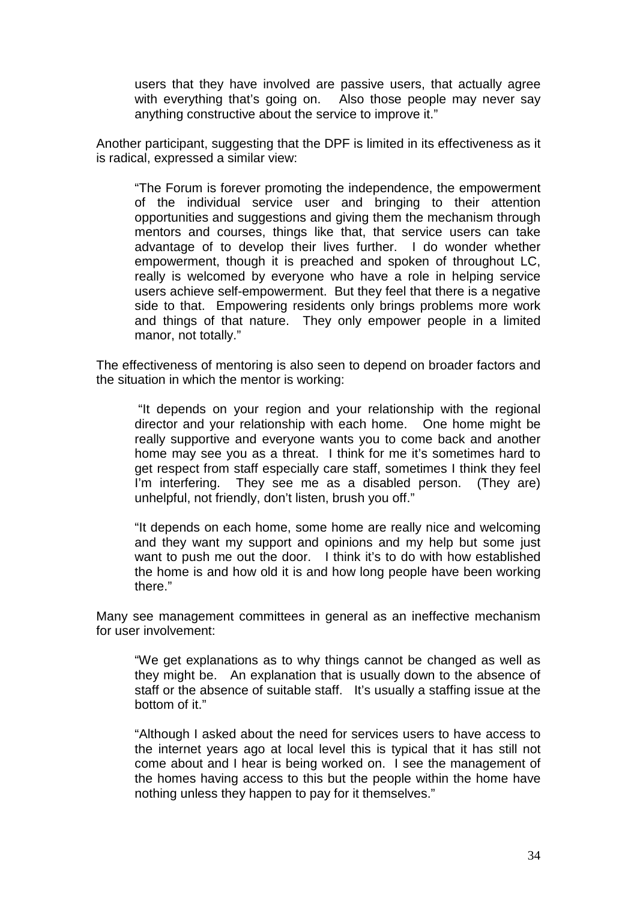> users that they have involved are passive users, that actually agree with everything that's going on. Also those people may never say anything constructive about the service to improve it."

Another participant, suggesting that the DPF is limited in its effectiveness as it is radical, expressed a similar view:

> "The Forum is forever promoting the independence, the empowerment of the individual service user and bringing to their attention opportunities and suggestions and giving them the mechanism through mentors and courses, things like that, that service users can take advantage of to develop their lives further. I do wonder whether empowerment, though it is preached and spoken of throughout LC, really is welcomed by everyone who have a role in helping service users achieve self-empowerment. But they feel that there is a negative side to that. Empowering residents only brings problems more work and things of that nature. They only empower people in a limited manor, not totally."

The effectiveness of mentoring is also seen to depend on broader factors and the situation in which the mentor is working:

> "It depends on your region and your relationship with the regional director and your relationship with each home. One home might be really supportive and everyone wants you to come back and another home may see you as a threat. I think for me it's sometimes hard to get respect from staff especially care staff, sometimes I think they feel I'm interfering. They see me as a disabled person. (They are) unhelpful, not friendly, don't listen, brush you off."

> "It depends on each home, some home are really nice and welcoming and they want my support and opinions and my help but some just want to push me out the door. I think it's to do with how established the home is and how old it is and how long people have been working there."

Many see management committees in general as an ineffective mechanism for user involvement:

> "We get explanations as to why things cannot be changed as well as they might be. An explanation that is usually down to the absence of staff or the absence of suitable staff. It's usually a staffing issue at the bottom of it."

> "Although I asked about the need for services users to have access to the internet years ago at local level this is typical that it has still not come about and I hear is being worked on. I see the management of the homes having access to this but the people within the home have nothing unless they happen to pay for it themselves."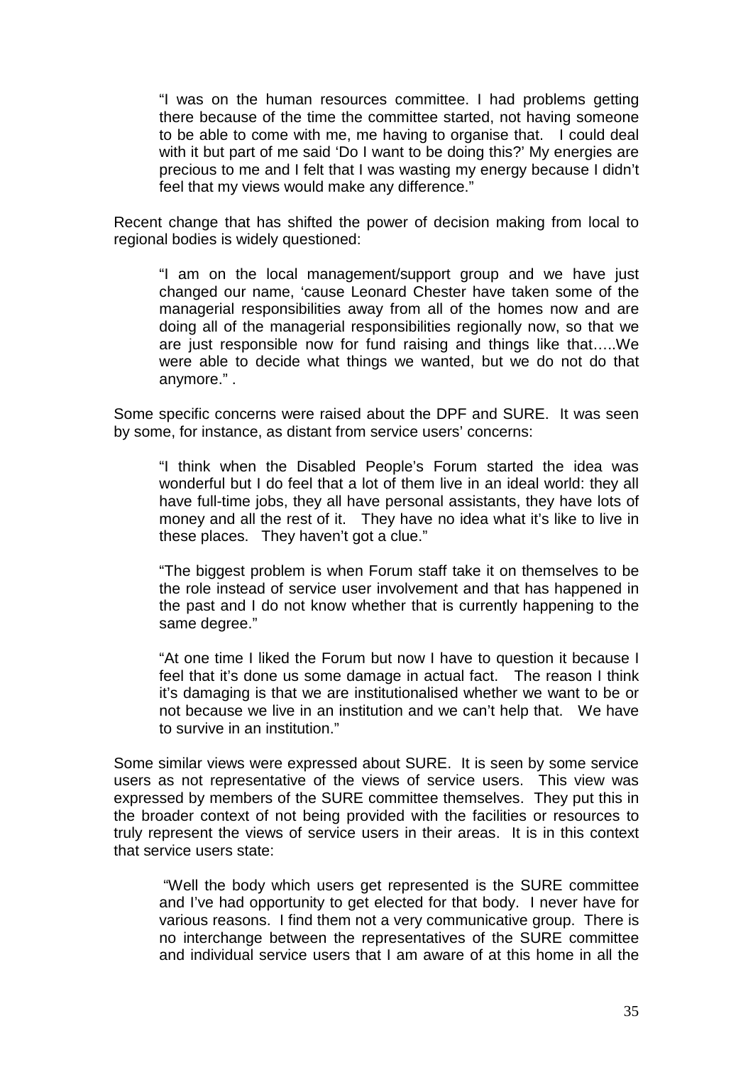> "I was on the human resources committee. I had problems getting there because of the time the committee started, not having someone to be able to come with me, me having to organise that. I could deal with it but part of me said 'Do I want to be doing this?' My energies are precious to me and I felt that I was wasting my energy because I didn't feel that my views would make any difference."

Recent change that has shifted the power of decision making from local to regional bodies is widely questioned:

> "I am on the local management/support group and we have just changed our name, 'cause Leonard Chester have taken some of the managerial responsibilities away from all of the homes now and are doing all of the managerial responsibilities regionally now, so that we are just responsible now for fund raising and things like that…..We were able to decide what things we wanted, but we do not do that anymore." .

Some specific concerns were raised about the DPF and SURE. It was seen by some, for instance, as distant from service users' concerns:

> "I think when the Disabled People's Forum started the idea was wonderful but I do feel that a lot of them live in an ideal world: they all have full-time jobs, they all have personal assistants, they have lots of money and all the rest of it. They have no idea what it's like to live in these places. They haven't got a clue."

> "The biggest problem is when Forum staff take it on themselves to be the role instead of service user involvement and that has happened in the past and I do not know whether that is currently happening to the same degree."

> "At one time I liked the Forum but now I have to question it because I feel that it's done us some damage in actual fact. The reason I think it's damaging is that we are institutionalised whether we want to be or not because we live in an institution and we can't help that. We have to survive in an institution."

Some similar views were expressed about SURE. It is seen by some service users as not representative of the views of service users. This view was expressed by members of the SURE committee themselves. They put this in the broader context of not being provided with the facilities or resources to truly represent the views of service users in their areas. It is in this context that service users state:

> "Well the body which users get represented is the SURE committee and I've had opportunity to get elected for that body. I never have for various reasons. I find them not a very communicative group. There is no interchange between the representatives of the SURE committee and individual service users that I am aware of at this home in all the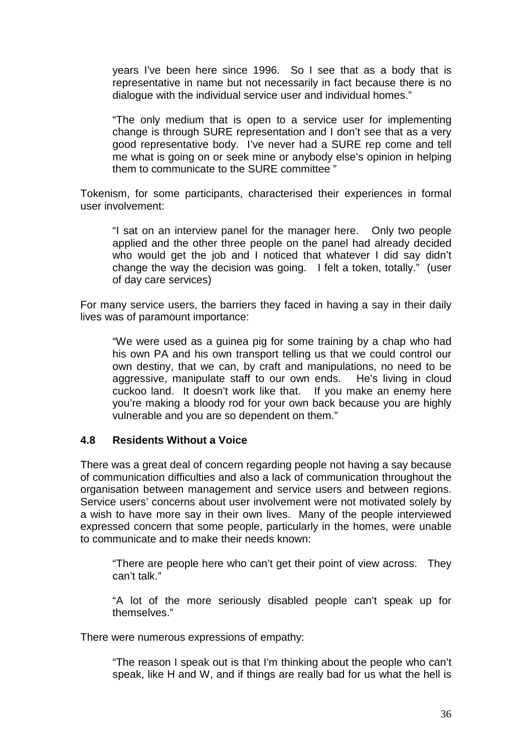years I've been here since 1996. So I see that as a body that is representative in name but not necessarily in fact because there is no dialogue with the individual service user and individual homes."

> "The only medium that is open to a service user for implementing change is through SURE representation and I don't see that as a very good representative body. I've never had a SURE rep come and tell me what is going on or seek mine or anybody else's opinion in helping them to communicate to the SURE committee "

Tokenism, for some participants, characterised their experiences in formal user involvement:

> "I sat on an interview panel for the manager here. Only two people applied and the other three people on the panel had already decided who would get the job and I noticed that whatever I did say didn't change the way the decision was going. I felt a token, totally." (user of day care services)

For many service users, the barriers they faced in having a say in their daily lives was of paramount importance:

> "We were used as a guinea pig for some training by a chap who had his own PA and his own transport telling us that we could control our own destiny, that we can, by craft and manipulations, no need to be aggressive, manipulate staff to our own ends. He's living in cloud cuckoo land. It doesn't work like that. If you make an enemy here you're making a bloody rod for your own back because you are highly vulnerable and you are so dependent on them."

### 4.8 Residents Without a Voice

There was a great deal of concern regarding people not having a say because of communication difficulties and also a lack of communication throughout the organisation between management and service users and between regions. Service users' concerns about user involvement were not motivated solely by a wish to have more say in their own lives. Many of the people interviewed expressed concern that some people, particularly in the homes, were unable to communicate and to make their needs known:

> "There are people here who can't get their point of view across. They can't talk."

> "A lot of the more seriously disabled people can't speak up for themselves."

There were numerous expressions of empathy:

> "The reason I speak out is that I'm thinking about the people who can't speak, like H and W, and if things are really bad for us what the hell is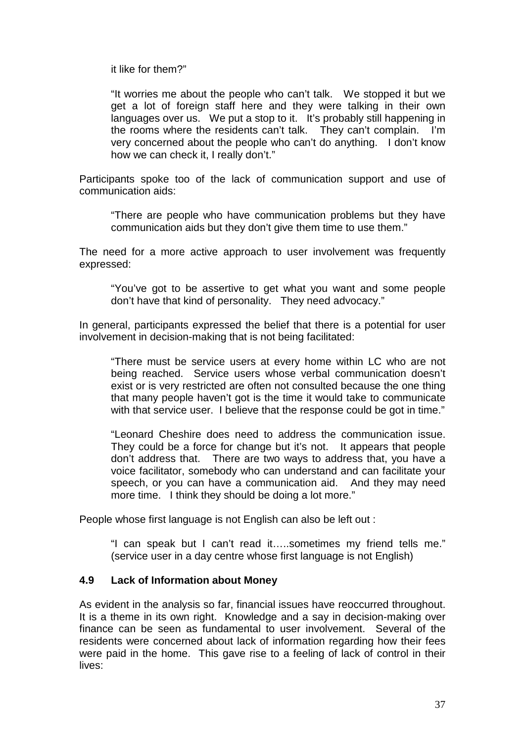it like for them?"

> "It worries me about the people who can't talk. We stopped it but we get a lot of foreign staff here and they were talking in their own languages over us. We put a stop to it. It's probably still happening in the rooms where the residents can't talk. They can't complain. I'm very concerned about the people who can't do anything. I don't know how we can check it, I really don't."

Participants spoke too of the lack of communication support and use of communication aids:

> "There are people who have communication problems but they have communication aids but they don't give them time to use them."

The need for a more active approach to user involvement was frequently expressed:

> "You've got to be assertive to get what you want and some people don't have that kind of personality. They need advocacy."

In general, participants expressed the belief that there is a potential for user involvement in decision-making that is not being facilitated:

> "There must be service users at every home within LC who are not being reached. Service users whose verbal communication doesn't exist or is very restricted are often not consulted because the one thing that many people haven't got is the time it would take to communicate with that service user. I believe that the response could be got in time."

> "Leonard Cheshire does need to address the communication issue. They could be a force for change but it's not. It appears that people don't address that. There are two ways to address that, you have a voice facilitator, somebody who can understand and can facilitate your speech, or you can have a communication aid. And they may need more time. I think they should be doing a lot more."

People whose first language is not English can also be left out :

> "I can speak but I can't read it…..sometimes my friend tells me." (service user in a day centre whose first language is not English)

### 4.9 Lack of Information about Money

As evident in the analysis so far, financial issues have reoccurred throughout. It is a theme in its own right. Knowledge and a say in decision-making over finance can be seen as fundamental to user involvement. Several of the residents were concerned about lack of information regarding how their fees were paid in the home. This gave rise to a feeling of lack of control in their lives: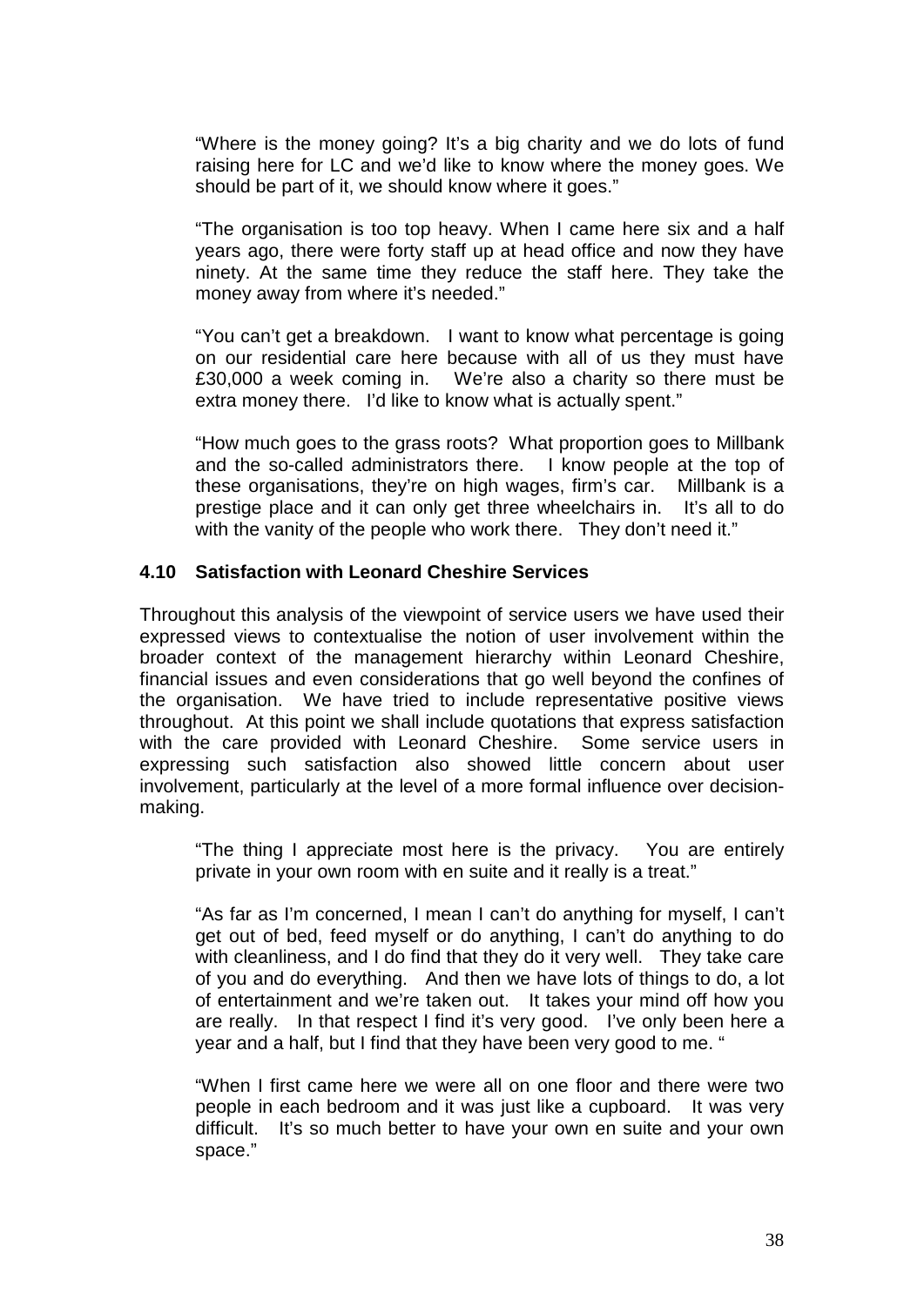> "Where is the money going? It's a big charity and we do lots of fund raising here for LC and we'd like to know where the money goes. We should be part of it, we should know where it goes."
>
> "The organisation is too top heavy. When I came here six and a half years ago, there were forty staff up at head office and now they have ninety. At the same time they reduce the staff here. They take the money away from where it's needed."
>
> "You can't get a breakdown. I want to know what percentage is going on our residential care here because with all of us they must have £30,000 a week coming in. We're also a charity so there must be extra money there. I'd like to know what is actually spent."
>
> "How much goes to the grass roots? What proportion goes to Millbank and the so-called administrators there. I know people at the top of these organisations, they're on high wages, firm's car. Millbank is a prestige place and it can only get three wheelchairs in. It's all to do with the vanity of the people who work there. They don't need it."

### 4.10 Satisfaction with Leonard Cheshire Services

Throughout this analysis of the viewpoint of service users we have used their expressed views to contextualise the notion of user involvement within the broader context of the management hierarchy within Leonard Cheshire, financial issues and even considerations that go well beyond the confines of the organisation. We have tried to include representative positive views throughout. At this point we shall include quotations that express satisfaction with the care provided with Leonard Cheshire. Some service users in expressing such satisfaction also showed little concern about user involvement, particularly at the level of a more formal influence over decision-making.

> "The thing I appreciate most here is the privacy. You are entirely private in your own room with en suite and it really is a treat."
>
> "As far as I'm concerned, I mean I can't do anything for myself, I can't get out of bed, feed myself or do anything, I can't do anything to do with cleanliness, and I do find that they do it very well. They take care of you and do everything. And then we have lots of things to do, a lot of entertainment and we're taken out. It takes your mind off how you are really. In that respect I find it's very good. I've only been here a year and a half, but I find that they have been very good to me."
>
> "When I first came here we were all on one floor and there were two people in each bedroom and it was just like a cupboard. It was very difficult. It's so much better to have your own en suite and your own space."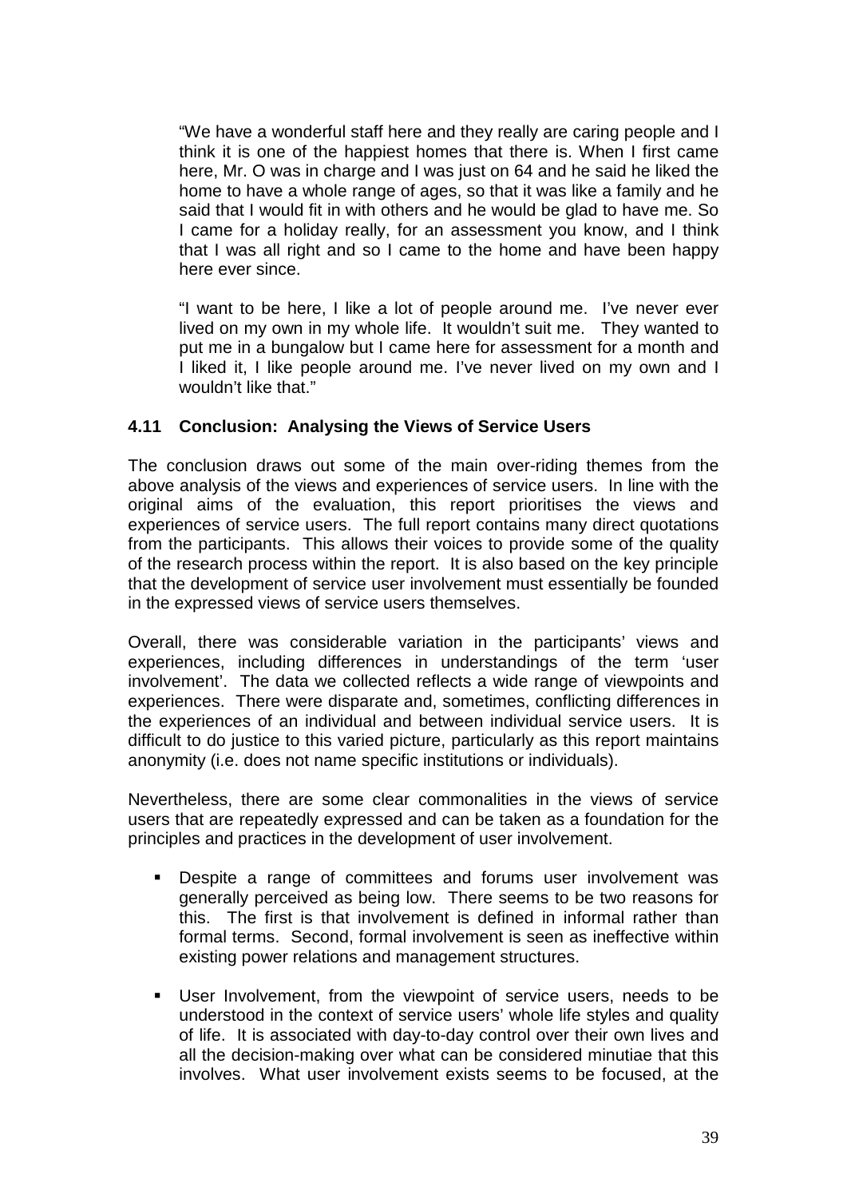> "We have a wonderful staff here and they really are caring people and I think it is one of the happiest homes that there is. When I first came here, Mr. O was in charge and I was just on 64 and he said he liked the home to have a whole range of ages, so that it was like a family and he said that I would fit in with others and he would be glad to have me. So I came for a holiday really, for an assessment you know, and I think that I was all right and so I came to the home and have been happy here ever since.
>
> "I want to be here, I like a lot of people around me. I've never ever lived on my own in my whole life. It wouldn't suit me. They wanted to put me in a bungalow but I came here for assessment for a month and I liked it, I like people around me. I've never lived on my own and I wouldn't like that."

### 4.11 Conclusion: Analysing the Views of Service Users

The conclusion draws out some of the main over-riding themes from the above analysis of the views and experiences of service users. In line with the original aims of the evaluation, this report prioritises the views and experiences of service users. The full report contains many direct quotations from the participants. This allows their voices to provide some of the quality of the research process within the report. It is also based on the key principle that the development of service user involvement must essentially be founded in the expressed views of service users themselves.

Overall, there was considerable variation in the participants' views and experiences, including differences in understandings of the term 'user involvement'. The data we collected reflects a wide range of viewpoints and experiences. There were disparate and, sometimes, conflicting differences in the experiences of an individual and between individual service users. It is difficult to do justice to this varied picture, particularly as this report maintains anonymity (i.e. does not name specific institutions or individuals).

Nevertheless, there are some clear commonalities in the views of service users that are repeatedly expressed and can be taken as a foundation for the principles and practices in the development of user involvement.

- Despite a range of committees and forums user involvement was generally perceived as being low. There seems to be two reasons for this. The first is that involvement is defined in informal rather than formal terms. Second, formal involvement is seen as ineffective within existing power relations and management structures.
- User Involvement, from the viewpoint of service users, needs to be understood in the context of service users' whole life styles and quality of life. It is associated with day-to-day control over their own lives and all the decision-making over what can be considered minutiae that this involves. What user involvement exists seems to be focused, at the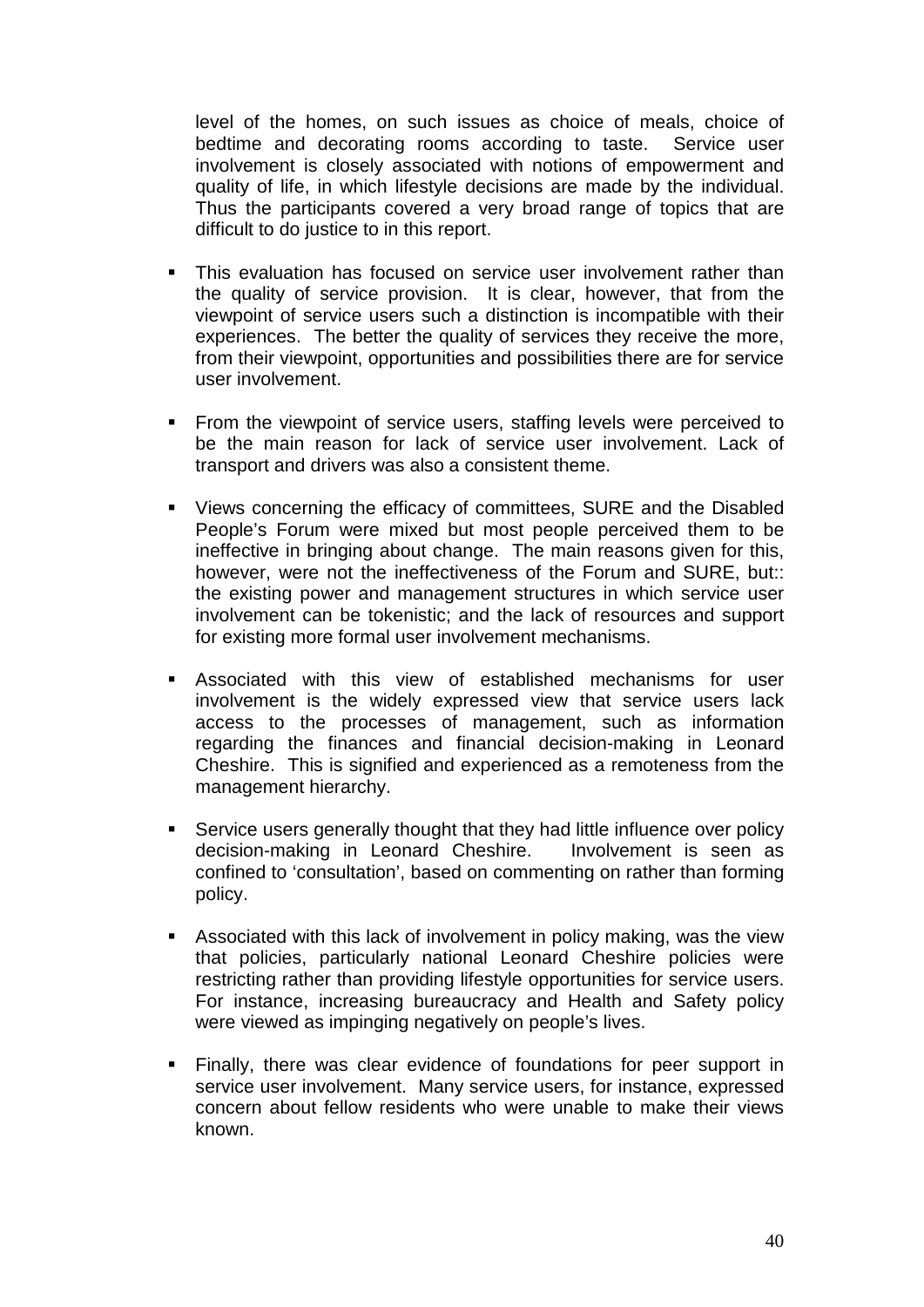level of the homes, on such issues as choice of meals, choice of bedtime and decorating rooms according to taste. Service user involvement is closely associated with notions of empowerment and quality of life, in which lifestyle decisions are made by the individual. Thus the participants covered a very broad range of topics that are difficult to do justice to in this report.

- This evaluation has focused on service user involvement rather than the quality of service provision. It is clear, however, that from the viewpoint of service users such a distinction is incompatible with their experiences. The better the quality of services they receive the more, from their viewpoint, opportunities and possibilities there are for service user involvement.

- From the viewpoint of service users, staffing levels were perceived to be the main reason for lack of service user involvement. Lack of transport and drivers was also a consistent theme.

- Views concerning the efficacy of committees, SURE and the Disabled People's Forum were mixed but most people perceived them to be ineffective in bringing about change. The main reasons given for this, however, were not the ineffectiveness of the Forum and SURE, but:: the existing power and management structures in which service user involvement can be tokenistic; and the lack of resources and support for existing more formal user involvement mechanisms.

- Associated with this view of established mechanisms for user involvement is the widely expressed view that service users lack access to the processes of management, such as information regarding the finances and financial decision-making in Leonard Cheshire. This is signified and experienced as a remoteness from the management hierarchy.

- Service users generally thought that they had little influence over policy decision-making in Leonard Cheshire. Involvement is seen as confined to 'consultation', based on commenting on rather than forming policy.

- Associated with this lack of involvement in policy making, was the view that policies, particularly national Leonard Cheshire policies were restricting rather than providing lifestyle opportunities for service users. For instance, increasing bureaucracy and Health and Safety policy were viewed as impinging negatively on people's lives.

- Finally, there was clear evidence of foundations for peer support in service user involvement. Many service users, for instance, expressed concern about fellow residents who were unable to make their views known.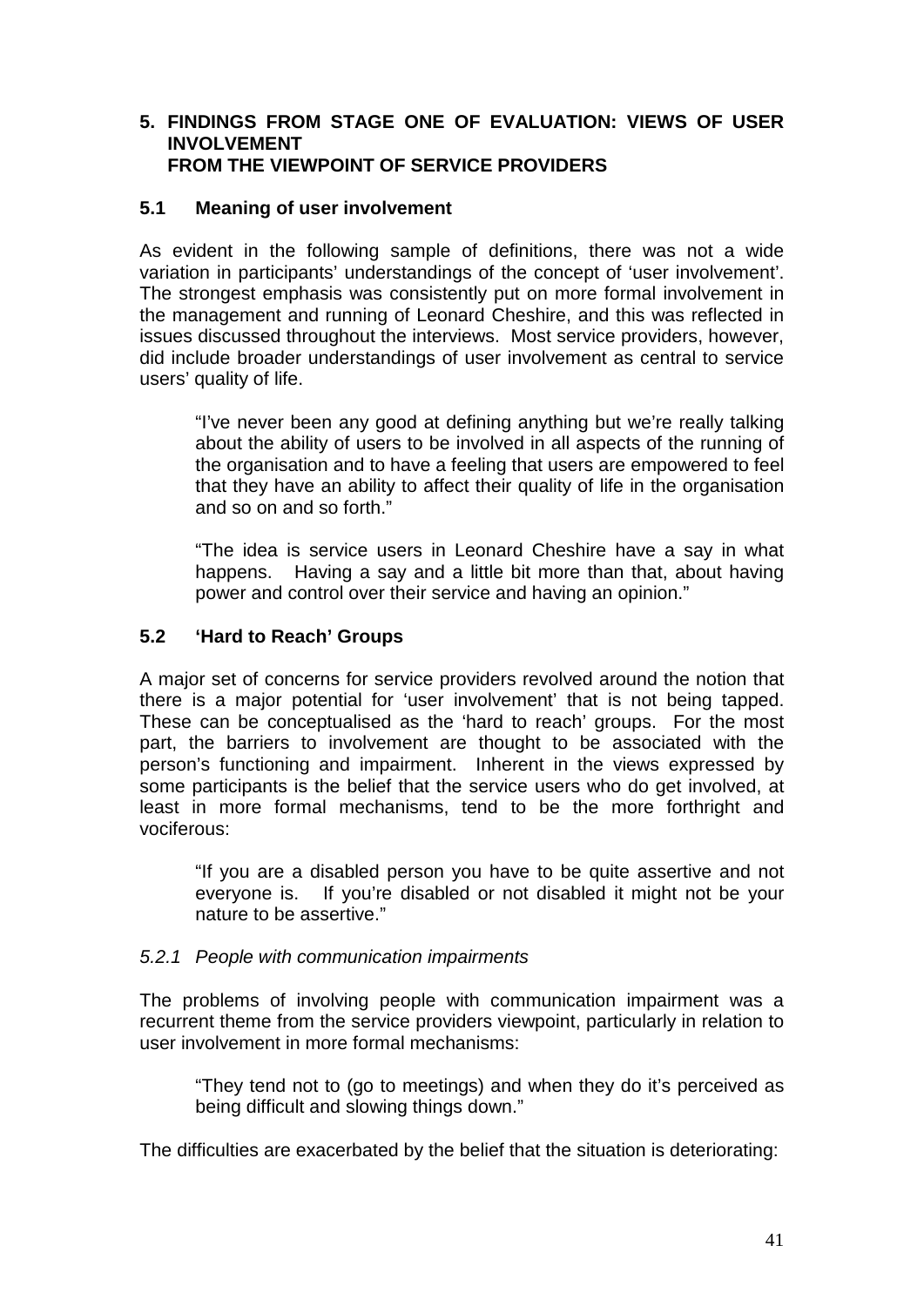## 5. FINDINGS FROM STAGE ONE OF EVALUATION: VIEWS OF USER INVOLVEMENT FROM THE VIEWPOINT OF SERVICE PROVIDERS

### 5.1 Meaning of user involvement

As evident in the following sample of definitions, there was not a wide variation in participants' understandings of the concept of 'user involvement'. The strongest emphasis was consistently put on more formal involvement in the management and running of Leonard Cheshire, and this was reflected in issues discussed throughout the interviews. Most service providers, however, did include broader understandings of user involvement as central to service users' quality of life.

> "I've never been any good at defining anything but we're really talking about the ability of users to be involved in all aspects of the running of the organisation and to have a feeling that users are empowered to feel that they have an ability to affect their quality of life in the organisation and so on and so forth."

> "The idea is service users in Leonard Cheshire have a say in what happens. Having a say and a little bit more than that, about having power and control over their service and having an opinion."

### 5.2 'Hard to Reach' Groups

A major set of concerns for service providers revolved around the notion that there is a major potential for 'user involvement' that is not being tapped. These can be conceptualised as the 'hard to reach' groups. For the most part, the barriers to involvement are thought to be associated with the person's functioning and impairment. Inherent in the views expressed by some participants is the belief that the service users who do get involved, at least in more formal mechanisms, tend to be the more forthright and vociferous:

> "If you are a disabled person you have to be quite assertive and not everyone is. If you're disabled or not disabled it might not be your nature to be assertive."

#### *5.2.1 People with communication impairments*

The problems of involving people with communication impairment was a recurrent theme from the service providers viewpoint, particularly in relation to user involvement in more formal mechanisms:

> "They tend not to (go to meetings) and when they do it's perceived as being difficult and slowing things down."

The difficulties are exacerbated by the belief that the situation is deteriorating: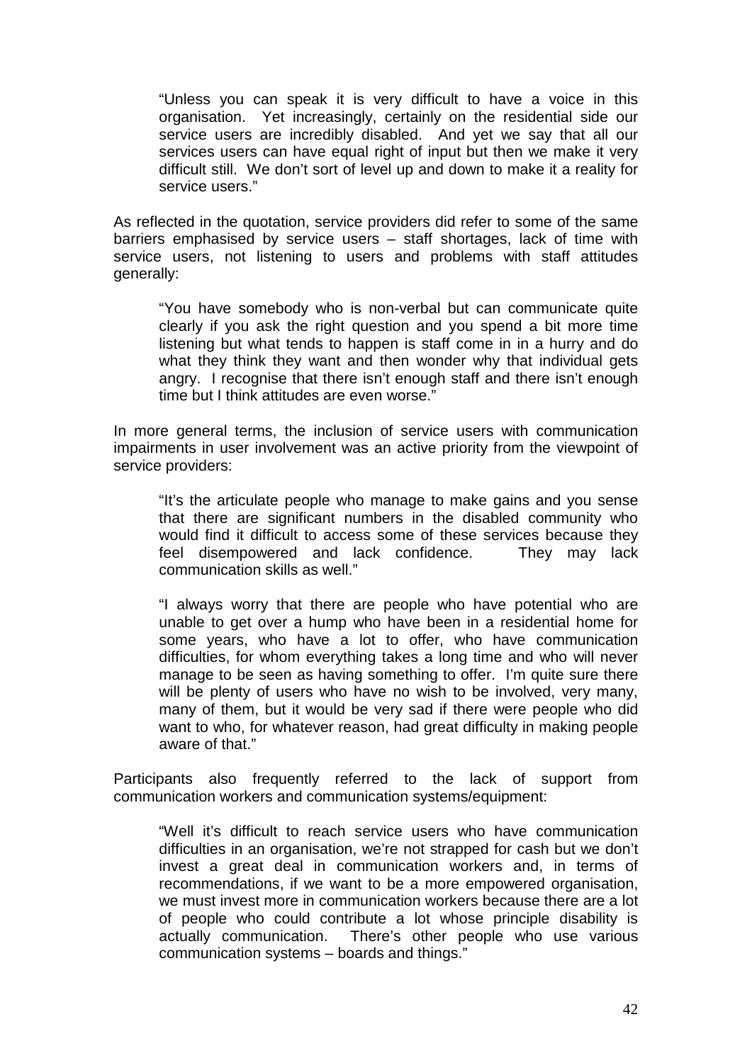> "Unless you can speak it is very difficult to have a voice in this organisation. Yet increasingly, certainly on the residential side our service users are incredibly disabled. And yet we say that all our services users can have equal right of input but then we make it very difficult still. We don't sort of level up and down to make it a reality for service users."

As reflected in the quotation, service providers did refer to some of the same barriers emphasised by service users – staff shortages, lack of time with service users, not listening to users and problems with staff attitudes generally:

> "You have somebody who is non-verbal but can communicate quite clearly if you ask the right question and you spend a bit more time listening but what tends to happen is staff come in in a hurry and do what they think they want and then wonder why that individual gets angry. I recognise that there isn't enough staff and there isn't enough time but I think attitudes are even worse."

In more general terms, the inclusion of service users with communication impairments in user involvement was an active priority from the viewpoint of service providers:

> "It's the articulate people who manage to make gains and you sense that there are significant numbers in the disabled community who would find it difficult to access some of these services because they feel disempowered and lack confidence. They may lack communication skills as well."

> "I always worry that there are people who have potential who are unable to get over a hump who have been in a residential home for some years, who have a lot to offer, who have communication difficulties, for whom everything takes a long time and who will never manage to be seen as having something to offer. I'm quite sure there will be plenty of users who have no wish to be involved, very many, many of them, but it would be very sad if there were people who did want to who, for whatever reason, had great difficulty in making people aware of that."

Participants also frequently referred to the lack of support from communication workers and communication systems/equipment:

> "Well it's difficult to reach service users who have communication difficulties in an organisation, we're not strapped for cash but we don't invest a great deal in communication workers and, in terms of recommendations, if we want to be a more empowered organisation, we must invest more in communication workers because there are a lot of people who could contribute a lot whose principle disability is actually communication. There's other people who use various communication systems – boards and things."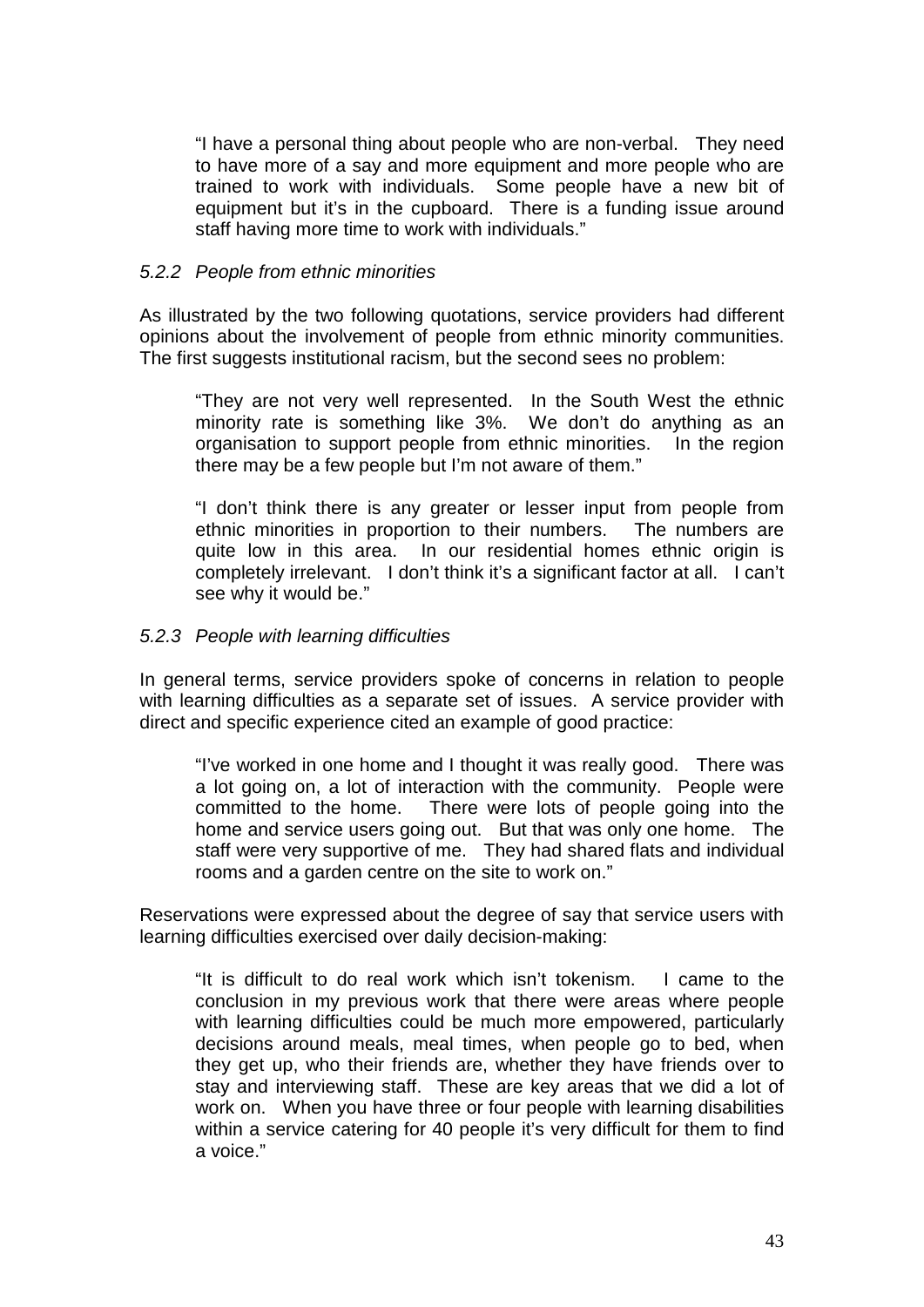> "I have a personal thing about people who are non-verbal. They need to have more of a say and more equipment and more people who are trained to work with individuals. Some people have a new bit of equipment but it's in the cupboard. There is a funding issue around staff having more time to work with individuals."

### *5.2.2 People from ethnic minorities*

As illustrated by the two following quotations, service providers had different opinions about the involvement of people from ethnic minority communities. The first suggests institutional racism, but the second sees no problem:

> "They are not very well represented. In the South West the ethnic minority rate is something like 3%. We don't do anything as an organisation to support people from ethnic minorities. In the region there may be a few people but I'm not aware of them."

> "I don't think there is any greater or lesser input from people from ethnic minorities in proportion to their numbers. The numbers are quite low in this area. In our residential homes ethnic origin is completely irrelevant. I don't think it's a significant factor at all. I can't see why it would be."

### *5.2.3 People with learning difficulties*

In general terms, service providers spoke of concerns in relation to people with learning difficulties as a separate set of issues. A service provider with direct and specific experience cited an example of good practice:

> "I've worked in one home and I thought it was really good. There was a lot going on, a lot of interaction with the community. People were committed to the home. There were lots of people going into the home and service users going out. But that was only one home. The staff were very supportive of me. They had shared flats and individual rooms and a garden centre on the site to work on."

Reservations were expressed about the degree of say that service users with learning difficulties exercised over daily decision-making:

> "It is difficult to do real work which isn't tokenism. I came to the conclusion in my previous work that there were areas where people with learning difficulties could be much more empowered, particularly decisions around meals, meal times, when people go to bed, when they get up, who their friends are, whether they have friends over to stay and interviewing staff. These are key areas that we did a lot of work on. When you have three or four people with learning disabilities within a service catering for 40 people it's very difficult for them to find a voice."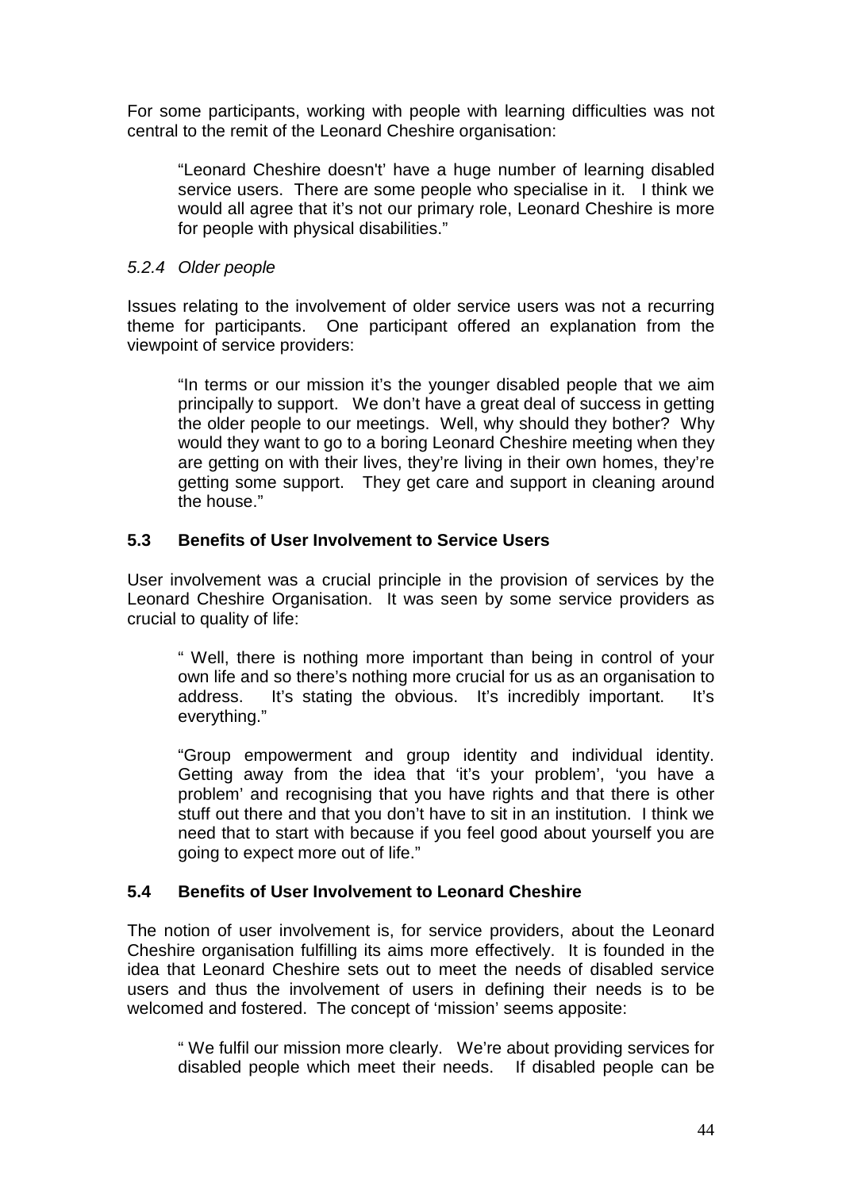For some participants, working with people with learning difficulties was not central to the remit of the Leonard Cheshire organisation:

> "Leonard Cheshire doesn't' have a huge number of learning disabled service users. There are some people who specialise in it. I think we would all agree that it's not our primary role, Leonard Cheshire is more for people with physical disabilities."

#### *5.2.4 Older people*

Issues relating to the involvement of older service users was not a recurring theme for participants. One participant offered an explanation from the viewpoint of service providers:

> "In terms or our mission it's the younger disabled people that we aim principally to support. We don't have a great deal of success in getting the older people to our meetings. Well, why should they bother? Why would they want to go to a boring Leonard Cheshire meeting when they are getting on with their lives, they're living in their own homes, they're getting some support. They get care and support in cleaning around the house."

### **5.3 Benefits of User Involvement to Service Users**

User involvement was a crucial principle in the provision of services by the Leonard Cheshire Organisation. It was seen by some service providers as crucial to quality of life:

> " Well, there is nothing more important than being in control of your own life and so there's nothing more crucial for us as an organisation to address. It's stating the obvious. It's incredibly important. It's everything."

> "Group empowerment and group identity and individual identity. Getting away from the idea that 'it's your problem', 'you have a problem' and recognising that you have rights and that there is other stuff out there and that you don't have to sit in an institution. I think we need that to start with because if you feel good about yourself you are going to expect more out of life."

### **5.4 Benefits of User Involvement to Leonard Cheshire**

The notion of user involvement is, for service providers, about the Leonard Cheshire organisation fulfilling its aims more effectively. It is founded in the idea that Leonard Cheshire sets out to meet the needs of disabled service users and thus the involvement of users in defining their needs is to be welcomed and fostered. The concept of 'mission' seems apposite:

> " We fulfil our mission more clearly. We're about providing services for disabled people which meet their needs. If disabled people can be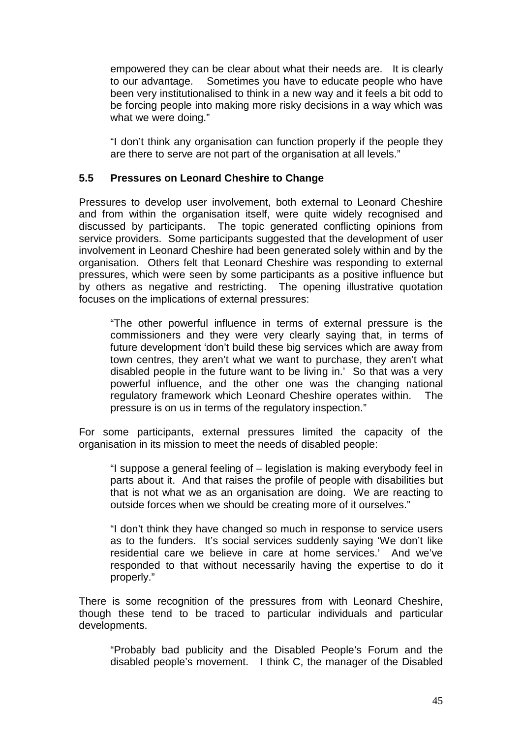empowered they can be clear about what their needs are. It is clearly to our advantage. Sometimes you have to educate people who have been very institutionalised to think in a new way and it feels a bit odd to be forcing people into making more risky decisions in a way which was what we were doing."

> "I don't think any organisation can function properly if the people they are there to serve are not part of the organisation at all levels."

### 5.5 Pressures on Leonard Cheshire to Change

Pressures to develop user involvement, both external to Leonard Cheshire and from within the organisation itself, were quite widely recognised and discussed by participants. The topic generated conflicting opinions from service providers. Some participants suggested that the development of user involvement in Leonard Cheshire had been generated solely within and by the organisation. Others felt that Leonard Cheshire was responding to external pressures, which were seen by some participants as a positive influence but by others as negative and restricting. The opening illustrative quotation focuses on the implications of external pressures:

> "The other powerful influence in terms of external pressure is the commissioners and they were very clearly saying that, in terms of future development 'don't build these big services which are away from town centres, they aren't what we want to purchase, they aren't what disabled people in the future want to be living in.' So that was a very powerful influence, and the other one was the changing national regulatory framework which Leonard Cheshire operates within. The pressure is on us in terms of the regulatory inspection."

For some participants, external pressures limited the capacity of the organisation in its mission to meet the needs of disabled people:

> "I suppose a general feeling of – legislation is making everybody feel in parts about it. And that raises the profile of people with disabilities but that is not what we as an organisation are doing. We are reacting to outside forces when we should be creating more of it ourselves."

> "I don't think they have changed so much in response to service users as to the funders. It's social services suddenly saying 'We don't like residential care we believe in care at home services.' And we've responded to that without necessarily having the expertise to do it properly."

There is some recognition of the pressures from with Leonard Cheshire, though these tend to be traced to particular individuals and particular developments.

> "Probably bad publicity and the Disabled People's Forum and the disabled people's movement. I think C, the manager of the Disabled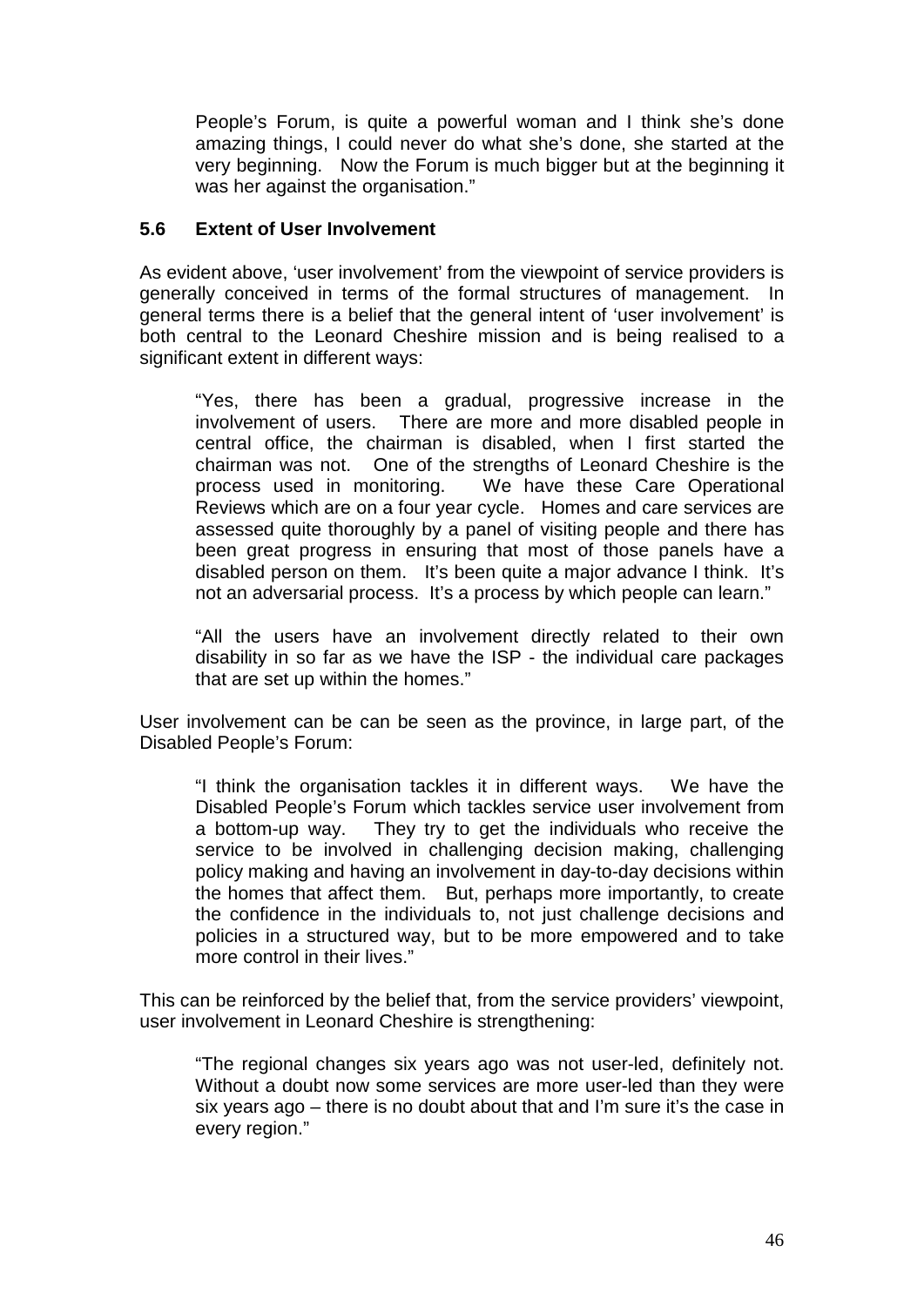People's Forum, is quite a powerful woman and I think she's done amazing things, I could never do what she's done, she started at the very beginning. Now the Forum is much bigger but at the beginning it was her against the organisation."

### 5.6 Extent of User Involvement

As evident above, 'user involvement' from the viewpoint of service providers is generally conceived in terms of the formal structures of management. In general terms there is a belief that the general intent of 'user involvement' is both central to the Leonard Cheshire mission and is being realised to a significant extent in different ways:

> "Yes, there has been a gradual, progressive increase in the involvement of users. There are more and more disabled people in central office, the chairman is disabled, when I first started the chairman was not. One of the strengths of Leonard Cheshire is the process used in monitoring. We have these Care Operational Reviews which are on a four year cycle. Homes and care services are assessed quite thoroughly by a panel of visiting people and there has been great progress in ensuring that most of those panels have a disabled person on them. It's been quite a major advance I think. It's not an adversarial process. It's a process by which people can learn."

> "All the users have an involvement directly related to their own disability in so far as we have the ISP - the individual care packages that are set up within the homes."

User involvement can be can be seen as the province, in large part, of the Disabled People's Forum:

> "I think the organisation tackles it in different ways. We have the Disabled People's Forum which tackles service user involvement from a bottom-up way. They try to get the individuals who receive the service to be involved in challenging decision making, challenging policy making and having an involvement in day-to-day decisions within the homes that affect them. But, perhaps more importantly, to create the confidence in the individuals to, not just challenge decisions and policies in a structured way, but to be more empowered and to take more control in their lives."

This can be reinforced by the belief that, from the service providers' viewpoint, user involvement in Leonard Cheshire is strengthening:

> "The regional changes six years ago was not user-led, definitely not. Without a doubt now some services are more user-led than they were six years ago – there is no doubt about that and I'm sure it's the case in every region."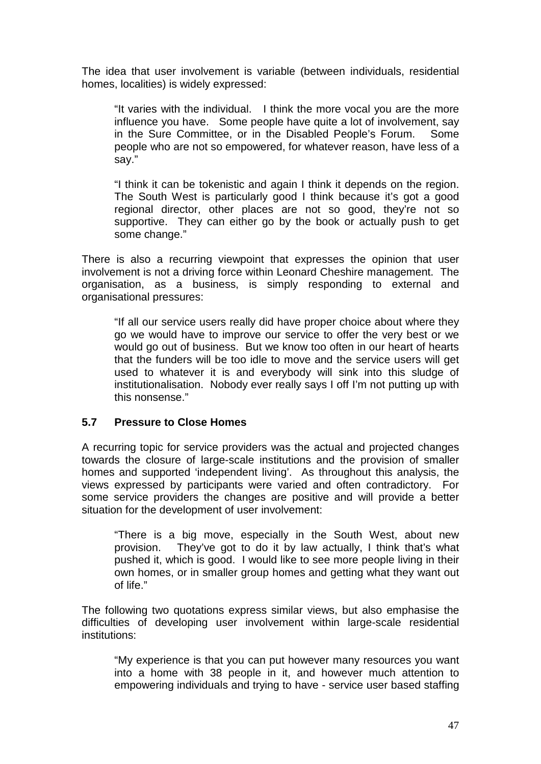The idea that user involvement is variable (between individuals, residential homes, localities) is widely expressed:

> "It varies with the individual. I think the more vocal you are the more influence you have. Some people have quite a lot of involvement, say in the Sure Committee, or in the Disabled People's Forum. Some people who are not so empowered, for whatever reason, have less of a say."

> "I think it can be tokenistic and again I think it depends on the region. The South West is particularly good I think because it's got a good regional director, other places are not so good, they're not so supportive. They can either go by the book or actually push to get some change."

There is also a recurring viewpoint that expresses the opinion that user involvement is not a driving force within Leonard Cheshire management. The organisation, as a business, is simply responding to external and organisational pressures:

> "If all our service users really did have proper choice about where they go we would have to improve our service to offer the very best or we would go out of business. But we know too often in our heart of hearts that the funders will be too idle to move and the service users will get used to whatever it is and everybody will sink into this sludge of institutionalisation. Nobody ever really says I off I'm not putting up with this nonsense."

### 5.7 Pressure to Close Homes

A recurring topic for service providers was the actual and projected changes towards the closure of large-scale institutions and the provision of smaller homes and supported 'independent living'. As throughout this analysis, the views expressed by participants were varied and often contradictory. For some service providers the changes are positive and will provide a better situation for the development of user involvement:

> "There is a big move, especially in the South West, about new provision. They've got to do it by law actually, I think that's what pushed it, which is good. I would like to see more people living in their own homes, or in smaller group homes and getting what they want out of life."

The following two quotations express similar views, but also emphasise the difficulties of developing user involvement within large-scale residential institutions:

> "My experience is that you can put however many resources you want into a home with 38 people in it, and however much attention to empowering individuals and trying to have - service user based staffing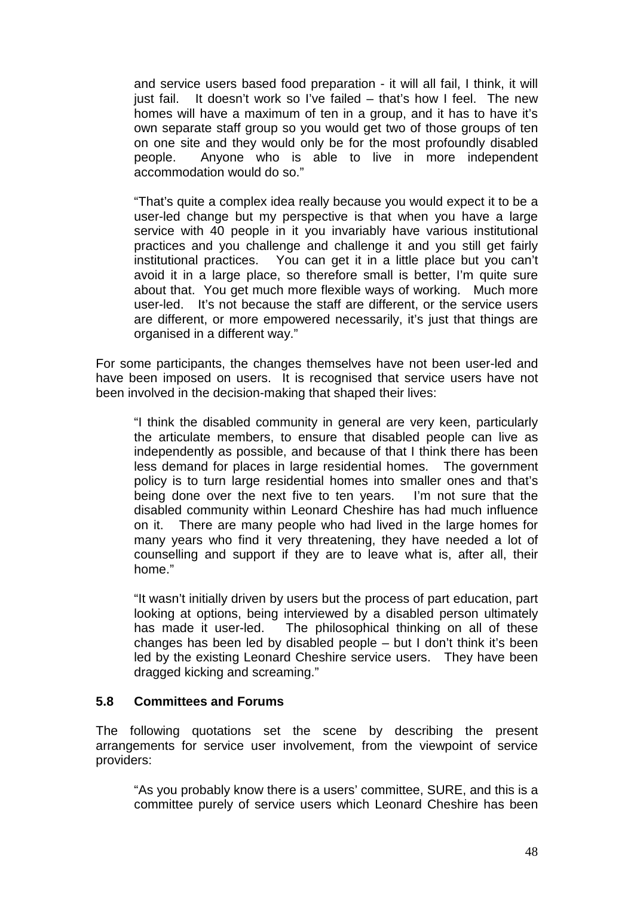> and service users based food preparation - it will all fail, I think, it will just fail. It doesn't work so I've failed – that's how I feel. The new homes will have a maximum of ten in a group, and it has to have it's own separate staff group so you would get two of those groups of ten on one site and they would only be for the most profoundly disabled people. Anyone who is able to live in more independent accommodation would do so."

> "That's quite a complex idea really because you would expect it to be a user-led change but my perspective is that when you have a large service with 40 people in it you invariably have various institutional practices and you challenge and challenge it and you still get fairly institutional practices. You can get it in a little place but you can't avoid it in a large place, so therefore small is better, I'm quite sure about that. You get much more flexible ways of working. Much more user-led. It's not because the staff are different, or the service users are different, or more empowered necessarily, it's just that things are organised in a different way."

For some participants, the changes themselves have not been user-led and have been imposed on users. It is recognised that service users have not been involved in the decision-making that shaped their lives:

> "I think the disabled community in general are very keen, particularly the articulate members, to ensure that disabled people can live as independently as possible, and because of that I think there has been less demand for places in large residential homes. The government policy is to turn large residential homes into smaller ones and that's being done over the next five to ten years. I'm not sure that the disabled community within Leonard Cheshire has had much influence on it. There are many people who had lived in the large homes for many years who find it very threatening, they have needed a lot of counselling and support if they are to leave what is, after all, their home."

> "It wasn't initially driven by users but the process of part education, part looking at options, being interviewed by a disabled person ultimately has made it user-led. The philosophical thinking on all of these changes has been led by disabled people – but I don't think it's been led by the existing Leonard Cheshire service users. They have been dragged kicking and screaming."

### 5.8 Committees and Forums

The following quotations set the scene by describing the present arrangements for service user involvement, from the viewpoint of service providers:

> "As you probably know there is a users' committee, SURE, and this is a committee purely of service users which Leonard Cheshire has been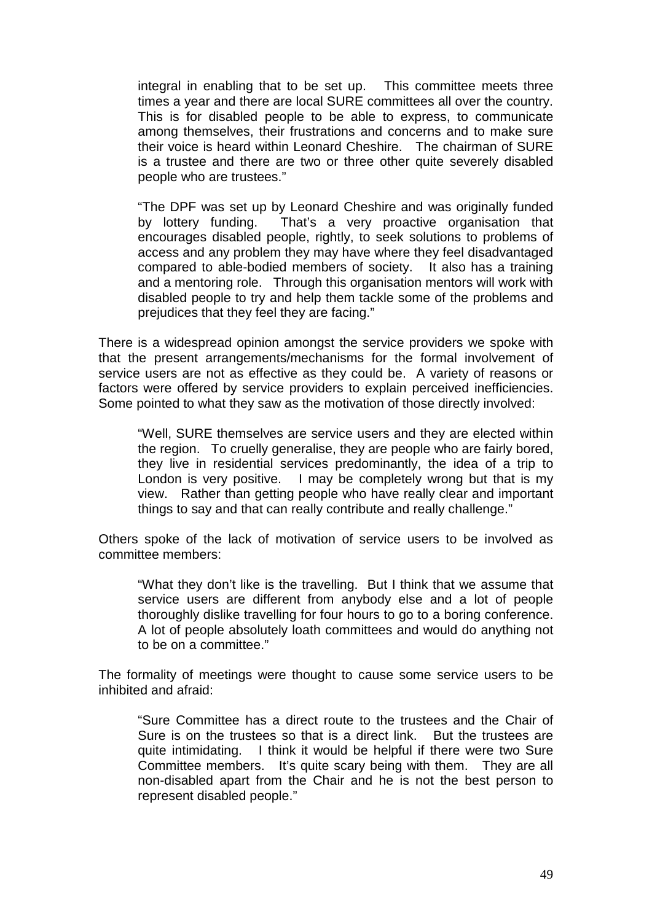> integral in enabling that to be set up. This committee meets three times a year and there are local SURE committees all over the country. This is for disabled people to be able to express, to communicate among themselves, their frustrations and concerns and to make sure their voice is heard within Leonard Cheshire. The chairman of SURE is a trustee and there are two or three other quite severely disabled people who are trustees."

> "The DPF was set up by Leonard Cheshire and was originally funded by lottery funding. That's a very proactive organisation that encourages disabled people, rightly, to seek solutions to problems of access and any problem they may have where they feel disadvantaged compared to able-bodied members of society. It also has a training and a mentoring role. Through this organisation mentors will work with disabled people to try and help them tackle some of the problems and prejudices that they feel they are facing."

There is a widespread opinion amongst the service providers we spoke with that the present arrangements/mechanisms for the formal involvement of service users are not as effective as they could be. A variety of reasons or factors were offered by service providers to explain perceived inefficiencies. Some pointed to what they saw as the motivation of those directly involved:

> "Well, SURE themselves are service users and they are elected within the region. To cruelly generalise, they are people who are fairly bored, they live in residential services predominantly, the idea of a trip to London is very positive. I may be completely wrong but that is my view. Rather than getting people who have really clear and important things to say and that can really contribute and really challenge."

Others spoke of the lack of motivation of service users to be involved as committee members:

> "What they don't like is the travelling. But I think that we assume that service users are different from anybody else and a lot of people thoroughly dislike travelling for four hours to go to a boring conference. A lot of people absolutely loath committees and would do anything not to be on a committee."

The formality of meetings were thought to cause some service users to be inhibited and afraid:

> "Sure Committee has a direct route to the trustees and the Chair of Sure is on the trustees so that is a direct link. But the trustees are quite intimidating. I think it would be helpful if there were two Sure Committee members. It's quite scary being with them. They are all non-disabled apart from the Chair and he is not the best person to represent disabled people."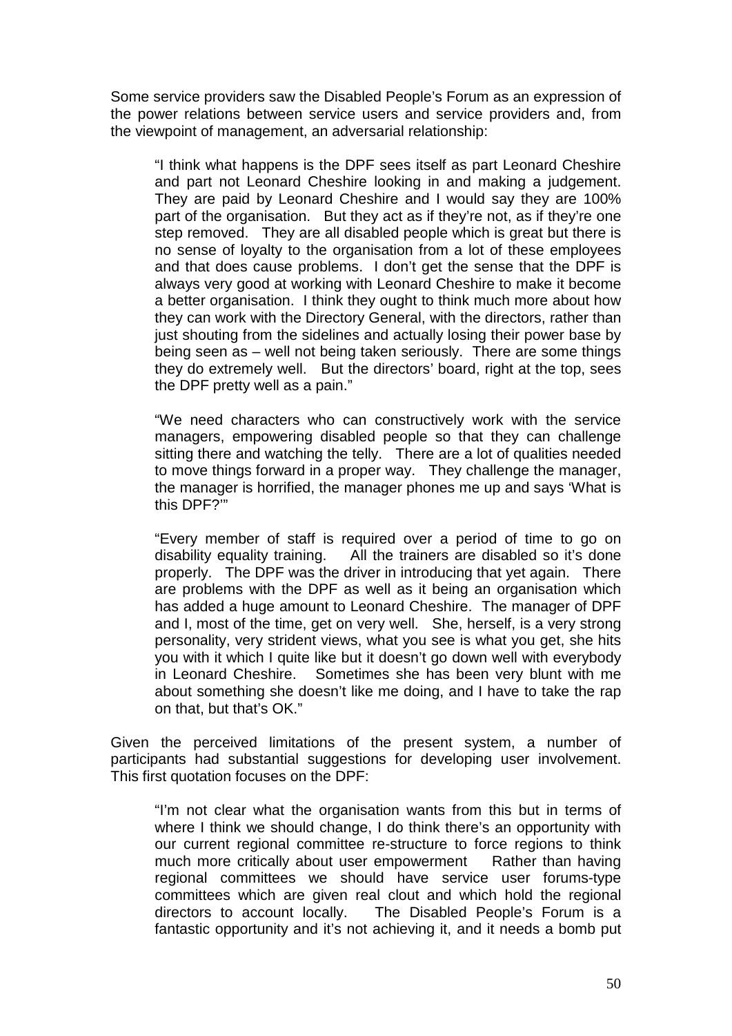Some service providers saw the Disabled People's Forum as an expression of the power relations between service users and service providers and, from the viewpoint of management, an adversarial relationship:

> "I think what happens is the DPF sees itself as part Leonard Cheshire and part not Leonard Cheshire looking in and making a judgement. They are paid by Leonard Cheshire and I would say they are 100% part of the organisation. But they act as if they're not, as if they're one step removed. They are all disabled people which is great but there is no sense of loyalty to the organisation from a lot of these employees and that does cause problems. I don't get the sense that the DPF is always very good at working with Leonard Cheshire to make it become a better organisation. I think they ought to think much more about how they can work with the Directory General, with the directors, rather than just shouting from the sidelines and actually losing their power base by being seen as – well not being taken seriously. There are some things they do extremely well. But the directors' board, right at the top, sees the DPF pretty well as a pain."

> "We need characters who can constructively work with the service managers, empowering disabled people so that they can challenge sitting there and watching the telly. There are a lot of qualities needed to move things forward in a proper way. They challenge the manager, the manager is horrified, the manager phones me up and says 'What is this DPF?'"

> "Every member of staff is required over a period of time to go on disability equality training. All the trainers are disabled so it's done properly. The DPF was the driver in introducing that yet again. There are problems with the DPF as well as it being an organisation which has added a huge amount to Leonard Cheshire. The manager of DPF and I, most of the time, get on very well. She, herself, is a very strong personality, very strident views, what you see is what you get, she hits you with it which I quite like but it doesn't go down well with everybody in Leonard Cheshire. Sometimes she has been very blunt with me about something she doesn't like me doing, and I have to take the rap on that, but that's OK."

Given the perceived limitations of the present system, a number of participants had substantial suggestions for developing user involvement. This first quotation focuses on the DPF:

> "I'm not clear what the organisation wants from this but in terms of where I think we should change, I do think there's an opportunity with our current regional committee re-structure to force regions to think much more critically about user empowerment Rather than having regional committees we should have service user forums-type committees which are given real clout and which hold the regional directors to account locally. The Disabled People's Forum is a fantastic opportunity and it's not achieving it, and it needs a bomb put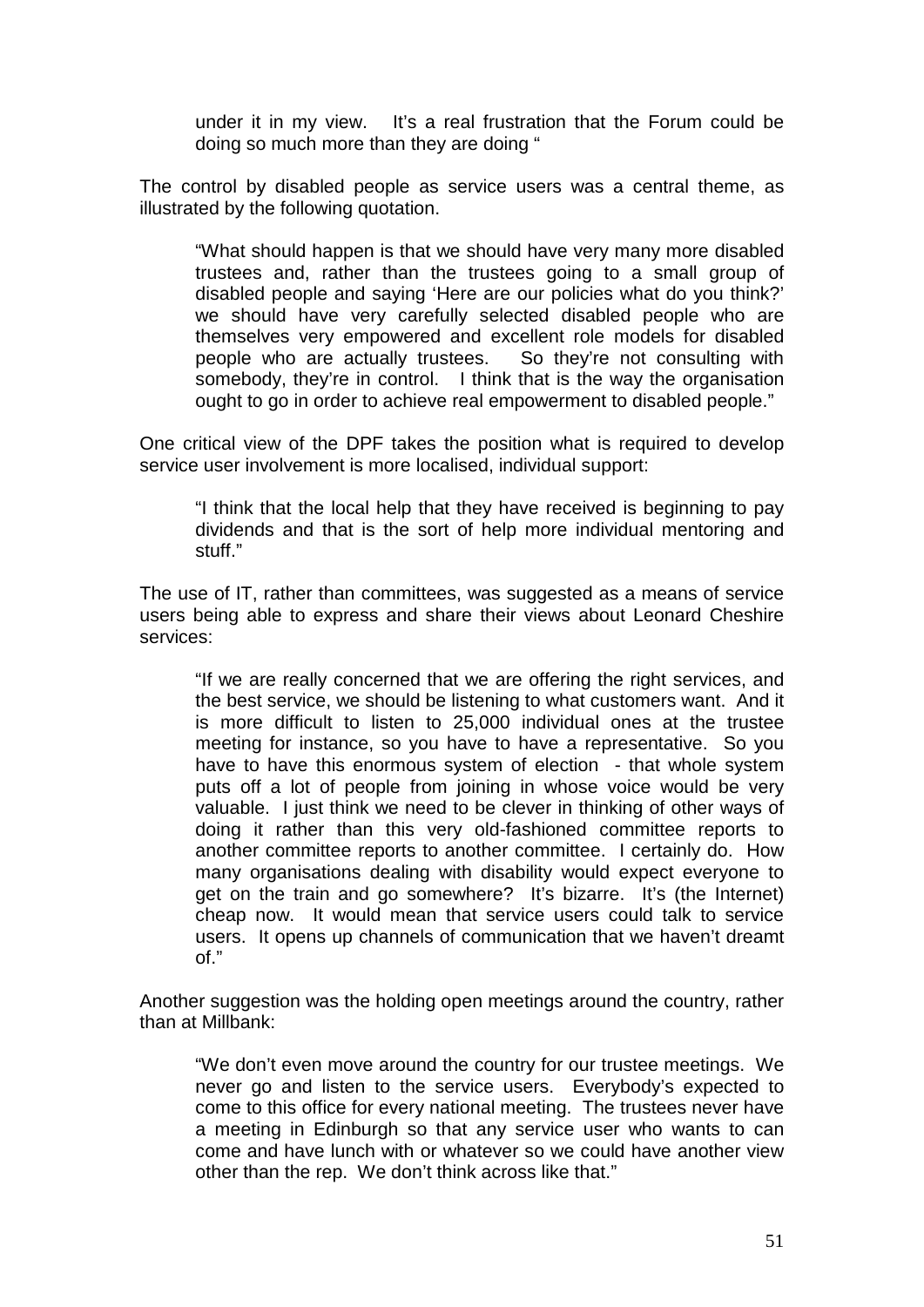> under it in my view. It's a real frustration that the Forum could be doing so much more than they are doing "

The control by disabled people as service users was a central theme, as illustrated by the following quotation.

> "What should happen is that we should have very many more disabled trustees and, rather than the trustees going to a small group of disabled people and saying 'Here are our policies what do you think?' we should have very carefully selected disabled people who are themselves very empowered and excellent role models for disabled people who are actually trustees. So they're not consulting with somebody, they're in control. I think that is the way the organisation ought to go in order to achieve real empowerment to disabled people."

One critical view of the DPF takes the position what is required to develop service user involvement is more localised, individual support:

> "I think that the local help that they have received is beginning to pay dividends and that is the sort of help more individual mentoring and stuff."

The use of IT, rather than committees, was suggested as a means of service users being able to express and share their views about Leonard Cheshire services:

> "If we are really concerned that we are offering the right services, and the best service, we should be listening to what customers want. And it is more difficult to listen to 25,000 individual ones at the trustee meeting for instance, so you have to have a representative. So you have to have this enormous system of election - that whole system puts off a lot of people from joining in whose voice would be very valuable. I just think we need to be clever in thinking of other ways of doing it rather than this very old-fashioned committee reports to another committee reports to another committee. I certainly do. How many organisations dealing with disability would expect everyone to get on the train and go somewhere? It's bizarre. It's (the Internet) cheap now. It would mean that service users could talk to service users. It opens up channels of communication that we haven't dreamt of."

Another suggestion was the holding open meetings around the country, rather than at Millbank:

> "We don't even move around the country for our trustee meetings. We never go and listen to the service users. Everybody's expected to come to this office for every national meeting. The trustees never have a meeting in Edinburgh so that any service user who wants to can come and have lunch with or whatever so we could have another view other than the rep. We don't think across like that."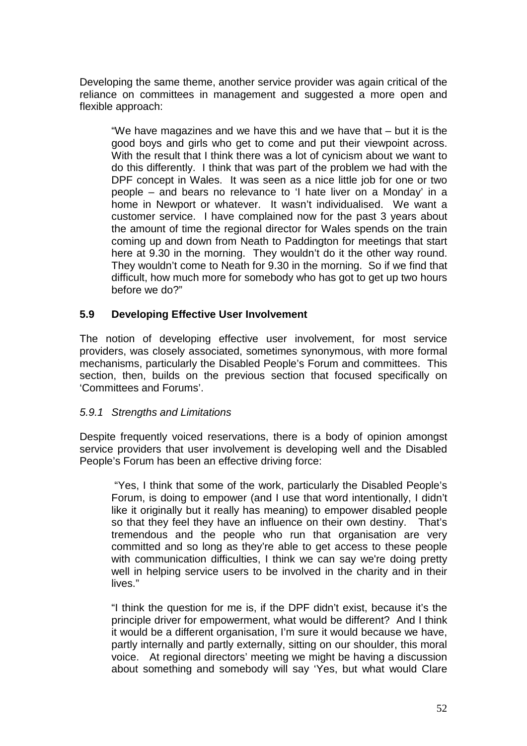Developing the same theme, another service provider was again critical of the reliance on committees in management and suggested a more open and flexible approach:

> "We have magazines and we have this and we have that – but it is the good boys and girls who get to come and put their viewpoint across. With the result that I think there was a lot of cynicism about we want to do this differently. I think that was part of the problem we had with the DPF concept in Wales. It was seen as a nice little job for one or two people – and bears no relevance to 'I hate liver on a Monday' in a home in Newport or whatever. It wasn't individualised. We want a customer service. I have complained now for the past 3 years about the amount of time the regional director for Wales spends on the train coming up and down from Neath to Paddington for meetings that start here at 9.30 in the morning. They wouldn't do it the other way round. They wouldn't come to Neath for 9.30 in the morning. So if we find that difficult, how much more for somebody who has got to get up two hours before we do?"

## 5.9 Developing Effective User Involvement

The notion of developing effective user involvement, for most service providers, was closely associated, sometimes synonymous, with more formal mechanisms, particularly the Disabled People's Forum and committees. This section, then, builds on the previous section that focused specifically on 'Committees and Forums'.

### *5.9.1 Strengths and Limitations*

Despite frequently voiced reservations, there is a body of opinion amongst service providers that user involvement is developing well and the Disabled People's Forum has been an effective driving force:

> "Yes, I think that some of the work, particularly the Disabled People's Forum, is doing to empower (and I use that word intentionally, I didn't like it originally but it really has meaning) to empower disabled people so that they feel they have an influence on their own destiny. That's tremendous and the people who run that organisation are very committed and so long as they're able to get access to these people with communication difficulties, I think we can say we're doing pretty well in helping service users to be involved in the charity and in their lives."

> "I think the question for me is, if the DPF didn't exist, because it's the principle driver for empowerment, what would be different? And I think it would be a different organisation, I'm sure it would because we have, partly internally and partly externally, sitting on our shoulder, this moral voice. At regional directors' meeting we might be having a discussion about something and somebody will say 'Yes, but what would Clare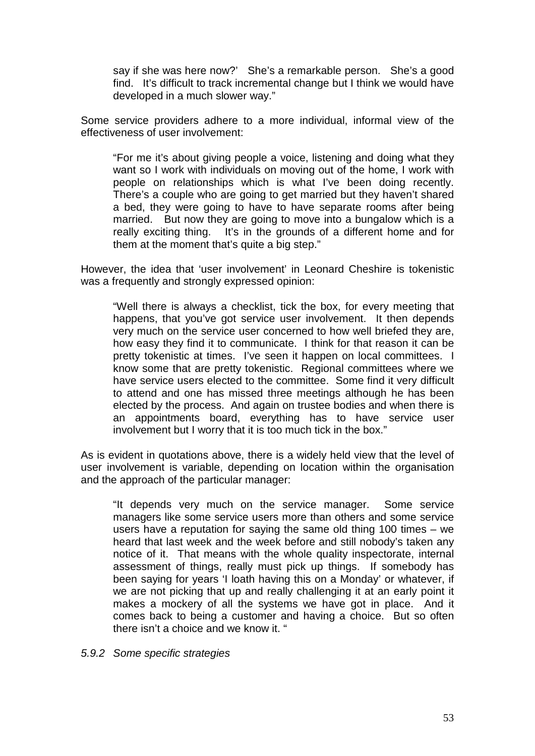> say if she was here now?' She's a remarkable person. She's a good find. It's difficult to track incremental change but I think we would have developed in a much slower way."

Some service providers adhere to a more individual, informal view of the effectiveness of user involvement:

> "For me it's about giving people a voice, listening and doing what they want so I work with individuals on moving out of the home, I work with people on relationships which is what I've been doing recently. There's a couple who are going to get married but they haven't shared a bed, they were going to have to have separate rooms after being married. But now they are going to move into a bungalow which is a really exciting thing. It's in the grounds of a different home and for them at the moment that's quite a big step."

However, the idea that 'user involvement' in Leonard Cheshire is tokenistic was a frequently and strongly expressed opinion:

> "Well there is always a checklist, tick the box, for every meeting that happens, that you've got service user involvement. It then depends very much on the service user concerned to how well briefed they are, how easy they find it to communicate. I think for that reason it can be pretty tokenistic at times. I've seen it happen on local committees. I know some that are pretty tokenistic. Regional committees where we have service users elected to the committee. Some find it very difficult to attend and one has missed three meetings although he has been elected by the process. And again on trustee bodies and when there is an appointments board, everything has to have service user involvement but I worry that it is too much tick in the box."

As is evident in quotations above, there is a widely held view that the level of user involvement is variable, depending on location within the organisation and the approach of the particular manager:

> "It depends very much on the service manager. Some service managers like some service users more than others and some service users have a reputation for saying the same old thing 100 times – we heard that last week and the week before and still nobody's taken any notice of it. That means with the whole quality inspectorate, internal assessment of things, really must pick up things. If somebody has been saying for years 'I loath having this on a Monday' or whatever, if we are not picking that up and really challenging it at an early point it makes a mockery of all the systems we have got in place. And it comes back to being a customer and having a choice. But so often there isn't a choice and we know it. "

*5.9.2 Some specific strategies*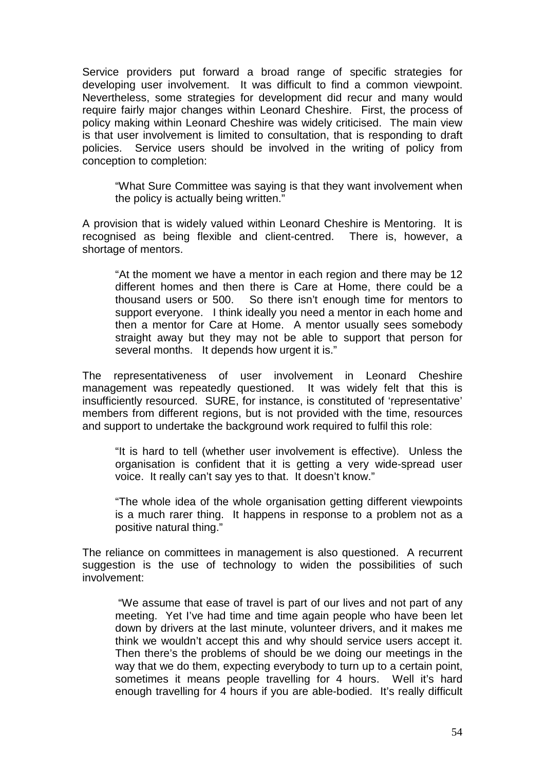Service providers put forward a broad range of specific strategies for developing user involvement. It was difficult to find a common viewpoint. Nevertheless, some strategies for development did recur and many would require fairly major changes within Leonard Cheshire. First, the process of policy making within Leonard Cheshire was widely criticised. The main view is that user involvement is limited to consultation, that is responding to draft policies. Service users should be involved in the writing of policy from conception to completion:

> "What Sure Committee was saying is that they want involvement when the policy is actually being written."

A provision that is widely valued within Leonard Cheshire is Mentoring. It is recognised as being flexible and client-centred. There is, however, a shortage of mentors.

> "At the moment we have a mentor in each region and there may be 12 different homes and then there is Care at Home, there could be a thousand users or 500. So there isn't enough time for mentors to support everyone. I think ideally you need a mentor in each home and then a mentor for Care at Home. A mentor usually sees somebody straight away but they may not be able to support that person for several months. It depends how urgent it is."

The representativeness of user involvement in Leonard Cheshire management was repeatedly questioned. It was widely felt that this is insufficiently resourced. SURE, for instance, is constituted of 'representative' members from different regions, but is not provided with the time, resources and support to undertake the background work required to fulfil this role:

> "It is hard to tell (whether user involvement is effective). Unless the organisation is confident that it is getting a very wide-spread user voice. It really can't say yes to that. It doesn't know."

> "The whole idea of the whole organisation getting different viewpoints is a much rarer thing. It happens in response to a problem not as a positive natural thing."

The reliance on committees in management is also questioned. A recurrent suggestion is the use of technology to widen the possibilities of such involvement:

> "We assume that ease of travel is part of our lives and not part of any meeting. Yet I've had time and time again people who have been let down by drivers at the last minute, volunteer drivers, and it makes me think we wouldn't accept this and why should service users accept it. Then there's the problems of should be we doing our meetings in the way that we do them, expecting everybody to turn up to a certain point, sometimes it means people travelling for 4 hours. Well it's hard enough travelling for 4 hours if you are able-bodied. It's really difficult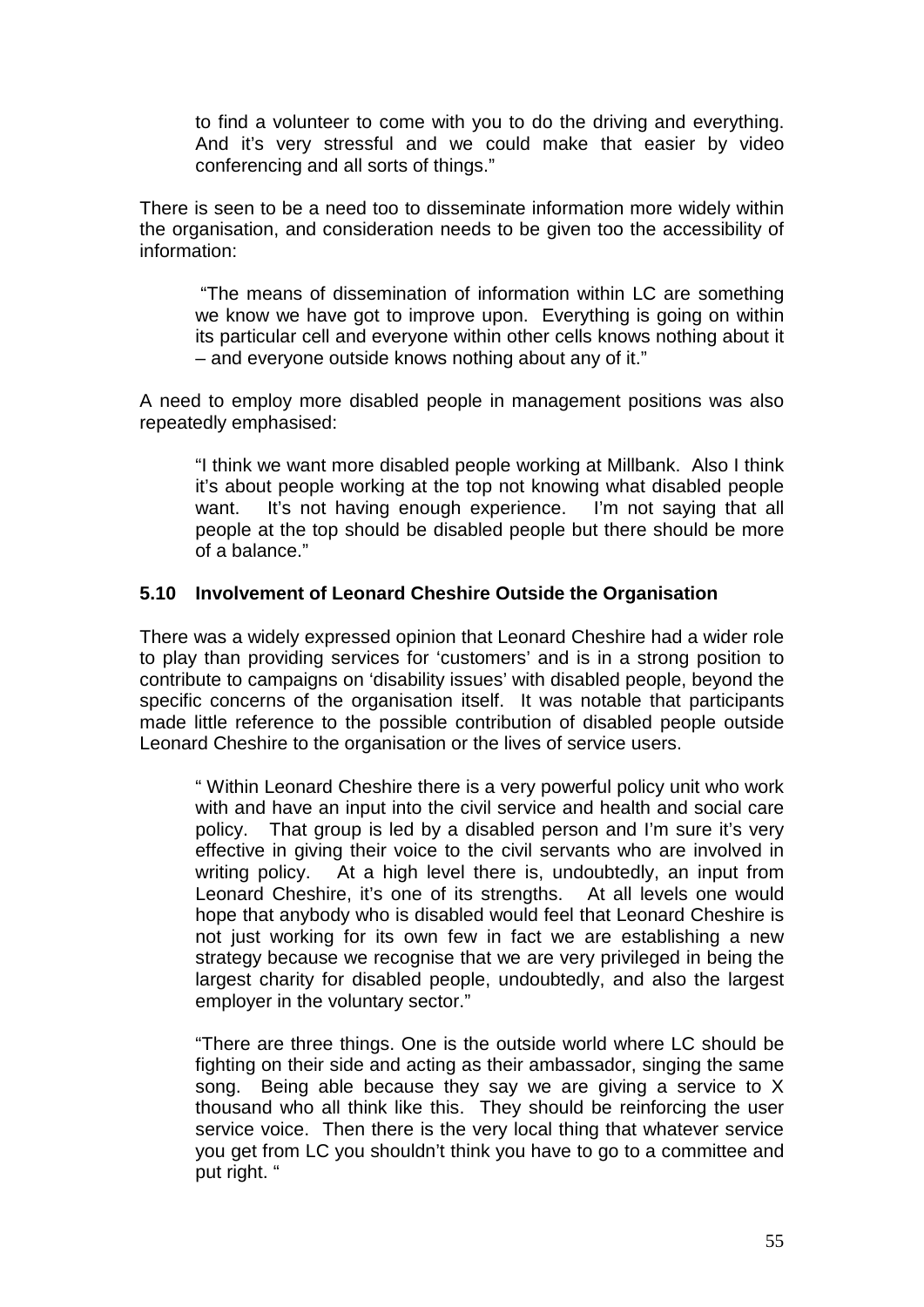> to find a volunteer to come with you to do the driving and everything. And it's very stressful and we could make that easier by video conferencing and all sorts of things."

There is seen to be a need too to disseminate information more widely within the organisation, and consideration needs to be given too the accessibility of information:

> "The means of dissemination of information within LC are something we know we have got to improve upon. Everything is going on within its particular cell and everyone within other cells knows nothing about it – and everyone outside knows nothing about any of it."

A need to employ more disabled people in management positions was also repeatedly emphasised:

> "I think we want more disabled people working at Millbank. Also I think it's about people working at the top not knowing what disabled people want. It's not having enough experience. I'm not saying that all people at the top should be disabled people but there should be more of a balance."

### 5.10 Involvement of Leonard Cheshire Outside the Organisation

There was a widely expressed opinion that Leonard Cheshire had a wider role to play than providing services for 'customers' and is in a strong position to contribute to campaigns on 'disability issues' with disabled people, beyond the specific concerns of the organisation itself. It was notable that participants made little reference to the possible contribution of disabled people outside Leonard Cheshire to the organisation or the lives of service users.

> " Within Leonard Cheshire there is a very powerful policy unit who work with and have an input into the civil service and health and social care policy. That group is led by a disabled person and I'm sure it's very effective in giving their voice to the civil servants who are involved in writing policy. At a high level there is, undoubtedly, an input from Leonard Cheshire, it's one of its strengths. At all levels one would hope that anybody who is disabled would feel that Leonard Cheshire is not just working for its own few in fact we are establishing a new strategy because we recognise that we are very privileged in being the largest charity for disabled people, undoubtedly, and also the largest employer in the voluntary sector."

> "There are three things. One is the outside world where LC should be fighting on their side and acting as their ambassador, singing the same song. Being able because they say we are giving a service to X thousand who all think like this. They should be reinforcing the user service voice. Then there is the very local thing that whatever service you get from LC you shouldn't think you have to go to a committee and put right. "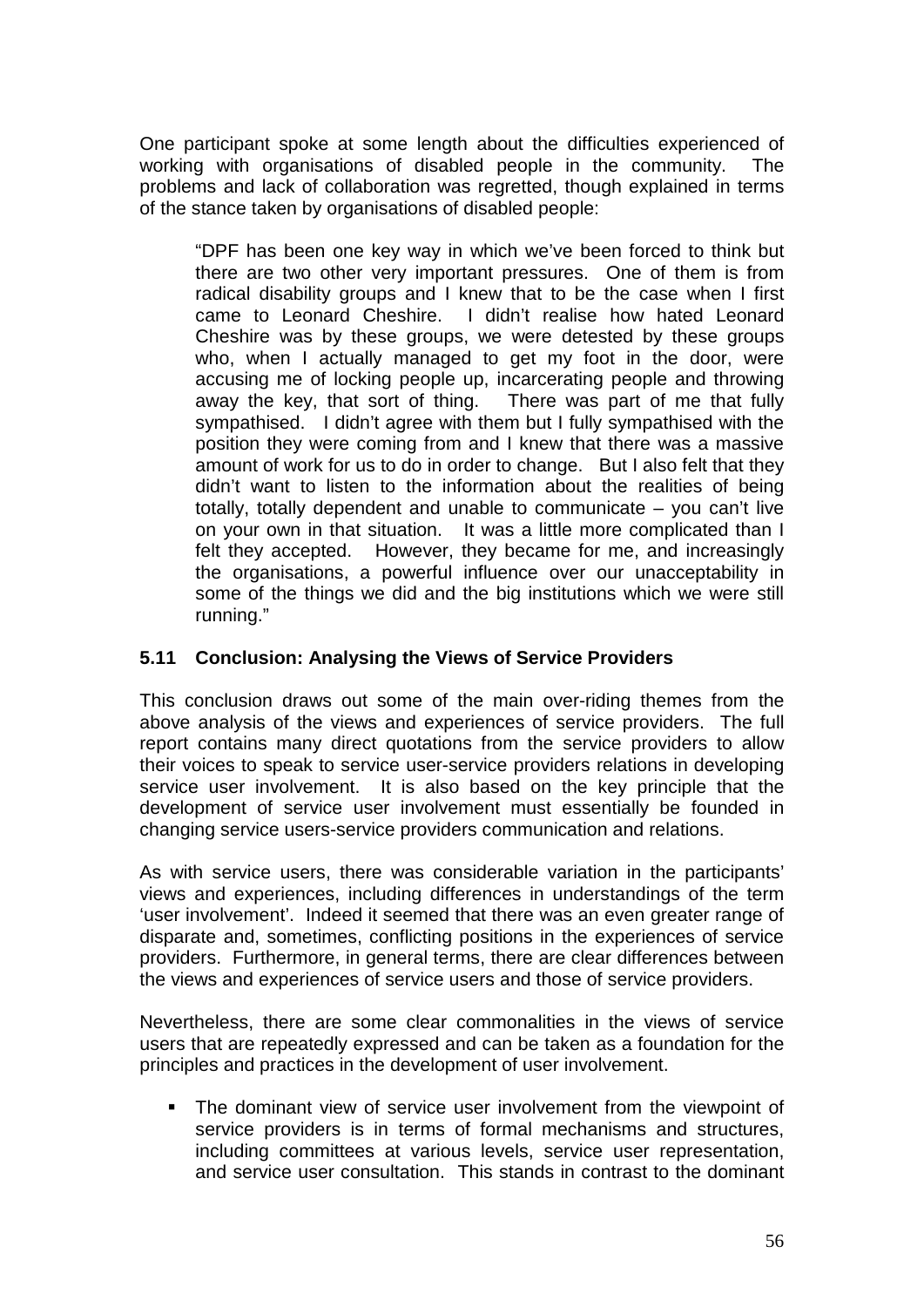One participant spoke at some length about the difficulties experienced of working with organisations of disabled people in the community. The problems and lack of collaboration was regretted, though explained in terms of the stance taken by organisations of disabled people:

> "DPF has been one key way in which we've been forced to think but there are two other very important pressures. One of them is from radical disability groups and I knew that to be the case when I first came to Leonard Cheshire. I didn't realise how hated Leonard Cheshire was by these groups, we were detested by these groups who, when I actually managed to get my foot in the door, were accusing me of locking people up, incarcerating people and throwing away the key, that sort of thing. There was part of me that fully sympathised. I didn't agree with them but I fully sympathised with the position they were coming from and I knew that there was a massive amount of work for us to do in order to change. But I also felt that they didn't want to listen to the information about the realities of being totally, totally dependent and unable to communicate – you can't live on your own in that situation. It was a little more complicated than I felt they accepted. However, they became for me, and increasingly the organisations, a powerful influence over our unacceptability in some of the things we did and the big institutions which we were still running."

### 5.11 Conclusion: Analysing the Views of Service Providers

This conclusion draws out some of the main over-riding themes from the above analysis of the views and experiences of service providers. The full report contains many direct quotations from the service providers to allow their voices to speak to service user-service providers relations in developing service user involvement. It is also based on the key principle that the development of service user involvement must essentially be founded in changing service users-service providers communication and relations.

As with service users, there was considerable variation in the participants' views and experiences, including differences in understandings of the term 'user involvement'. Indeed it seemed that there was an even greater range of disparate and, sometimes, conflicting positions in the experiences of service providers. Furthermore, in general terms, there are clear differences between the views and experiences of service users and those of service providers.

Nevertheless, there are some clear commonalities in the views of service users that are repeatedly expressed and can be taken as a foundation for the principles and practices in the development of user involvement.

- The dominant view of service user involvement from the viewpoint of service providers is in terms of formal mechanisms and structures, including committees at various levels, service user representation, and service user consultation. This stands in contrast to the dominant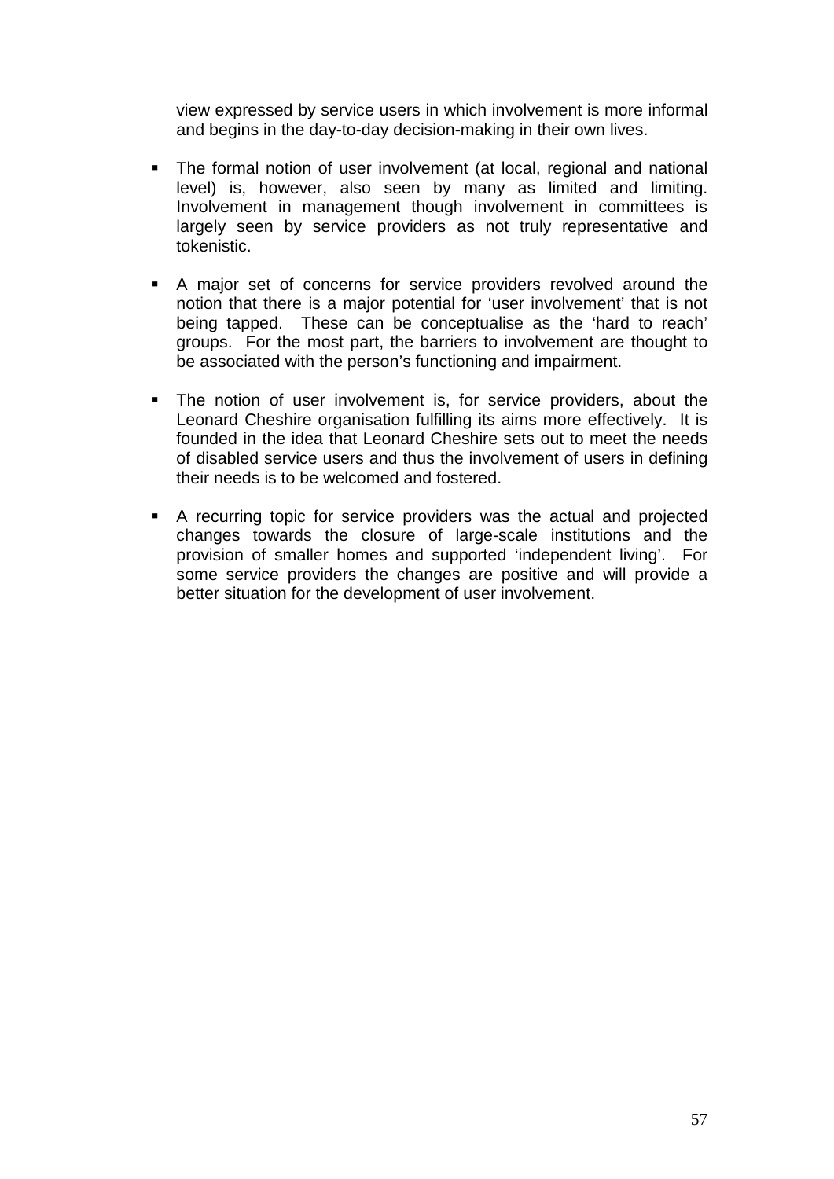view expressed by service users in which involvement is more informal and begins in the day-to-day decision-making in their own lives.

- The formal notion of user involvement (at local, regional and national level) is, however, also seen by many as limited and limiting. Involvement in management though involvement in committees is largely seen by service providers as not truly representative and tokenistic.

- A major set of concerns for service providers revolved around the notion that there is a major potential for 'user involvement' that is not being tapped. These can be conceptualise as the 'hard to reach' groups. For the most part, the barriers to involvement are thought to be associated with the person's functioning and impairment.

- The notion of user involvement is, for service providers, about the Leonard Cheshire organisation fulfilling its aims more effectively. It is founded in the idea that Leonard Cheshire sets out to meet the needs of disabled service users and thus the involvement of users in defining their needs is to be welcomed and fostered.

- A recurring topic for service providers was the actual and projected changes towards the closure of large-scale institutions and the provision of smaller homes and supported 'independent living'. For some service providers the changes are positive and will provide a better situation for the development of user involvement.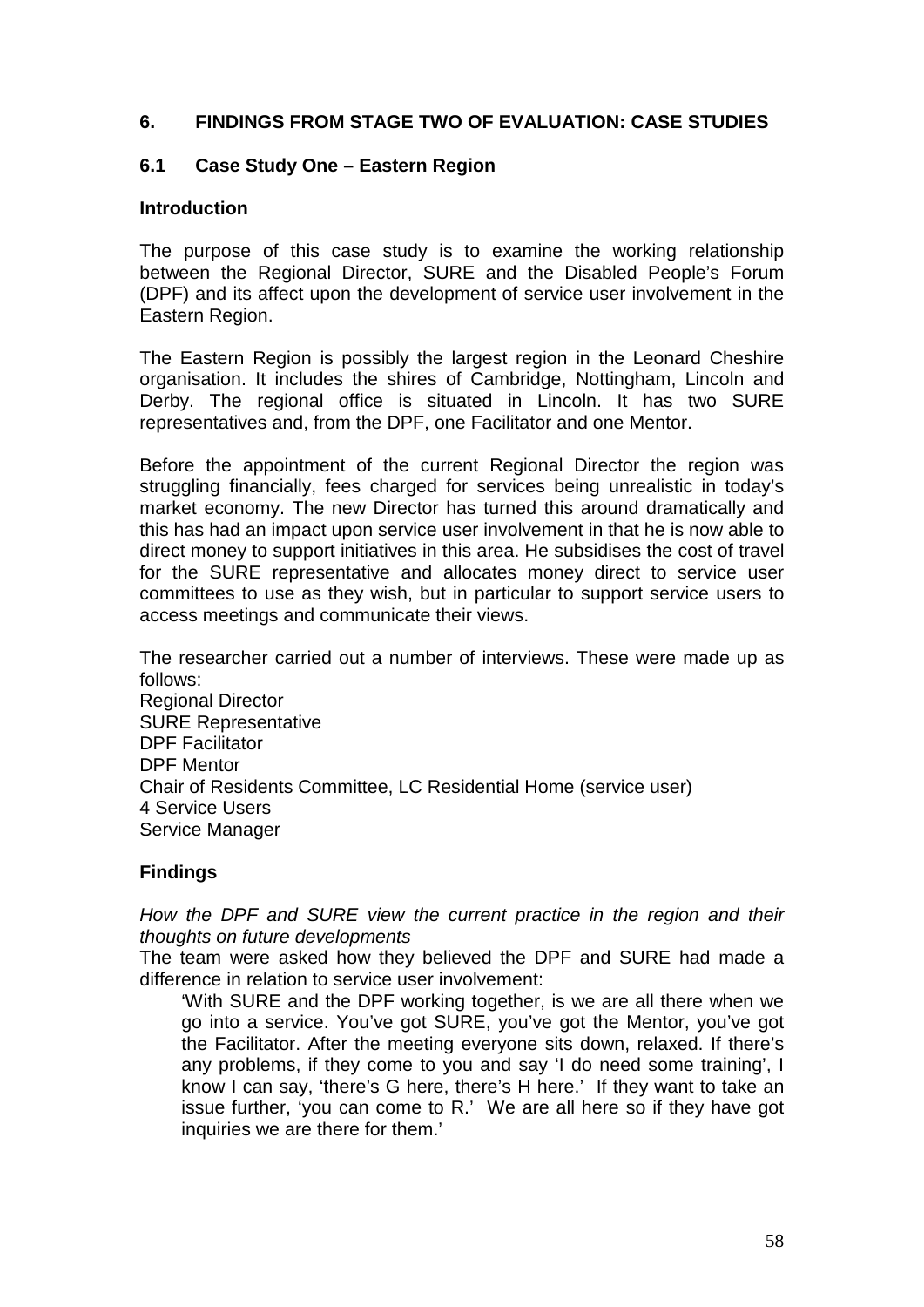## 6. FINDINGS FROM STAGE TWO OF EVALUATION: CASE STUDIES

### 6.1 Case Study One – Eastern Region

#### Introduction

The purpose of this case study is to examine the working relationship between the Regional Director, SURE and the Disabled People's Forum (DPF) and its affect upon the development of service user involvement in the Eastern Region.

The Eastern Region is possibly the largest region in the Leonard Cheshire organisation. It includes the shires of Cambridge, Nottingham, Lincoln and Derby. The regional office is situated in Lincoln. It has two SURE representatives and, from the DPF, one Facilitator and one Mentor.

Before the appointment of the current Regional Director the region was struggling financially, fees charged for services being unrealistic in today's market economy. The new Director has turned this around dramatically and this has had an impact upon service user involvement in that he is now able to direct money to support initiatives in this area. He subsidises the cost of travel for the SURE representative and allocates money direct to service user committees to use as they wish, but in particular to support service users to access meetings and communicate their views.

The researcher carried out a number of interviews. These were made up as follows:
Regional Director
SURE Representative
DPF Facilitator
DPF Mentor
Chair of Residents Committee, LC Residential Home (service user)
4 Service Users
Service Manager

#### Findings

*How the DPF and SURE view the current practice in the region and their thoughts on future developments*
The team were asked how they believed the DPF and SURE had made a difference in relation to service user involvement:

> 'With SURE and the DPF working together, is we are all there when we go into a service. You've got SURE, you've got the Mentor, you've got the Facilitator. After the meeting everyone sits down, relaxed. If there's any problems, if they come to you and say 'I do need some training', I know I can say, 'there's G here, there's H here.' If they want to take an issue further, 'you can come to R.' We are all here so if they have got inquiries we are there for them.'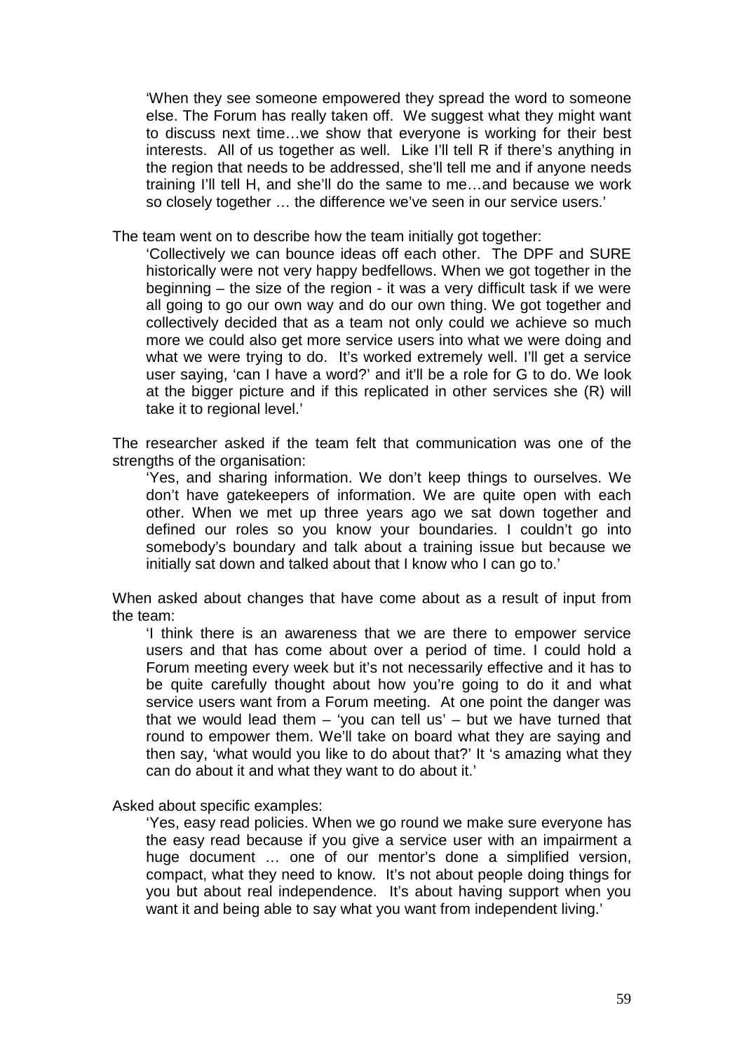> 'When they see someone empowered they spread the word to someone else. The Forum has really taken off. We suggest what they might want to discuss next time…we show that everyone is working for their best interests. All of us together as well. Like I'll tell R if there's anything in the region that needs to be addressed, she'll tell me and if anyone needs training I'll tell H, and she'll do the same to me…and because we work so closely together … the difference we've seen in our service users.'

The team went on to describe how the team initially got together:

> 'Collectively we can bounce ideas off each other. The DPF and SURE historically were not very happy bedfellows. When we got together in the beginning – the size of the region - it was a very difficult task if we were all going to go our own way and do our own thing. We got together and collectively decided that as a team not only could we achieve so much more we could also get more service users into what we were doing and what we were trying to do. It's worked extremely well. I'll get a service user saying, 'can I have a word?' and it'll be a role for G to do. We look at the bigger picture and if this replicated in other services she (R) will take it to regional level.'

The researcher asked if the team felt that communication was one of the strengths of the organisation:

> 'Yes, and sharing information. We don't keep things to ourselves. We don't have gatekeepers of information. We are quite open with each other. When we met up three years ago we sat down together and defined our roles so you know your boundaries. I couldn't go into somebody's boundary and talk about a training issue but because we initially sat down and talked about that I know who I can go to.'

When asked about changes that have come about as a result of input from the team:

> 'I think there is an awareness that we are there to empower service users and that has come about over a period of time. I could hold a Forum meeting every week but it's not necessarily effective and it has to be quite carefully thought about how you're going to do it and what service users want from a Forum meeting. At one point the danger was that we would lead them – 'you can tell us' – but we have turned that round to empower them. We'll take on board what they are saying and then say, 'what would you like to do about that?' It 's amazing what they can do about it and what they want to do about it.'

Asked about specific examples:

> 'Yes, easy read policies. When we go round we make sure everyone has the easy read because if you give a service user with an impairment a huge document … one of our mentor's done a simplified version, compact, what they need to know. It's not about people doing things for you but about real independence. It's about having support when you want it and being able to say what you want from independent living.'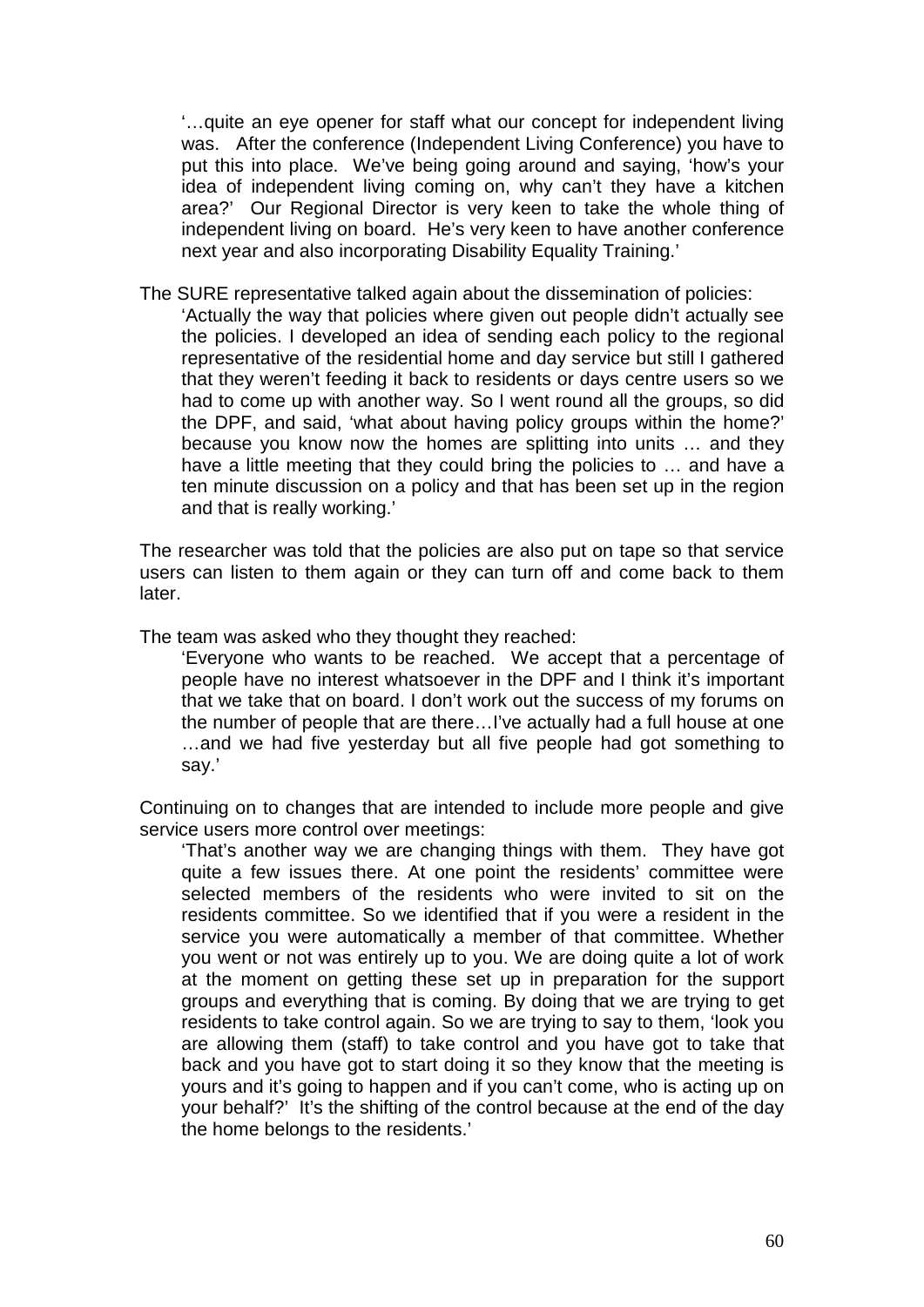'…quite an eye opener for staff what our concept for independent living was. After the conference (Independent Living Conference) you have to put this into place. We've being going around and saying, 'how's your idea of independent living coming on, why can't they have a kitchen area?' Our Regional Director is very keen to take the whole thing of independent living on board. He's very keen to have another conference next year and also incorporating Disability Equality Training.'

The SURE representative talked again about the dissemination of policies:

> 'Actually the way that policies where given out people didn't actually see the policies. I developed an idea of sending each policy to the regional representative of the residential home and day service but still I gathered that they weren't feeding it back to residents or days centre users so we had to come up with another way. So I went round all the groups, so did the DPF, and said, 'what about having policy groups within the home?' because you know now the homes are splitting into units … and they have a little meeting that they could bring the policies to … and have a ten minute discussion on a policy and that has been set up in the region and that is really working.'

The researcher was told that the policies are also put on tape so that service users can listen to them again or they can turn off and come back to them later.

The team was asked who they thought they reached:

> 'Everyone who wants to be reached. We accept that a percentage of people have no interest whatsoever in the DPF and I think it's important that we take that on board. I don't work out the success of my forums on the number of people that are there…I've actually had a full house at one …and we had five yesterday but all five people had got something to say.'

Continuing on to changes that are intended to include more people and give service users more control over meetings:

> 'That's another way we are changing things with them. They have got quite a few issues there. At one point the residents' committee were selected members of the residents who were invited to sit on the residents committee. So we identified that if you were a resident in the service you were automatically a member of that committee. Whether you went or not was entirely up to you. We are doing quite a lot of work at the moment on getting these set up in preparation for the support groups and everything that is coming. By doing that we are trying to get residents to take control again. So we are trying to say to them, 'look you are allowing them (staff) to take control and you have got to take that back and you have got to start doing it so they know that the meeting is yours and it's going to happen and if you can't come, who is acting up on your behalf?' It's the shifting of the control because at the end of the day the home belongs to the residents.'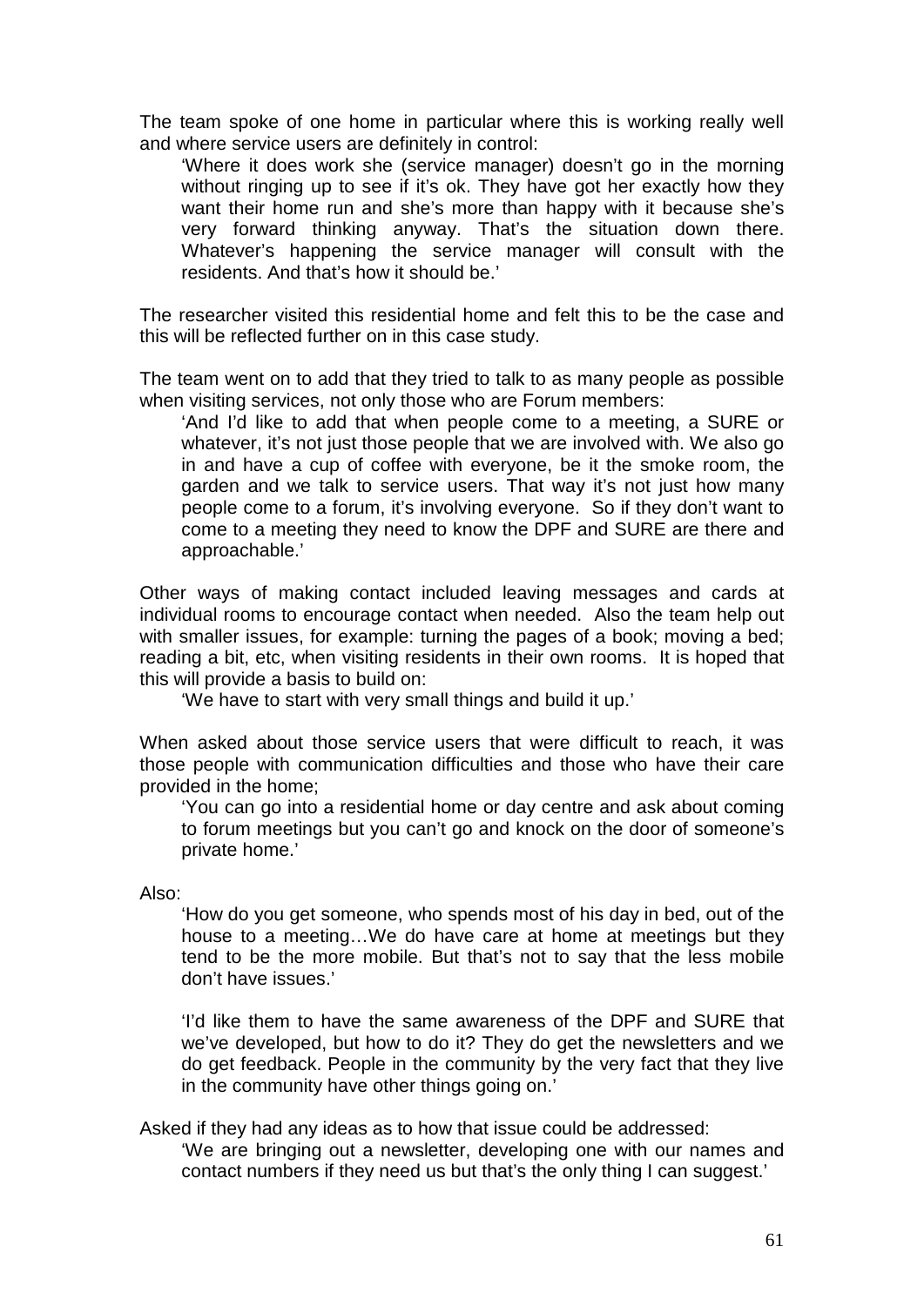The team spoke of one home in particular where this is working really well and where service users are definitely in control:

> 'Where it does work she (service manager) doesn't go in the morning without ringing up to see if it's ok. They have got her exactly how they want their home run and she's more than happy with it because she's very forward thinking anyway. That's the situation down there. Whatever's happening the service manager will consult with the residents. And that's how it should be.'

The researcher visited this residential home and felt this to be the case and this will be reflected further on in this case study.

The team went on to add that they tried to talk to as many people as possible when visiting services, not only those who are Forum members:

> 'And I'd like to add that when people come to a meeting, a SURE or whatever, it's not just those people that we are involved with. We also go in and have a cup of coffee with everyone, be it the smoke room, the garden and we talk to service users. That way it's not just how many people come to a forum, it's involving everyone. So if they don't want to come to a meeting they need to know the DPF and SURE are there and approachable.'

Other ways of making contact included leaving messages and cards at individual rooms to encourage contact when needed. Also the team help out with smaller issues, for example: turning the pages of a book; moving a bed; reading a bit, etc, when visiting residents in their own rooms. It is hoped that this will provide a basis to build on:

> 'We have to start with very small things and build it up.'

When asked about those service users that were difficult to reach, it was those people with communication difficulties and those who have their care provided in the home;

> 'You can go into a residential home or day centre and ask about coming to forum meetings but you can't go and knock on the door of someone's private home.'

Also:

> 'How do you get someone, who spends most of his day in bed, out of the house to a meeting…We do have care at home at meetings but they tend to be the more mobile. But that's not to say that the less mobile don't have issues.'
>
> 'I'd like them to have the same awareness of the DPF and SURE that we've developed, but how to do it? They do get the newsletters and we do get feedback. People in the community by the very fact that they live in the community have other things going on.'

Asked if they had any ideas as to how that issue could be addressed:

> 'We are bringing out a newsletter, developing one with our names and contact numbers if they need us but that's the only thing I can suggest.'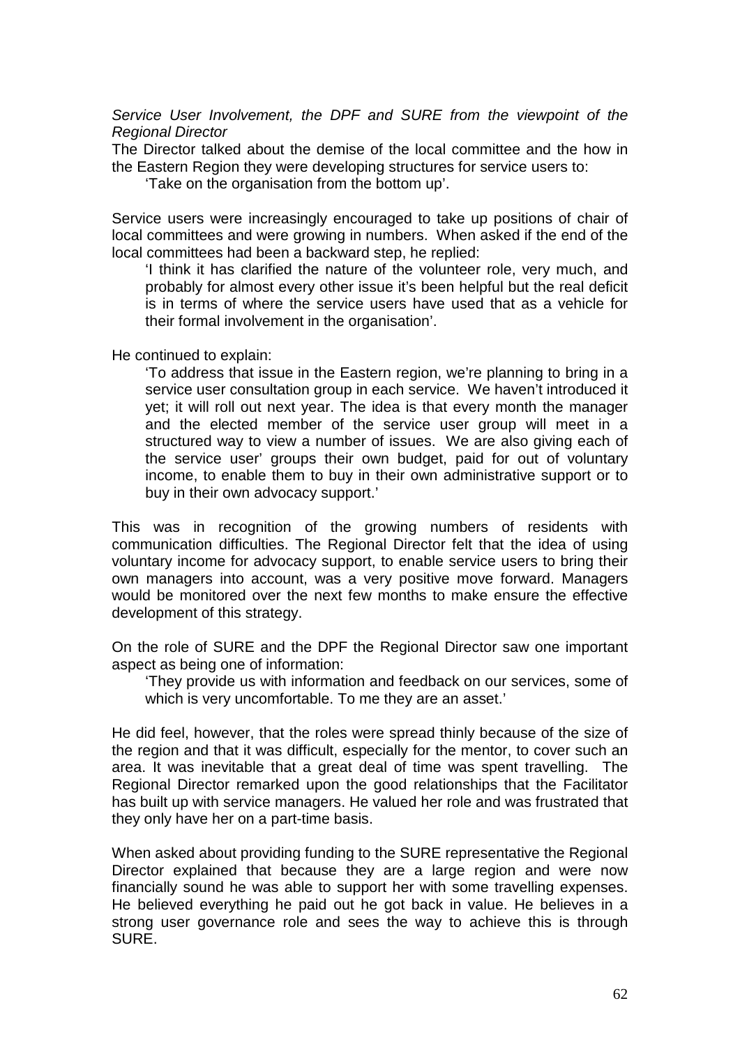*Service User Involvement, the DPF and SURE from the viewpoint of the Regional Director*

The Director talked about the demise of the local committee and the how in the Eastern Region they were developing structures for service users to:

> 'Take on the organisation from the bottom up'.

Service users were increasingly encouraged to take up positions of chair of local committees and were growing in numbers. When asked if the end of the local committees had been a backward step, he replied:

> 'I think it has clarified the nature of the volunteer role, very much, and probably for almost every other issue it's been helpful but the real deficit is in terms of where the service users have used that as a vehicle for their formal involvement in the organisation'.

He continued to explain:

> 'To address that issue in the Eastern region, we're planning to bring in a service user consultation group in each service. We haven't introduced it yet; it will roll out next year. The idea is that every month the manager and the elected member of the service user group will meet in a structured way to view a number of issues. We are also giving each of the service user' groups their own budget, paid for out of voluntary income, to enable them to buy in their own administrative support or to buy in their own advocacy support.'

This was in recognition of the growing numbers of residents with communication difficulties. The Regional Director felt that the idea of using voluntary income for advocacy support, to enable service users to bring their own managers into account, was a very positive move forward. Managers would be monitored over the next few months to make ensure the effective development of this strategy.

On the role of SURE and the DPF the Regional Director saw one important aspect as being one of information:

> 'They provide us with information and feedback on our services, some of which is very uncomfortable. To me they are an asset.'

He did feel, however, that the roles were spread thinly because of the size of the region and that it was difficult, especially for the mentor, to cover such an area. It was inevitable that a great deal of time was spent travelling. The Regional Director remarked upon the good relationships that the Facilitator has built up with service managers. He valued her role and was frustrated that they only have her on a part-time basis.

When asked about providing funding to the SURE representative the Regional Director explained that because they are a large region and were now financially sound he was able to support her with some travelling expenses. He believed everything he paid out he got back in value. He believes in a strong user governance role and sees the way to achieve this is through SURE.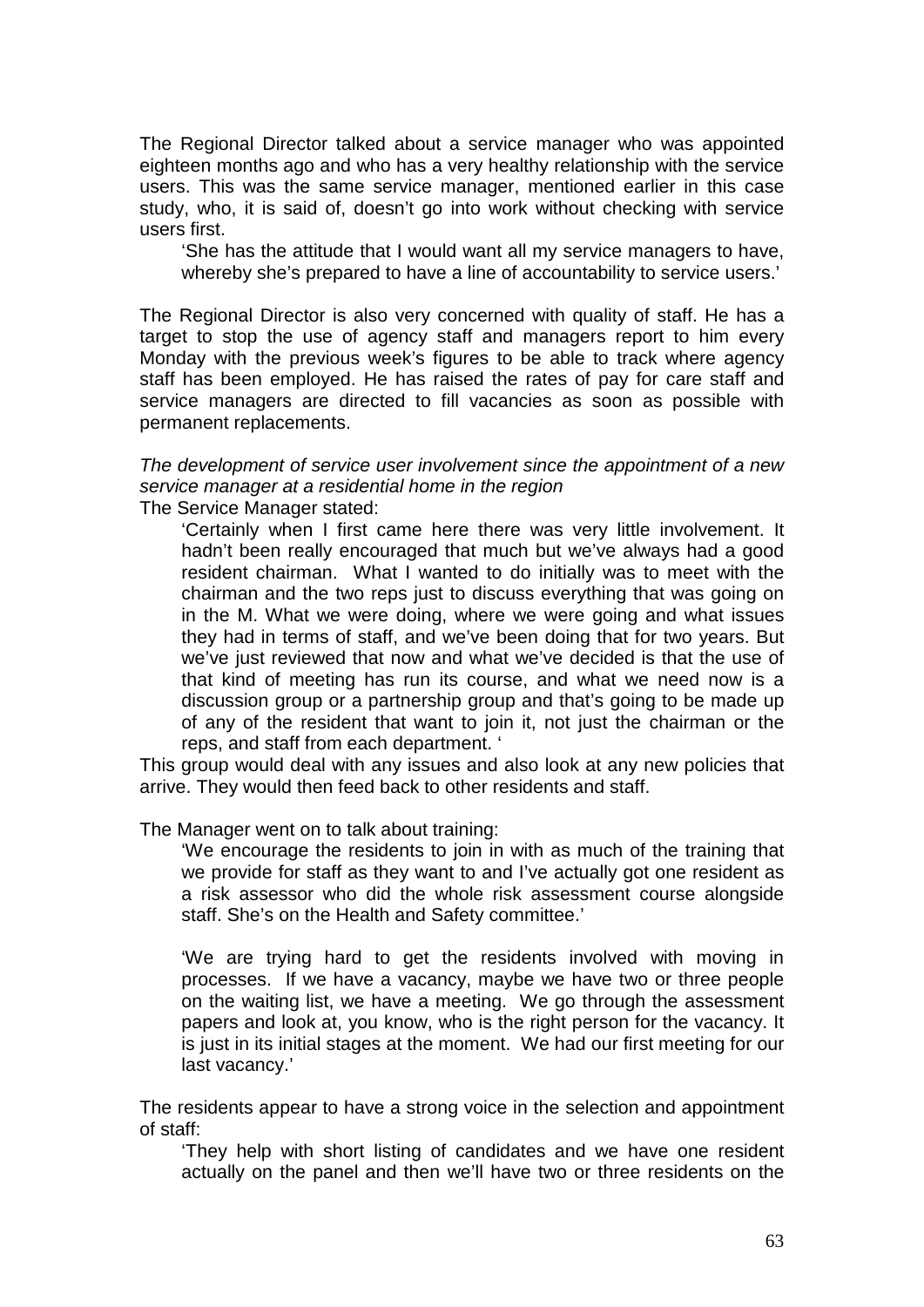The Regional Director talked about a service manager who was appointed eighteen months ago and who has a very healthy relationship with the service users. This was the same service manager, mentioned earlier in this case study, who, it is said of, doesn't go into work without checking with service users first.

> 'She has the attitude that I would want all my service managers to have, whereby she's prepared to have a line of accountability to service users.'

The Regional Director is also very concerned with quality of staff. He has a target to stop the use of agency staff and managers report to him every Monday with the previous week's figures to be able to track where agency staff has been employed. He has raised the rates of pay for care staff and service managers are directed to fill vacancies as soon as possible with permanent replacements.

*The development of service user involvement since the appointment of a new service manager at a residential home in the region*

The Service Manager stated:

> 'Certainly when I first came here there was very little involvement. It hadn't been really encouraged that much but we've always had a good resident chairman. What I wanted to do initially was to meet with the chairman and the two reps just to discuss everything that was going on in the M. What we were doing, where we were going and what issues they had in terms of staff, and we've been doing that for two years. But we've just reviewed that now and what we've decided is that the use of that kind of meeting has run its course, and what we need now is a discussion group or a partnership group and that's going to be made up of any of the resident that want to join it, not just the chairman or the reps, and staff from each department. '

This group would deal with any issues and also look at any new policies that arrive. They would then feed back to other residents and staff.

The Manager went on to talk about training:

> 'We encourage the residents to join in with as much of the training that we provide for staff as they want to and I've actually got one resident as a risk assessor who did the whole risk assessment course alongside staff. She's on the Health and Safety committee.'
>
> 'We are trying hard to get the residents involved with moving in processes. If we have a vacancy, maybe we have two or three people on the waiting list, we have a meeting. We go through the assessment papers and look at, you know, who is the right person for the vacancy. It is just in its initial stages at the moment. We had our first meeting for our last vacancy.'

The residents appear to have a strong voice in the selection and appointment of staff:

> 'They help with short listing of candidates and we have one resident actually on the panel and then we'll have two or three residents on the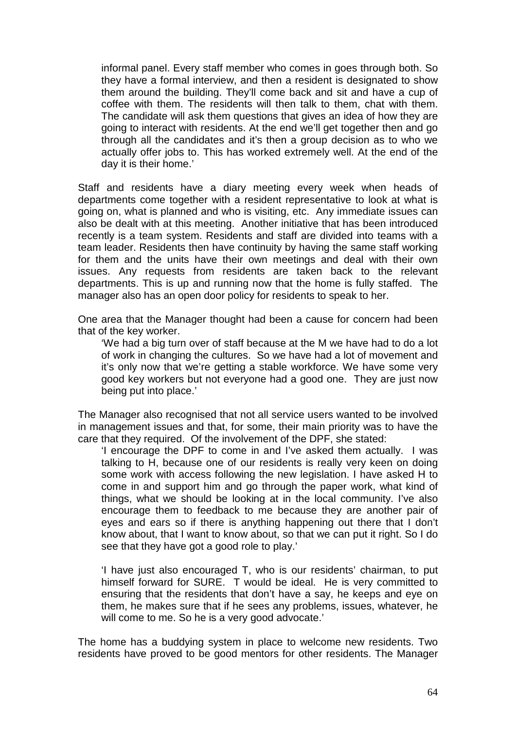> informal panel. Every staff member who comes in goes through both. So they have a formal interview, and then a resident is designated to show them around the building. They'll come back and sit and have a cup of coffee with them. The residents will then talk to them, chat with them. The candidate will ask them questions that gives an idea of how they are going to interact with residents. At the end we'll get together then and go through all the candidates and it's then a group decision as to who we actually offer jobs to. This has worked extremely well. At the end of the day it is their home.'

Staff and residents have a diary meeting every week when heads of departments come together with a resident representative to look at what is going on, what is planned and who is visiting, etc. Any immediate issues can also be dealt with at this meeting. Another initiative that has been introduced recently is a team system. Residents and staff are divided into teams with a team leader. Residents then have continuity by having the same staff working for them and the units have their own meetings and deal with their own issues. Any requests from residents are taken back to the relevant departments. This is up and running now that the home is fully staffed. The manager also has an open door policy for residents to speak to her.

One area that the Manager thought had been a cause for concern had been that of the key worker.

> 'We had a big turn over of staff because at the M we have had to do a lot of work in changing the cultures. So we have had a lot of movement and it's only now that we're getting a stable workforce. We have some very good key workers but not everyone had a good one. They are just now being put into place.'

The Manager also recognised that not all service users wanted to be involved in management issues and that, for some, their main priority was to have the care that they required. Of the involvement of the DPF, she stated:

> 'I encourage the DPF to come in and I've asked them actually. I was talking to H, because one of our residents is really very keen on doing some work with access following the new legislation. I have asked H to come in and support him and go through the paper work, what kind of things, what we should be looking at in the local community. I've also encourage them to feedback to me because they are another pair of eyes and ears so if there is anything happening out there that I don't know about, that I want to know about, so that we can put it right. So I do see that they have got a good role to play.'
>
> 'I have just also encouraged T, who is our residents' chairman, to put himself forward for SURE. T would be ideal. He is very committed to ensuring that the residents that don't have a say, he keeps and eye on them, he makes sure that if he sees any problems, issues, whatever, he will come to me. So he is a very good advocate.'

The home has a buddying system in place to welcome new residents. Two residents have proved to be good mentors for other residents. The Manager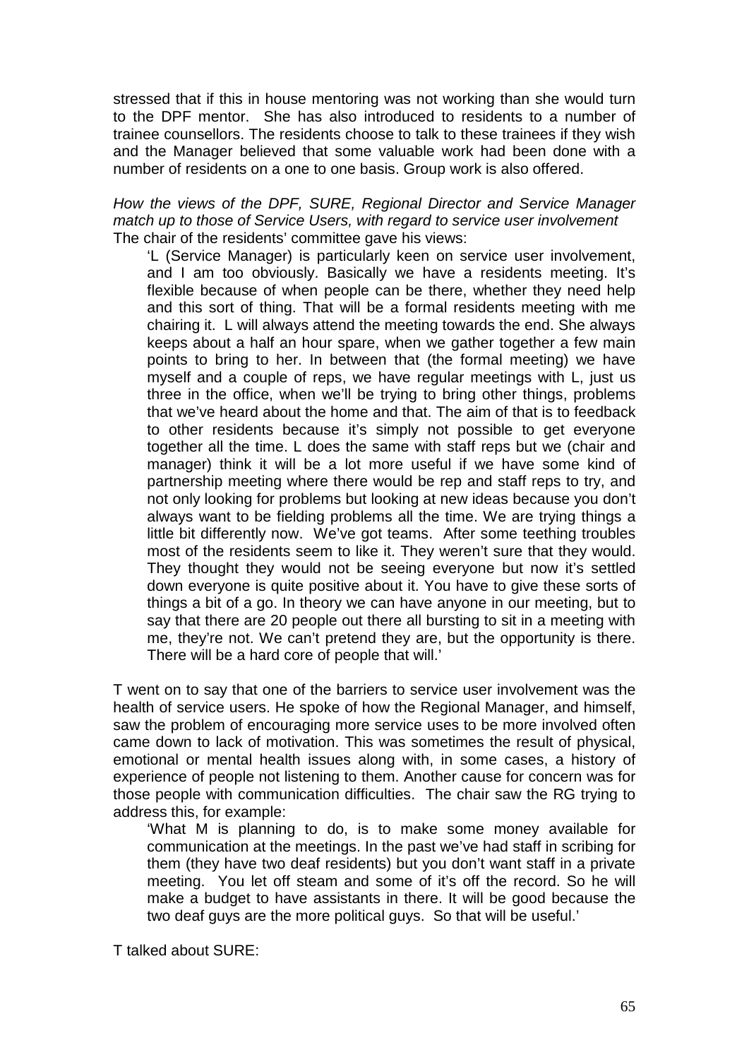stressed that if this in house mentoring was not working than she would turn to the DPF mentor. She has also introduced to residents to a number of trainee counsellors. The residents choose to talk to these trainees if they wish and the Manager believed that some valuable work had been done with a number of residents on a one to one basis. Group work is also offered.

*How the views of the DPF, SURE, Regional Director and Service Manager match up to those of Service Users, with regard to service user involvement*

The chair of the residents' committee gave his views:

> 'L (Service Manager) is particularly keen on service user involvement, and I am too obviously. Basically we have a residents meeting. It's flexible because of when people can be there, whether they need help and this sort of thing. That will be a formal residents meeting with me chairing it. L will always attend the meeting towards the end. She always keeps about a half an hour spare, when we gather together a few main points to bring to her. In between that (the formal meeting) we have myself and a couple of reps, we have regular meetings with L, just us three in the office, when we'll be trying to bring other things, problems that we've heard about the home and that. The aim of that is to feedback to other residents because it's simply not possible to get everyone together all the time. L does the same with staff reps but we (chair and manager) think it will be a lot more useful if we have some kind of partnership meeting where there would be rep and staff reps to try, and not only looking for problems but looking at new ideas because you don't always want to be fielding problems all the time. We are trying things a little bit differently now. We've got teams. After some teething troubles most of the residents seem to like it. They weren't sure that they would. They thought they would not be seeing everyone but now it's settled down everyone is quite positive about it. You have to give these sorts of things a bit of a go. In theory we can have anyone in our meeting, but to say that there are 20 people out there all bursting to sit in a meeting with me, they're not. We can't pretend they are, but the opportunity is there. There will be a hard core of people that will.'

T went on to say that one of the barriers to service user involvement was the health of service users. He spoke of how the Regional Manager, and himself, saw the problem of encouraging more service uses to be more involved often came down to lack of motivation. This was sometimes the result of physical, emotional or mental health issues along with, in some cases, a history of experience of people not listening to them. Another cause for concern was for those people with communication difficulties. The chair saw the RG trying to address this, for example:

> 'What M is planning to do, is to make some money available for communication at the meetings. In the past we've had staff in scribing for them (they have two deaf residents) but you don't want staff in a private meeting. You let off steam and some of it's off the record. So he will make a budget to have assistants in there. It will be good because the two deaf guys are the more political guys. So that will be useful.'

T talked about SURE: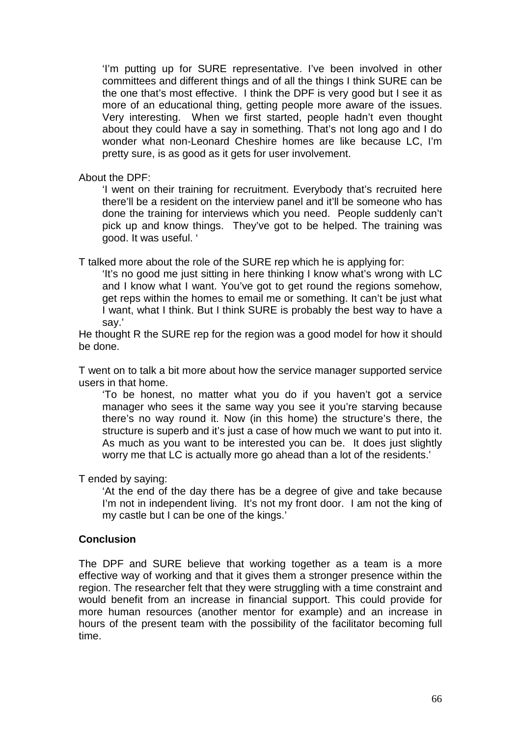> 'I'm putting up for SURE representative. I've been involved in other committees and different things and of all the things I think SURE can be the one that's most effective. I think the DPF is very good but I see it as more of an educational thing, getting people more aware of the issues. Very interesting. When we first started, people hadn't even thought about they could have a say in something. That's not long ago and I do wonder what non-Leonard Cheshire homes are like because LC, I'm pretty sure, is as good as it gets for user involvement.

About the DPF:

> 'I went on their training for recruitment. Everybody that's recruited here there'll be a resident on the interview panel and it'll be someone who has done the training for interviews which you need. People suddenly can't pick up and know things. They've got to be helped. The training was good. It was useful. '

T talked more about the role of the SURE rep which he is applying for:

> 'It's no good me just sitting in here thinking I know what's wrong with LC and I know what I want. You've got to get round the regions somehow, get reps within the homes to email me or something. It can't be just what I want, what I think. But I think SURE is probably the best way to have a say.'

He thought R the SURE rep for the region was a good model for how it should be done.

T went on to talk a bit more about how the service manager supported service users in that home.

> 'To be honest, no matter what you do if you haven't got a service manager who sees it the same way you see it you're starving because there's no way round it. Now (in this home) the structure's there, the structure is superb and it's just a case of how much we want to put into it. As much as you want to be interested you can be. It does just slightly worry me that LC is actually more go ahead than a lot of the residents.'

T ended by saying:

> 'At the end of the day there has be a degree of give and take because I'm not in independent living. It's not my front door. I am not the king of my castle but I can be one of the kings.'

**Conclusion**

The DPF and SURE believe that working together as a team is a more effective way of working and that it gives them a stronger presence within the region. The researcher felt that they were struggling with a time constraint and would benefit from an increase in financial support. This could provide for more human resources (another mentor for example) and an increase in hours of the present team with the possibility of the facilitator becoming full time.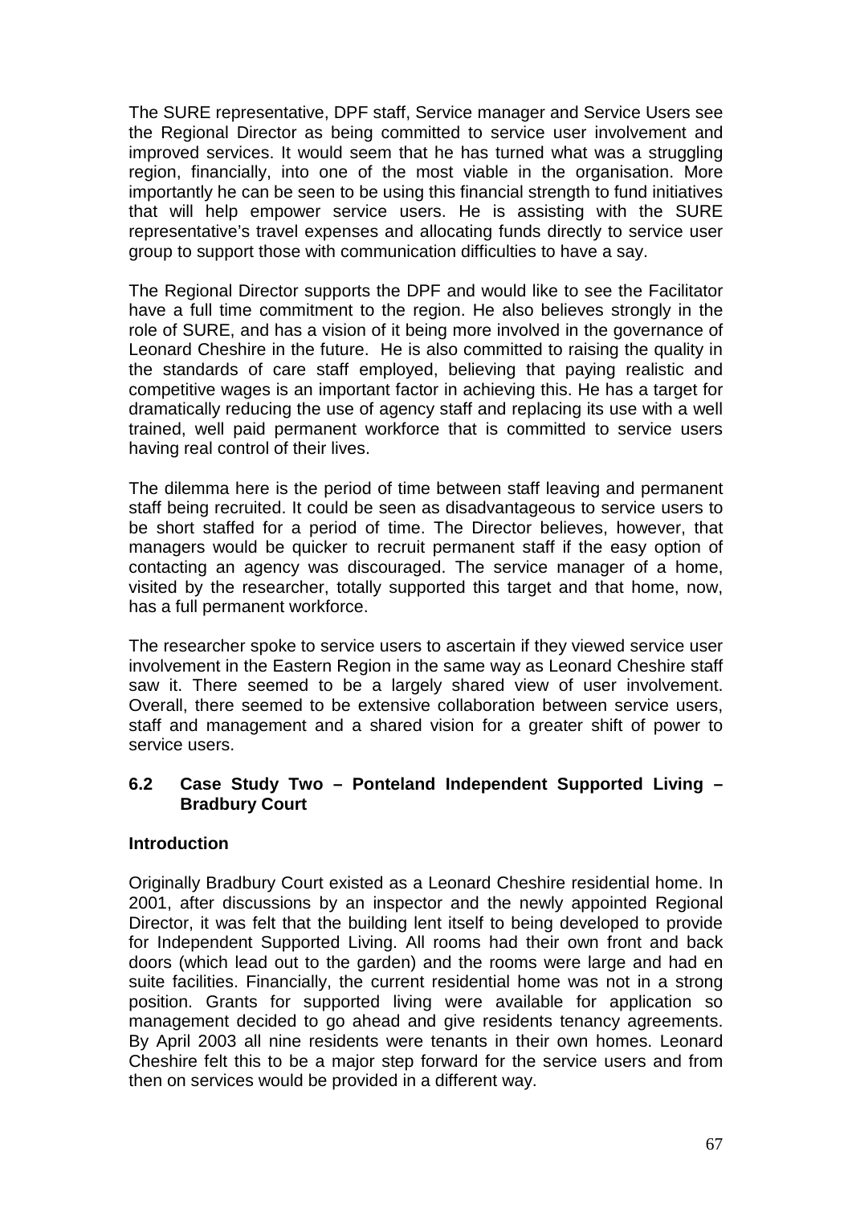The SURE representative, DPF staff, Service manager and Service Users see the Regional Director as being committed to service user involvement and improved services. It would seem that he has turned what was a struggling region, financially, into one of the most viable in the organisation. More importantly he can be seen to be using this financial strength to fund initiatives that will help empower service users. He is assisting with the SURE representative's travel expenses and allocating funds directly to service user group to support those with communication difficulties to have a say.

The Regional Director supports the DPF and would like to see the Facilitator have a full time commitment to the region. He also believes strongly in the role of SURE, and has a vision of it being more involved in the governance of Leonard Cheshire in the future. He is also committed to raising the quality in the standards of care staff employed, believing that paying realistic and competitive wages is an important factor in achieving this. He has a target for dramatically reducing the use of agency staff and replacing its use with a well trained, well paid permanent workforce that is committed to service users having real control of their lives.

The dilemma here is the period of time between staff leaving and permanent staff being recruited. It could be seen as disadvantageous to service users to be short staffed for a period of time. The Director believes, however, that managers would be quicker to recruit permanent staff if the easy option of contacting an agency was discouraged. The service manager of a home, visited by the researcher, totally supported this target and that home, now, has a full permanent workforce.

The researcher spoke to service users to ascertain if they viewed service user involvement in the Eastern Region in the same way as Leonard Cheshire staff saw it. There seemed to be a largely shared view of user involvement. Overall, there seemed to be extensive collaboration between service users, staff and management and a shared vision for a greater shift of power to service users.

## 6.2 Case Study Two – Ponteland Independent Supported Living – Bradbury Court

### Introduction

Originally Bradbury Court existed as a Leonard Cheshire residential home. In 2001, after discussions by an inspector and the newly appointed Regional Director, it was felt that the building lent itself to being developed to provide for Independent Supported Living. All rooms had their own front and back doors (which lead out to the garden) and the rooms were large and had en suite facilities. Financially, the current residential home was not in a strong position. Grants for supported living were available for application so management decided to go ahead and give residents tenancy agreements. By April 2003 all nine residents were tenants in their own homes. Leonard Cheshire felt this to be a major step forward for the service users and from then on services would be provided in a different way.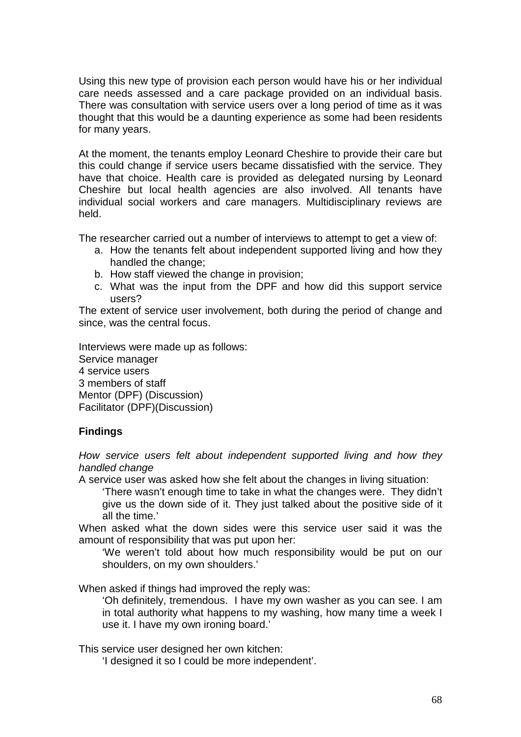Using this new type of provision each person would have his or her individual care needs assessed and a care package provided on an individual basis. There was consultation with service users over a long period of time as it was thought that this would be a daunting experience as some had been residents for many years.

At the moment, the tenants employ Leonard Cheshire to provide their care but this could change if service users became dissatisfied with the service. They have that choice. Health care is provided as delegated nursing by Leonard Cheshire but local health agencies are also involved. All tenants have individual social workers and care managers. Multidisciplinary reviews are held.

The researcher carried out a number of interviews to attempt to get a view of:

a. How the tenants felt about independent supported living and how they handled the change;
b. How staff viewed the change in provision;
c. What was the input from the DPF and how did this support service users?

The extent of service user involvement, both during the period of change and since, was the central focus.

Interviews were made up as follows:
Service manager
4 service users
3 members of staff
Mentor (DPF) (Discussion)
Facilitator (DPF)(Discussion)

**Findings**

*How service users felt about independent supported living and how they handled change*

A service user was asked how she felt about the changes in living situation:

> 'There wasn't enough time to take in what the changes were. They didn't give us the down side of it. They just talked about the positive side of it all the time.'

When asked what the down sides were this service user said it was the amount of responsibility that was put upon her:

> 'We weren't told about how much responsibility would be put on our shoulders, on my own shoulders.'

When asked if things had improved the reply was:

> 'Oh definitely, tremendous. I have my own washer as you can see. I am in total authority what happens to my washing, how many time a week I use it. I have my own ironing board.'

This service user designed her own kitchen:

> 'I designed it so I could be more independent'.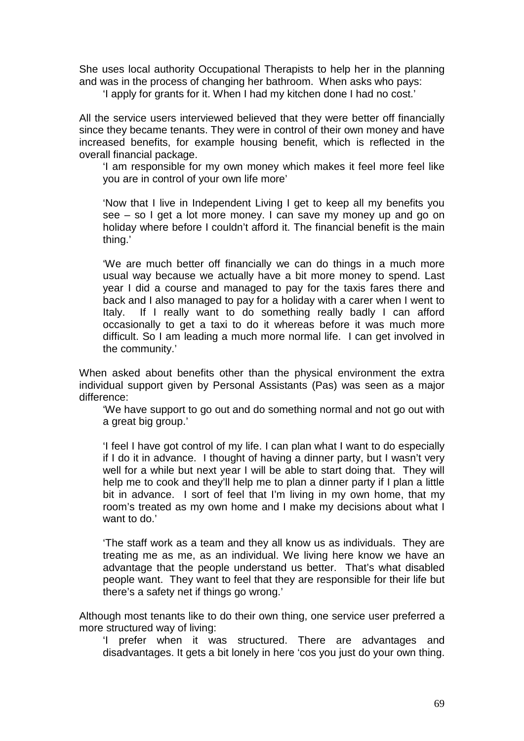She uses local authority Occupational Therapists to help her in the planning and was in the process of changing her bathroom. When asks who pays:

> 'I apply for grants for it. When I had my kitchen done I had no cost.'

All the service users interviewed believed that they were better off financially since they became tenants. They were in control of their own money and have increased benefits, for example housing benefit, which is reflected in the overall financial package.

> 'I am responsible for my own money which makes it feel more feel like you are in control of your own life more'
>
> 'Now that I live in Independent Living I get to keep all my benefits you see – so I get a lot more money. I can save my money up and go on holiday where before I couldn't afford it. The financial benefit is the main thing.'
>
> 'We are much better off financially we can do things in a much more usual way because we actually have a bit more money to spend. Last year I did a course and managed to pay for the taxis fares there and back and I also managed to pay for a holiday with a carer when I went to Italy. If I really want to do something really badly I can afford occasionally to get a taxi to do it whereas before it was much more difficult. So I am leading a much more normal life. I can get involved in the community.'

When asked about benefits other than the physical environment the extra individual support given by Personal Assistants (Pas) was seen as a major difference:

> 'We have support to go out and do something normal and not go out with a great big group.'
>
> 'I feel I have got control of my life. I can plan what I want to do especially if I do it in advance. I thought of having a dinner party, but I wasn't very well for a while but next year I will be able to start doing that. They will help me to cook and they'll help me to plan a dinner party if I plan a little bit in advance. I sort of feel that I'm living in my own home, that my room's treated as my own home and I make my decisions about what I want to do.'
>
> 'The staff work as a team and they all know us as individuals. They are treating me as me, as an individual. We living here know we have an advantage that the people understand us better. That's what disabled people want. They want to feel that they are responsible for their life but there's a safety net if things go wrong.'

Although most tenants like to do their own thing, one service user preferred a more structured way of living:

> 'I prefer when it was structured. There are advantages and disadvantages. It gets a bit lonely in here 'cos you just do your own thing.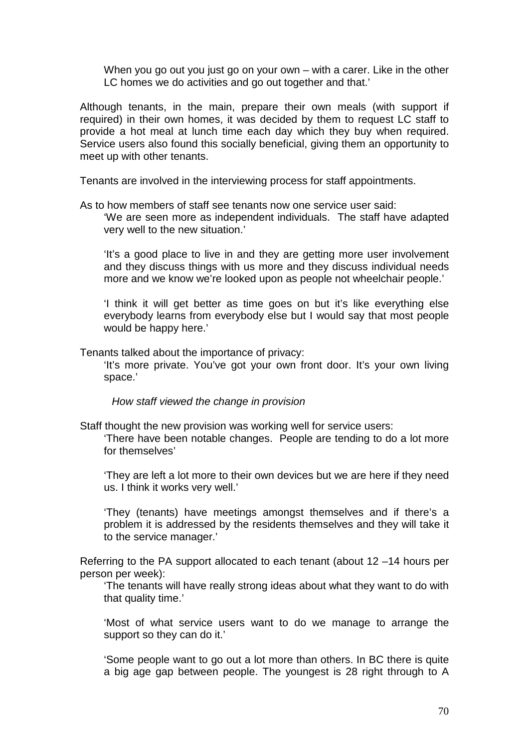When you go out you just go on your own – with a carer. Like in the other LC homes we do activities and go out together and that.'

Although tenants, in the main, prepare their own meals (with support if required) in their own homes, it was decided by them to request LC staff to provide a hot meal at lunch time each day which they buy when required. Service users also found this socially beneficial, giving them an opportunity to meet up with other tenants.

Tenants are involved in the interviewing process for staff appointments.

As to how members of staff see tenants now one service user said:

> 'We are seen more as independent individuals. The staff have adapted very well to the new situation.'
>
> 'It's a good place to live in and they are getting more user involvement and they discuss things with us more and they discuss individual needs more and we know we're looked upon as people not wheelchair people.'
>
> 'I think it will get better as time goes on but it's like everything else everybody learns from everybody else but I would say that most people would be happy here.'

Tenants talked about the importance of privacy:

> 'It's more private. You've got your own front door. It's your own living space.'

*How staff viewed the change in provision*

Staff thought the new provision was working well for service users:

> 'There have been notable changes. People are tending to do a lot more for themselves'
>
> 'They are left a lot more to their own devices but we are here if they need us. I think it works very well.'
>
> 'They (tenants) have meetings amongst themselves and if there's a problem it is addressed by the residents themselves and they will take it to the service manager.'

Referring to the PA support allocated to each tenant (about 12 –14 hours per person per week):

> 'The tenants will have really strong ideas about what they want to do with that quality time.'
>
> 'Most of what service users want to do we manage to arrange the support so they can do it.'
>
> 'Some people want to go out a lot more than others. In BC there is quite a big age gap between people. The youngest is 28 right through to A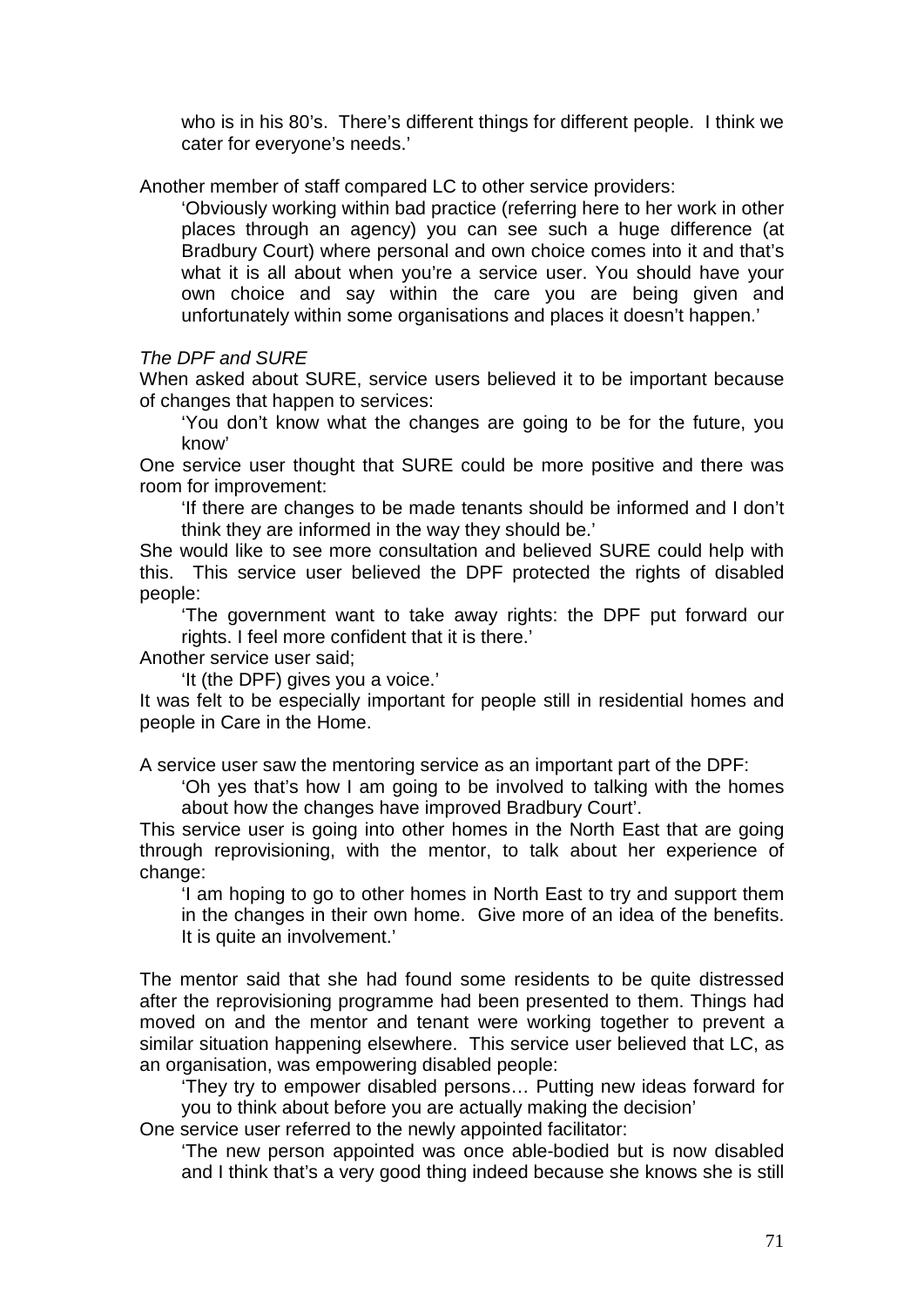who is in his 80's. There's different things for different people. I think we cater for everyone's needs.'

Another member of staff compared LC to other service providers:

> 'Obviously working within bad practice (referring here to her work in other places through an agency) you can see such a huge difference (at Bradbury Court) where personal and own choice comes into it and that's what it is all about when you're a service user. You should have your own choice and say within the care you are being given and unfortunately within some organisations and places it doesn't happen.'

*The DPF and SURE*

When asked about SURE, service users believed it to be important because of changes that happen to services:

> 'You don't know what the changes are going to be for the future, you know'

One service user thought that SURE could be more positive and there was room for improvement:

> 'If there are changes to be made tenants should be informed and I don't think they are informed in the way they should be.'

She would like to see more consultation and believed SURE could help with this. This service user believed the DPF protected the rights of disabled people:

> 'The government want to take away rights: the DPF put forward our rights. I feel more confident that it is there.'

Another service user said;

> 'It (the DPF) gives you a voice.'

It was felt to be especially important for people still in residential homes and people in Care in the Home.

A service user saw the mentoring service as an important part of the DPF:

> 'Oh yes that's how I am going to be involved to talking with the homes about how the changes have improved Bradbury Court'.

This service user is going into other homes in the North East that are going through reprovisioning, with the mentor, to talk about her experience of change:

> 'I am hoping to go to other homes in North East to try and support them in the changes in their own home. Give more of an idea of the benefits. It is quite an involvement.'

The mentor said that she had found some residents to be quite distressed after the reprovisioning programme had been presented to them. Things had moved on and the mentor and tenant were working together to prevent a similar situation happening elsewhere. This service user believed that LC, as an organisation, was empowering disabled people:

> 'They try to empower disabled persons… Putting new ideas forward for you to think about before you are actually making the decision'

One service user referred to the newly appointed facilitator:

> 'The new person appointed was once able-bodied but is now disabled and I think that's a very good thing indeed because she knows she is still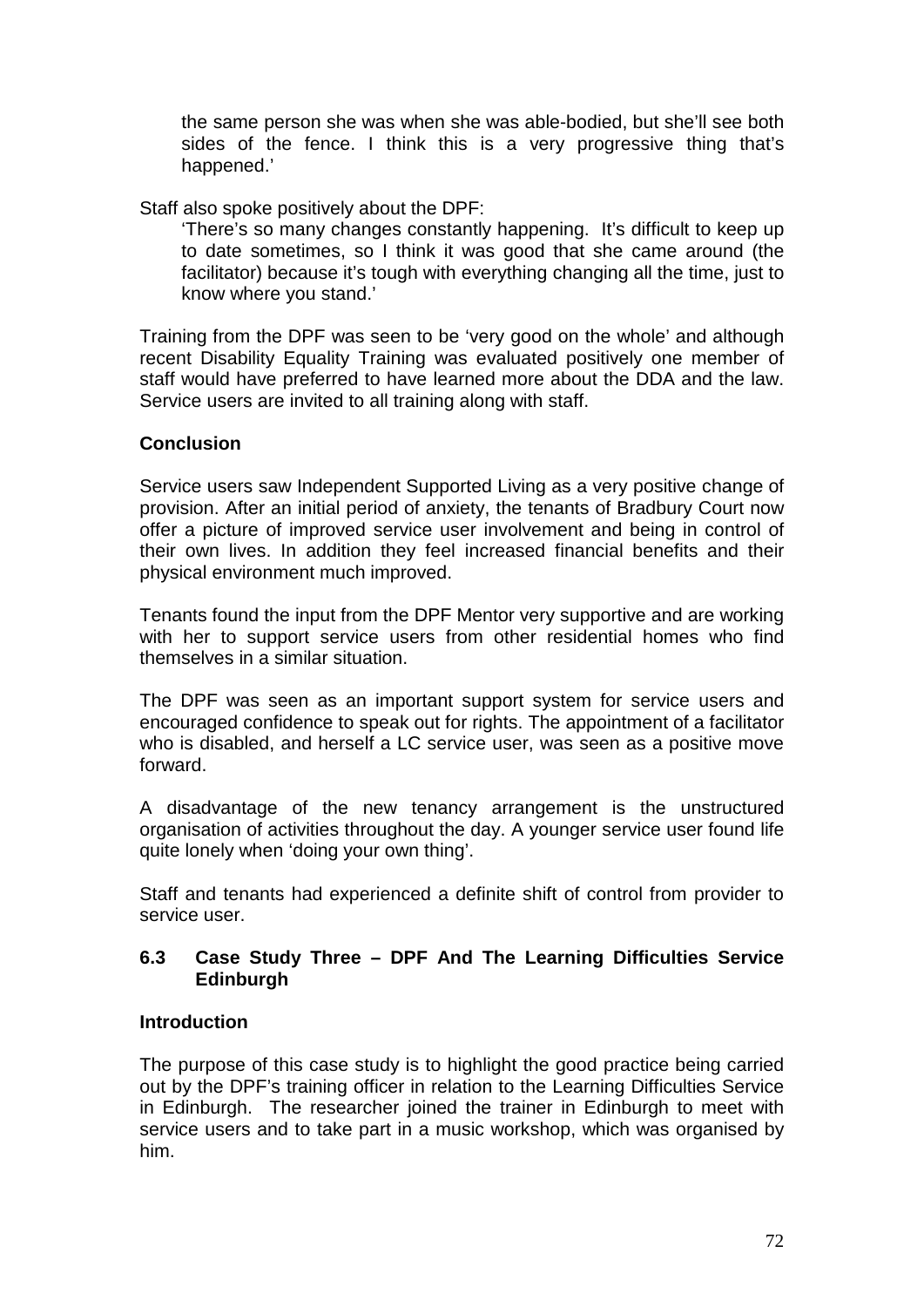> the same person she was when she was able-bodied, but she'll see both sides of the fence. I think this is a very progressive thing that's happened.'

Staff also spoke positively about the DPF:

> 'There's so many changes constantly happening. It's difficult to keep up to date sometimes, so I think it was good that she came around (the facilitator) because it's tough with everything changing all the time, just to know where you stand.'

Training from the DPF was seen to be 'very good on the whole' and although recent Disability Equality Training was evaluated positively one member of staff would have preferred to have learned more about the DDA and the law. Service users are invited to all training along with staff.

**Conclusion**

Service users saw Independent Supported Living as a very positive change of provision. After an initial period of anxiety, the tenants of Bradbury Court now offer a picture of improved service user involvement and being in control of their own lives. In addition they feel increased financial benefits and their physical environment much improved.

Tenants found the input from the DPF Mentor very supportive and are working with her to support service users from other residential homes who find themselves in a similar situation.

The DPF was seen as an important support system for service users and encouraged confidence to speak out for rights. The appointment of a facilitator who is disabled, and herself a LC service user, was seen as a positive move forward.

A disadvantage of the new tenancy arrangement is the unstructured organisation of activities throughout the day. A younger service user found life quite lonely when 'doing your own thing'.

Staff and tenants had experienced a definite shift of control from provider to service user.

## 6.3 Case Study Three – DPF And The Learning Difficulties Service Edinburgh

**Introduction**

The purpose of this case study is to highlight the good practice being carried out by the DPF's training officer in relation to the Learning Difficulties Service in Edinburgh. The researcher joined the trainer in Edinburgh to meet with service users and to take part in a music workshop, which was organised by him.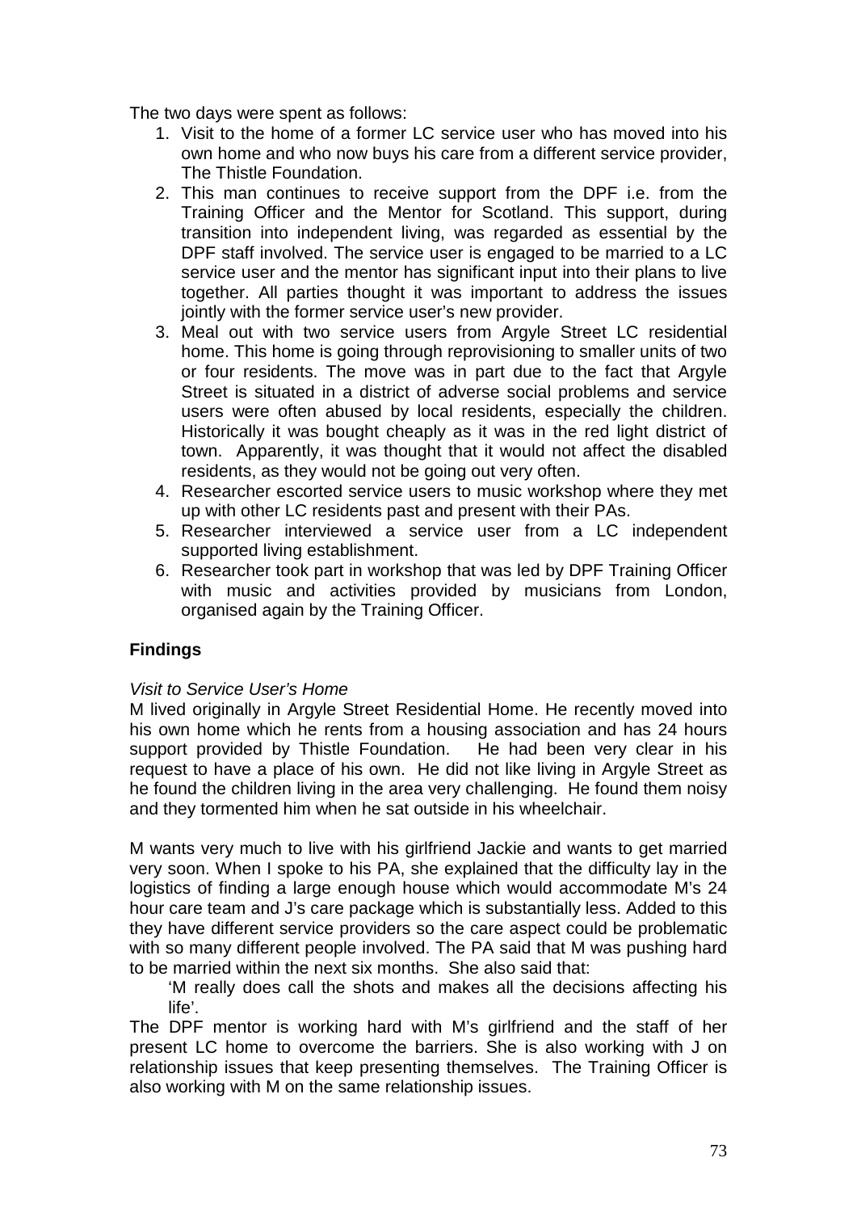The two days were spent as follows:

1. Visit to the home of a former LC service user who has moved into his own home and who now buys his care from a different service provider, The Thistle Foundation.
2. This man continues to receive support from the DPF i.e. from the Training Officer and the Mentor for Scotland. This support, during transition into independent living, was regarded as essential by the DPF staff involved. The service user is engaged to be married to a LC service user and the mentor has significant input into their plans to live together. All parties thought it was important to address the issues jointly with the former service user's new provider.
3. Meal out with two service users from Argyle Street LC residential home. This home is going through reprovisioning to smaller units of two or four residents. The move was in part due to the fact that Argyle Street is situated in a district of adverse social problems and service users were often abused by local residents, especially the children. Historically it was bought cheaply as it was in the red light district of town. Apparently, it was thought that it would not affect the disabled residents, as they would not be going out very often.
4. Researcher escorted service users to music workshop where they met up with other LC residents past and present with their PAs.
5. Researcher interviewed a service user from a LC independent supported living establishment.
6. Researcher took part in workshop that was led by DPF Training Officer with music and activities provided by musicians from London, organised again by the Training Officer.

## Findings

*Visit to Service User's Home*

M lived originally in Argyle Street Residential Home. He recently moved into his own home which he rents from a housing association and has 24 hours support provided by Thistle Foundation. He had been very clear in his request to have a place of his own. He did not like living in Argyle Street as he found the children living in the area very challenging. He found them noisy and they tormented him when he sat outside in his wheelchair.

M wants very much to live with his girlfriend Jackie and wants to get married very soon. When I spoke to his PA, she explained that the difficulty lay in the logistics of finding a large enough house which would accommodate M's 24 hour care team and J's care package which is substantially less. Added to this they have different service providers so the care aspect could be problematic with so many different people involved. The PA said that M was pushing hard to be married within the next six months. She also said that:

> 'M really does call the shots and makes all the decisions affecting his life'.

The DPF mentor is working hard with M's girlfriend and the staff of her present LC home to overcome the barriers. She is also working with J on relationship issues that keep presenting themselves. The Training Officer is also working with M on the same relationship issues.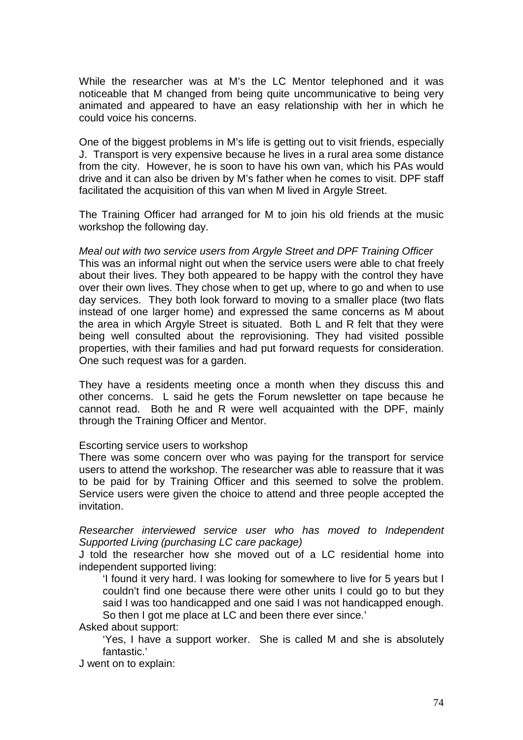While the researcher was at M's the LC Mentor telephoned and it was noticeable that M changed from being quite uncommunicative to being very animated and appeared to have an easy relationship with her in which he could voice his concerns.

One of the biggest problems in M's life is getting out to visit friends, especially J. Transport is very expensive because he lives in a rural area some distance from the city. However, he is soon to have his own van, which his PAs would drive and it can also be driven by M's father when he comes to visit. DPF staff facilitated the acquisition of this van when M lived in Argyle Street.

The Training Officer had arranged for M to join his old friends at the music workshop the following day.

*Meal out with two service users from Argyle Street and DPF Training Officer*

This was an informal night out when the service users were able to chat freely about their lives. They both appeared to be happy with the control they have over their own lives. They chose when to get up, where to go and when to use day services. They both look forward to moving to a smaller place (two flats instead of one larger home) and expressed the same concerns as M about the area in which Argyle Street is situated. Both L and R felt that they were being well consulted about the reprovisioning. They had visited possible properties, with their families and had put forward requests for consideration. One such request was for a garden.

They have a residents meeting once a month when they discuss this and other concerns. L said he gets the Forum newsletter on tape because he cannot read. Both he and R were well acquainted with the DPF, mainly through the Training Officer and Mentor.

Escorting service users to workshop

There was some concern over who was paying for the transport for service users to attend the workshop. The researcher was able to reassure that it was to be paid for by Training Officer and this seemed to solve the problem. Service users were given the choice to attend and three people accepted the invitation.

*Researcher interviewed service user who has moved to Independent Supported Living (purchasing LC care package)*

J told the researcher how she moved out of a LC residential home into independent supported living:

> 'I found it very hard. I was looking for somewhere to live for 5 years but I couldn't find one because there were other units I could go to but they said I was too handicapped and one said I was not handicapped enough. So then I got me place at LC and been there ever since.'

Asked about support:

> 'Yes, I have a support worker. She is called M and she is absolutely fantastic.'

J went on to explain: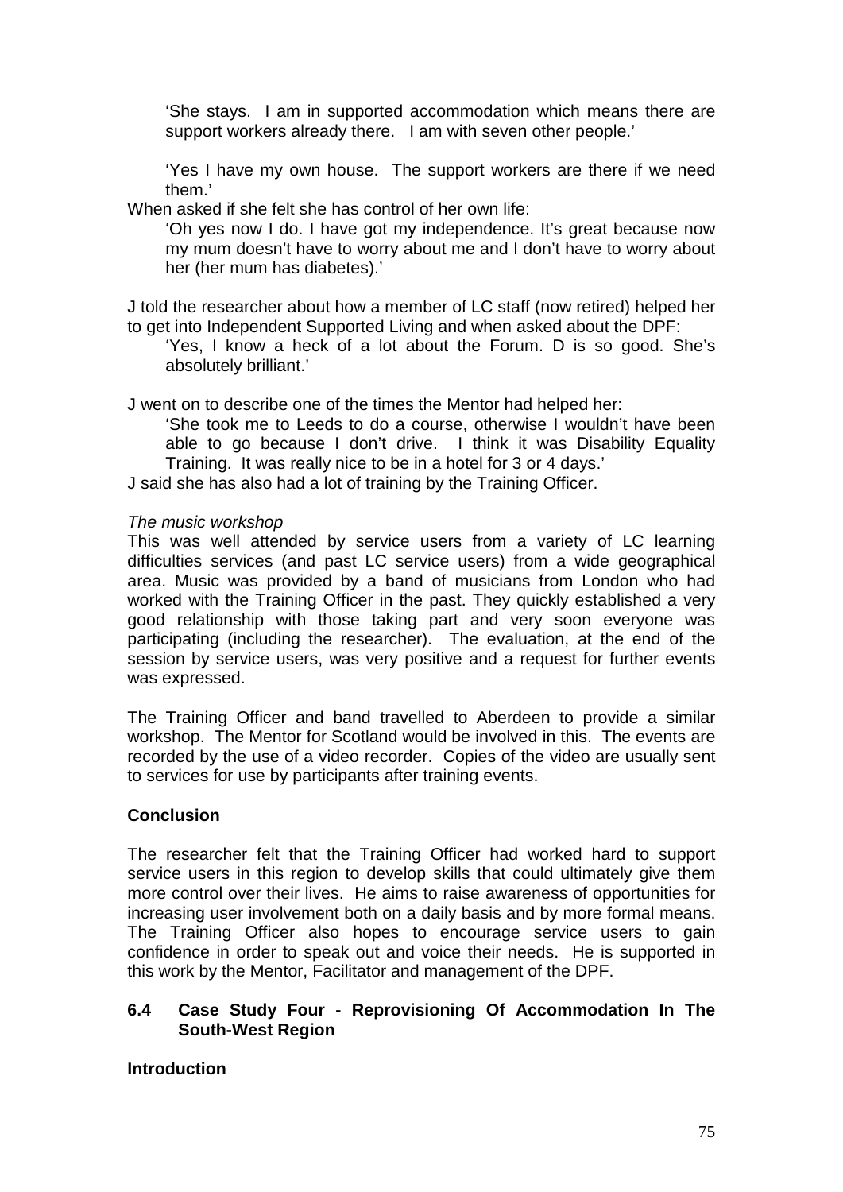> 'She stays. I am in supported accommodation which means there are support workers already there. I am with seven other people.'

> 'Yes I have my own house. The support workers are there if we need them.'

When asked if she felt she has control of her own life:

> 'Oh yes now I do. I have got my independence. It's great because now my mum doesn't have to worry about me and I don't have to worry about her (her mum has diabetes).'

J told the researcher about how a member of LC staff (now retired) helped her to get into Independent Supported Living and when asked about the DPF:

> 'Yes, I know a heck of a lot about the Forum. D is so good. She's absolutely brilliant.'

J went on to describe one of the times the Mentor had helped her:

> 'She took me to Leeds to do a course, otherwise I wouldn't have been able to go because I don't drive. I think it was Disability Equality Training. It was really nice to be in a hotel for 3 or 4 days.'

J said she has also had a lot of training by the Training Officer.

*The music workshop*

This was well attended by service users from a variety of LC learning difficulties services (and past LC service users) from a wide geographical area. Music was provided by a band of musicians from London who had worked with the Training Officer in the past. They quickly established a very good relationship with those taking part and very soon everyone was participating (including the researcher). The evaluation, at the end of the session by service users, was very positive and a request for further events was expressed.

The Training Officer and band travelled to Aberdeen to provide a similar workshop. The Mentor for Scotland would be involved in this. The events are recorded by the use of a video recorder. Copies of the video are usually sent to services for use by participants after training events.

**Conclusion**

The researcher felt that the Training Officer had worked hard to support service users in this region to develop skills that could ultimately give them more control over their lives. He aims to raise awareness of opportunities for increasing user involvement both on a daily basis and by more formal means. The Training Officer also hopes to encourage service users to gain confidence in order to speak out and voice their needs. He is supported in this work by the Mentor, Facilitator and management of the DPF.

## 6.4 Case Study Four - Reprovisioning Of Accommodation In The South-West Region

**Introduction**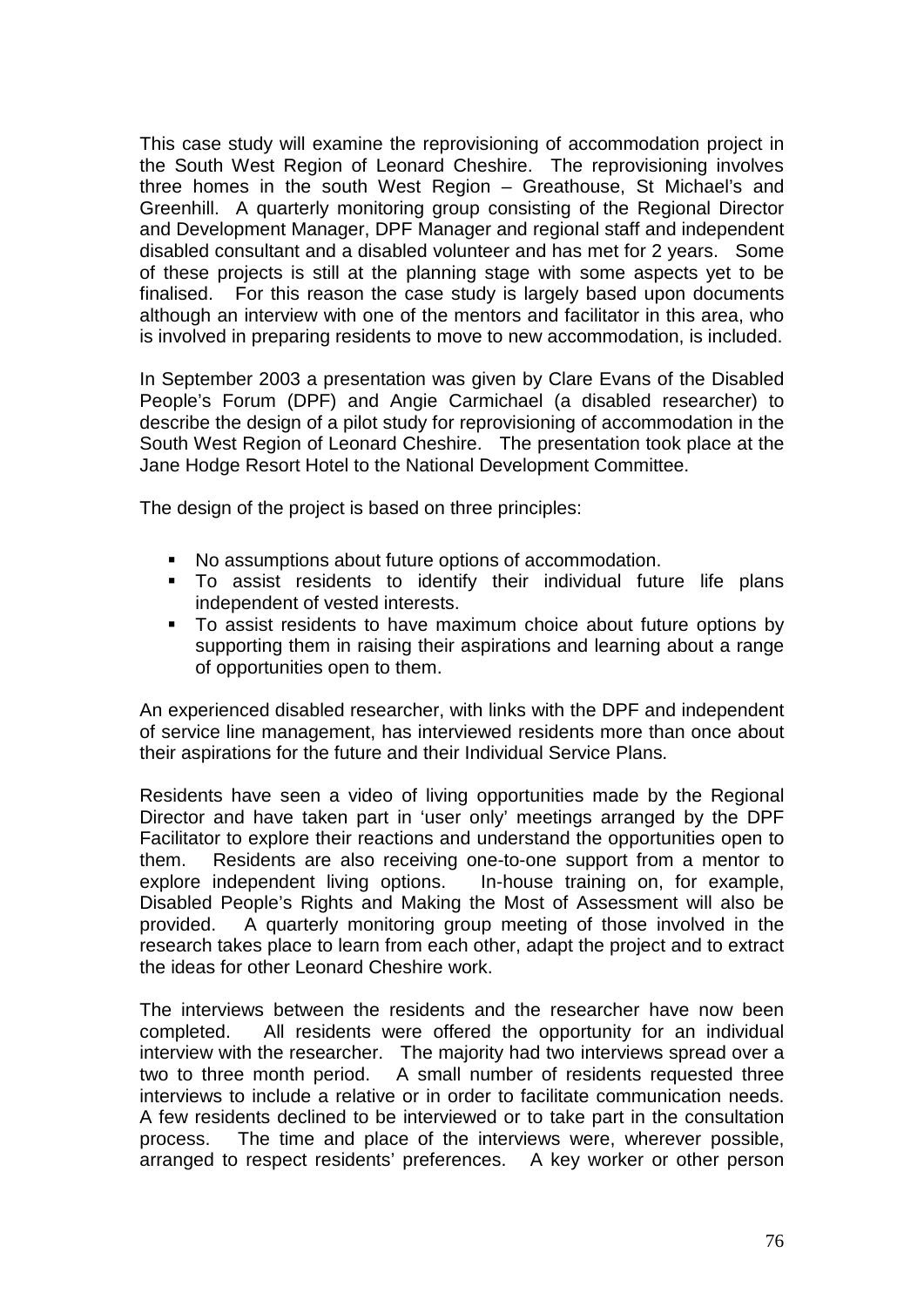This case study will examine the reprovisioning of accommodation project in the South West Region of Leonard Cheshire. The reprovisioning involves three homes in the south West Region – Greathouse, St Michael's and Greenhill. A quarterly monitoring group consisting of the Regional Director and Development Manager, DPF Manager and regional staff and independent disabled consultant and a disabled volunteer and has met for 2 years. Some of these projects is still at the planning stage with some aspects yet to be finalised. For this reason the case study is largely based upon documents although an interview with one of the mentors and facilitator in this area, who is involved in preparing residents to move to new accommodation, is included.

In September 2003 a presentation was given by Clare Evans of the Disabled People's Forum (DPF) and Angie Carmichael (a disabled researcher) to describe the design of a pilot study for reprovisioning of accommodation in the South West Region of Leonard Cheshire. The presentation took place at the Jane Hodge Resort Hotel to the National Development Committee.

The design of the project is based on three principles:

- No assumptions about future options of accommodation.
- To assist residents to identify their individual future life plans independent of vested interests.
- To assist residents to have maximum choice about future options by supporting them in raising their aspirations and learning about a range of opportunities open to them.

An experienced disabled researcher, with links with the DPF and independent of service line management, has interviewed residents more than once about their aspirations for the future and their Individual Service Plans.

Residents have seen a video of living opportunities made by the Regional Director and have taken part in 'user only' meetings arranged by the DPF Facilitator to explore their reactions and understand the opportunities open to them. Residents are also receiving one-to-one support from a mentor to explore independent living options. In-house training on, for example, Disabled People's Rights and Making the Most of Assessment will also be provided. A quarterly monitoring group meeting of those involved in the research takes place to learn from each other, adapt the project and to extract the ideas for other Leonard Cheshire work.

The interviews between the residents and the researcher have now been completed. All residents were offered the opportunity for an individual interview with the researcher. The majority had two interviews spread over a two to three month period. A small number of residents requested three interviews to include a relative or in order to facilitate communication needs. A few residents declined to be interviewed or to take part in the consultation process. The time and place of the interviews were, wherever possible, arranged to respect residents' preferences. A key worker or other person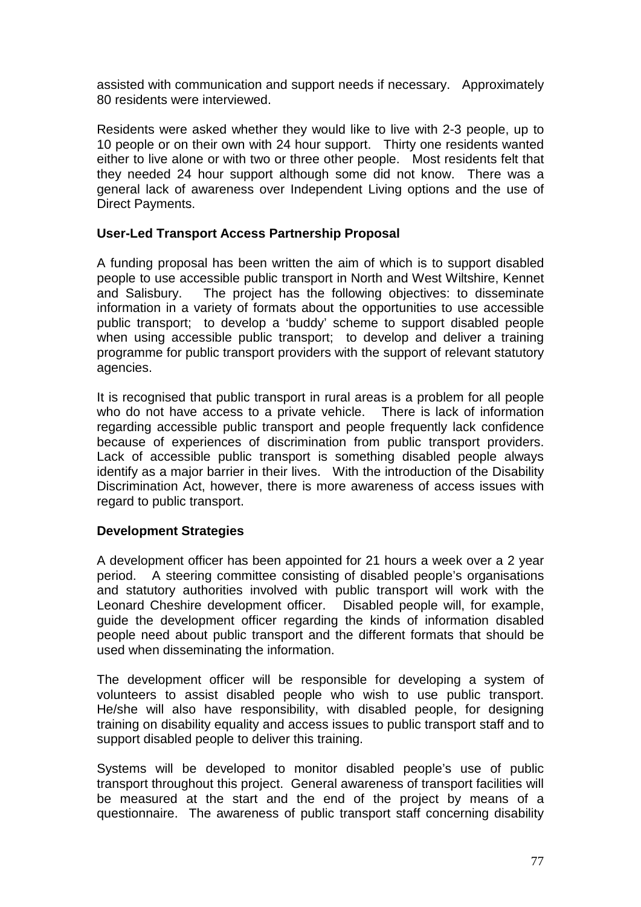assisted with communication and support needs if necessary. Approximately 80 residents were interviewed.

Residents were asked whether they would like to live with 2-3 people, up to 10 people or on their own with 24 hour support. Thirty one residents wanted either to live alone or with two or three other people. Most residents felt that they needed 24 hour support although some did not know. There was a general lack of awareness over Independent Living options and the use of Direct Payments.

**User-Led Transport Access Partnership Proposal**

A funding proposal has been written the aim of which is to support disabled people to use accessible public transport in North and West Wiltshire, Kennet and Salisbury. The project has the following objectives: to disseminate information in a variety of formats about the opportunities to use accessible public transport; to develop a 'buddy' scheme to support disabled people when using accessible public transport; to develop and deliver a training programme for public transport providers with the support of relevant statutory agencies.

It is recognised that public transport in rural areas is a problem for all people who do not have access to a private vehicle. There is lack of information regarding accessible public transport and people frequently lack confidence because of experiences of discrimination from public transport providers. Lack of accessible public transport is something disabled people always identify as a major barrier in their lives. With the introduction of the Disability Discrimination Act, however, there is more awareness of access issues with regard to public transport.

**Development Strategies**

A development officer has been appointed for 21 hours a week over a 2 year period. A steering committee consisting of disabled people's organisations and statutory authorities involved with public transport will work with the Leonard Cheshire development officer. Disabled people will, for example, guide the development officer regarding the kinds of information disabled people need about public transport and the different formats that should be used when disseminating the information.

The development officer will be responsible for developing a system of volunteers to assist disabled people who wish to use public transport. He/she will also have responsibility, with disabled people, for designing training on disability equality and access issues to public transport staff and to support disabled people to deliver this training.

Systems will be developed to monitor disabled people's use of public transport throughout this project. General awareness of transport facilities will be measured at the start and the end of the project by means of a questionnaire. The awareness of public transport staff concerning disability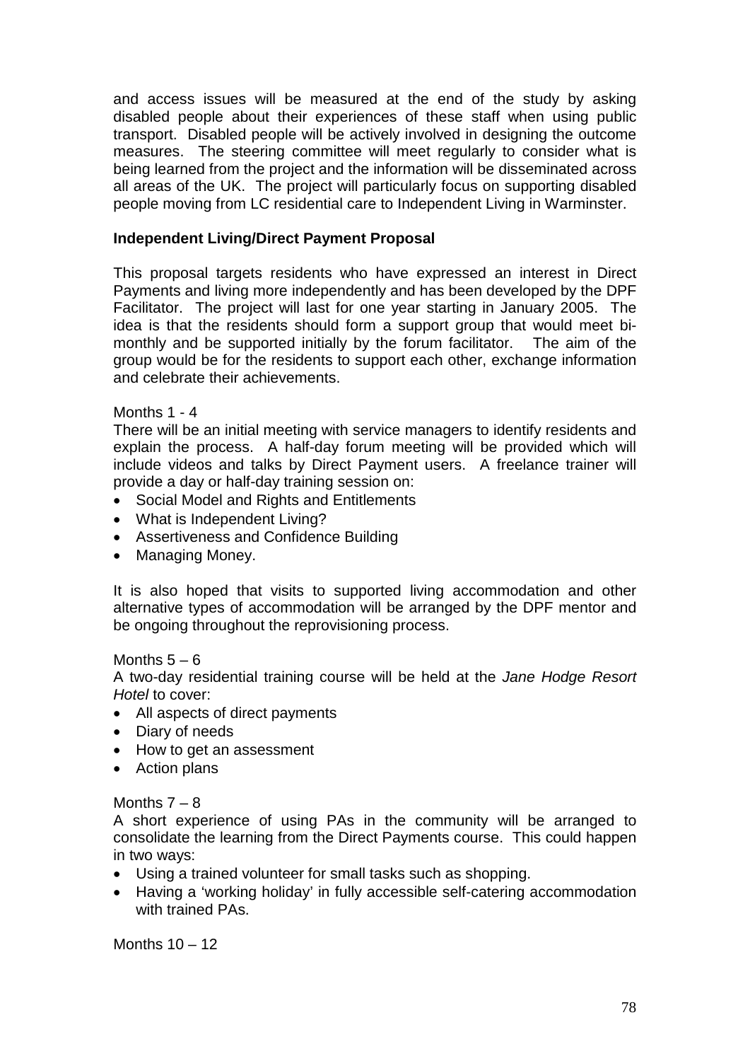and access issues will be measured at the end of the study by asking disabled people about their experiences of these staff when using public transport. Disabled people will be actively involved in designing the outcome measures. The steering committee will meet regularly to consider what is being learned from the project and the information will be disseminated across all areas of the UK. The project will particularly focus on supporting disabled people moving from LC residential care to Independent Living in Warminster.

**Independent Living/Direct Payment Proposal**

This proposal targets residents who have expressed an interest in Direct Payments and living more independently and has been developed by the DPF Facilitator. The project will last for one year starting in January 2005. The idea is that the residents should form a support group that would meet bi-monthly and be supported initially by the forum facilitator. The aim of the group would be for the residents to support each other, exchange information and celebrate their achievements.

Months 1 - 4

There will be an initial meeting with service managers to identify residents and explain the process. A half-day forum meeting will be provided which will include videos and talks by Direct Payment users. A freelance trainer will provide a day or half-day training session on:

- Social Model and Rights and Entitlements
- What is Independent Living?
- Assertiveness and Confidence Building
- Managing Money.

It is also hoped that visits to supported living accommodation and other alternative types of accommodation will be arranged by the DPF mentor and be ongoing throughout the reprovisioning process.

Months 5 – 6

A two-day residential training course will be held at the *Jane Hodge Resort Hotel* to cover:

- All aspects of direct payments
- Diary of needs
- How to get an assessment
- Action plans

Months 7 – 8

A short experience of using PAs in the community will be arranged to consolidate the learning from the Direct Payments course. This could happen in two ways:

- Using a trained volunteer for small tasks such as shopping.
- Having a 'working holiday' in fully accessible self-catering accommodation with trained PAs.

Months 10 – 12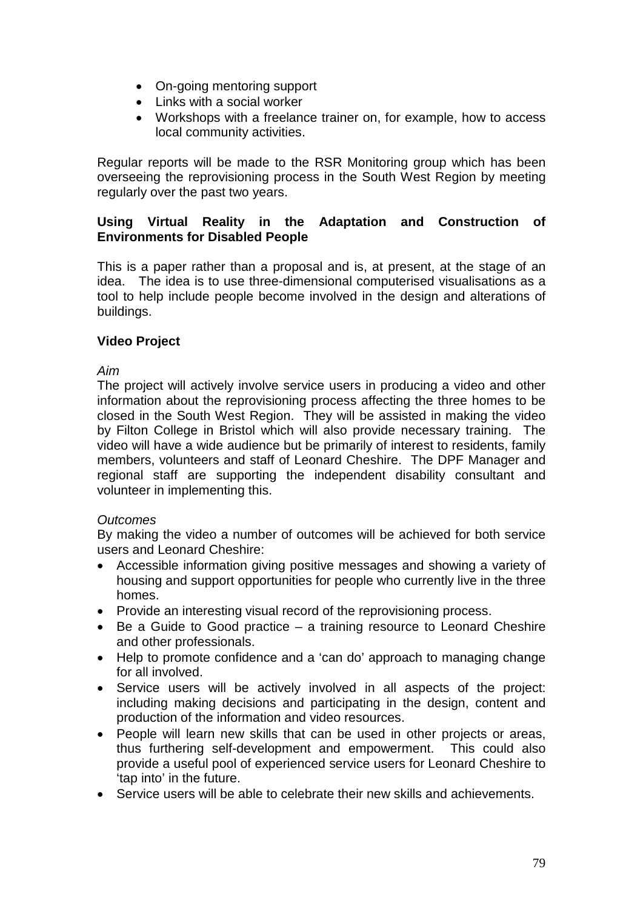- On-going mentoring support
- Links with a social worker
- Workshops with a freelance trainer on, for example, how to access local community activities.

Regular reports will be made to the RSR Monitoring group which has been overseeing the reprovisioning process in the South West Region by meeting regularly over the past two years.

**Using Virtual Reality in the Adaptation and Construction of Environments for Disabled People**

This is a paper rather than a proposal and is, at present, at the stage of an idea. The idea is to use three-dimensional computerised visualisations as a tool to help include people become involved in the design and alterations of buildings.

**Video Project**

*Aim*

The project will actively involve service users in producing a video and other information about the reprovisioning process affecting the three homes to be closed in the South West Region. They will be assisted in making the video by Filton College in Bristol which will also provide necessary training. The video will have a wide audience but be primarily of interest to residents, family members, volunteers and staff of Leonard Cheshire. The DPF Manager and regional staff are supporting the independent disability consultant and volunteer in implementing this.

*Outcomes*

By making the video a number of outcomes will be achieved for both service users and Leonard Cheshire:

- Accessible information giving positive messages and showing a variety of housing and support opportunities for people who currently live in the three homes.
- Provide an interesting visual record of the reprovisioning process.
- Be a Guide to Good practice – a training resource to Leonard Cheshire and other professionals.
- Help to promote confidence and a 'can do' approach to managing change for all involved.
- Service users will be actively involved in all aspects of the project: including making decisions and participating in the design, content and production of the information and video resources.
- People will learn new skills that can be used in other projects or areas, thus furthering self-development and empowerment. This could also provide a useful pool of experienced service users for Leonard Cheshire to 'tap into' in the future.
- Service users will be able to celebrate their new skills and achievements.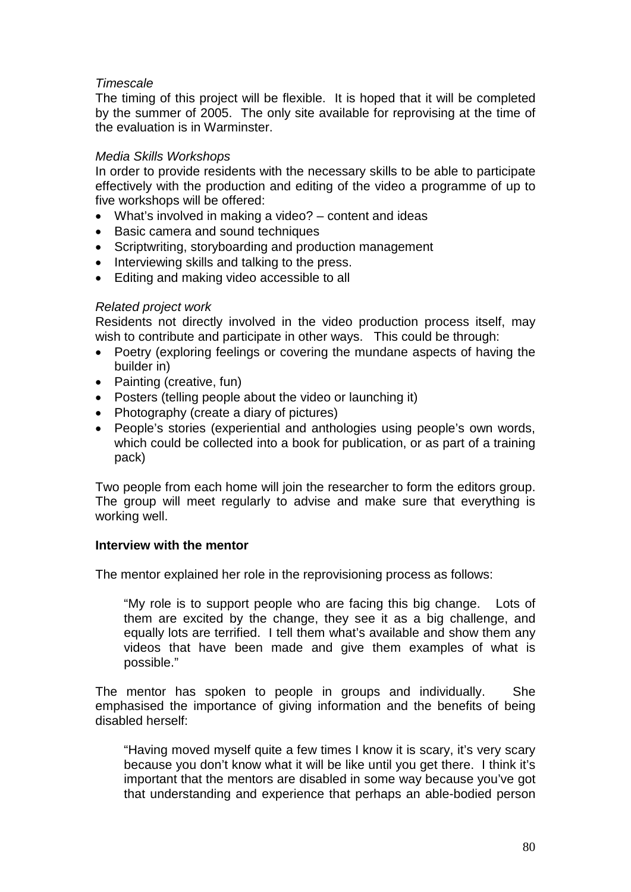*Timescale*

The timing of this project will be flexible. It is hoped that it will be completed by the summer of 2005. The only site available for reprovising at the time of the evaluation is in Warminster.

*Media Skills Workshops*

In order to provide residents with the necessary skills to be able to participate effectively with the production and editing of the video a programme of up to five workshops will be offered:

- What's involved in making a video? – content and ideas
- Basic camera and sound techniques
- Scriptwriting, storyboarding and production management
- Interviewing skills and talking to the press.
- Editing and making video accessible to all

*Related project work*

Residents not directly involved in the video production process itself, may wish to contribute and participate in other ways. This could be through:

- Poetry (exploring feelings or covering the mundane aspects of having the builder in)
- Painting (creative, fun)
- Posters (telling people about the video or launching it)
- Photography (create a diary of pictures)
- People's stories (experiential and anthologies using people's own words, which could be collected into a book for publication, or as part of a training pack)

Two people from each home will join the researcher to form the editors group. The group will meet regularly to advise and make sure that everything is working well.

**Interview with the mentor**

The mentor explained her role in the reprovisioning process as follows:

> "My role is to support people who are facing this big change. Lots of them are excited by the change, they see it as a big challenge, and equally lots are terrified. I tell them what's available and show them any videos that have been made and give them examples of what is possible."

The mentor has spoken to people in groups and individually. She emphasised the importance of giving information and the benefits of being disabled herself:

> "Having moved myself quite a few times I know it is scary, it's very scary because you don't know what it will be like until you get there. I think it's important that the mentors are disabled in some way because you've got that understanding and experience that perhaps an able-bodied person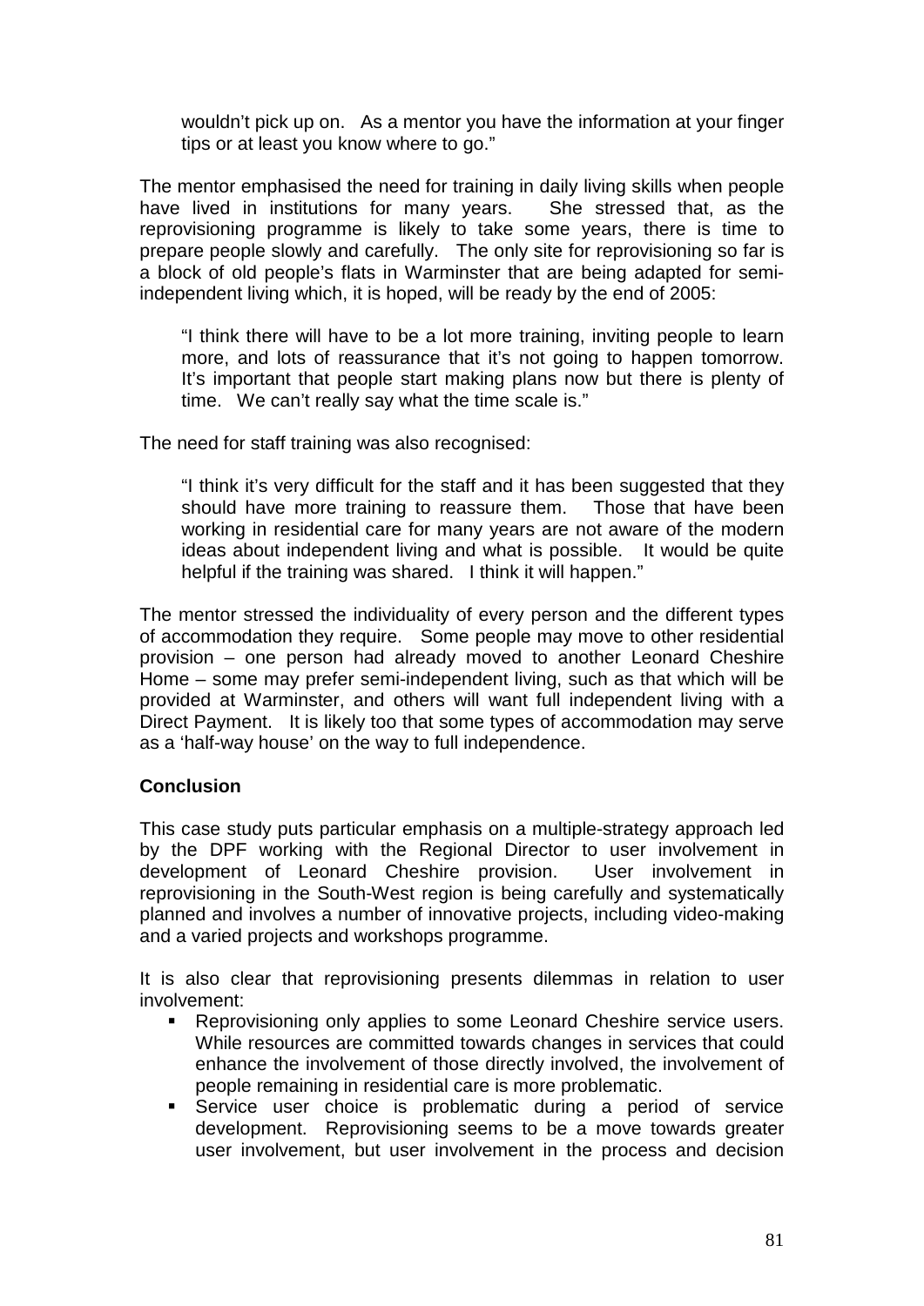> wouldn't pick up on. As a mentor you have the information at your finger tips or at least you know where to go."

The mentor emphasised the need for training in daily living skills when people have lived in institutions for many years. She stressed that, as the reprovisioning programme is likely to take some years, there is time to prepare people slowly and carefully. The only site for reprovisioning so far is a block of old people's flats in Warminster that are being adapted for semi-independent living which, it is hoped, will be ready by the end of 2005:

> "I think there will have to be a lot more training, inviting people to learn more, and lots of reassurance that it's not going to happen tomorrow. It's important that people start making plans now but there is plenty of time. We can't really say what the time scale is."

The need for staff training was also recognised:

> "I think it's very difficult for the staff and it has been suggested that they should have more training to reassure them. Those that have been working in residential care for many years are not aware of the modern ideas about independent living and what is possible. It would be quite helpful if the training was shared. I think it will happen."

The mentor stressed the individuality of every person and the different types of accommodation they require. Some people may move to other residential provision – one person had already moved to another Leonard Cheshire Home – some may prefer semi-independent living, such as that which will be provided at Warminster, and others will want full independent living with a Direct Payment. It is likely too that some types of accommodation may serve as a 'half-way house' on the way to full independence.

**Conclusion**

This case study puts particular emphasis on a multiple-strategy approach led by the DPF working with the Regional Director to user involvement in development of Leonard Cheshire provision. User involvement in reprovisioning in the South-West region is being carefully and systematically planned and involves a number of innovative projects, including video-making and a varied projects and workshops programme.

It is also clear that reprovisioning presents dilemmas in relation to user involvement:

- Reprovisioning only applies to some Leonard Cheshire service users. While resources are committed towards changes in services that could enhance the involvement of those directly involved, the involvement of people remaining in residential care is more problematic.
- Service user choice is problematic during a period of service development. Reprovisioning seems to be a move towards greater user involvement, but user involvement in the process and decision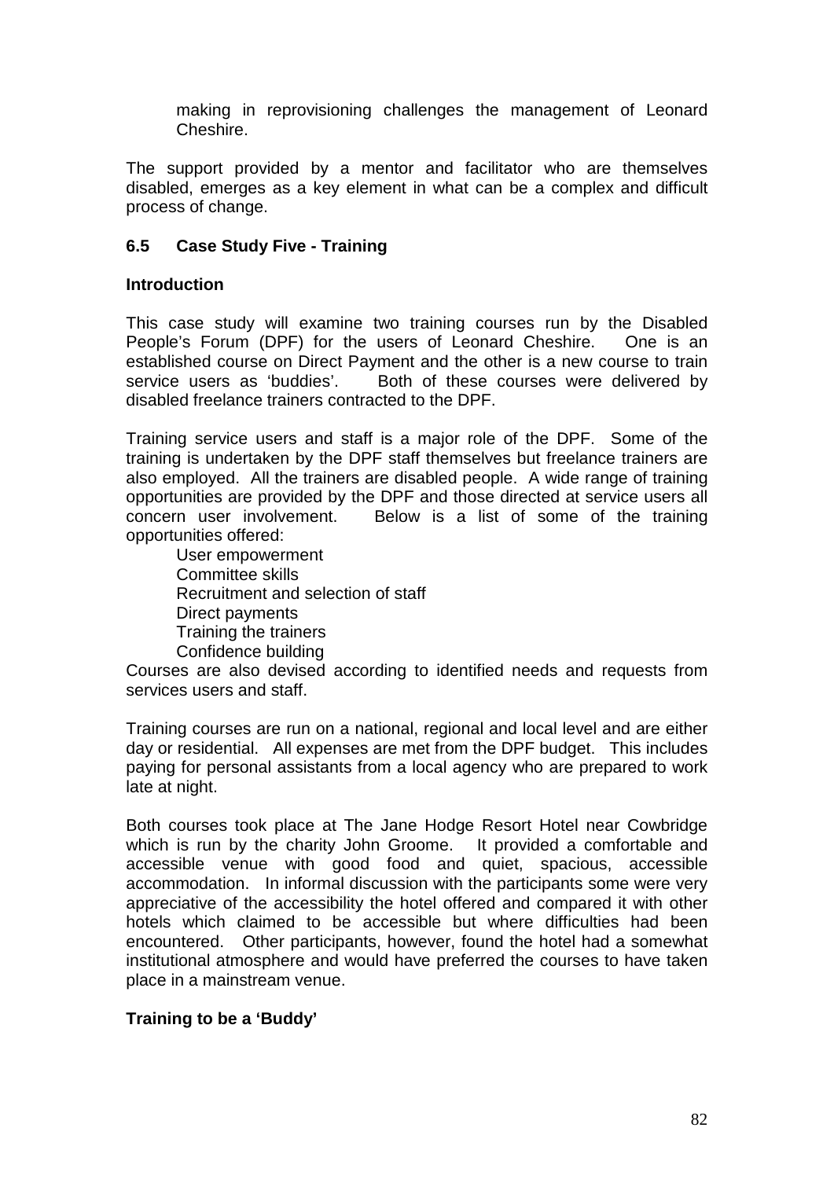making in reprovisioning challenges the management of Leonard Cheshire.

The support provided by a mentor and facilitator who are themselves disabled, emerges as a key element in what can be a complex and difficult process of change.

### 6.5 Case Study Five - Training

**Introduction**

This case study will examine two training courses run by the Disabled People's Forum (DPF) for the users of Leonard Cheshire. One is an established course on Direct Payment and the other is a new course to train service users as 'buddies'. Both of these courses were delivered by disabled freelance trainers contracted to the DPF.

Training service users and staff is a major role of the DPF. Some of the training is undertaken by the DPF staff themselves but freelance trainers are also employed. All the trainers are disabled people. A wide range of training opportunities are provided by the DPF and those directed at service users all concern user involvement. Below is a list of some of the training opportunities offered:

- User empowerment
- Committee skills
- Recruitment and selection of staff
- Direct payments
- Training the trainers
- Confidence building

Courses are also devised according to identified needs and requests from services users and staff.

Training courses are run on a national, regional and local level and are either day or residential. All expenses are met from the DPF budget. This includes paying for personal assistants from a local agency who are prepared to work late at night.

Both courses took place at The Jane Hodge Resort Hotel near Cowbridge which is run by the charity John Groome. It provided a comfortable and accessible venue with good food and quiet, spacious, accessible accommodation. In informal discussion with the participants some were very appreciative of the accessibility the hotel offered and compared it with other hotels which claimed to be accessible but where difficulties had been encountered. Other participants, however, found the hotel had a somewhat institutional atmosphere and would have preferred the courses to have taken place in a mainstream venue.

**Training to be a 'Buddy'**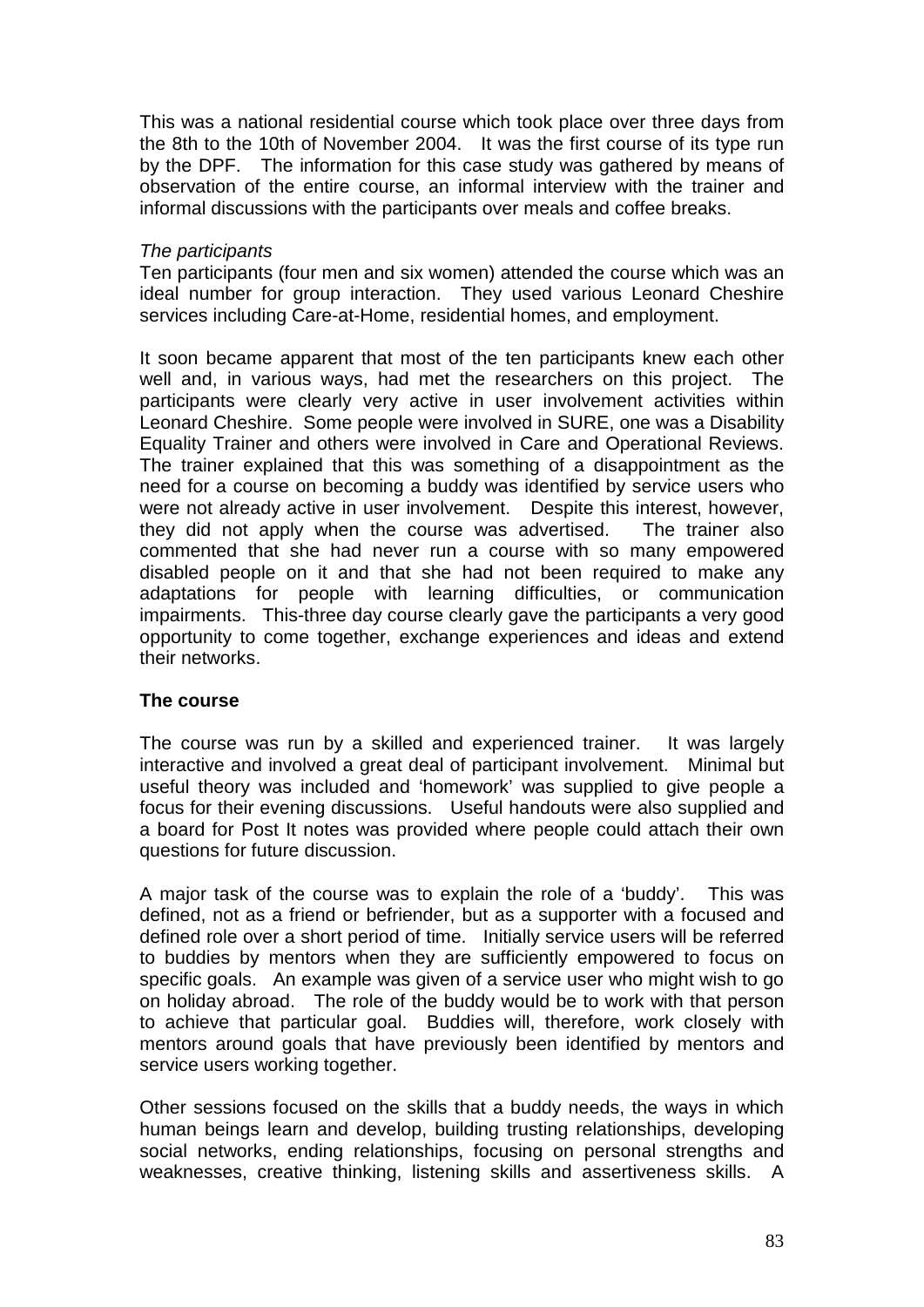This was a national residential course which took place over three days from the 8th to the 10th of November 2004. It was the first course of its type run by the DPF. The information for this case study was gathered by means of observation of the entire course, an informal interview with the trainer and informal discussions with the participants over meals and coffee breaks.

*The participants*

Ten participants (four men and six women) attended the course which was an ideal number for group interaction. They used various Leonard Cheshire services including Care-at-Home, residential homes, and employment.

It soon became apparent that most of the ten participants knew each other well and, in various ways, had met the researchers on this project. The participants were clearly very active in user involvement activities within Leonard Cheshire. Some people were involved in SURE, one was a Disability Equality Trainer and others were involved in Care and Operational Reviews. The trainer explained that this was something of a disappointment as the need for a course on becoming a buddy was identified by service users who were not already active in user involvement. Despite this interest, however, they did not apply when the course was advertised. The trainer also commented that she had never run a course with so many empowered disabled people on it and that she had not been required to make any adaptations for people with learning difficulties, or communication impairments. This-three day course clearly gave the participants a very good opportunity to come together, exchange experiences and ideas and extend their networks.

**The course**

The course was run by a skilled and experienced trainer. It was largely interactive and involved a great deal of participant involvement. Minimal but useful theory was included and 'homework' was supplied to give people a focus for their evening discussions. Useful handouts were also supplied and a board for Post It notes was provided where people could attach their own questions for future discussion.

A major task of the course was to explain the role of a 'buddy'. This was defined, not as a friend or befriender, but as a supporter with a focused and defined role over a short period of time. Initially service users will be referred to buddies by mentors when they are sufficiently empowered to focus on specific goals. An example was given of a service user who might wish to go on holiday abroad. The role of the buddy would be to work with that person to achieve that particular goal. Buddies will, therefore, work closely with mentors around goals that have previously been identified by mentors and service users working together.

Other sessions focused on the skills that a buddy needs, the ways in which human beings learn and develop, building trusting relationships, developing social networks, ending relationships, focusing on personal strengths and weaknesses, creative thinking, listening skills and assertiveness skills. A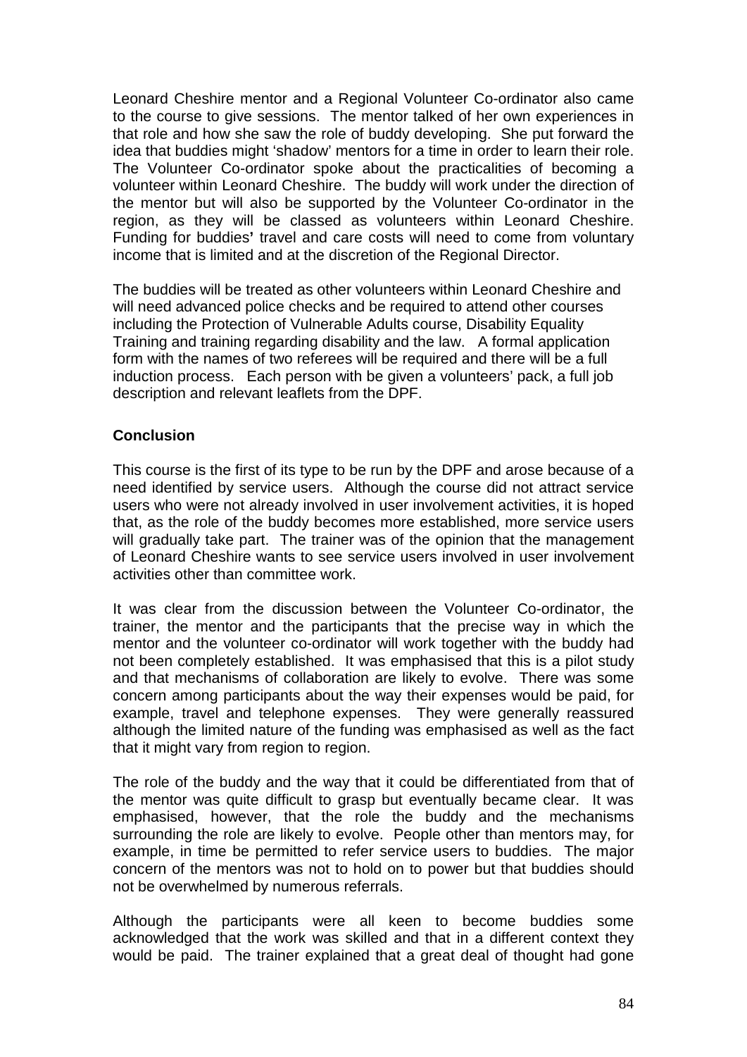Leonard Cheshire mentor and a Regional Volunteer Co-ordinator also came to the course to give sessions. The mentor talked of her own experiences in that role and how she saw the role of buddy developing. She put forward the idea that buddies might 'shadow' mentors for a time in order to learn their role. The Volunteer Co-ordinator spoke about the practicalities of becoming a volunteer within Leonard Cheshire. The buddy will work under the direction of the mentor but will also be supported by the Volunteer Co-ordinator in the region, as they will be classed as volunteers within Leonard Cheshire. Funding for buddies' travel and care costs will need to come from voluntary income that is limited and at the discretion of the Regional Director.

The buddies will be treated as other volunteers within Leonard Cheshire and will need advanced police checks and be required to attend other courses including the Protection of Vulnerable Adults course, Disability Equality Training and training regarding disability and the law. A formal application form with the names of two referees will be required and there will be a full induction process. Each person with be given a volunteers' pack, a full job description and relevant leaflets from the DPF.

**Conclusion**

This course is the first of its type to be run by the DPF and arose because of a need identified by service users. Although the course did not attract service users who were not already involved in user involvement activities, it is hoped that, as the role of the buddy becomes more established, more service users will gradually take part. The trainer was of the opinion that the management of Leonard Cheshire wants to see service users involved in user involvement activities other than committee work.

It was clear from the discussion between the Volunteer Co-ordinator, the trainer, the mentor and the participants that the precise way in which the mentor and the volunteer co-ordinator will work together with the buddy had not been completely established. It was emphasised that this is a pilot study and that mechanisms of collaboration are likely to evolve. There was some concern among participants about the way their expenses would be paid, for example, travel and telephone expenses. They were generally reassured although the limited nature of the funding was emphasised as well as the fact that it might vary from region to region.

The role of the buddy and the way that it could be differentiated from that of the mentor was quite difficult to grasp but eventually became clear. It was emphasised, however, that the role the buddy and the mechanisms surrounding the role are likely to evolve. People other than mentors may, for example, in time be permitted to refer service users to buddies. The major concern of the mentors was not to hold on to power but that buddies should not be overwhelmed by numerous referrals.

Although the participants were all keen to become buddies some acknowledged that the work was skilled and that in a different context they would be paid. The trainer explained that a great deal of thought had gone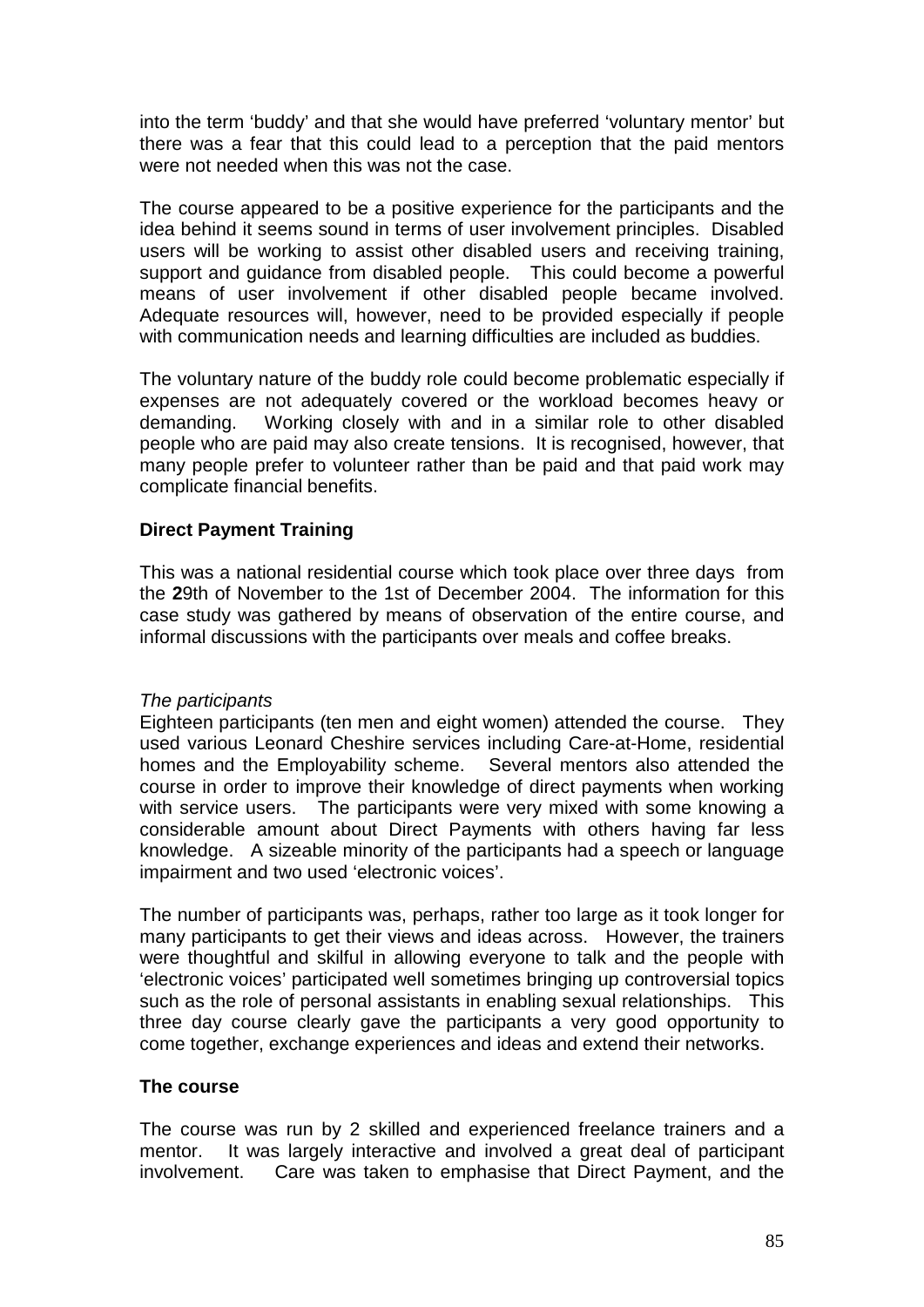into the term 'buddy' and that she would have preferred 'voluntary mentor' but there was a fear that this could lead to a perception that the paid mentors were not needed when this was not the case.

The course appeared to be a positive experience for the participants and the idea behind it seems sound in terms of user involvement principles. Disabled users will be working to assist other disabled users and receiving training, support and guidance from disabled people. This could become a powerful means of user involvement if other disabled people became involved. Adequate resources will, however, need to be provided especially if people with communication needs and learning difficulties are included as buddies.

The voluntary nature of the buddy role could become problematic especially if expenses are not adequately covered or the workload becomes heavy or demanding. Working closely with and in a similar role to other disabled people who are paid may also create tensions. It is recognised, however, that many people prefer to volunteer rather than be paid and that paid work may complicate financial benefits.

**Direct Payment Training**

This was a national residential course which took place over three days from the **2**9th of November to the 1st of December 2004. The information for this case study was gathered by means of observation of the entire course, and informal discussions with the participants over meals and coffee breaks.

*The participants*

Eighteen participants (ten men and eight women) attended the course. They used various Leonard Cheshire services including Care-at-Home, residential homes and the Employability scheme. Several mentors also attended the course in order to improve their knowledge of direct payments when working with service users. The participants were very mixed with some knowing a considerable amount about Direct Payments with others having far less knowledge. A sizeable minority of the participants had a speech or language impairment and two used 'electronic voices'.

The number of participants was, perhaps, rather too large as it took longer for many participants to get their views and ideas across. However, the trainers were thoughtful and skilful in allowing everyone to talk and the people with 'electronic voices' participated well sometimes bringing up controversial topics such as the role of personal assistants in enabling sexual relationships. This three day course clearly gave the participants a very good opportunity to come together, exchange experiences and ideas and extend their networks.

**The course**

The course was run by 2 skilled and experienced freelance trainers and a mentor. It was largely interactive and involved a great deal of participant involvement. Care was taken to emphasise that Direct Payment, and the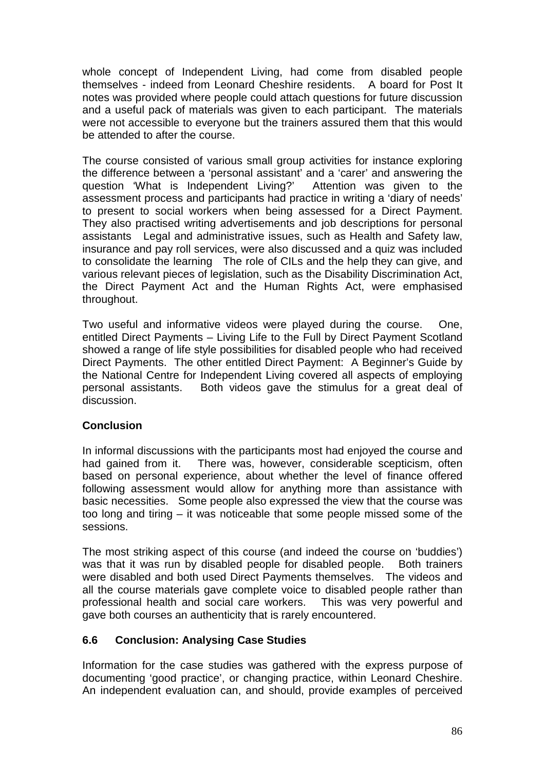whole concept of Independent Living, had come from disabled people themselves - indeed from Leonard Cheshire residents. A board for Post It notes was provided where people could attach questions for future discussion and a useful pack of materials was given to each participant. The materials were not accessible to everyone but the trainers assured them that this would be attended to after the course.

The course consisted of various small group activities for instance exploring the difference between a 'personal assistant' and a 'carer' and answering the question 'What is Independent Living?' Attention was given to the assessment process and participants had practice in writing a 'diary of needs' to present to social workers when being assessed for a Direct Payment. They also practised writing advertisements and job descriptions for personal assistants Legal and administrative issues, such as Health and Safety law, insurance and pay roll services, were also discussed and a quiz was included to consolidate the learning The role of CILs and the help they can give, and various relevant pieces of legislation, such as the Disability Discrimination Act, the Direct Payment Act and the Human Rights Act, were emphasised throughout.

Two useful and informative videos were played during the course. One, entitled Direct Payments – Living Life to the Full by Direct Payment Scotland showed a range of life style possibilities for disabled people who had received Direct Payments. The other entitled Direct Payment: A Beginner's Guide by the National Centre for Independent Living covered all aspects of employing personal assistants. Both videos gave the stimulus for a great deal of discussion.

**Conclusion**

In informal discussions with the participants most had enjoyed the course and had gained from it. There was, however, considerable scepticism, often based on personal experience, about whether the level of finance offered following assessment would allow for anything more than assistance with basic necessities. Some people also expressed the view that the course was too long and tiring – it was noticeable that some people missed some of the sessions.

The most striking aspect of this course (and indeed the course on 'buddies') was that it was run by disabled people for disabled people. Both trainers were disabled and both used Direct Payments themselves. The videos and all the course materials gave complete voice to disabled people rather than professional health and social care workers. This was very powerful and gave both courses an authenticity that is rarely encountered.

## 6.6 Conclusion: Analysing Case Studies

Information for the case studies was gathered with the express purpose of documenting 'good practice', or changing practice, within Leonard Cheshire. An independent evaluation can, and should, provide examples of perceived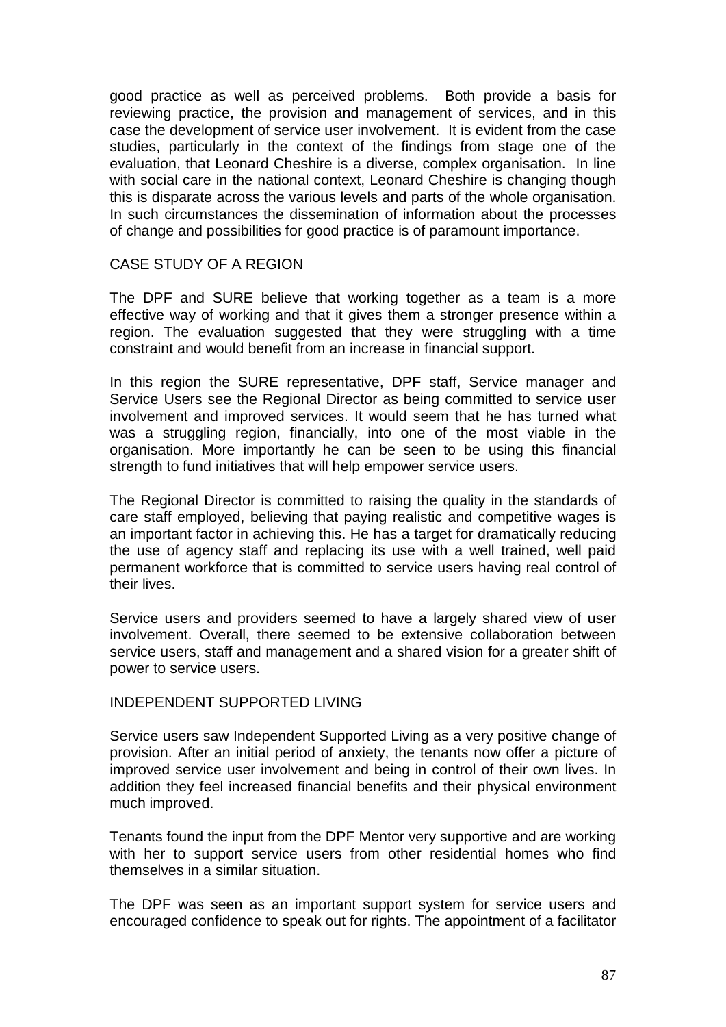good practice as well as perceived problems. Both provide a basis for reviewing practice, the provision and management of services, and in this case the development of service user involvement. It is evident from the case studies, particularly in the context of the findings from stage one of the evaluation, that Leonard Cheshire is a diverse, complex organisation. In line with social care in the national context, Leonard Cheshire is changing though this is disparate across the various levels and parts of the whole organisation. In such circumstances the dissemination of information about the processes of change and possibilities for good practice is of paramount importance.

## CASE STUDY OF A REGION

The DPF and SURE believe that working together as a team is a more effective way of working and that it gives them a stronger presence within a region. The evaluation suggested that they were struggling with a time constraint and would benefit from an increase in financial support.

In this region the SURE representative, DPF staff, Service manager and Service Users see the Regional Director as being committed to service user involvement and improved services. It would seem that he has turned what was a struggling region, financially, into one of the most viable in the organisation. More importantly he can be seen to be using this financial strength to fund initiatives that will help empower service users.

The Regional Director is committed to raising the quality in the standards of care staff employed, believing that paying realistic and competitive wages is an important factor in achieving this. He has a target for dramatically reducing the use of agency staff and replacing its use with a well trained, well paid permanent workforce that is committed to service users having real control of their lives.

Service users and providers seemed to have a largely shared view of user involvement. Overall, there seemed to be extensive collaboration between service users, staff and management and a shared vision for a greater shift of power to service users.

## INDEPENDENT SUPPORTED LIVING

Service users saw Independent Supported Living as a very positive change of provision. After an initial period of anxiety, the tenants now offer a picture of improved service user involvement and being in control of their own lives. In addition they feel increased financial benefits and their physical environment much improved.

Tenants found the input from the DPF Mentor very supportive and are working with her to support service users from other residential homes who find themselves in a similar situation.

The DPF was seen as an important support system for service users and encouraged confidence to speak out for rights. The appointment of a facilitator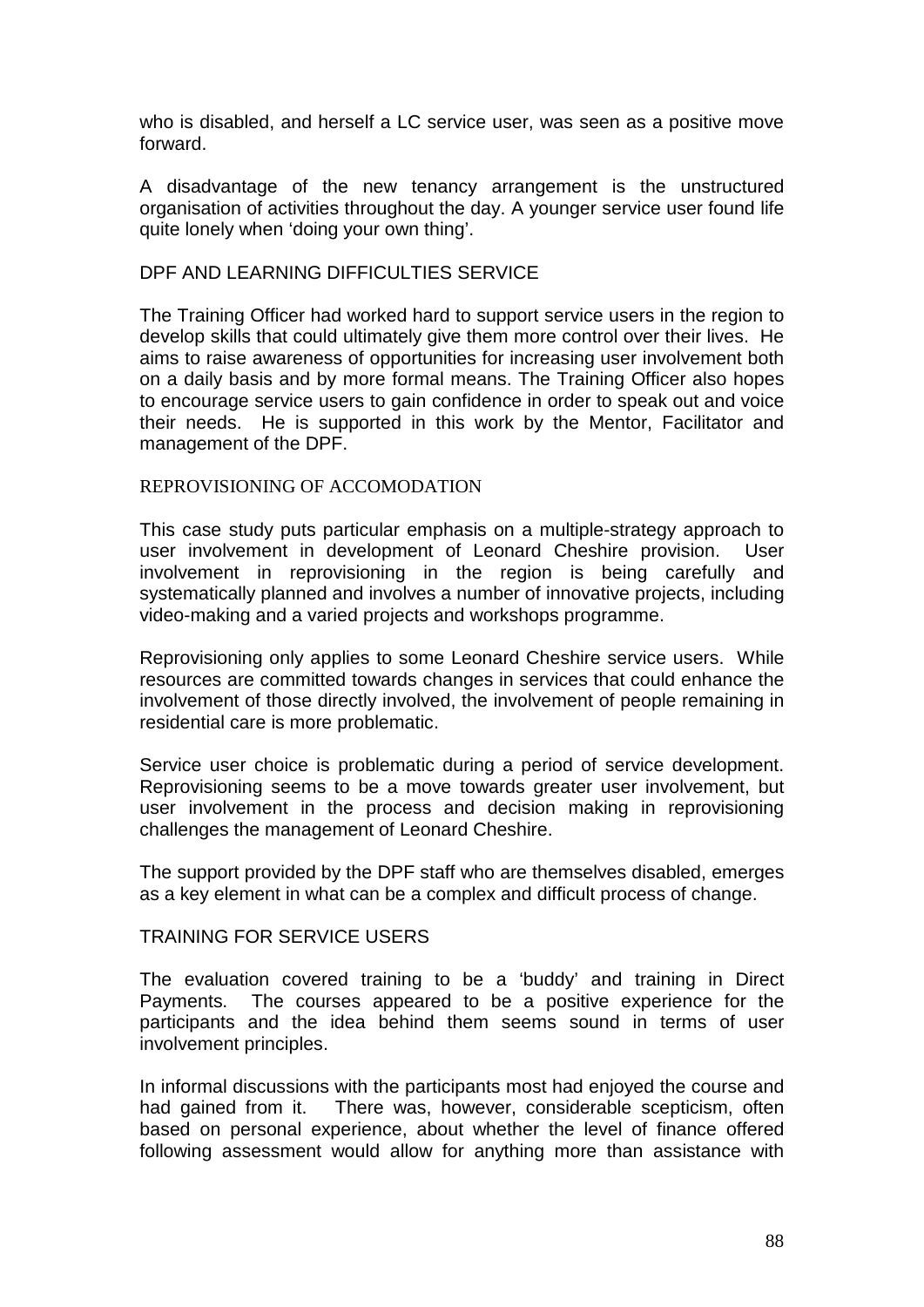who is disabled, and herself a LC service user, was seen as a positive move forward.

A disadvantage of the new tenancy arrangement is the unstructured organisation of activities throughout the day. A younger service user found life quite lonely when 'doing your own thing'.

## DPF AND LEARNING DIFFICULTIES SERVICE

The Training Officer had worked hard to support service users in the region to develop skills that could ultimately give them more control over their lives. He aims to raise awareness of opportunities for increasing user involvement both on a daily basis and by more formal means. The Training Officer also hopes to encourage service users to gain confidence in order to speak out and voice their needs. He is supported in this work by the Mentor, Facilitator and management of the DPF.

## REPROVISIONING OF ACCOMODATION

This case study puts particular emphasis on a multiple-strategy approach to user involvement in development of Leonard Cheshire provision. User involvement in reprovisioning in the region is being carefully and systematically planned and involves a number of innovative projects, including video-making and a varied projects and workshops programme.

Reprovisioning only applies to some Leonard Cheshire service users. While resources are committed towards changes in services that could enhance the involvement of those directly involved, the involvement of people remaining in residential care is more problematic.

Service user choice is problematic during a period of service development. Reprovisioning seems to be a move towards greater user involvement, but user involvement in the process and decision making in reprovisioning challenges the management of Leonard Cheshire.

The support provided by the DPF staff who are themselves disabled, emerges as a key element in what can be a complex and difficult process of change.

## TRAINING FOR SERVICE USERS

The evaluation covered training to be a 'buddy' and training in Direct Payments. The courses appeared to be a positive experience for the participants and the idea behind them seems sound in terms of user involvement principles.

In informal discussions with the participants most had enjoyed the course and had gained from it. There was, however, considerable scepticism, often based on personal experience, about whether the level of finance offered following assessment would allow for anything more than assistance with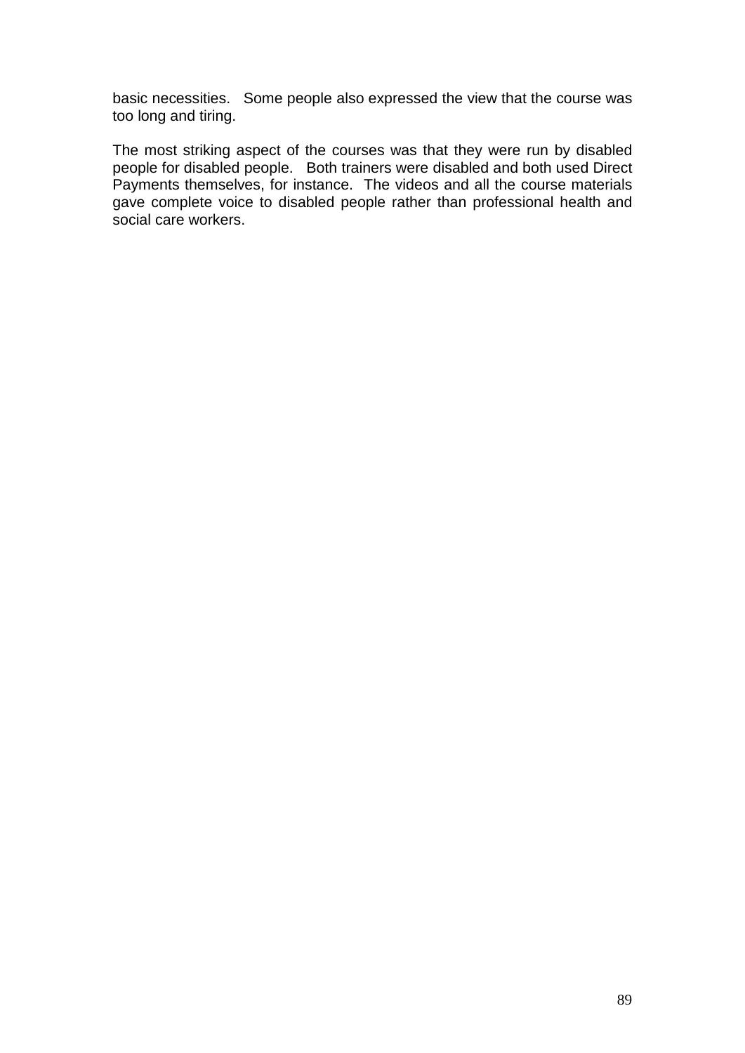basic necessities. Some people also expressed the view that the course was too long and tiring.

The most striking aspect of the courses was that they were run by disabled people for disabled people. Both trainers were disabled and both used Direct Payments themselves, for instance. The videos and all the course materials gave complete voice to disabled people rather than professional health and social care workers.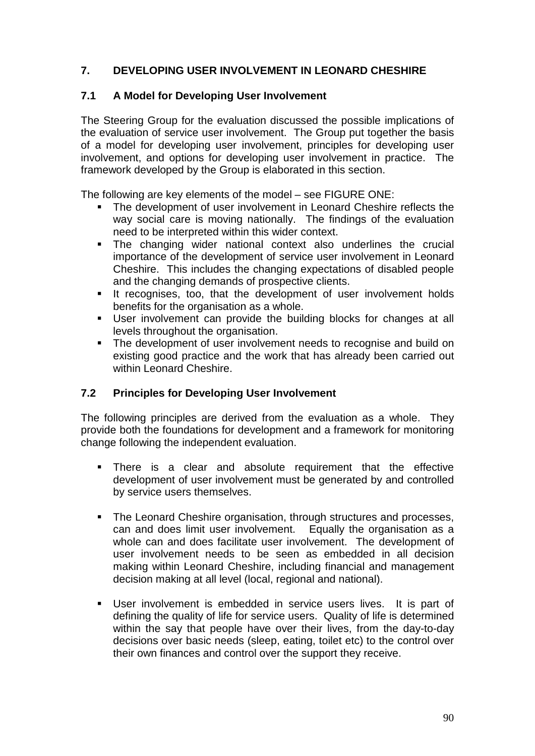## 7. DEVELOPING USER INVOLVEMENT IN LEONARD CHESHIRE

### 7.1 A Model for Developing User Involvement

The Steering Group for the evaluation discussed the possible implications of the evaluation of service user involvement. The Group put together the basis of a model for developing user involvement, principles for developing user involvement, and options for developing user involvement in practice. The framework developed by the Group is elaborated in this section.

The following are key elements of the model – see FIGURE ONE:

- The development of user involvement in Leonard Cheshire reflects the way social care is moving nationally. The findings of the evaluation need to be interpreted within this wider context.
- The changing wider national context also underlines the crucial importance of the development of service user involvement in Leonard Cheshire. This includes the changing expectations of disabled people and the changing demands of prospective clients.
- It recognises, too, that the development of user involvement holds benefits for the organisation as a whole.
- User involvement can provide the building blocks for changes at all levels throughout the organisation.
- The development of user involvement needs to recognise and build on existing good practice and the work that has already been carried out within Leonard Cheshire.

### 7.2 Principles for Developing User Involvement

The following principles are derived from the evaluation as a whole. They provide both the foundations for development and a framework for monitoring change following the independent evaluation.

- There is a clear and absolute requirement that the effective development of user involvement must be generated by and controlled by service users themselves.

- The Leonard Cheshire organisation, through structures and processes, can and does limit user involvement. Equally the organisation as a whole can and does facilitate user involvement. The development of user involvement needs to be seen as embedded in all decision making within Leonard Cheshire, including financial and management decision making at all level (local, regional and national).

- User involvement is embedded in service users lives. It is part of defining the quality of life for service users. Quality of life is determined within the say that people have over their lives, from the day-to-day decisions over basic needs (sleep, eating, toilet etc) to the control over their own finances and control over the support they receive.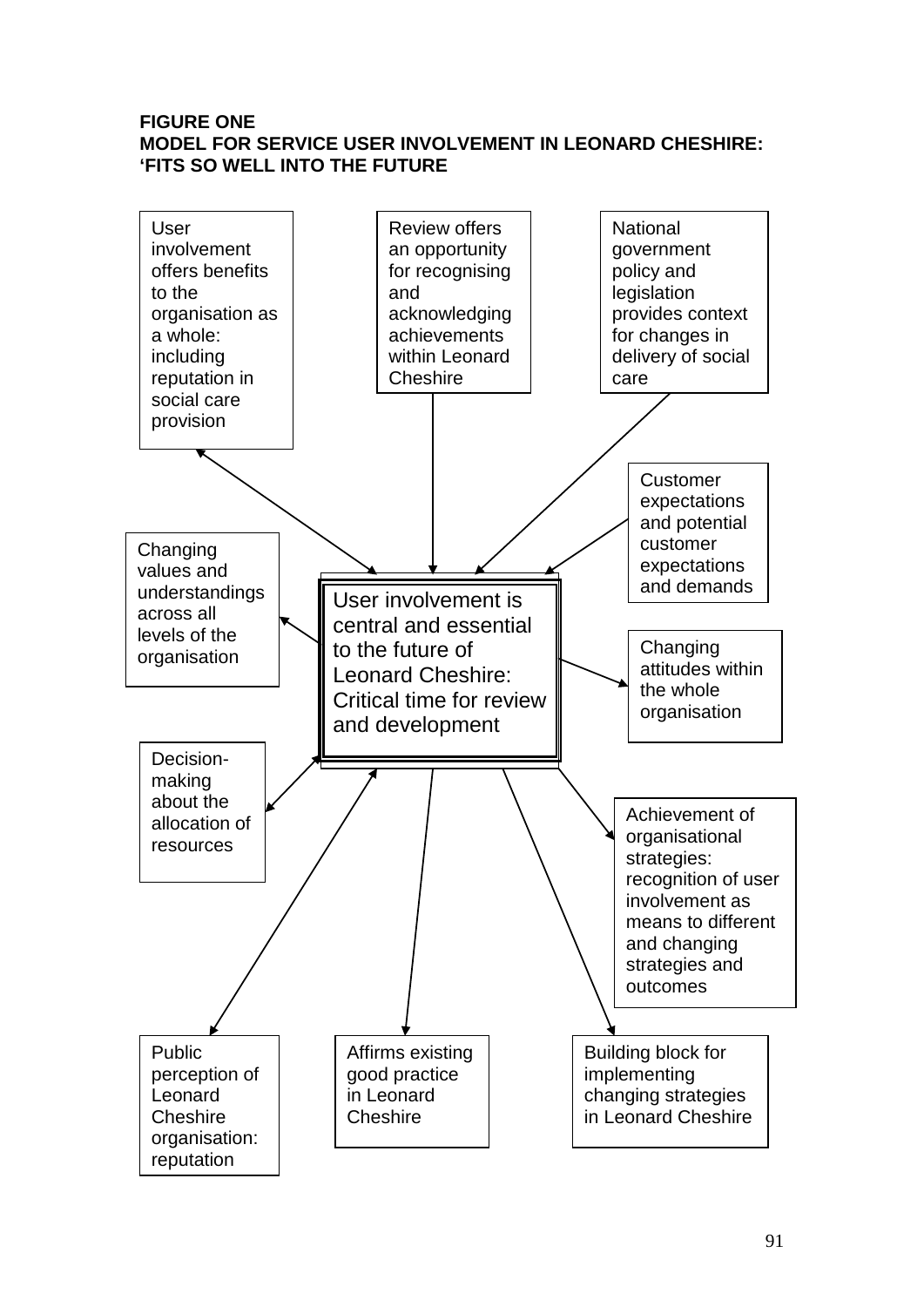**FIGURE ONE**
**MODEL FOR SERVICE USER INVOLVEMENT IN LEONARD CHESHIRE: 'FITS SO WELL INTO THE FUTURE**

User involvement offers benefits to the organisation as a whole: including reputation in social care provision

Review offers an opportunity for recognising and acknowledging achievements within Leonard Cheshire

National government policy and legislation provides context for changes in delivery of social care

Customer expectations and potential customer expectations and demands

Changing values and understandings across all levels of the organisation

User involvement is central and essential to the future of Leonard Cheshire: Critical time for review and development

Changing attitudes within the whole organisation

Decision-making about the allocation of resources

Achievement of organisational strategies: recognition of user involvement as means to different and changing strategies and outcomes

Public perception of Leonard Cheshire organisation: reputation

Affirms existing good practice in Leonard Cheshire

Building block for implementing changing strategies in Leonard Cheshire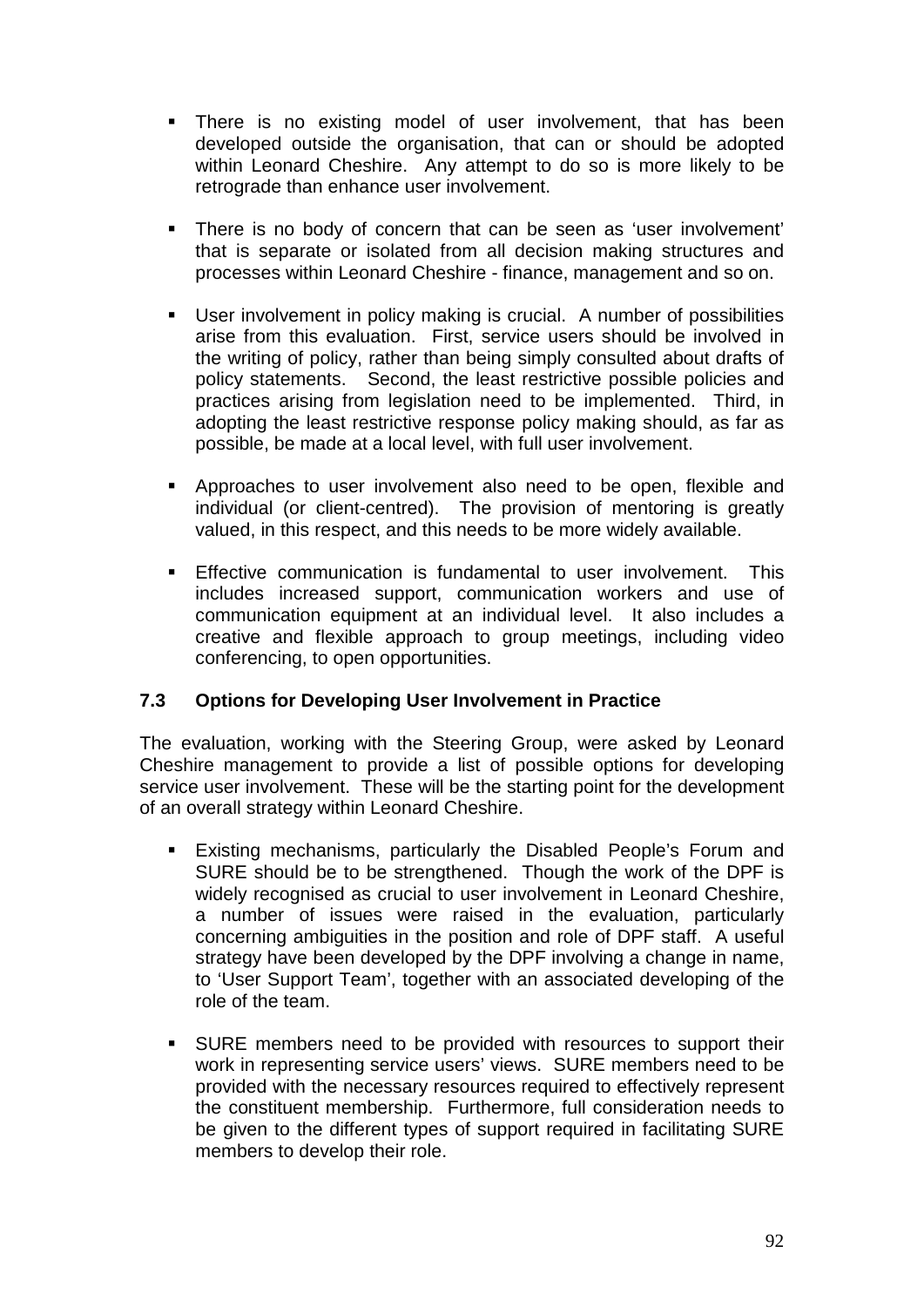- There is no existing model of user involvement, that has been developed outside the organisation, that can or should be adopted within Leonard Cheshire. Any attempt to do so is more likely to be retrograde than enhance user involvement.

- There is no body of concern that can be seen as 'user involvement' that is separate or isolated from all decision making structures and processes within Leonard Cheshire - finance, management and so on.

- User involvement in policy making is crucial. A number of possibilities arise from this evaluation. First, service users should be involved in the writing of policy, rather than being simply consulted about drafts of policy statements. Second, the least restrictive possible policies and practices arising from legislation need to be implemented. Third, in adopting the least restrictive response policy making should, as far as possible, be made at a local level, with full user involvement.

- Approaches to user involvement also need to be open, flexible and individual (or client-centred). The provision of mentoring is greatly valued, in this respect, and this needs to be more widely available.

- Effective communication is fundamental to user involvement. This includes increased support, communication workers and use of communication equipment at an individual level. It also includes a creative and flexible approach to group meetings, including video conferencing, to open opportunities.

### 7.3 Options for Developing User Involvement in Practice

The evaluation, working with the Steering Group, were asked by Leonard Cheshire management to provide a list of possible options for developing service user involvement. These will be the starting point for the development of an overall strategy within Leonard Cheshire.

- Existing mechanisms, particularly the Disabled People's Forum and SURE should be to be strengthened. Though the work of the DPF is widely recognised as crucial to user involvement in Leonard Cheshire, a number of issues were raised in the evaluation, particularly concerning ambiguities in the position and role of DPF staff. A useful strategy have been developed by the DPF involving a change in name, to 'User Support Team', together with an associated developing of the role of the team.

- SURE members need to be provided with resources to support their work in representing service users' views. SURE members need to be provided with the necessary resources required to effectively represent the constituent membership. Furthermore, full consideration needs to be given to the different types of support required in facilitating SURE members to develop their role.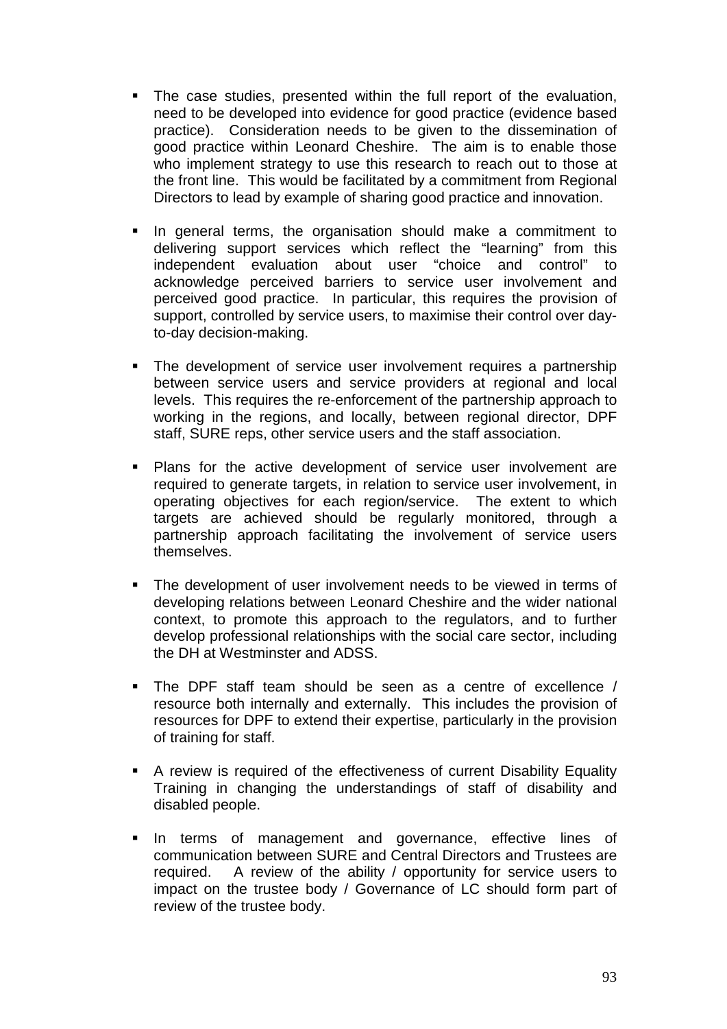- The case studies, presented within the full report of the evaluation, need to be developed into evidence for good practice (evidence based practice). Consideration needs to be given to the dissemination of good practice within Leonard Cheshire. The aim is to enable those who implement strategy to use this research to reach out to those at the front line. This would be facilitated by a commitment from Regional Directors to lead by example of sharing good practice and innovation.

- In general terms, the organisation should make a commitment to delivering support services which reflect the "learning" from this independent evaluation about user "choice and control" to acknowledge perceived barriers to service user involvement and perceived good practice. In particular, this requires the provision of support, controlled by service users, to maximise their control over day-to-day decision-making.

- The development of service user involvement requires a partnership between service users and service providers at regional and local levels. This requires the re-enforcement of the partnership approach to working in the regions, and locally, between regional director, DPF staff, SURE reps, other service users and the staff association.

- Plans for the active development of service user involvement are required to generate targets, in relation to service user involvement, in operating objectives for each region/service. The extent to which targets are achieved should be regularly monitored, through a partnership approach facilitating the involvement of service users themselves.

- The development of user involvement needs to be viewed in terms of developing relations between Leonard Cheshire and the wider national context, to promote this approach to the regulators, and to further develop professional relationships with the social care sector, including the DH at Westminster and ADSS.

- The DPF staff team should be seen as a centre of excellence / resource both internally and externally. This includes the provision of resources for DPF to extend their expertise, particularly in the provision of training for staff.

- A review is required of the effectiveness of current Disability Equality Training in changing the understandings of staff of disability and disabled people.

- In terms of management and governance, effective lines of communication between SURE and Central Directors and Trustees are required. A review of the ability / opportunity for service users to impact on the trustee body / Governance of LC should form part of review of the trustee body.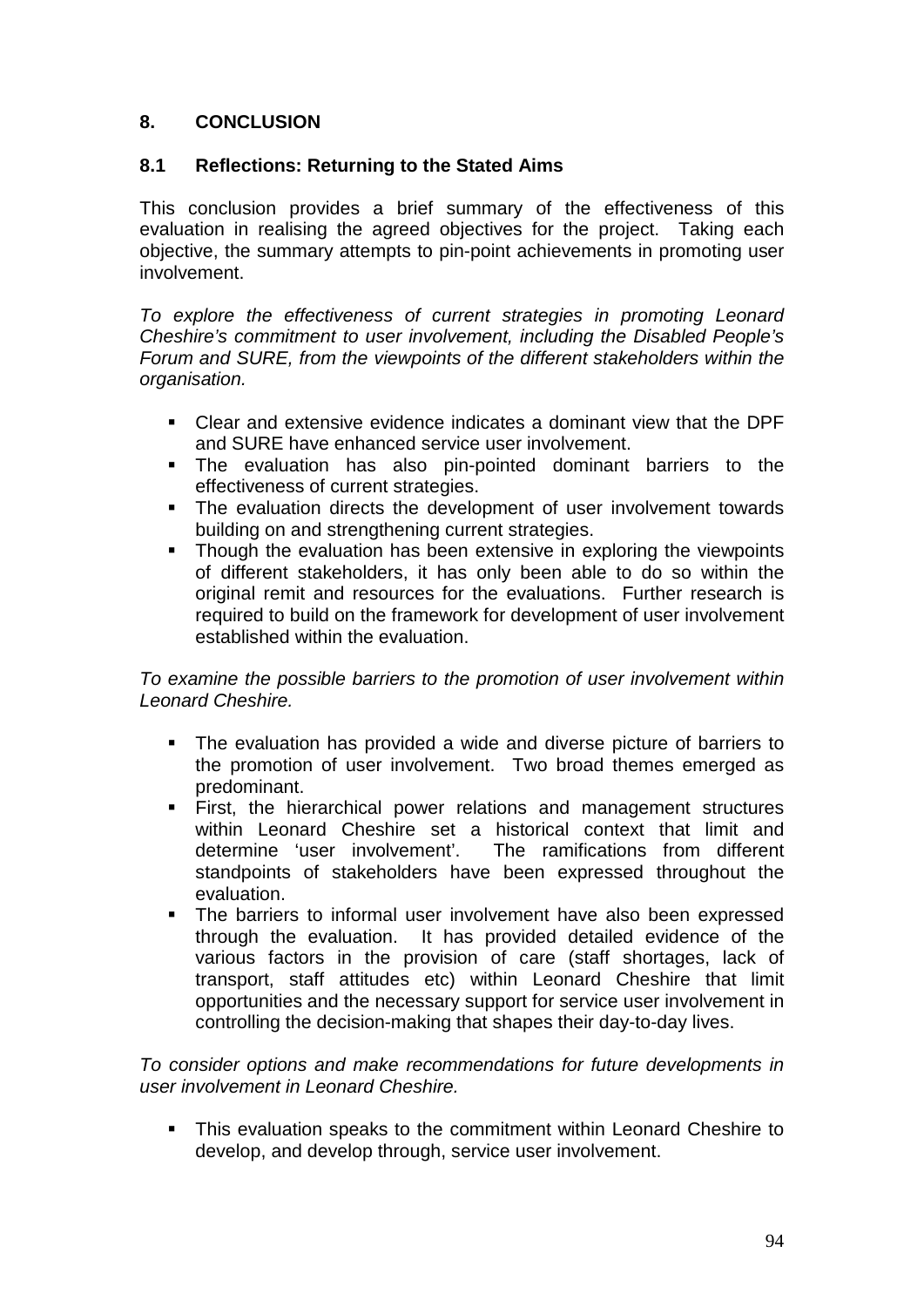## 8. CONCLUSION

### 8.1 Reflections: Returning to the Stated Aims

This conclusion provides a brief summary of the effectiveness of this evaluation in realising the agreed objectives for the project. Taking each objective, the summary attempts to pin-point achievements in promoting user involvement.

*To explore the effectiveness of current strategies in promoting Leonard Cheshire's commitment to user involvement, including the Disabled People's Forum and SURE, from the viewpoints of the different stakeholders within the organisation.*

- Clear and extensive evidence indicates a dominant view that the DPF and SURE have enhanced service user involvement.
- The evaluation has also pin-pointed dominant barriers to the effectiveness of current strategies.
- The evaluation directs the development of user involvement towards building on and strengthening current strategies.
- Though the evaluation has been extensive in exploring the viewpoints of different stakeholders, it has only been able to do so within the original remit and resources for the evaluations. Further research is required to build on the framework for development of user involvement established within the evaluation.

*To examine the possible barriers to the promotion of user involvement within Leonard Cheshire.*

- The evaluation has provided a wide and diverse picture of barriers to the promotion of user involvement. Two broad themes emerged as predominant.
- First, the hierarchical power relations and management structures within Leonard Cheshire set a historical context that limit and determine 'user involvement'. The ramifications from different standpoints of stakeholders have been expressed throughout the evaluation.
- The barriers to informal user involvement have also been expressed through the evaluation. It has provided detailed evidence of the various factors in the provision of care (staff shortages, lack of transport, staff attitudes etc) within Leonard Cheshire that limit opportunities and the necessary support for service user involvement in controlling the decision-making that shapes their day-to-day lives.

*To consider options and make recommendations for future developments in user involvement in Leonard Cheshire.*

- This evaluation speaks to the commitment within Leonard Cheshire to develop, and develop through, service user involvement.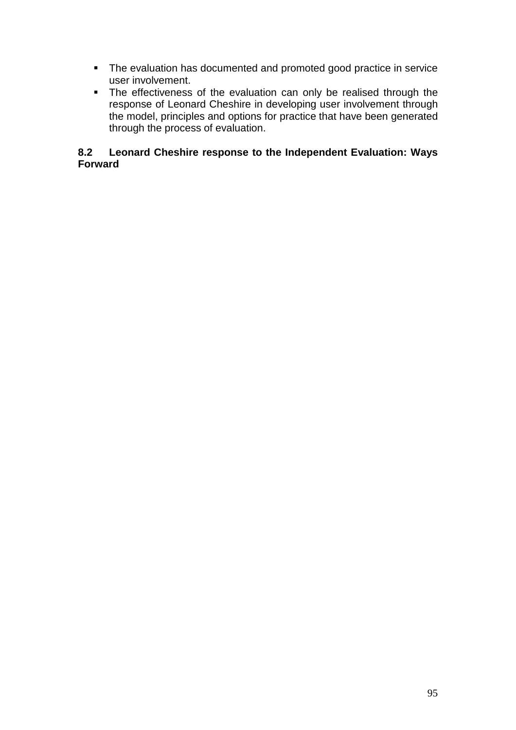- The evaluation has documented and promoted good practice in service user involvement.
- The effectiveness of the evaluation can only be realised through the response of Leonard Cheshire in developing user involvement through the model, principles and options for practice that have been generated through the process of evaluation.

## 8.2 Leonard Cheshire response to the Independent Evaluation: Ways Forward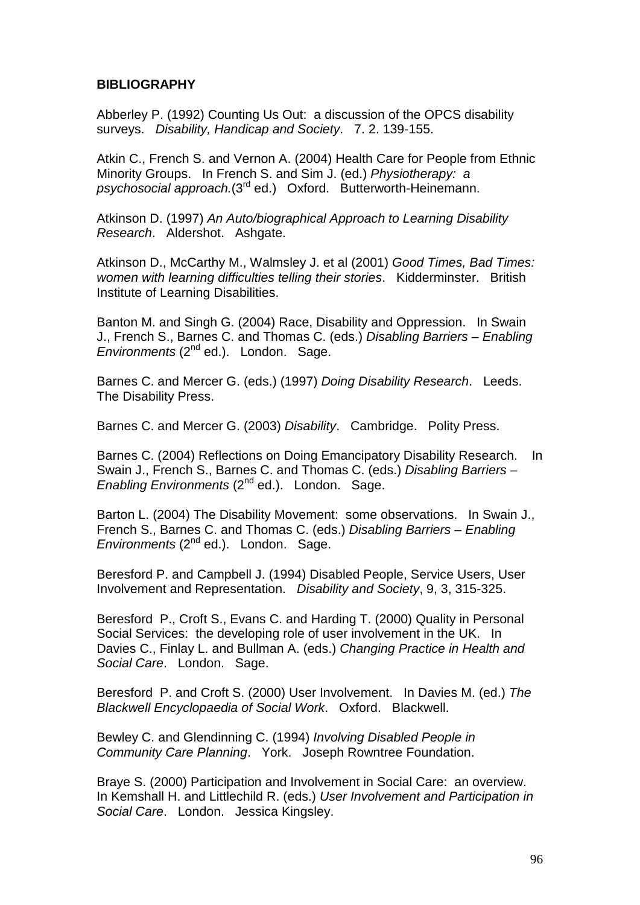**BIBLIOGRAPHY**

Abberley P. (1992) Counting Us Out: a discussion of the OPCS disability surveys. *Disability, Handicap and Society*. 7. 2. 139-155.

Atkin C., French S. and Vernon A. (2004) Health Care for People from Ethnic Minority Groups. In French S. and Sim J. (ed.) *Physiotherapy: a psychosocial approach.*(3rd ed.) Oxford. Butterworth-Heinemann.

Atkinson D. (1997) *An Auto/biographical Approach to Learning Disability Research*. Aldershot. Ashgate.

Atkinson D., McCarthy M., Walmsley J. et al (2001) *Good Times, Bad Times: women with learning difficulties telling their stories*. Kidderminster. British Institute of Learning Disabilities.

Banton M. and Singh G. (2004) Race, Disability and Oppression. In Swain J., French S., Barnes C. and Thomas C. (eds.) *Disabling Barriers – Enabling Environments* (2nd ed.). London. Sage.

Barnes C. and Mercer G. (eds.) (1997) *Doing Disability Research*. Leeds. The Disability Press.

Barnes C. and Mercer G. (2003) *Disability*. Cambridge. Polity Press.

Barnes C. (2004) Reflections on Doing Emancipatory Disability Research. In Swain J., French S., Barnes C. and Thomas C. (eds.) *Disabling Barriers – Enabling Environments* (2nd ed.). London. Sage.

Barton L. (2004) The Disability Movement: some observations. In Swain J., French S., Barnes C. and Thomas C. (eds.) *Disabling Barriers – Enabling Environments* (2nd ed.). London. Sage.

Beresford P. and Campbell J. (1994) Disabled People, Service Users, User Involvement and Representation. *Disability and Society*, 9, 3, 315-325.

Beresford P., Croft S., Evans C. and Harding T. (2000) Quality in Personal Social Services: the developing role of user involvement in the UK. In Davies C., Finlay L. and Bullman A. (eds.) *Changing Practice in Health and Social Care*. London. Sage.

Beresford P. and Croft S. (2000) User Involvement. In Davies M. (ed.) *The Blackwell Encyclopaedia of Social Work*. Oxford. Blackwell.

Bewley C. and Glendinning C. (1994) *Involving Disabled People in Community Care Planning*. York. Joseph Rowntree Foundation.

Braye S. (2000) Participation and Involvement in Social Care: an overview. In Kemshall H. and Littlechild R. (eds.) *User Involvement and Participation in Social Care*. London. Jessica Kingsley.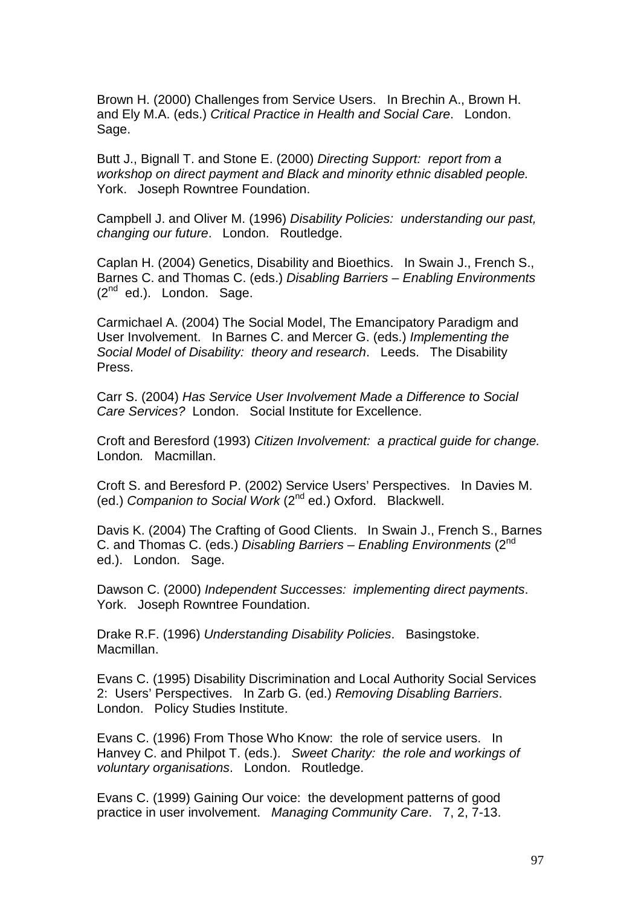Brown H. (2000) Challenges from Service Users. In Brechin A., Brown H. and Ely M.A. (eds.) *Critical Practice in Health and Social Care*. London. Sage.

Butt J., Bignall T. and Stone E. (2000) *Directing Support: report from a workshop on direct payment and Black and minority ethnic disabled people.* York. Joseph Rowntree Foundation.

Campbell J. and Oliver M. (1996) *Disability Policies: understanding our past, changing our future*. London. Routledge.

Caplan H. (2004) Genetics, Disability and Bioethics. In Swain J., French S., Barnes C. and Thomas C. (eds.) *Disabling Barriers – Enabling Environments* (2nd ed.). London. Sage.

Carmichael A. (2004) The Social Model, The Emancipatory Paradigm and User Involvement. In Barnes C. and Mercer G. (eds.) *Implementing the Social Model of Disability: theory and research*. Leeds. The Disability Press.

Carr S. (2004) *Has Service User Involvement Made a Difference to Social Care Services?* London. Social Institute for Excellence.

Croft and Beresford (1993) *Citizen Involvement: a practical guide for change.* London*.* Macmillan.

Croft S. and Beresford P. (2002) Service Users' Perspectives. In Davies M. (ed.) *Companion to Social Work* (2nd ed.) Oxford. Blackwell.

Davis K. (2004) The Crafting of Good Clients. In Swain J., French S., Barnes C. and Thomas C. (eds.) *Disabling Barriers – Enabling Environments* (2nd ed.). London. Sage.

Dawson C. (2000) *Independent Successes: implementing direct payments*. York. Joseph Rowntree Foundation.

Drake R.F. (1996) *Understanding Disability Policies*. Basingstoke. Macmillan.

Evans C. (1995) Disability Discrimination and Local Authority Social Services 2: Users' Perspectives. In Zarb G. (ed.) *Removing Disabling Barriers*. London. Policy Studies Institute.

Evans C. (1996) From Those Who Know: the role of service users. In Hanvey C. and Philpot T. (eds.). *Sweet Charity: the role and workings of voluntary organisations*. London. Routledge.

Evans C. (1999) Gaining Our voice: the development patterns of good practice in user involvement. *Managing Community Care*. 7, 2, 7-13.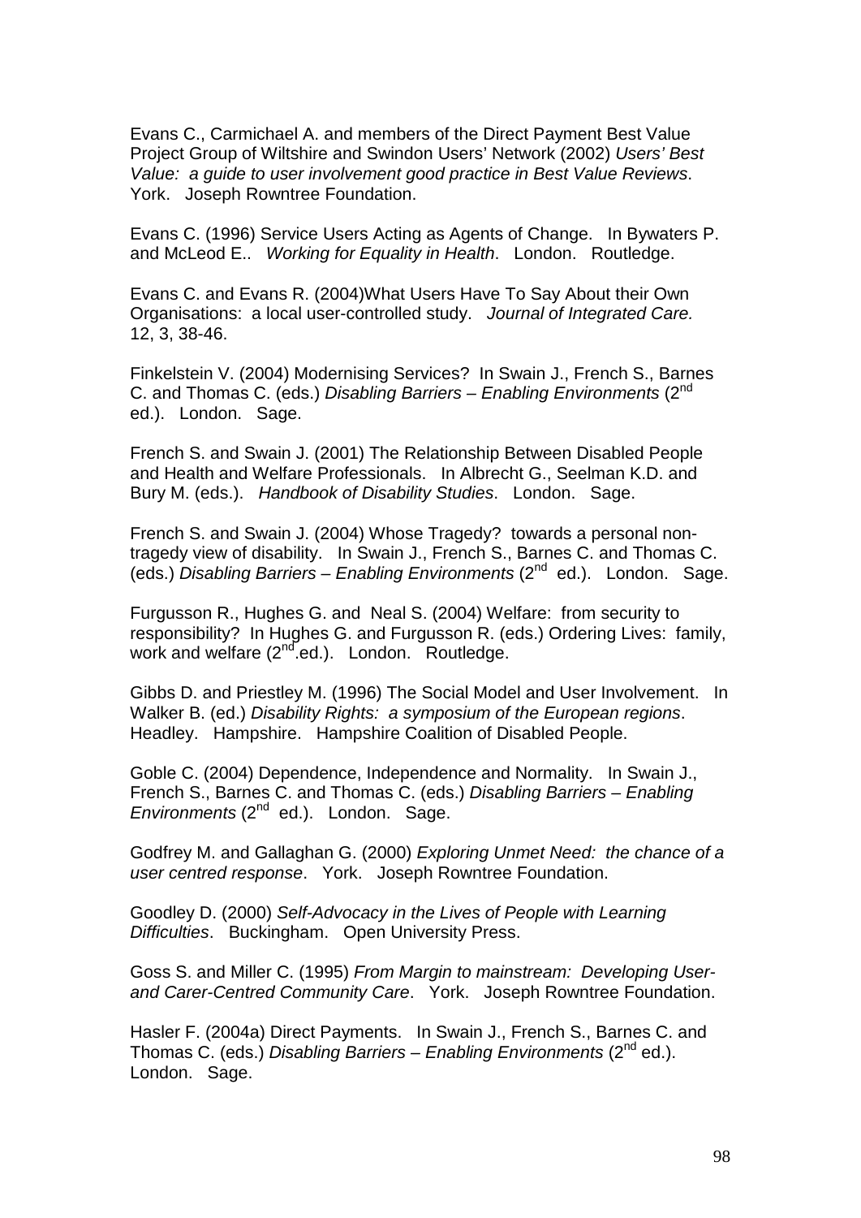Evans C., Carmichael A. and members of the Direct Payment Best Value Project Group of Wiltshire and Swindon Users' Network (2002) *Users' Best Value: a guide to user involvement good practice in Best Value Reviews*. York. Joseph Rowntree Foundation.

Evans C. (1996) Service Users Acting as Agents of Change. In Bywaters P. and McLeod E.. *Working for Equality in Health*. London. Routledge.

Evans C. and Evans R. (2004)What Users Have To Say About their Own Organisations: a local user-controlled study. *Journal of Integrated Care.* 12, 3, 38-46.

Finkelstein V. (2004) Modernising Services? In Swain J., French S., Barnes C. and Thomas C. (eds.) *Disabling Barriers – Enabling Environments* (2nd ed.). London. Sage.

French S. and Swain J. (2001) The Relationship Between Disabled People and Health and Welfare Professionals. In Albrecht G., Seelman K.D. and Bury M. (eds.). *Handbook of Disability Studies*. London. Sage.

French S. and Swain J. (2004) Whose Tragedy? towards a personal non-tragedy view of disability. In Swain J., French S., Barnes C. and Thomas C. (eds.) *Disabling Barriers – Enabling Environments* (2nd ed.). London. Sage.

Furgusson R., Hughes G. and Neal S. (2004) Welfare: from security to responsibility? In Hughes G. and Furgusson R. (eds.) Ordering Lives: family, work and welfare (2nd.ed.). London. Routledge.

Gibbs D. and Priestley M. (1996) The Social Model and User Involvement. In Walker B. (ed.) *Disability Rights: a symposium of the European regions*. Headley. Hampshire. Hampshire Coalition of Disabled People.

Goble C. (2004) Dependence, Independence and Normality. In Swain J., French S., Barnes C. and Thomas C. (eds.) *Disabling Barriers – Enabling Environments* (2nd ed.). London. Sage.

Godfrey M. and Gallaghan G. (2000) *Exploring Unmet Need: the chance of a user centred response*. York. Joseph Rowntree Foundation.

Goodley D. (2000) *Self-Advocacy in the Lives of People with Learning Difficulties*. Buckingham. Open University Press.

Goss S. and Miller C. (1995) *From Margin to mainstream: Developing User- and Carer-Centred Community Care*. York. Joseph Rowntree Foundation.

Hasler F. (2004a) Direct Payments. In Swain J., French S., Barnes C. and Thomas C. (eds.) *Disabling Barriers – Enabling Environments* (2nd ed.). London. Sage.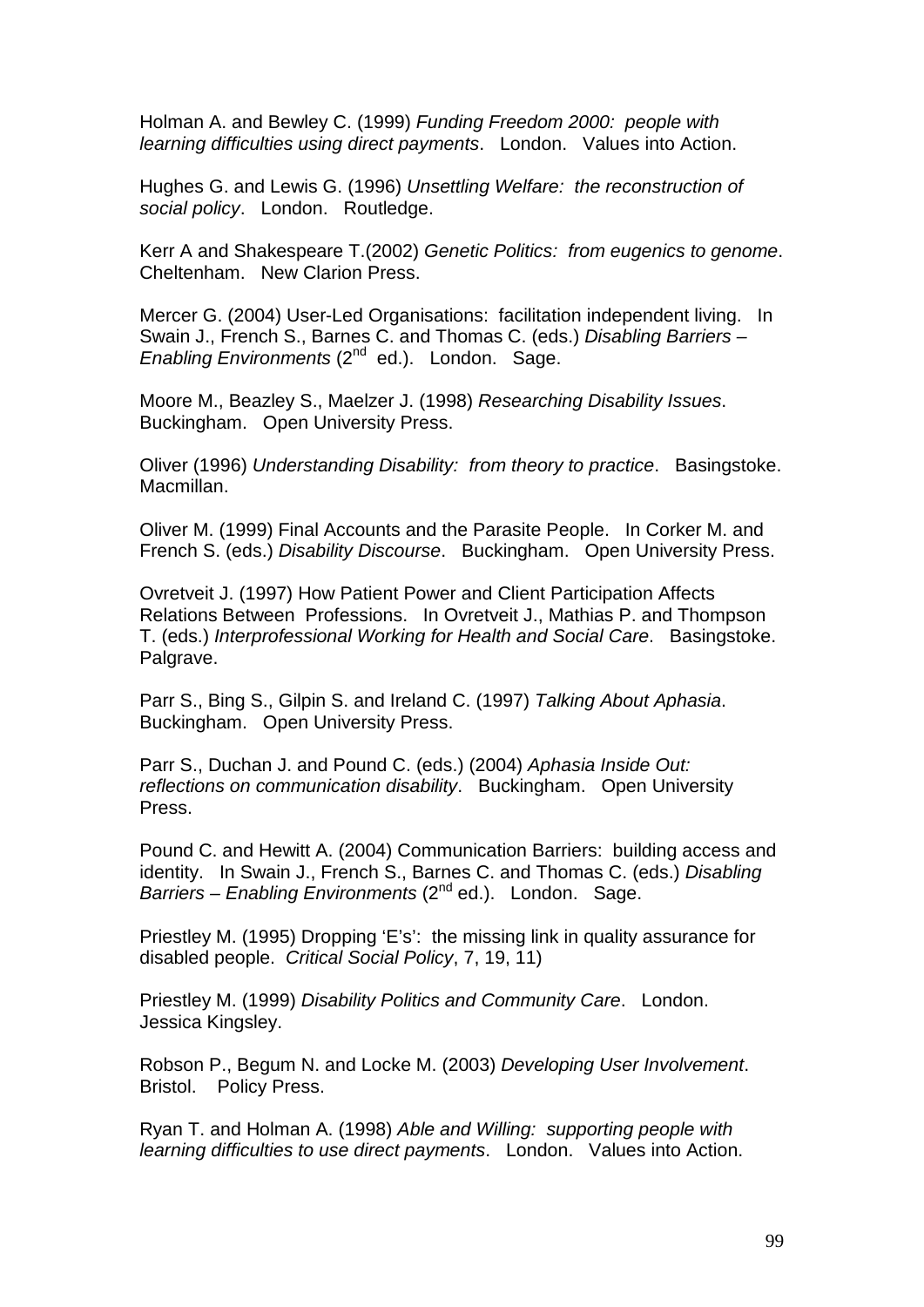Holman A. and Bewley C. (1999) *Funding Freedom 2000: people with learning difficulties using direct payments*. London. Values into Action.

Hughes G. and Lewis G. (1996) *Unsettling Welfare: the reconstruction of social policy*. London. Routledge.

Kerr A and Shakespeare T.(2002) *Genetic Politics: from eugenics to genome*. Cheltenham. New Clarion Press.

Mercer G. (2004) User-Led Organisations: facilitation independent living. In Swain J., French S., Barnes C. and Thomas C. (eds.) *Disabling Barriers – Enabling Environments* (2nd ed.). London. Sage.

Moore M., Beazley S., Maelzer J. (1998) *Researching Disability Issues*. Buckingham. Open University Press.

Oliver (1996) *Understanding Disability: from theory to practice*. Basingstoke. Macmillan.

Oliver M. (1999) Final Accounts and the Parasite People. In Corker M. and French S. (eds.) *Disability Discourse*. Buckingham. Open University Press.

Ovretveit J. (1997) How Patient Power and Client Participation Affects Relations Between Professions. In Ovretveit J., Mathias P. and Thompson T. (eds.) *Interprofessional Working for Health and Social Care*. Basingstoke. Palgrave.

Parr S., Bing S., Gilpin S. and Ireland C. (1997) *Talking About Aphasia*. Buckingham. Open University Press.

Parr S., Duchan J. and Pound C. (eds.) (2004) *Aphasia Inside Out: reflections on communication disability*. Buckingham. Open University Press.

Pound C. and Hewitt A. (2004) Communication Barriers: building access and identity. In Swain J., French S., Barnes C. and Thomas C. (eds.) *Disabling Barriers – Enabling Environments* (2nd ed.). London. Sage.

Priestley M. (1995) Dropping 'E's': the missing link in quality assurance for disabled people. *Critical Social Policy*, 7, 19, 11)

Priestley M. (1999) *Disability Politics and Community Care*. London. Jessica Kingsley.

Robson P., Begum N. and Locke M. (2003) *Developing User Involvement*. Bristol. Policy Press.

Ryan T. and Holman A. (1998) *Able and Willing: supporting people with learning difficulties to use direct payments*. London. Values into Action.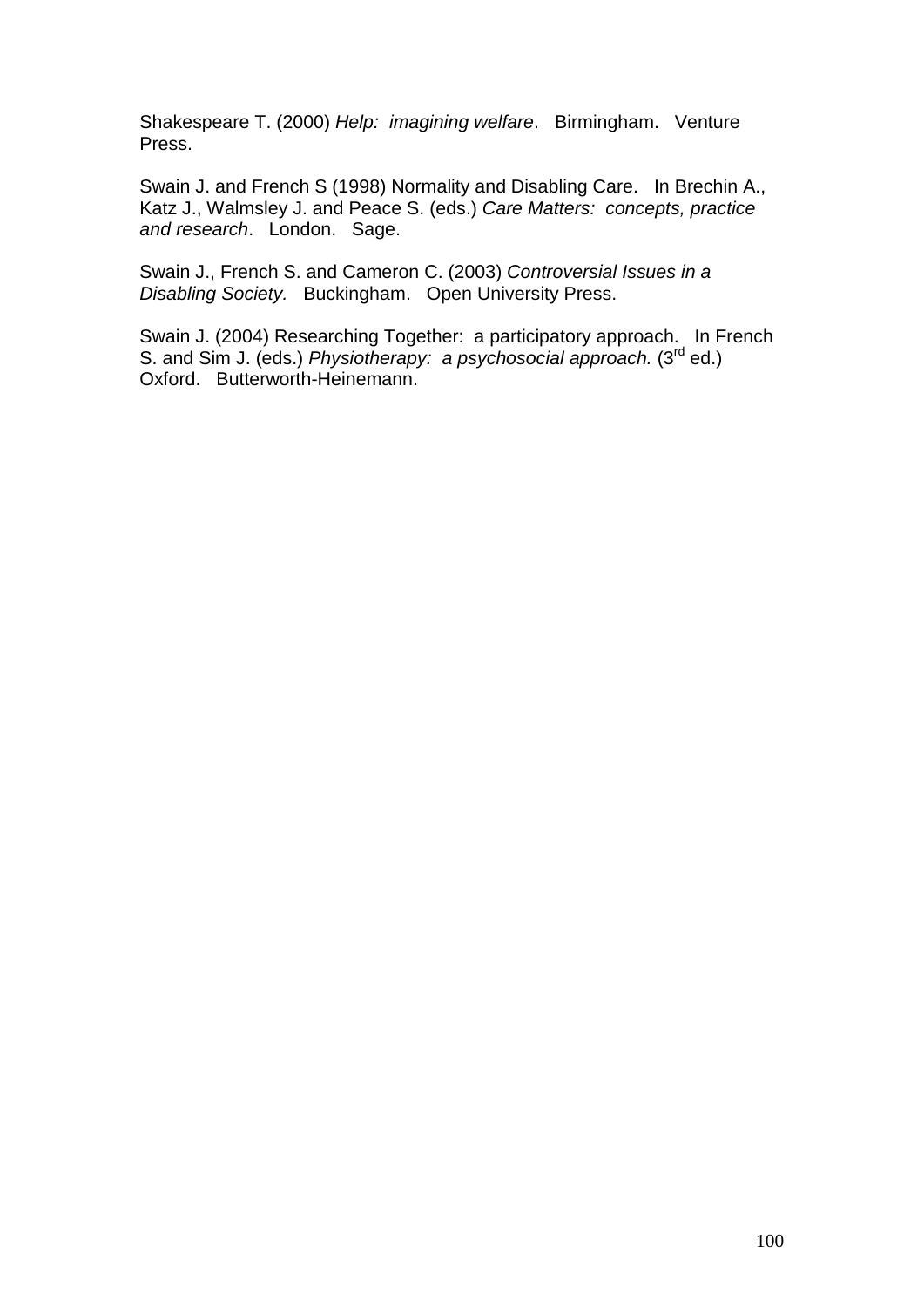Shakespeare T. (2000) *Help: imagining welfare*. Birmingham. Venture Press.

Swain J. and French S (1998) Normality and Disabling Care. In Brechin A., Katz J., Walmsley J. and Peace S. (eds.) *Care Matters: concepts, practice and research*. London. Sage.

Swain J., French S. and Cameron C. (2003) *Controversial Issues in a Disabling Society.* Buckingham. Open University Press.

Swain J. (2004) Researching Together: a participatory approach. In French S. and Sim J. (eds.) *Physiotherapy: a psychosocial approach.* (3rd ed.) Oxford. Butterworth-Heinemann.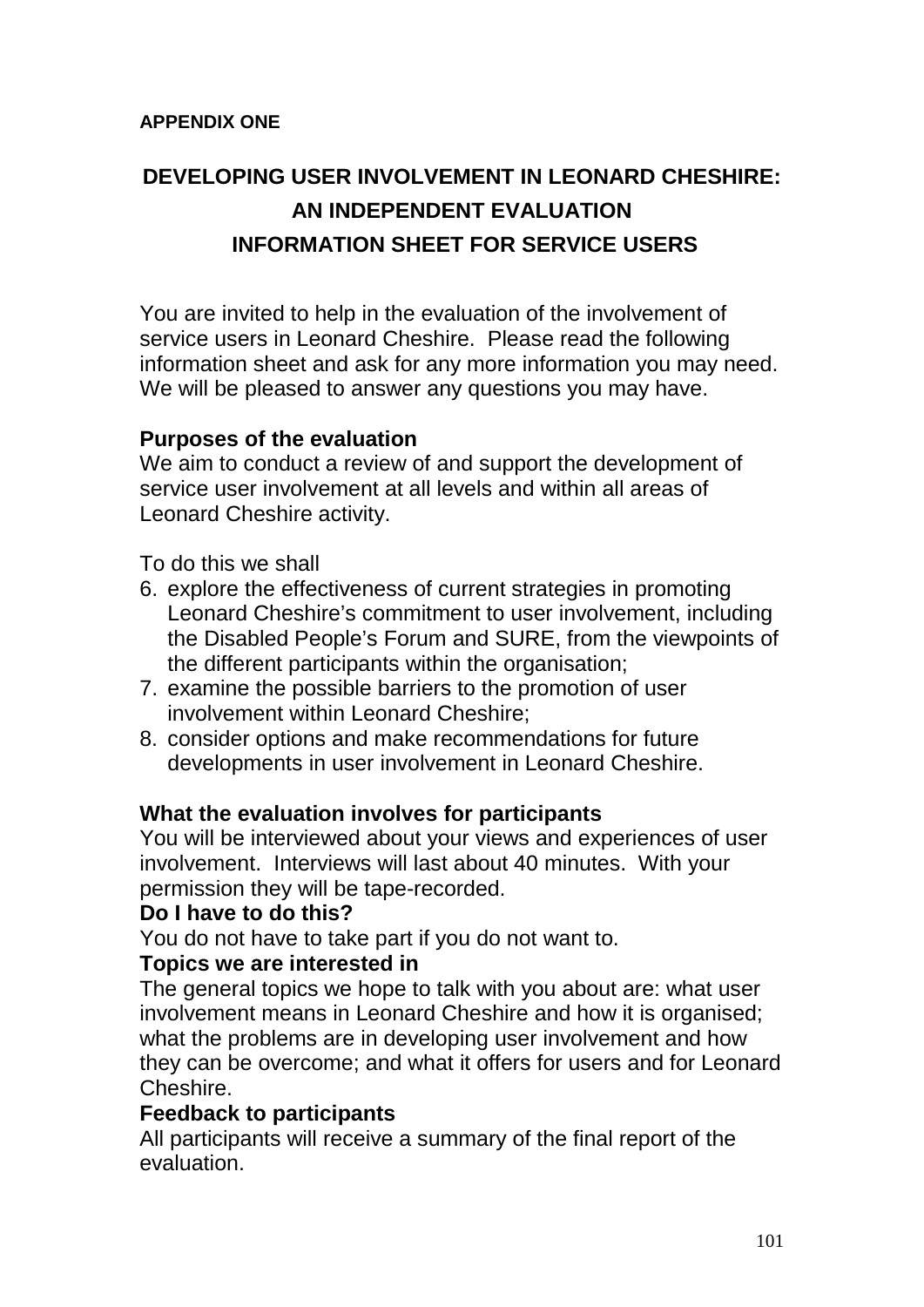**APPENDIX ONE**

# DEVELOPING USER INVOLVEMENT IN LEONARD CHESHIRE: AN INDEPENDENT EVALUATION
## INFORMATION SHEET FOR SERVICE USERS

You are invited to help in the evaluation of the involvement of service users in Leonard Cheshire. Please read the following information sheet and ask for any more information you may need. We will be pleased to answer any questions you may have.

**Purposes of the evaluation**
We aim to conduct a review of and support the development of service user involvement at all levels and within all areas of Leonard Cheshire activity.

To do this we shall

6. explore the effectiveness of current strategies in promoting Leonard Cheshire's commitment to user involvement, including the Disabled People's Forum and SURE, from the viewpoints of the different participants within the organisation;
7. examine the possible barriers to the promotion of user involvement within Leonard Cheshire;
8. consider options and make recommendations for future developments in user involvement in Leonard Cheshire.

**What the evaluation involves for participants**
You will be interviewed about your views and experiences of user involvement. Interviews will last about 40 minutes. With your permission they will be tape-recorded.

**Do I have to do this?**
You do not have to take part if you do not want to.

**Topics we are interested in**
The general topics we hope to talk with you about are: what user involvement means in Leonard Cheshire and how it is organised; what the problems are in developing user involvement and how they can be overcome; and what it offers for users and for Leonard Cheshire.

**Feedback to participants**
All participants will receive a summary of the final report of the evaluation.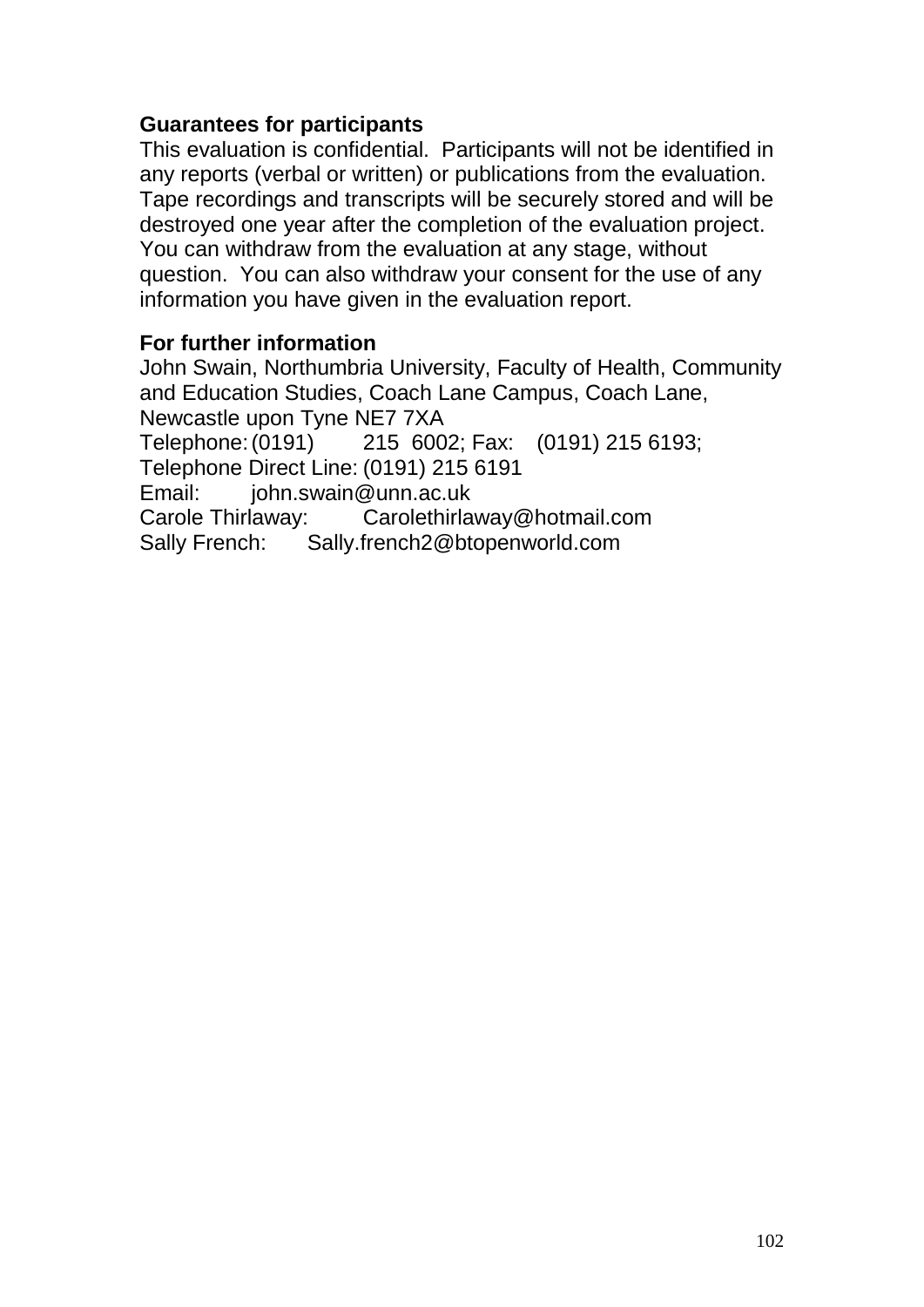**Guarantees for participants**

This evaluation is confidential. Participants will not be identified in any reports (verbal or written) or publications from the evaluation. Tape recordings and transcripts will be securely stored and will be destroyed one year after the completion of the evaluation project. You can withdraw from the evaluation at any stage, without question. You can also withdraw your consent for the use of any information you have given in the evaluation report.

**For further information**

John Swain, Northumbria University, Faculty of Health, Community and Education Studies, Coach Lane Campus, Coach Lane, Newcastle upon Tyne NE7 7XA
Telephone: (0191) 215 6002; Fax: (0191) 215 6193;
Telephone Direct Line: (0191) 215 6191
Email: john.swain@unn.ac.uk
Carole Thirlaway: Carolethirlaway@hotmail.com
Sally French: Sally.french2@btopenworld.com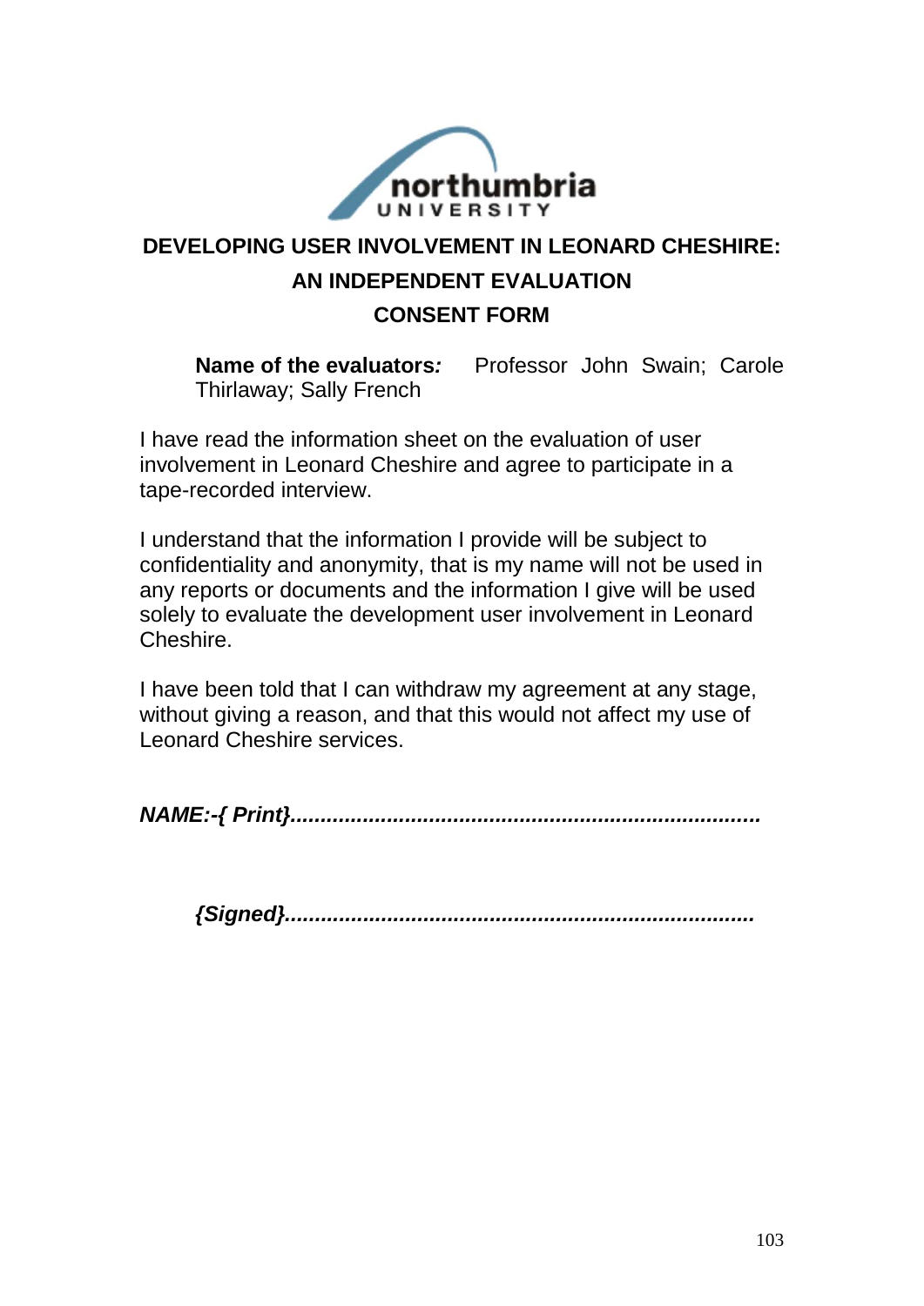# DEVELOPING USER INVOLVEMENT IN LEONARD CHESHIRE: AN INDEPENDENT EVALUATION

## CONSENT FORM

**Name of the evaluators*:*** Professor John Swain; Carole Thirlaway; Sally French

I have read the information sheet on the evaluation of user involvement in Leonard Cheshire and agree to participate in a tape-recorded interview.

I understand that the information I provide will be subject to confidentiality and anonymity, that is my name will not be used in any reports or documents and the information I give will be used solely to evaluate the development user involvement in Leonard Cheshire.

I have been told that I can withdraw my agreement at any stage, without giving a reason, and that this would not affect my use of Leonard Cheshire services.

***NAME:-{ Print}............................................................................***

***{Signed}............................................................................***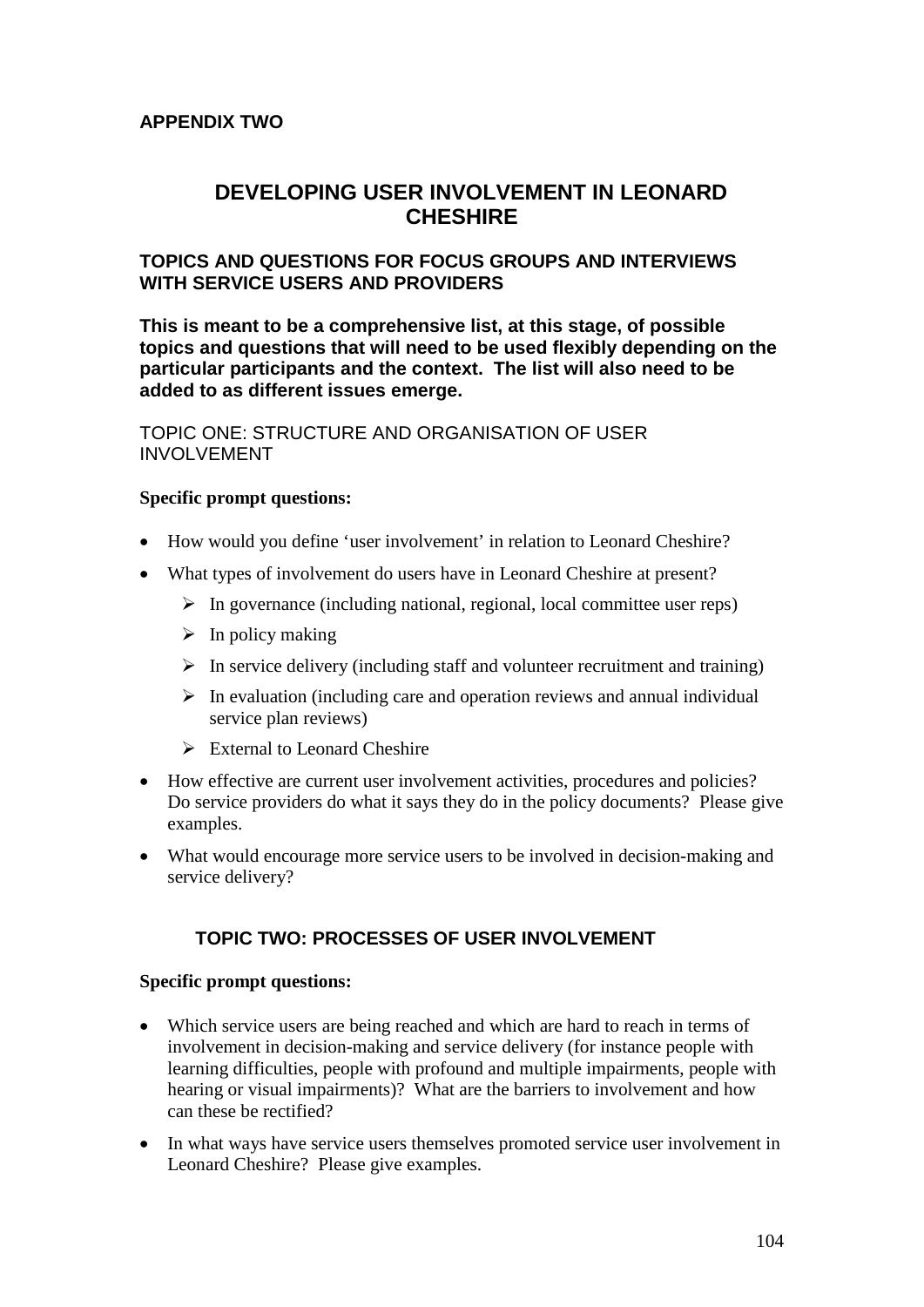**APPENDIX TWO**

# DEVELOPING USER INVOLVEMENT IN LEONARD CHESHIRE

## TOPICS AND QUESTIONS FOR FOCUS GROUPS AND INTERVIEWS WITH SERVICE USERS AND PROVIDERS

**This is meant to be a comprehensive list, at this stage, of possible topics and questions that will need to be used flexibly depending on the particular participants and the context. The list will also need to be added to as different issues emerge.**

TOPIC ONE: STRUCTURE AND ORGANISATION OF USER INVOLVEMENT

**Specific prompt questions:**

- How would you define 'user involvement' in relation to Leonard Cheshire?
- What types of involvement do users have in Leonard Cheshire at present?
  - In governance (including national, regional, local committee user reps)
  - In policy making
  - In service delivery (including staff and volunteer recruitment and training)
  - In evaluation (including care and operation reviews and annual individual service plan reviews)
  - External to Leonard Cheshire
- How effective are current user involvement activities, procedures and policies? Do service providers do what it says they do in the policy documents? Please give examples.
- What would encourage more service users to be involved in decision-making and service delivery?

## TOPIC TWO: PROCESSES OF USER INVOLVEMENT

**Specific prompt questions:**

- Which service users are being reached and which are hard to reach in terms of involvement in decision-making and service delivery (for instance people with learning difficulties, people with profound and multiple impairments, people with hearing or visual impairments)? What are the barriers to involvement and how can these be rectified?
- In what ways have service users themselves promoted service user involvement in Leonard Cheshire? Please give examples.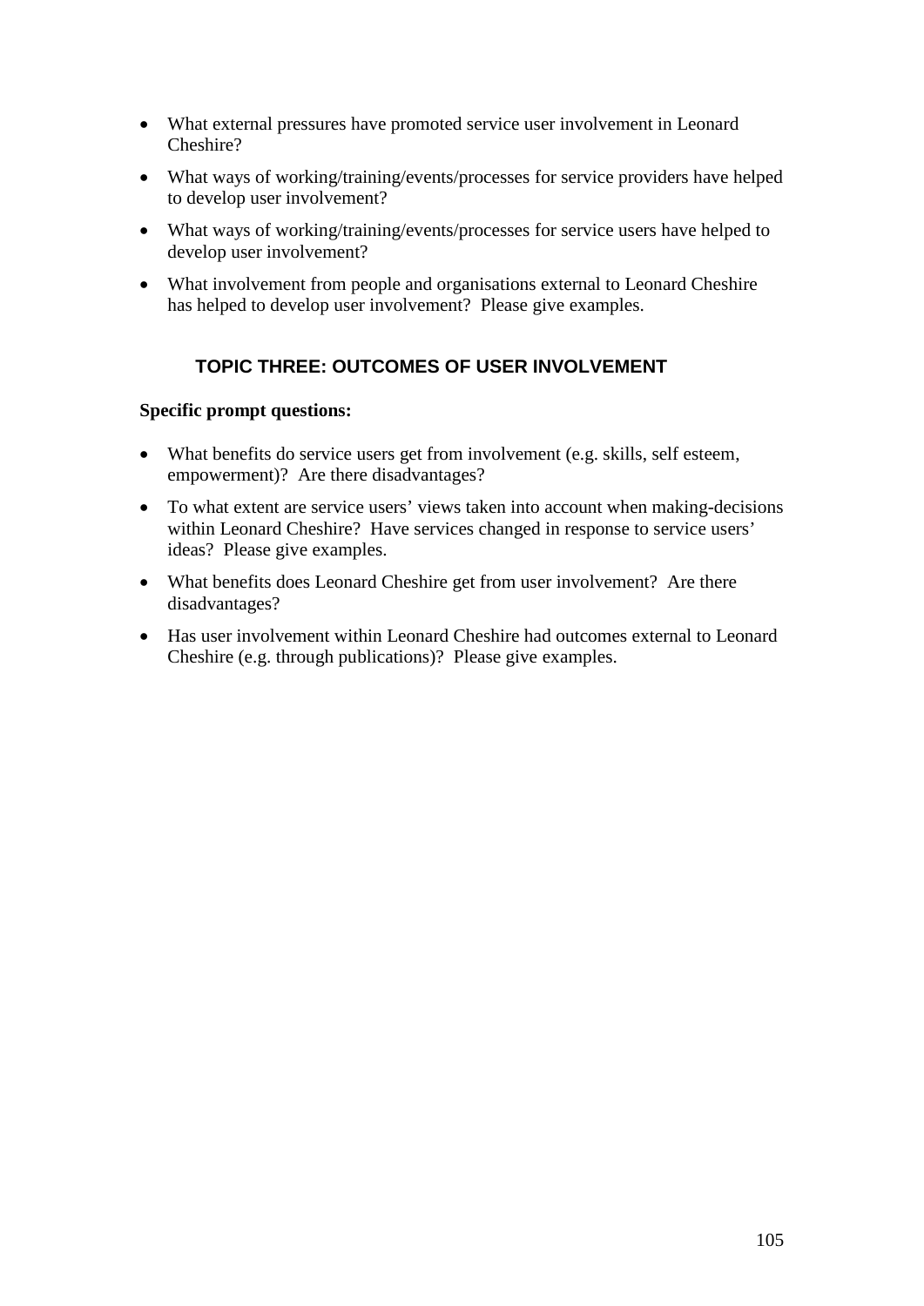- What external pressures have promoted service user involvement in Leonard Cheshire?
- What ways of working/training/events/processes for service providers have helped to develop user involvement?
- What ways of working/training/events/processes for service users have helped to develop user involvement?
- What involvement from people and organisations external to Leonard Cheshire has helped to develop user involvement? Please give examples.

## TOPIC THREE: OUTCOMES OF USER INVOLVEMENT

**Specific prompt questions:**

- What benefits do service users get from involvement (e.g. skills, self esteem, empowerment)? Are there disadvantages?
- To what extent are service users' views taken into account when making-decisions within Leonard Cheshire? Have services changed in response to service users' ideas? Please give examples.
- What benefits does Leonard Cheshire get from user involvement? Are there disadvantages?
- Has user involvement within Leonard Cheshire had outcomes external to Leonard Cheshire (e.g. through publications)? Please give examples.